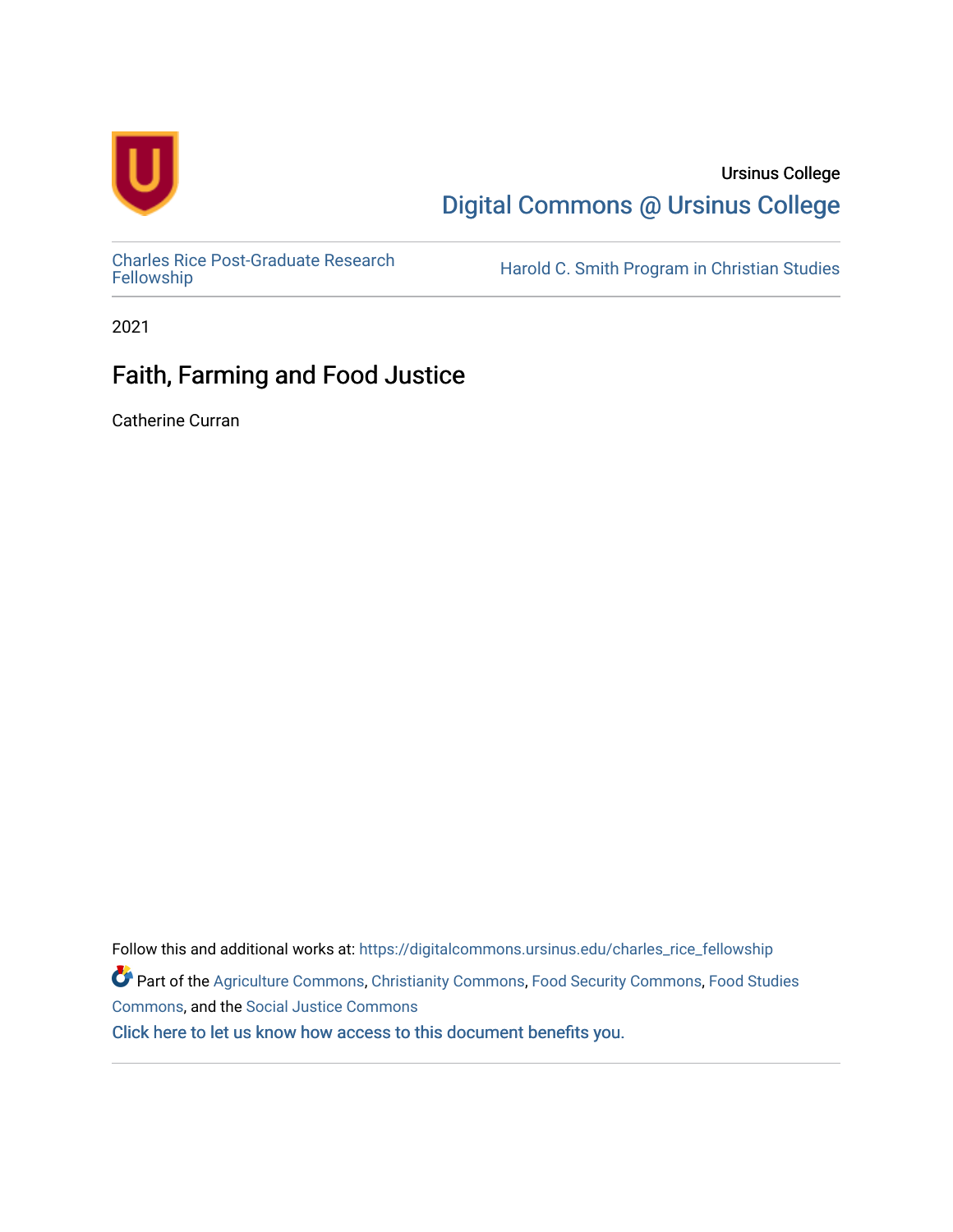Ursinus College

Digital Commons @ Ursinus College

Charles Rice Post-Graduate Research Fellowship

Harold C. Smith Program in Christian Studies

2021

# Faith, Farming and Food Justice

Catherine Curran

Follow this and additional works at: https://digitalcommons.ursinus.edu/charles_rice_fellowship

Part of the Agriculture Commons, Christianity Commons, Food Security Commons, Food Studies Commons, and the Social Justice Commons

Click here to let us know how access to this document benefits you.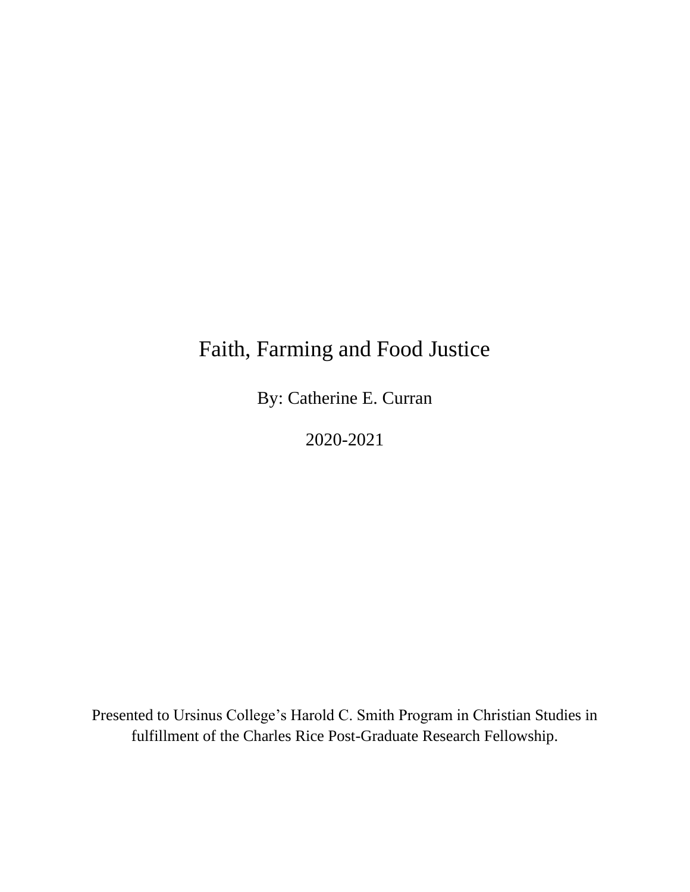# Faith, Farming and Food Justice

By: Catherine E. Curran

2020-2021

Presented to Ursinus College's Harold C. Smith Program in Christian Studies in fulfillment of the Charles Rice Post-Graduate Research Fellowship.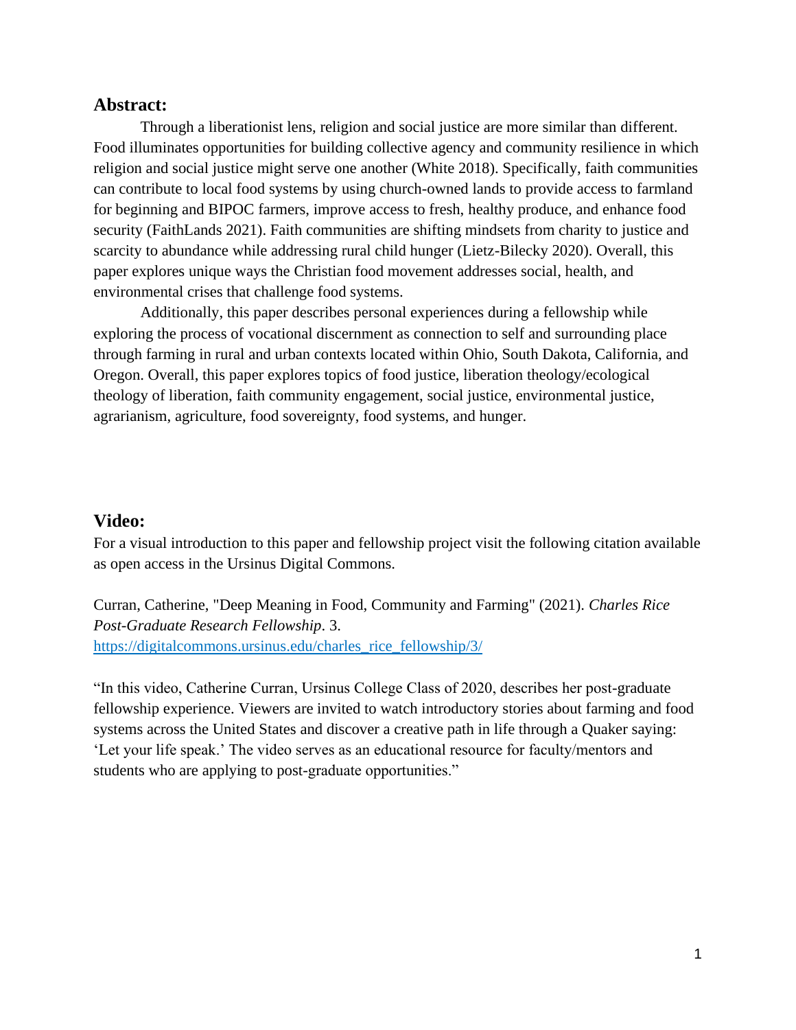## Abstract:

Through a liberationist lens, religion and social justice are more similar than different. Food illuminates opportunities for building collective agency and community resilience in which religion and social justice might serve one another (White 2018). Specifically, faith communities can contribute to local food systems by using church-owned lands to provide access to farmland for beginning and BIPOC farmers, improve access to fresh, healthy produce, and enhance food security (FaithLands 2021). Faith communities are shifting mindsets from charity to justice and scarcity to abundance while addressing rural child hunger (Lietz-Bilecky 2020). Overall, this paper explores unique ways the Christian food movement addresses social, health, and environmental crises that challenge food systems.

Additionally, this paper describes personal experiences during a fellowship while exploring the process of vocational discernment as connection to self and surrounding place through farming in rural and urban contexts located within Ohio, South Dakota, California, and Oregon. Overall, this paper explores topics of food justice, liberation theology/ecological theology of liberation, faith community engagement, social justice, environmental justice, agrarianism, agriculture, food sovereignty, food systems, and hunger.

## Video:

For a visual introduction to this paper and fellowship project visit the following citation available as open access in the Ursinus Digital Commons.

Curran, Catherine, "Deep Meaning in Food, Community and Farming" (2021). *Charles Rice Post-Graduate Research Fellowship*. 3. [https://digitalcommons.ursinus.edu/charles_rice_fellowship/3/](https://digitalcommons.ursinus.edu/charles_rice_fellowship/3/)

"In this video, Catherine Curran, Ursinus College Class of 2020, describes her post-graduate fellowship experience. Viewers are invited to watch introductory stories about farming and food systems across the United States and discover a creative path in life through a Quaker saying: 'Let your life speak.' The video serves as an educational resource for faculty/mentors and students who are applying to post-graduate opportunities."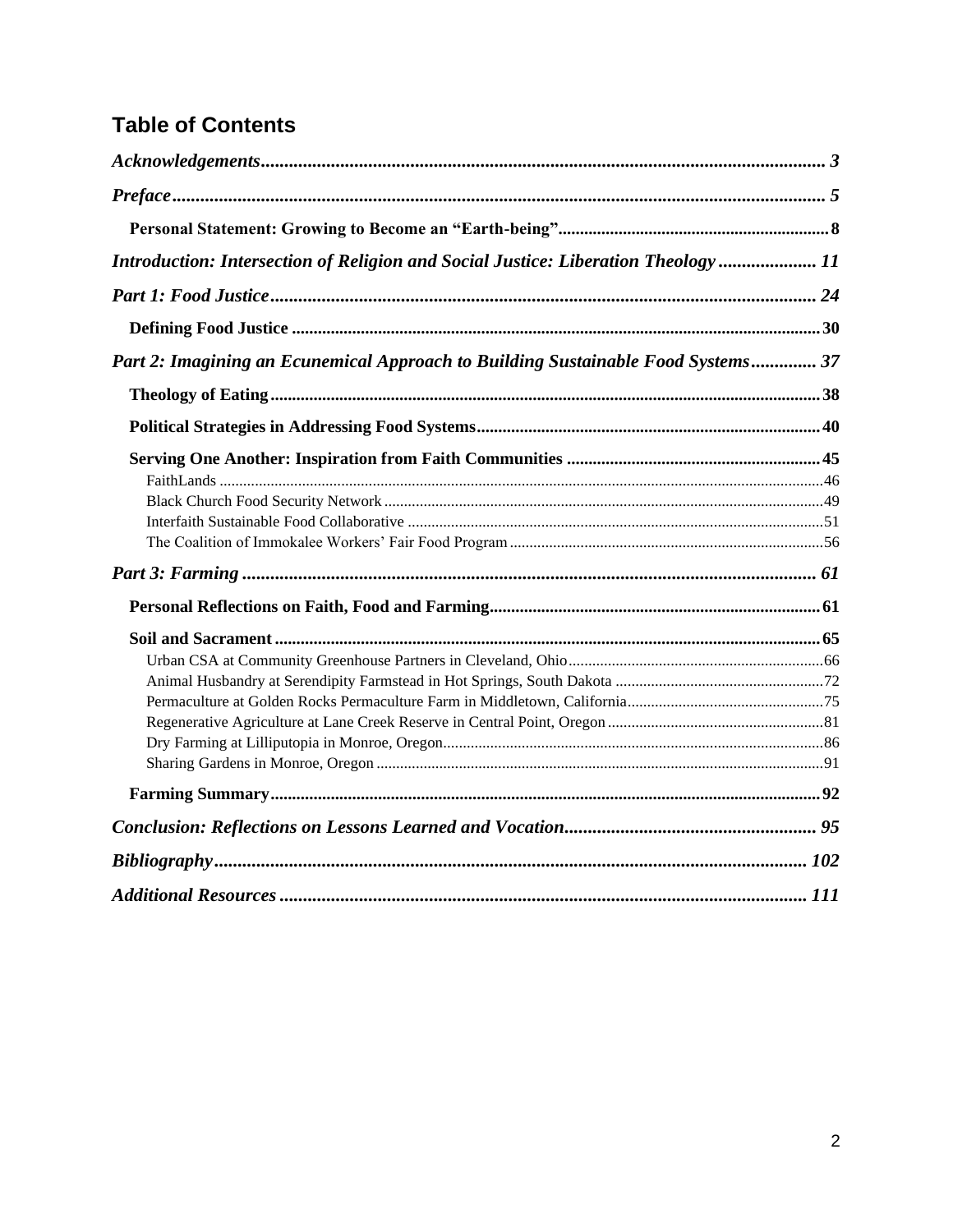## Table of Contents

*Acknowledgements* ..... *3*

*Preface* ..... *5*

- **Personal Statement: Growing to Become an "Earth-being"** ..... **8**

*Introduction: Intersection of Religion and Social Justice: Liberation Theology* ..... *11*

*Part 1: Food Justice* ..... *24*

- **Defining Food Justice** ..... **30**

*Part 2: Imagining an Ecunemical Approach to Building Sustainable Food Systems* ..... *37*

- **Theology of Eating** ..... **38**
- **Political Strategies in Addressing Food Systems** ..... **40**
- **Serving One Another: Inspiration from Faith Communities** ..... **45**
  - FaithLands ..... 46
  - Black Church Food Security Network ..... 49
  - Interfaith Sustainable Food Collaborative ..... 51
  - The Coalition of Immokalee Workers' Fair Food Program ..... 56

*Part 3: Farming* ..... *61*

- **Personal Reflections on Faith, Food and Farming** ..... **61**
- **Soil and Sacrament** ..... **65**
  - Urban CSA at Community Greenhouse Partners in Cleveland, Ohio ..... 66
  - Animal Husbandry at Serendipity Farmstead in Hot Springs, South Dakota ..... 72
  - Permaculture at Golden Rocks Permaculture Farm in Middletown, California ..... 75
  - Regenerative Agriculture at Lane Creek Reserve in Central Point, Oregon ..... 81
  - Dry Farming at Lilliputopia in Monroe, Oregon ..... 86
  - Sharing Gardens in Monroe, Oregon ..... 91
- **Farming Summary** ..... **92**

*Conclusion: Reflections on Lessons Learned and Vocation* ..... *95*

*Bibliography* ..... *102*

*Additional Resources* ..... *111*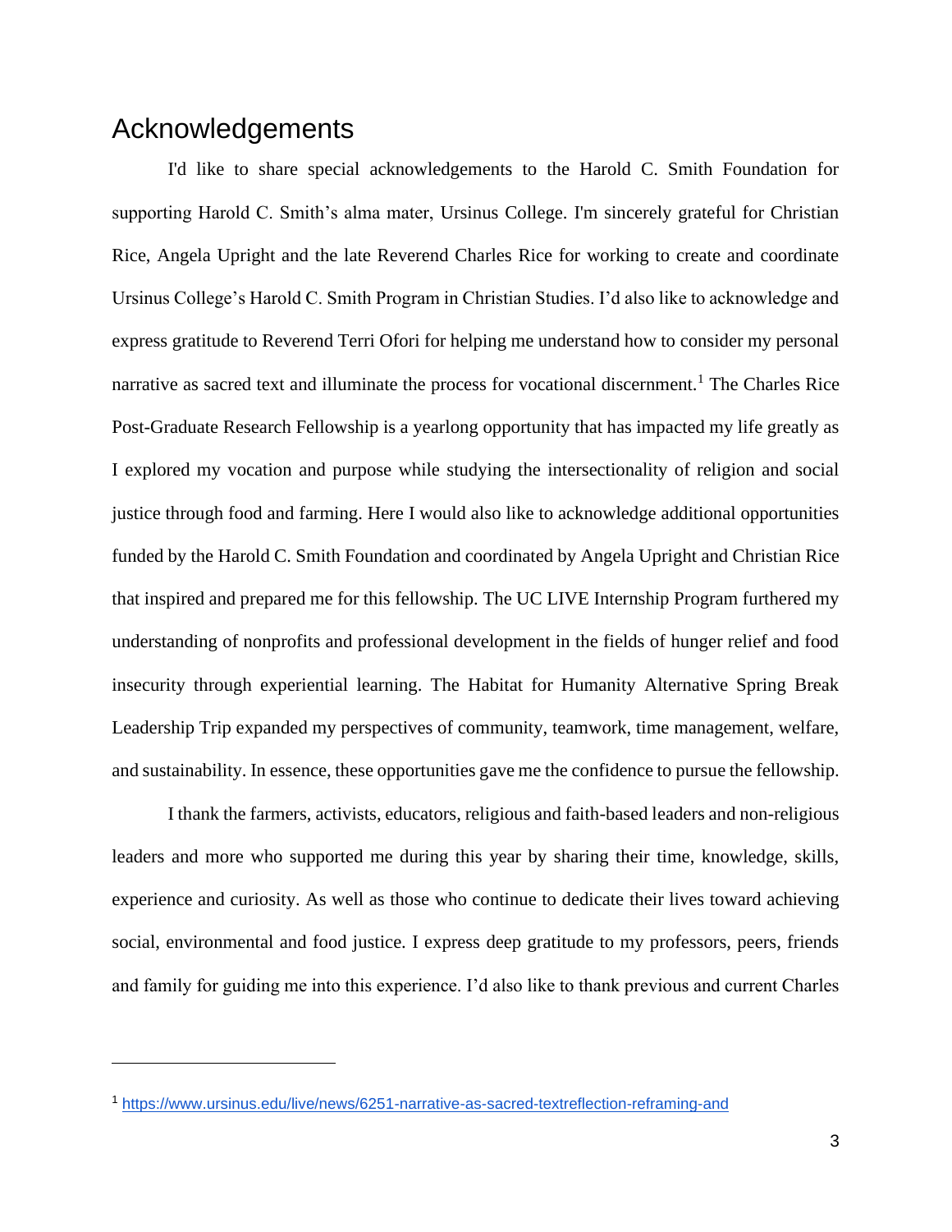# Acknowledgements

I'd like to share special acknowledgements to the Harold C. Smith Foundation for supporting Harold C. Smith's alma mater, Ursinus College. I'm sincerely grateful for Christian Rice, Angela Upright and the late Reverend Charles Rice for working to create and coordinate Ursinus College's Harold C. Smith Program in Christian Studies. I'd also like to acknowledge and express gratitude to Reverend Terri Ofori for helping me understand how to consider my personal narrative as sacred text and illuminate the process for vocational discernment.[1] The Charles Rice Post-Graduate Research Fellowship is a yearlong opportunity that has impacted my life greatly as I explored my vocation and purpose while studying the intersectionality of religion and social justice through food and farming. Here I would also like to acknowledge additional opportunities funded by the Harold C. Smith Foundation and coordinated by Angela Upright and Christian Rice that inspired and prepared me for this fellowship. The UC LIVE Internship Program furthered my understanding of nonprofits and professional development in the fields of hunger relief and food insecurity through experiential learning. The Habitat for Humanity Alternative Spring Break Leadership Trip expanded my perspectives of community, teamwork, time management, welfare, and sustainability. In essence, these opportunities gave me the confidence to pursue the fellowship.

I thank the farmers, activists, educators, religious and faith-based leaders and non-religious leaders and more who supported me during this year by sharing their time, knowledge, skills, experience and curiosity. As well as those who continue to dedicate their lives toward achieving social, environmental and food justice. I express deep gratitude to my professors, peers, friends and family for guiding me into this experience. I'd also like to thank previous and current Charles

---

[1] https://www.ursinus.edu/live/news/6251-narrative-as-sacred-textreflection-reframing-and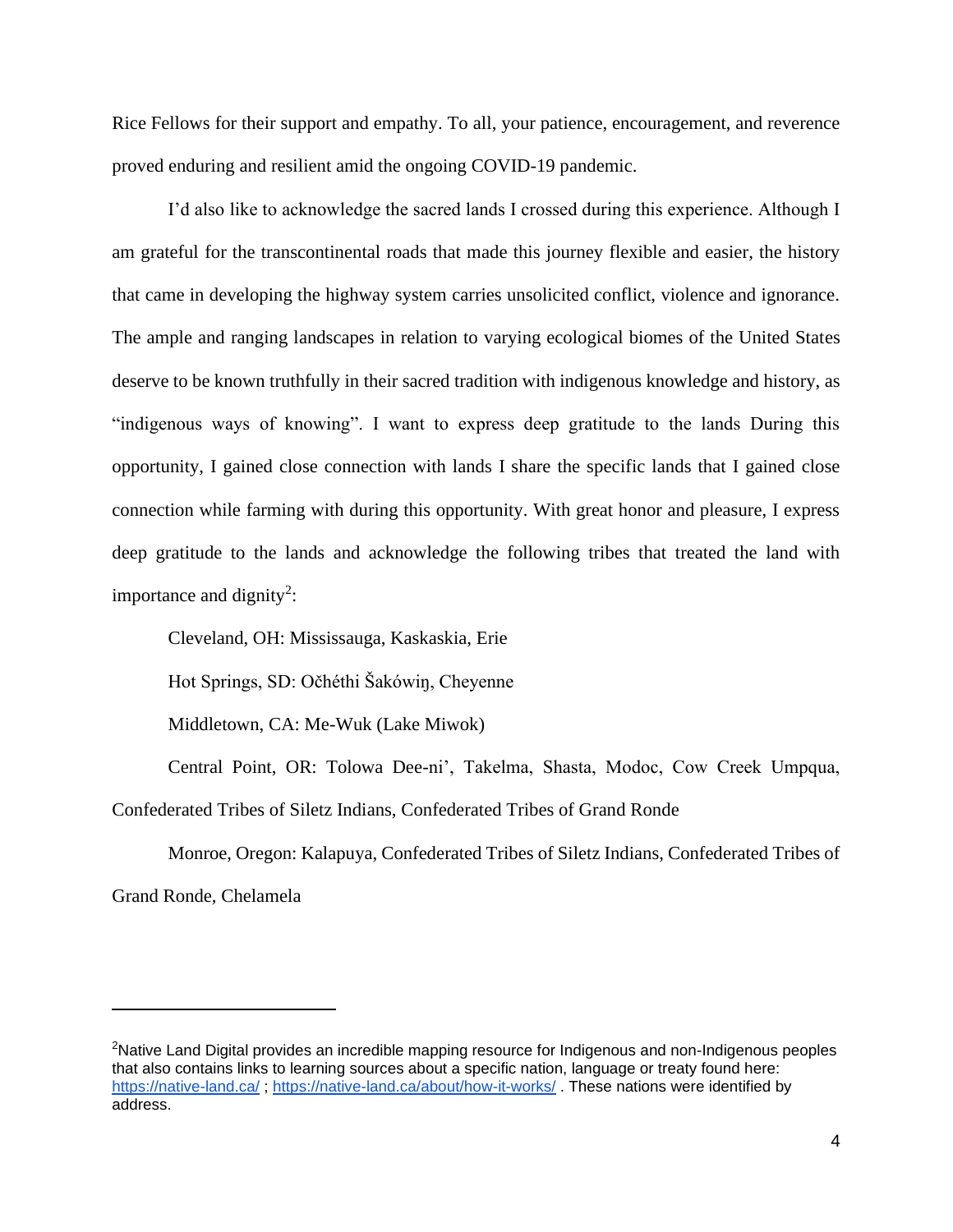Rice Fellows for their support and empathy. To all, your patience, encouragement, and reverence proved enduring and resilient amid the ongoing COVID-19 pandemic.

I'd also like to acknowledge the sacred lands I crossed during this experience. Although I am grateful for the transcontinental roads that made this journey flexible and easier, the history that came in developing the highway system carries unsolicited conflict, violence and ignorance. The ample and ranging landscapes in relation to varying ecological biomes of the United States deserve to be known truthfully in their sacred tradition with indigenous knowledge and history, as "indigenous ways of knowing". I want to express deep gratitude to the lands During this opportunity, I gained close connection with lands I share the specific lands that I gained close connection while farming with during this opportunity. With great honor and pleasure, I express deep gratitude to the lands and acknowledge the following tribes that treated the land with importance and dignity[2]:

Cleveland, OH: Mississauga, Kaskaskia, Erie

Hot Springs, SD: Očhéthi Šakówiŋ, Cheyenne

Middletown, CA: Me-Wuk (Lake Miwok)

Central Point, OR: Tolowa Dee-ni', Takelma, Shasta, Modoc, Cow Creek Umpqua, Confederated Tribes of Siletz Indians, Confederated Tribes of Grand Ronde

Monroe, Oregon: Kalapuya, Confederated Tribes of Siletz Indians, Confederated Tribes of Grand Ronde, Chelamela

---

[2]Native Land Digital provides an incredible mapping resource for Indigenous and non-Indigenous peoples that also contains links to learning sources about a specific nation, language or treaty found here: https://native-land.ca/ ; https://native-land.ca/about/how-it-works/ . These nations were identified by address.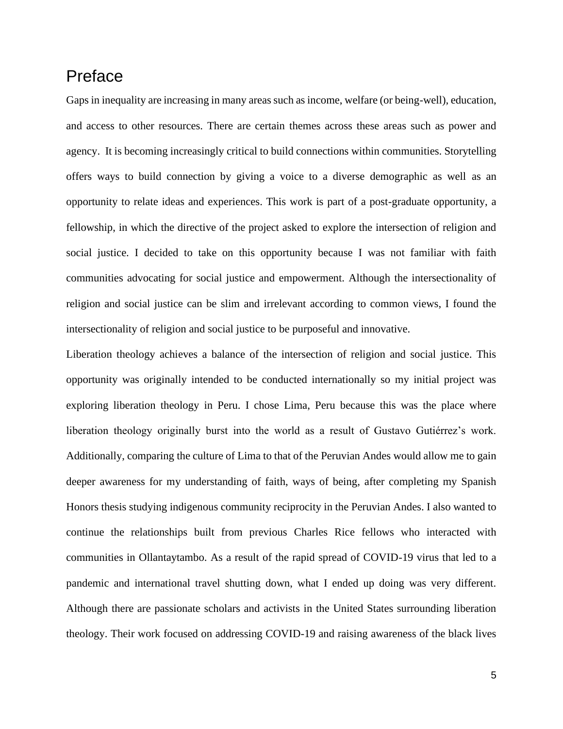# Preface

Gaps in inequality are increasing in many areas such as income, welfare (or being-well), education, and access to other resources. There are certain themes across these areas such as power and agency. It is becoming increasingly critical to build connections within communities. Storytelling offers ways to build connection by giving a voice to a diverse demographic as well as an opportunity to relate ideas and experiences. This work is part of a post-graduate opportunity, a fellowship, in which the directive of the project asked to explore the intersection of religion and social justice. I decided to take on this opportunity because I was not familiar with faith communities advocating for social justice and empowerment. Although the intersectionality of religion and social justice can be slim and irrelevant according to common views, I found the intersectionality of religion and social justice to be purposeful and innovative.

Liberation theology achieves a balance of the intersection of religion and social justice. This opportunity was originally intended to be conducted internationally so my initial project was exploring liberation theology in Peru. I chose Lima, Peru because this was the place where liberation theology originally burst into the world as a result of Gustavo Gutiérrez's work. Additionally, comparing the culture of Lima to that of the Peruvian Andes would allow me to gain deeper awareness for my understanding of faith, ways of being, after completing my Spanish Honors thesis studying indigenous community reciprocity in the Peruvian Andes. I also wanted to continue the relationships built from previous Charles Rice fellows who interacted with communities in Ollantaytambo. As a result of the rapid spread of COVID-19 virus that led to a pandemic and international travel shutting down, what I ended up doing was very different. Although there are passionate scholars and activists in the United States surrounding liberation theology. Their work focused on addressing COVID-19 and raising awareness of the black lives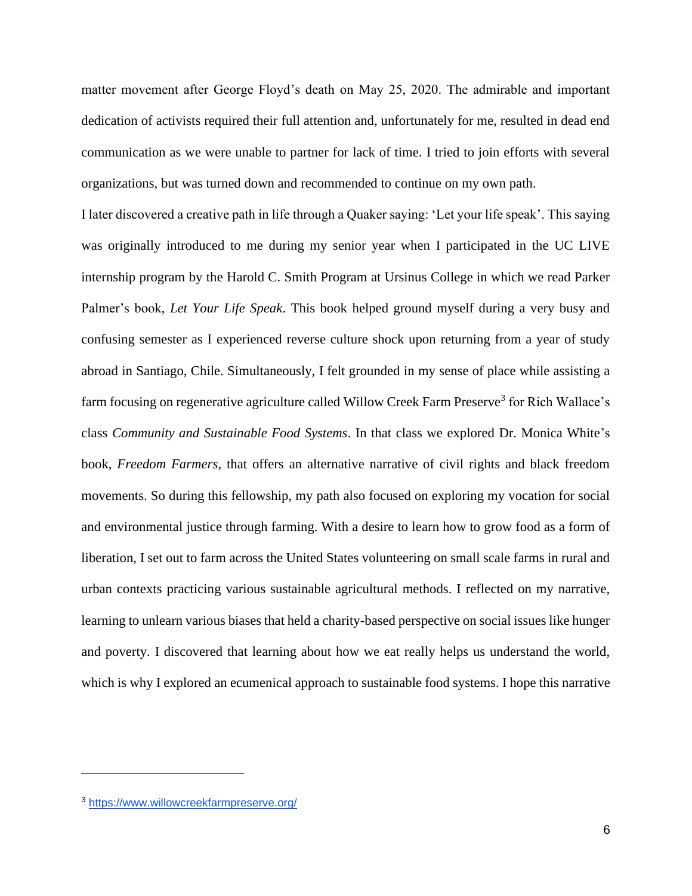matter movement after George Floyd's death on May 25, 2020. The admirable and important dedication of activists required their full attention and, unfortunately for me, resulted in dead end communication as we were unable to partner for lack of time. I tried to join efforts with several organizations, but was turned down and recommended to continue on my own path.

I later discovered a creative path in life through a Quaker saying: 'Let your life speak'. This saying was originally introduced to me during my senior year when I participated in the UC LIVE internship program by the Harold C. Smith Program at Ursinus College in which we read Parker Palmer's book, *Let Your Life Speak*. This book helped ground myself during a very busy and confusing semester as I experienced reverse culture shock upon returning from a year of study abroad in Santiago, Chile. Simultaneously, I felt grounded in my sense of place while assisting a farm focusing on regenerative agriculture called Willow Creek Farm Preserve[3] for Rich Wallace's class *Community and Sustainable Food Systems*. In that class we explored Dr. Monica White's book, *Freedom Farmers*, that offers an alternative narrative of civil rights and black freedom movements. So during this fellowship, my path also focused on exploring my vocation for social and environmental justice through farming. With a desire to learn how to grow food as a form of liberation, I set out to farm across the United States volunteering on small scale farms in rural and urban contexts practicing various sustainable agricultural methods. I reflected on my narrative, learning to unlearn various biases that held a charity-based perspective on social issues like hunger and poverty. I discovered that learning about how we eat really helps us understand the world, which is why I explored an ecumenical approach to sustainable food systems. I hope this narrative

---

[3] https://www.willowcreekfarmpreserve.org/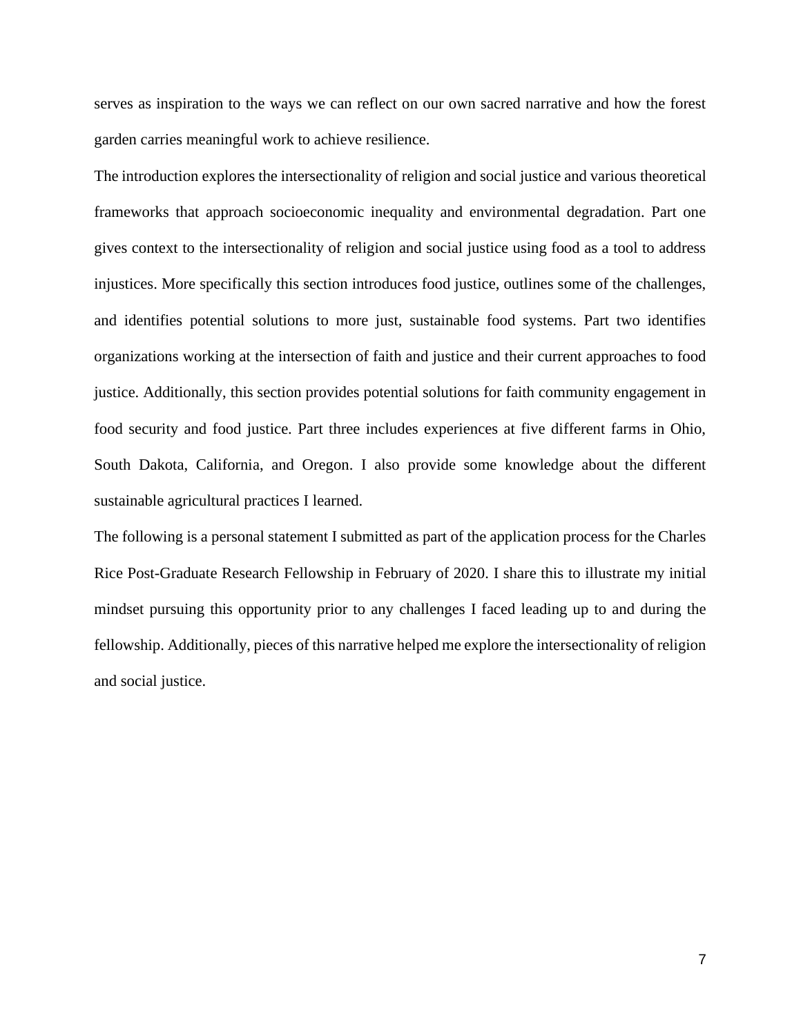serves as inspiration to the ways we can reflect on our own sacred narrative and how the forest garden carries meaningful work to achieve resilience.

The introduction explores the intersectionality of religion and social justice and various theoretical frameworks that approach socioeconomic inequality and environmental degradation. Part one gives context to the intersectionality of religion and social justice using food as a tool to address injustices. More specifically this section introduces food justice, outlines some of the challenges, and identifies potential solutions to more just, sustainable food systems. Part two identifies organizations working at the intersection of faith and justice and their current approaches to food justice. Additionally, this section provides potential solutions for faith community engagement in food security and food justice. Part three includes experiences at five different farms in Ohio, South Dakota, California, and Oregon. I also provide some knowledge about the different sustainable agricultural practices I learned.

The following is a personal statement I submitted as part of the application process for the Charles Rice Post-Graduate Research Fellowship in February of 2020. I share this to illustrate my initial mindset pursuing this opportunity prior to any challenges I faced leading up to and during the fellowship. Additionally, pieces of this narrative helped me explore the intersectionality of religion and social justice.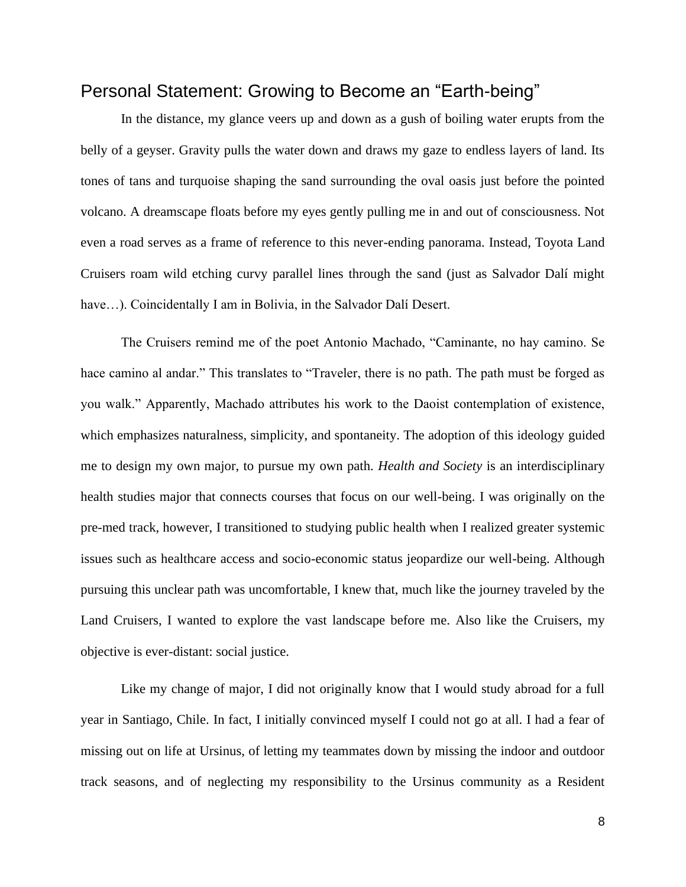# Personal Statement: Growing to Become an "Earth-being"

In the distance, my glance veers up and down as a gush of boiling water erupts from the belly of a geyser. Gravity pulls the water down and draws my gaze to endless layers of land. Its tones of tans and turquoise shaping the sand surrounding the oval oasis just before the pointed volcano. A dreamscape floats before my eyes gently pulling me in and out of consciousness. Not even a road serves as a frame of reference to this never-ending panorama. Instead, Toyota Land Cruisers roam wild etching curvy parallel lines through the sand (just as Salvador Dalí might have…). Coincidentally I am in Bolivia, in the Salvador Dalí Desert.

The Cruisers remind me of the poet Antonio Machado, "Caminante, no hay camino. Se hace camino al andar." This translates to "Traveler, there is no path. The path must be forged as you walk." Apparently, Machado attributes his work to the Daoist contemplation of existence, which emphasizes naturalness, simplicity, and spontaneity. The adoption of this ideology guided me to design my own major, to pursue my own path. *Health and Society* is an interdisciplinary health studies major that connects courses that focus on our well-being. I was originally on the pre-med track, however, I transitioned to studying public health when I realized greater systemic issues such as healthcare access and socio-economic status jeopardize our well-being. Although pursuing this unclear path was uncomfortable, I knew that, much like the journey traveled by the Land Cruisers, I wanted to explore the vast landscape before me. Also like the Cruisers, my objective is ever-distant: social justice.

Like my change of major, I did not originally know that I would study abroad for a full year in Santiago, Chile. In fact, I initially convinced myself I could not go at all. I had a fear of missing out on life at Ursinus, of letting my teammates down by missing the indoor and outdoor track seasons, and of neglecting my responsibility to the Ursinus community as a Resident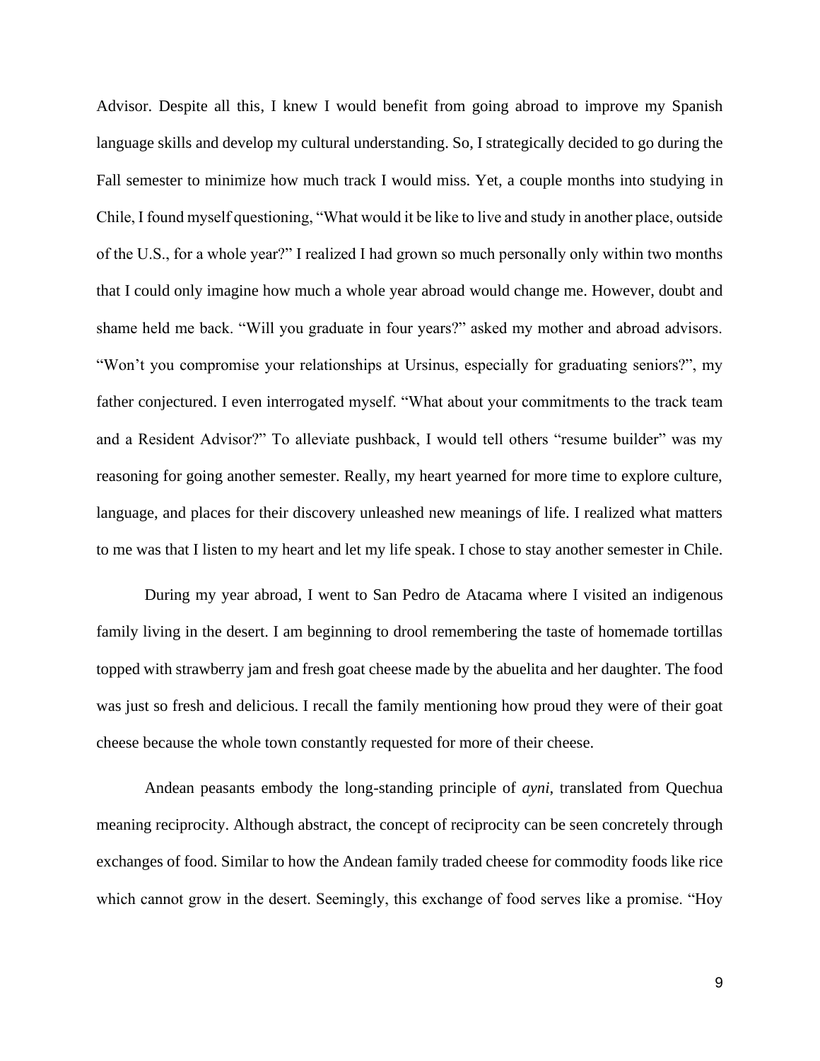Advisor. Despite all this, I knew I would benefit from going abroad to improve my Spanish language skills and develop my cultural understanding. So, I strategically decided to go during the Fall semester to minimize how much track I would miss. Yet, a couple months into studying in Chile, I found myself questioning, "What would it be like to live and study in another place, outside of the U.S., for a whole year?" I realized I had grown so much personally only within two months that I could only imagine how much a whole year abroad would change me. However, doubt and shame held me back. "Will you graduate in four years?" asked my mother and abroad advisors. "Won't you compromise your relationships at Ursinus, especially for graduating seniors?", my father conjectured. I even interrogated myself. "What about your commitments to the track team and a Resident Advisor?" To alleviate pushback, I would tell others "resume builder" was my reasoning for going another semester. Really, my heart yearned for more time to explore culture, language, and places for their discovery unleashed new meanings of life. I realized what matters to me was that I listen to my heart and let my life speak. I chose to stay another semester in Chile.

During my year abroad, I went to San Pedro de Atacama where I visited an indigenous family living in the desert. I am beginning to drool remembering the taste of homemade tortillas topped with strawberry jam and fresh goat cheese made by the abuelita and her daughter. The food was just so fresh and delicious. I recall the family mentioning how proud they were of their goat cheese because the whole town constantly requested for more of their cheese.

Andean peasants embody the long-standing principle of *ayni*, translated from Quechua meaning reciprocity. Although abstract, the concept of reciprocity can be seen concretely through exchanges of food. Similar to how the Andean family traded cheese for commodity foods like rice which cannot grow in the desert. Seemingly, this exchange of food serves like a promise. "Hoy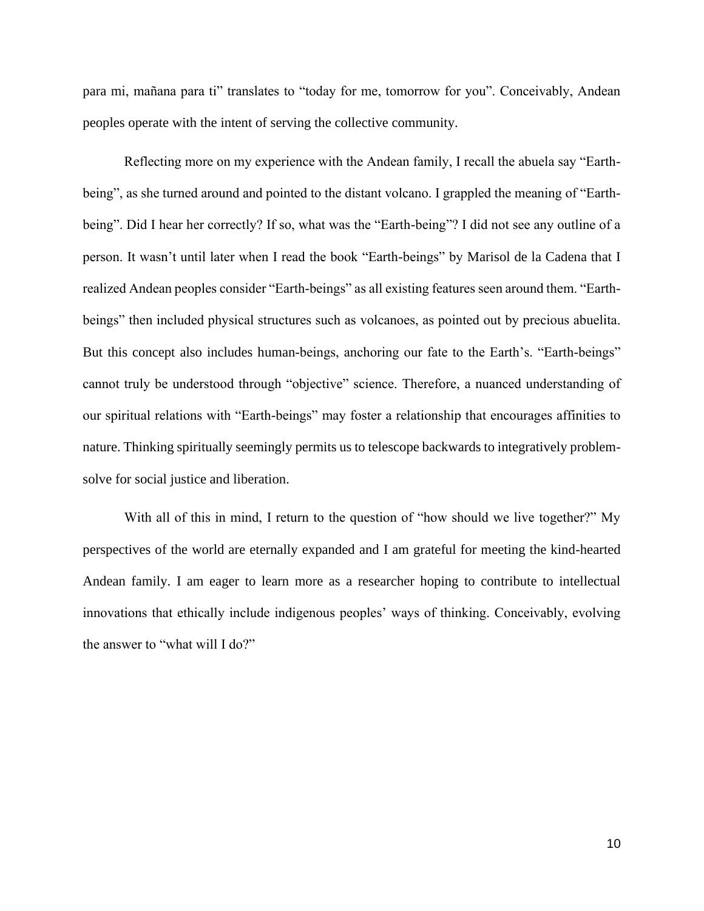para mi, mañana para ti" translates to "today for me, tomorrow for you". Conceivably, Andean peoples operate with the intent of serving the collective community.

Reflecting more on my experience with the Andean family, I recall the abuela say "Earth-being", as she turned around and pointed to the distant volcano. I grappled the meaning of "Earth-being". Did I hear her correctly? If so, what was the "Earth-being"? I did not see any outline of a person. It wasn't until later when I read the book "Earth-beings" by Marisol de la Cadena that I realized Andean peoples consider "Earth-beings" as all existing features seen around them. "Earth-beings" then included physical structures such as volcanoes, as pointed out by precious abuelita. But this concept also includes human-beings, anchoring our fate to the Earth's. "Earth-beings" cannot truly be understood through "objective" science. Therefore, a nuanced understanding of our spiritual relations with "Earth-beings" may foster a relationship that encourages affinities to nature. Thinking spiritually seemingly permits us to telescope backwards to integratively problem-solve for social justice and liberation.

With all of this in mind, I return to the question of "how should we live together?" My perspectives of the world are eternally expanded and I am grateful for meeting the kind-hearted Andean family. I am eager to learn more as a researcher hoping to contribute to intellectual innovations that ethically include indigenous peoples' ways of thinking. Conceivably, evolving the answer to "what will I do?"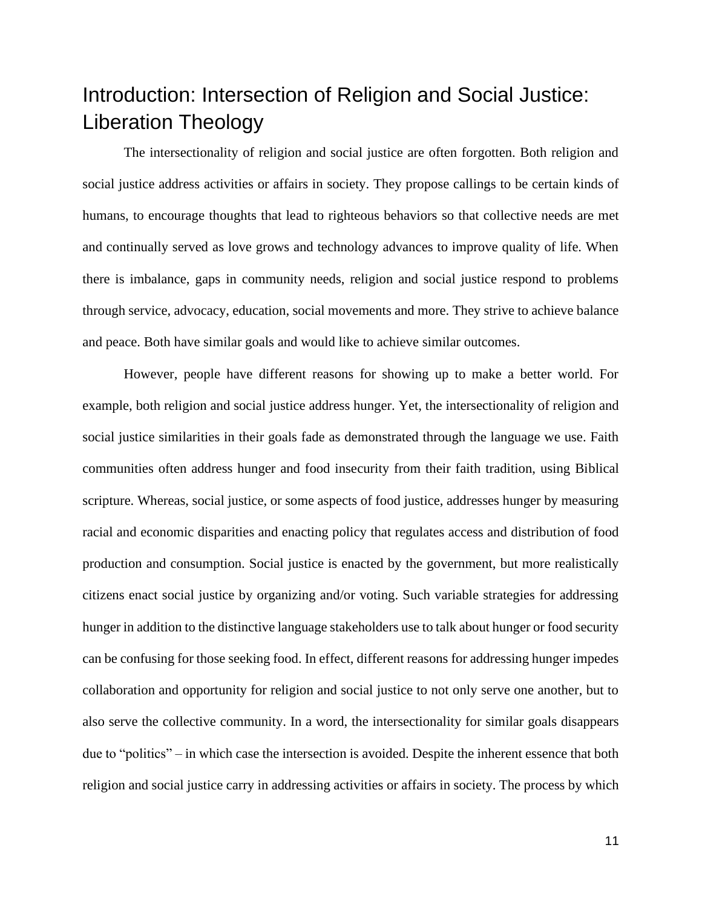# Introduction: Intersection of Religion and Social Justice: Liberation Theology

The intersectionality of religion and social justice are often forgotten. Both religion and social justice address activities or affairs in society. They propose callings to be certain kinds of humans, to encourage thoughts that lead to righteous behaviors so that collective needs are met and continually served as love grows and technology advances to improve quality of life. When there is imbalance, gaps in community needs, religion and social justice respond to problems through service, advocacy, education, social movements and more. They strive to achieve balance and peace. Both have similar goals and would like to achieve similar outcomes.

However, people have different reasons for showing up to make a better world. For example, both religion and social justice address hunger. Yet, the intersectionality of religion and social justice similarities in their goals fade as demonstrated through the language we use. Faith communities often address hunger and food insecurity from their faith tradition, using Biblical scripture. Whereas, social justice, or some aspects of food justice, addresses hunger by measuring racial and economic disparities and enacting policy that regulates access and distribution of food production and consumption. Social justice is enacted by the government, but more realistically citizens enact social justice by organizing and/or voting. Such variable strategies for addressing hunger in addition to the distinctive language stakeholders use to talk about hunger or food security can be confusing for those seeking food. In effect, different reasons for addressing hunger impedes collaboration and opportunity for religion and social justice to not only serve one another, but to also serve the collective community. In a word, the intersectionality for similar goals disappears due to "politics" – in which case the intersection is avoided. Despite the inherent essence that both religion and social justice carry in addressing activities or affairs in society. The process by which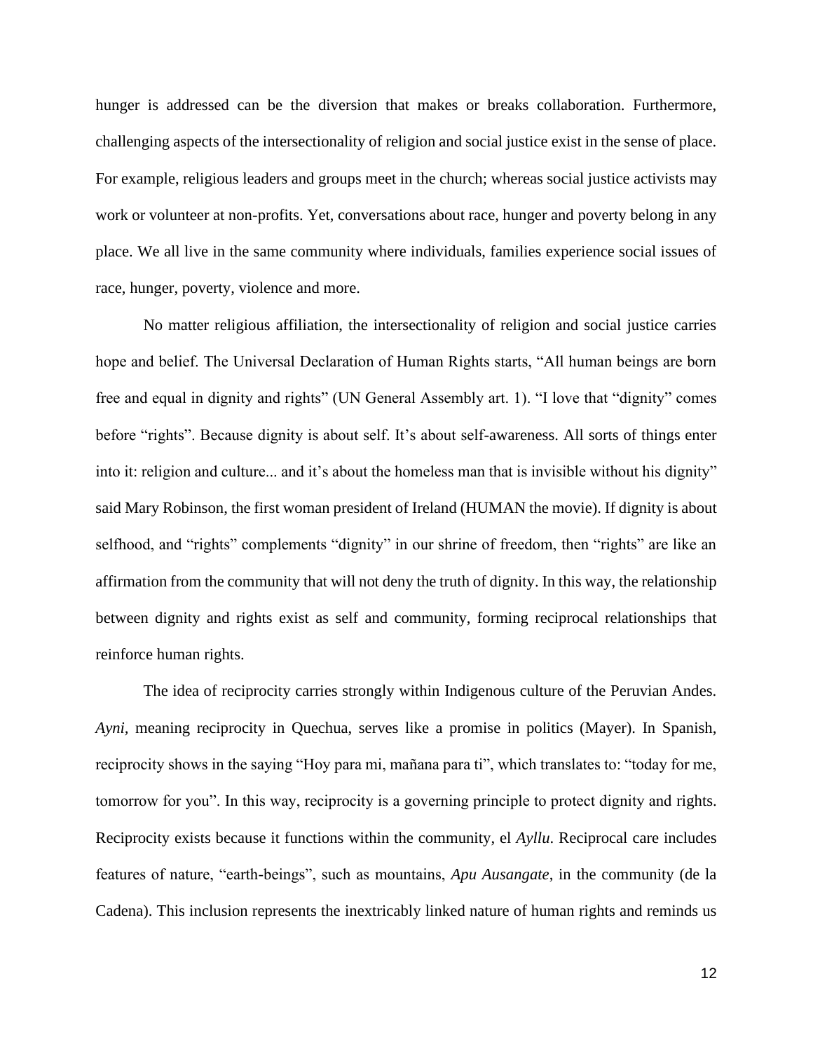hunger is addressed can be the diversion that makes or breaks collaboration. Furthermore, challenging aspects of the intersectionality of religion and social justice exist in the sense of place. For example, religious leaders and groups meet in the church; whereas social justice activists may work or volunteer at non-profits. Yet, conversations about race, hunger and poverty belong in any place. We all live in the same community where individuals, families experience social issues of race, hunger, poverty, violence and more.

No matter religious affiliation, the intersectionality of religion and social justice carries hope and belief. The Universal Declaration of Human Rights starts, "All human beings are born free and equal in dignity and rights" (UN General Assembly art. 1). "I love that "dignity" comes before "rights". Because dignity is about self. It's about self-awareness. All sorts of things enter into it: religion and culture... and it's about the homeless man that is invisible without his dignity" said Mary Robinson, the first woman president of Ireland (HUMAN the movie). If dignity is about selfhood, and "rights" complements "dignity" in our shrine of freedom, then "rights" are like an affirmation from the community that will not deny the truth of dignity. In this way, the relationship between dignity and rights exist as self and community, forming reciprocal relationships that reinforce human rights.

The idea of reciprocity carries strongly within Indigenous culture of the Peruvian Andes. *Ayni*, meaning reciprocity in Quechua, serves like a promise in politics (Mayer). In Spanish, reciprocity shows in the saying "Hoy para mi, mañana para ti", which translates to: "today for me, tomorrow for you". In this way, reciprocity is a governing principle to protect dignity and rights. Reciprocity exists because it functions within the community, el *Ayllu*. Reciprocal care includes features of nature, "earth-beings", such as mountains, *Apu Ausangate*, in the community (de la Cadena). This inclusion represents the inextricably linked nature of human rights and reminds us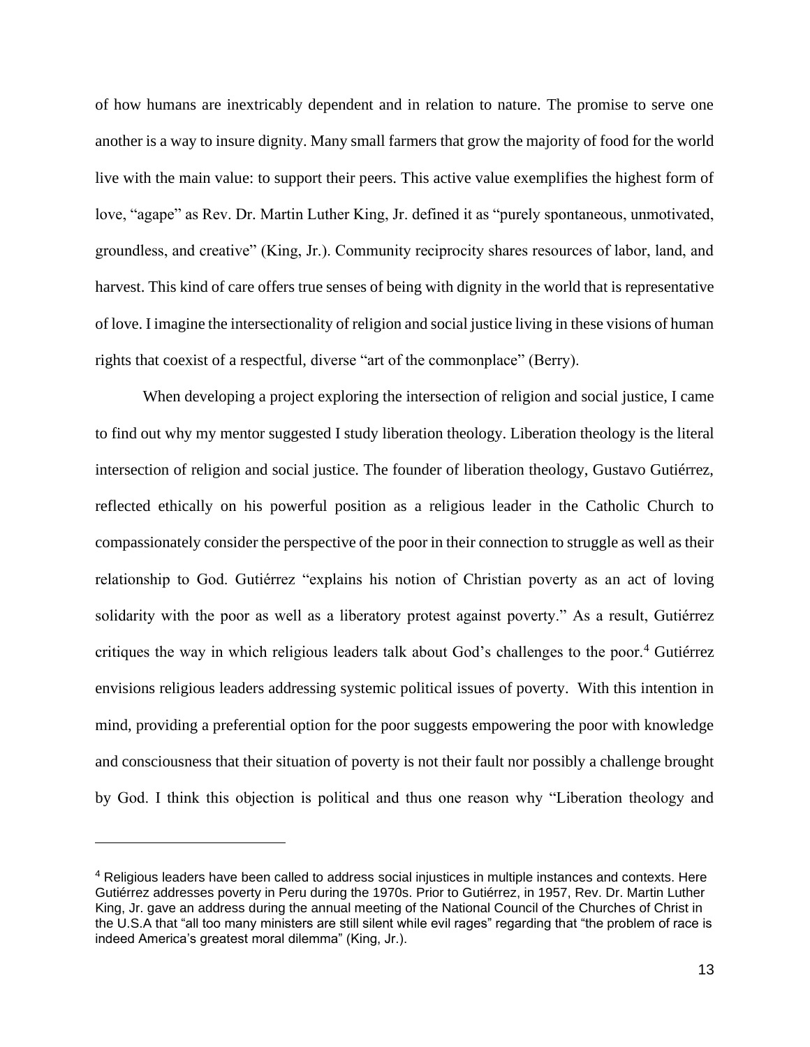of how humans are inextricably dependent and in relation to nature. The promise to serve one another is a way to insure dignity. Many small farmers that grow the majority of food for the world live with the main value: to support their peers. This active value exemplifies the highest form of love, "agape" as Rev. Dr. Martin Luther King, Jr. defined it as "purely spontaneous, unmotivated, groundless, and creative" (King, Jr.). Community reciprocity shares resources of labor, land, and harvest. This kind of care offers true senses of being with dignity in the world that is representative of love. I imagine the intersectionality of religion and social justice living in these visions of human rights that coexist of a respectful, diverse "art of the commonplace" (Berry).

When developing a project exploring the intersection of religion and social justice, I came to find out why my mentor suggested I study liberation theology. Liberation theology is the literal intersection of religion and social justice. The founder of liberation theology, Gustavo Gutiérrez, reflected ethically on his powerful position as a religious leader in the Catholic Church to compassionately consider the perspective of the poor in their connection to struggle as well as their relationship to God. Gutiérrez "explains his notion of Christian poverty as an act of loving solidarity with the poor as well as a liberatory protest against poverty." As a result, Gutiérrez critiques the way in which religious leaders talk about God's challenges to the poor.[4] Gutiérrez envisions religious leaders addressing systemic political issues of poverty. With this intention in mind, providing a preferential option for the poor suggests empowering the poor with knowledge and consciousness that their situation of poverty is not their fault nor possibly a challenge brought by God. I think this objection is political and thus one reason why "Liberation theology and

---

[4] Religious leaders have been called to address social injustices in multiple instances and contexts. Here Gutiérrez addresses poverty in Peru during the 1970s. Prior to Gutiérrez, in 1957, Rev. Dr. Martin Luther King, Jr. gave an address during the annual meeting of the National Council of the Churches of Christ in the U.S.A that "all too many ministers are still silent while evil rages" regarding that "the problem of race is indeed America's greatest moral dilemma" (King, Jr.).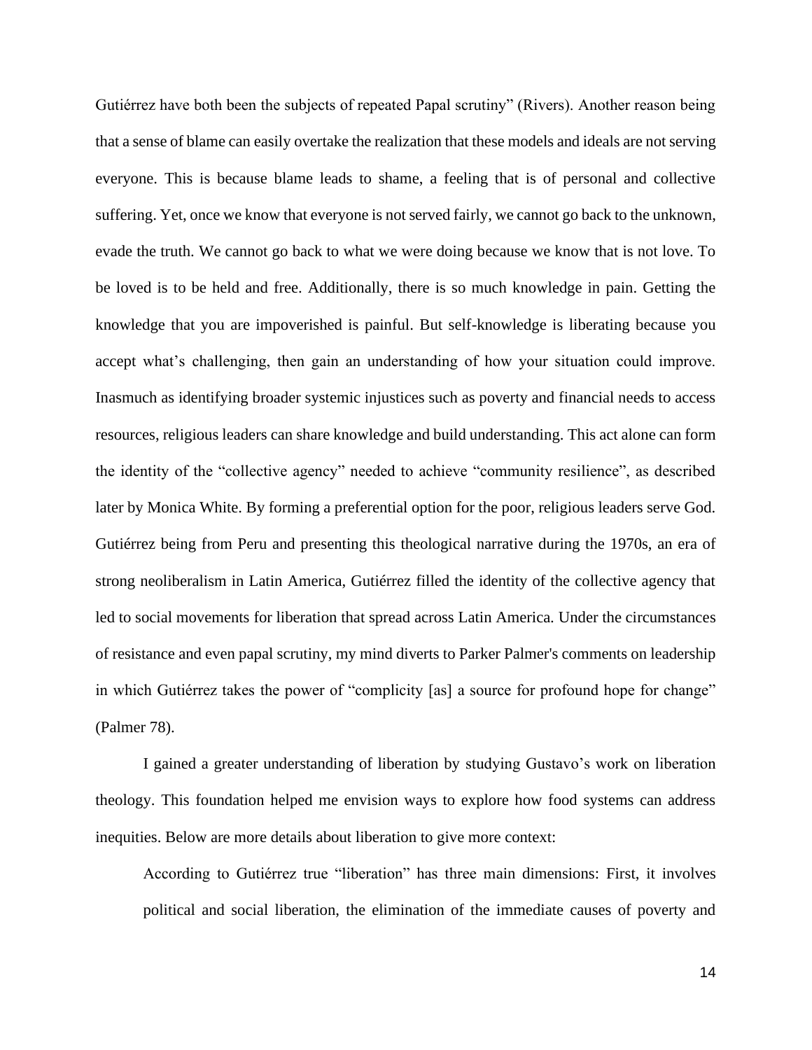Gutiérrez have both been the subjects of repeated Papal scrutiny" (Rivers). Another reason being that a sense of blame can easily overtake the realization that these models and ideals are not serving everyone. This is because blame leads to shame, a feeling that is of personal and collective suffering. Yet, once we know that everyone is not served fairly, we cannot go back to the unknown, evade the truth. We cannot go back to what we were doing because we know that is not love. To be loved is to be held and free. Additionally, there is so much knowledge in pain. Getting the knowledge that you are impoverished is painful. But self-knowledge is liberating because you accept what's challenging, then gain an understanding of how your situation could improve. Inasmuch as identifying broader systemic injustices such as poverty and financial needs to access resources, religious leaders can share knowledge and build understanding. This act alone can form the identity of the "collective agency" needed to achieve "community resilience", as described later by Monica White. By forming a preferential option for the poor, religious leaders serve God. Gutiérrez being from Peru and presenting this theological narrative during the 1970s, an era of strong neoliberalism in Latin America, Gutiérrez filled the identity of the collective agency that led to social movements for liberation that spread across Latin America. Under the circumstances of resistance and even papal scrutiny, my mind diverts to Parker Palmer's comments on leadership in which Gutiérrez takes the power of "complicity [as] a source for profound hope for change" (Palmer 78).

I gained a greater understanding of liberation by studying Gustavo's work on liberation theology. This foundation helped me envision ways to explore how food systems can address inequities. Below are more details about liberation to give more context:

> According to Gutiérrez true "liberation" has three main dimensions: First, it involves political and social liberation, the elimination of the immediate causes of poverty and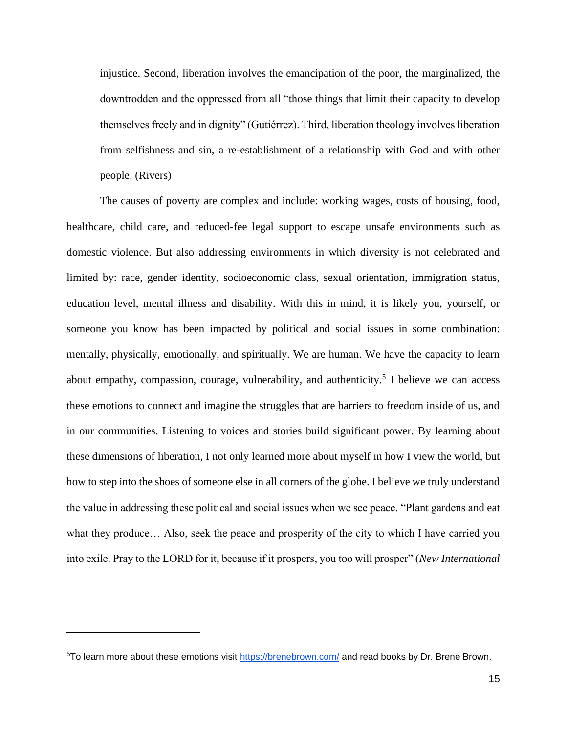injustice. Second, liberation involves the emancipation of the poor, the marginalized, the downtrodden and the oppressed from all "those things that limit their capacity to develop themselves freely and in dignity" (Gutiérrez). Third, liberation theology involves liberation from selfishness and sin, a re-establishment of a relationship with God and with other people. (Rivers)

The causes of poverty are complex and include: working wages, costs of housing, food, healthcare, child care, and reduced-fee legal support to escape unsafe environments such as domestic violence. But also addressing environments in which diversity is not celebrated and limited by: race, gender identity, socioeconomic class, sexual orientation, immigration status, education level, mental illness and disability. With this in mind, it is likely you, yourself, or someone you know has been impacted by political and social issues in some combination: mentally, physically, emotionally, and spiritually. We are human. We have the capacity to learn about empathy, compassion, courage, vulnerability, and authenticity.[5] I believe we can access these emotions to connect and imagine the struggles that are barriers to freedom inside of us, and in our communities. Listening to voices and stories build significant power. By learning about these dimensions of liberation, I not only learned more about myself in how I view the world, but how to step into the shoes of someone else in all corners of the globe. I believe we truly understand the value in addressing these political and social issues when we see peace. "Plant gardens and eat what they produce… Also, seek the peace and prosperity of the city to which I have carried you into exile. Pray to the LORD for it, because if it prospers, you too will prosper" (*New International*

---

[5]To learn more about these emotions visit https://brenebrown.com/ and read books by Dr. Brené Brown.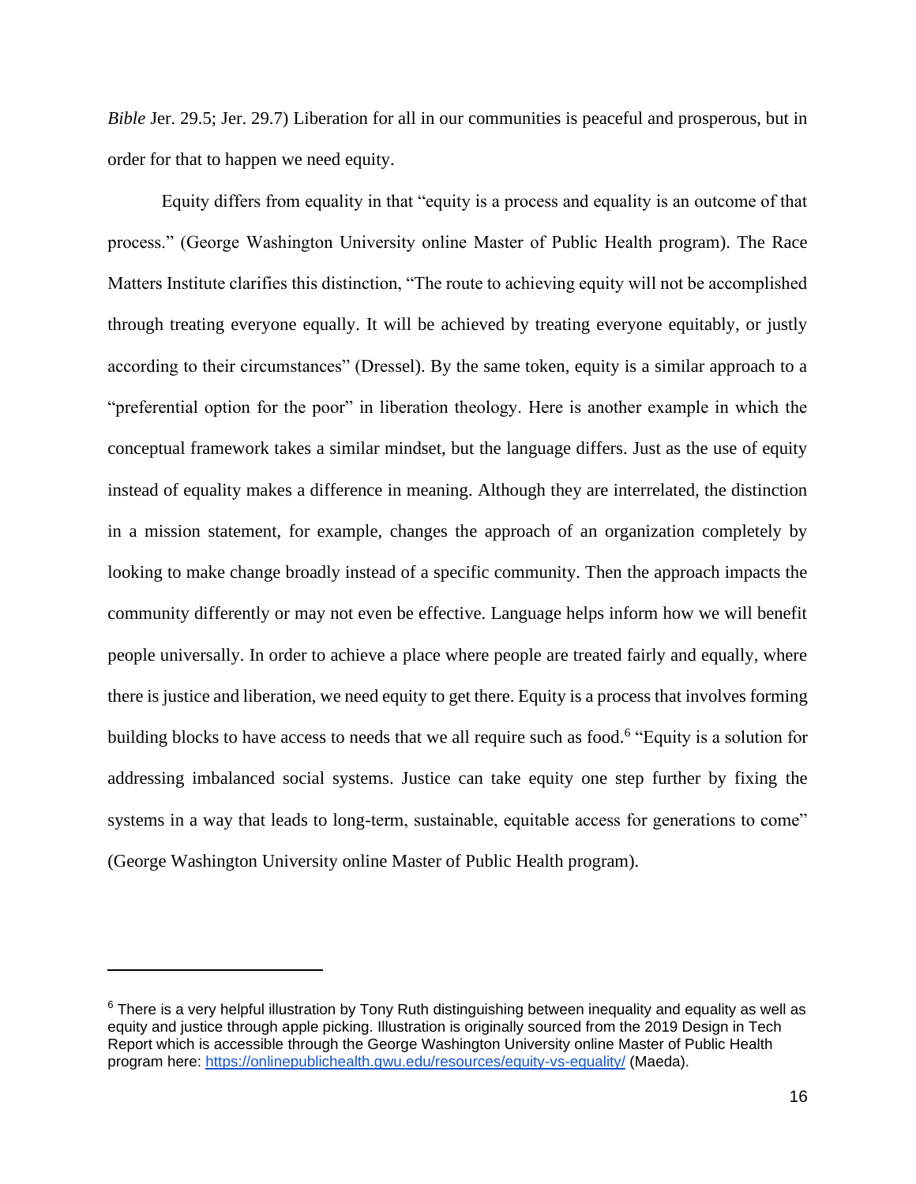*Bible* Jer. 29.5; Jer. 29.7) Liberation for all in our communities is peaceful and prosperous, but in order for that to happen we need equity.

Equity differs from equality in that "equity is a process and equality is an outcome of that process." (George Washington University online Master of Public Health program). The Race Matters Institute clarifies this distinction, "The route to achieving equity will not be accomplished through treating everyone equally. It will be achieved by treating everyone equitably, or justly according to their circumstances" (Dressel). By the same token, equity is a similar approach to a "preferential option for the poor" in liberation theology. Here is another example in which the conceptual framework takes a similar mindset, but the language differs. Just as the use of equity instead of equality makes a difference in meaning. Although they are interrelated, the distinction in a mission statement, for example, changes the approach of an organization completely by looking to make change broadly instead of a specific community. Then the approach impacts the community differently or may not even be effective. Language helps inform how we will benefit people universally. In order to achieve a place where people are treated fairly and equally, where there is justice and liberation, we need equity to get there. Equity is a process that involves forming building blocks to have access to needs that we all require such as food.[6] "Equity is a solution for addressing imbalanced social systems. Justice can take equity one step further by fixing the systems in a way that leads to long-term, sustainable, equitable access for generations to come" (George Washington University online Master of Public Health program).

---

[6] There is a very helpful illustration by Tony Ruth distinguishing between inequality and equality as well as equity and justice through apple picking. Illustration is originally sourced from the 2019 Design in Tech Report which is accessible through the George Washington University online Master of Public Health program here: https://onlinepublichealth.gwu.edu/resources/equity-vs-equality/ (Maeda).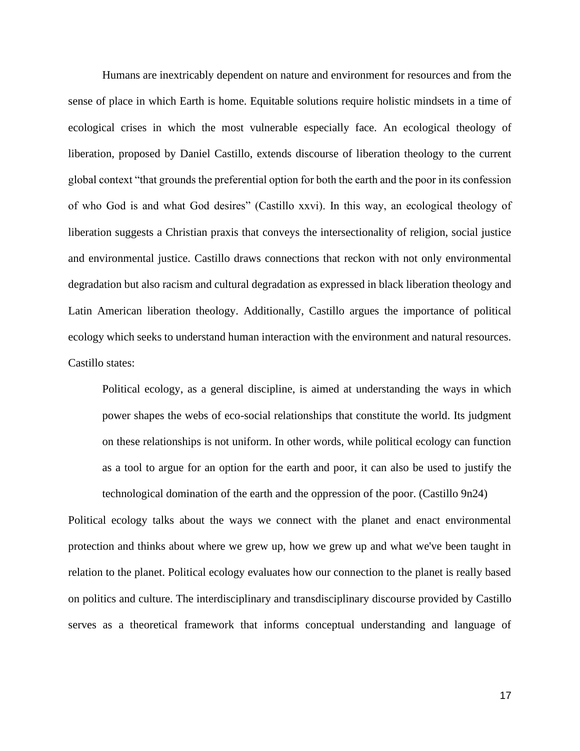Humans are inextricably dependent on nature and environment for resources and from the sense of place in which Earth is home. Equitable solutions require holistic mindsets in a time of ecological crises in which the most vulnerable especially face. An ecological theology of liberation, proposed by Daniel Castillo, extends discourse of liberation theology to the current global context "that grounds the preferential option for both the earth and the poor in its confession of who God is and what God desires" (Castillo xxvi). In this way, an ecological theology of liberation suggests a Christian praxis that conveys the intersectionality of religion, social justice and environmental justice. Castillo draws connections that reckon with not only environmental degradation but also racism and cultural degradation as expressed in black liberation theology and Latin American liberation theology. Additionally, Castillo argues the importance of political ecology which seeks to understand human interaction with the environment and natural resources. Castillo states:

> Political ecology, as a general discipline, is aimed at understanding the ways in which power shapes the webs of eco-social relationships that constitute the world. Its judgment on these relationships is not uniform. In other words, while political ecology can function as a tool to argue for an option for the earth and poor, it can also be used to justify the technological domination of the earth and the oppression of the poor. (Castillo 9n24)

Political ecology talks about the ways we connect with the planet and enact environmental protection and thinks about where we grew up, how we grew up and what we've been taught in relation to the planet. Political ecology evaluates how our connection to the planet is really based on politics and culture. The interdisciplinary and transdisciplinary discourse provided by Castillo serves as a theoretical framework that informs conceptual understanding and language of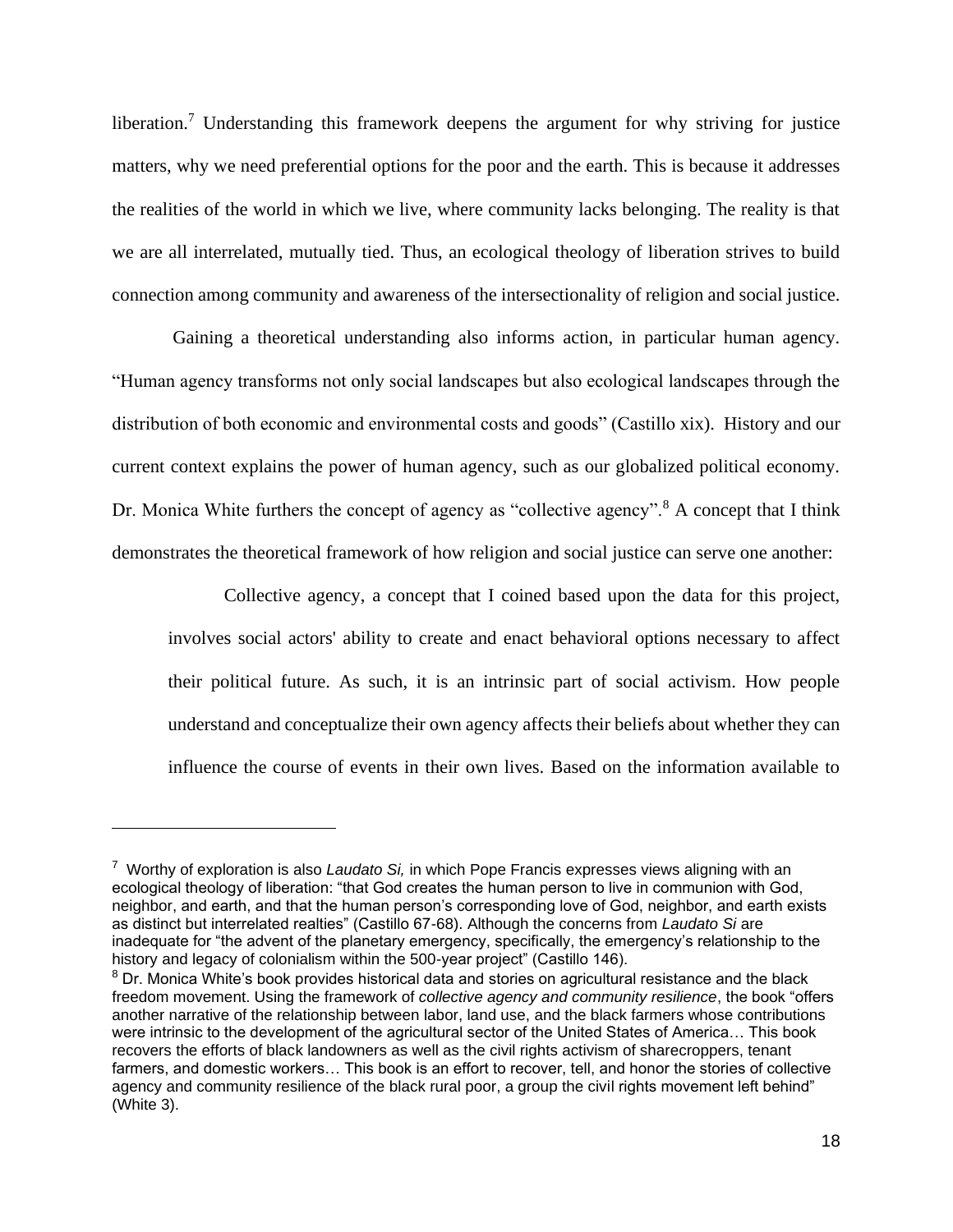liberation.[7] Understanding this framework deepens the argument for why striving for justice matters, why we need preferential options for the poor and the earth. This is because it addresses the realities of the world in which we live, where community lacks belonging. The reality is that we are all interrelated, mutually tied. Thus, an ecological theology of liberation strives to build connection among community and awareness of the intersectionality of religion and social justice.

Gaining a theoretical understanding also informs action, in particular human agency. "Human agency transforms not only social landscapes but also ecological landscapes through the distribution of both economic and environmental costs and goods" (Castillo xix). History and our current context explains the power of human agency, such as our globalized political economy. Dr. Monica White furthers the concept of agency as "collective agency".[8] A concept that I think demonstrates the theoretical framework of how religion and social justice can serve one another:

> Collective agency, a concept that I coined based upon the data for this project, involves social actors' ability to create and enact behavioral options necessary to affect their political future. As such, it is an intrinsic part of social activism. How people understand and conceptualize their own agency affects their beliefs about whether they can influence the course of events in their own lives. Based on the information available to

---

[7] Worthy of exploration is also *Laudato Si,* in which Pope Francis expresses views aligning with an ecological theology of liberation: "that God creates the human person to live in communion with God, neighbor, and earth, and that the human person's corresponding love of God, neighbor, and earth exists as distinct but interrelated realties" (Castillo 67-68). Although the concerns from *Laudato Si* are inadequate for "the advent of the planetary emergency, specifically, the emergency's relationship to the history and legacy of colonialism within the 500-year project" (Castillo 146).

[8] Dr. Monica White's book provides historical data and stories on agricultural resistance and the black freedom movement. Using the framework of *collective agency and community resilience*, the book "offers another narrative of the relationship between labor, land use, and the black farmers whose contributions were intrinsic to the development of the agricultural sector of the United States of America… This book recovers the efforts of black landowners as well as the civil rights activism of sharecroppers, tenant farmers, and domestic workers… This book is an effort to recover, tell, and honor the stories of collective agency and community resilience of the black rural poor, a group the civil rights movement left behind" (White 3).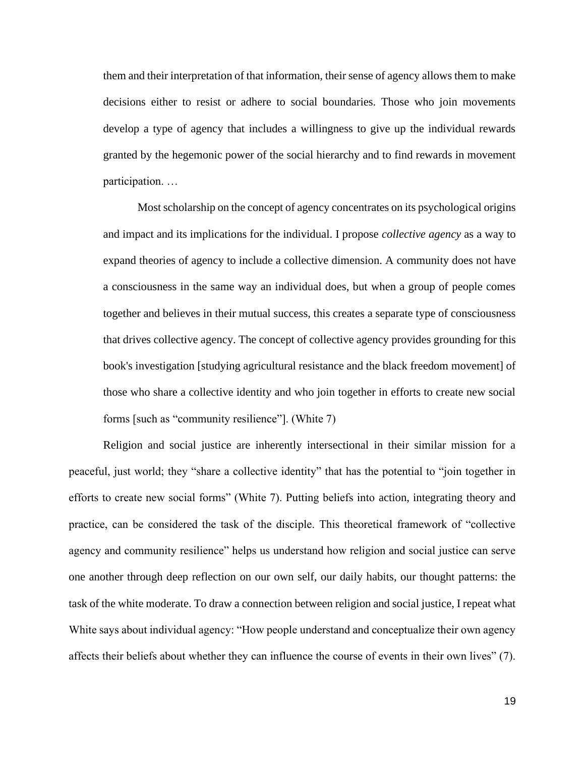> them and their interpretation of that information, their sense of agency allows them to make decisions either to resist or adhere to social boundaries. Those who join movements develop a type of agency that includes a willingness to give up the individual rewards granted by the hegemonic power of the social hierarchy and to find rewards in movement participation. …
>
> Most scholarship on the concept of agency concentrates on its psychological origins and impact and its implications for the individual. I propose *collective agency* as a way to expand theories of agency to include a collective dimension. A community does not have a consciousness in the same way an individual does, but when a group of people comes together and believes in their mutual success, this creates a separate type of consciousness that drives collective agency. The concept of collective agency provides grounding for this book's investigation [studying agricultural resistance and the black freedom movement] of those who share a collective identity and who join together in efforts to create new social forms [such as "community resilience"]. (White 7)

Religion and social justice are inherently intersectional in their similar mission for a peaceful, just world; they "share a collective identity" that has the potential to "join together in efforts to create new social forms" (White 7). Putting beliefs into action, integrating theory and practice, can be considered the task of the disciple. This theoretical framework of "collective agency and community resilience" helps us understand how religion and social justice can serve one another through deep reflection on our own self, our daily habits, our thought patterns: the task of the white moderate. To draw a connection between religion and social justice, I repeat what White says about individual agency: "How people understand and conceptualize their own agency affects their beliefs about whether they can influence the course of events in their own lives" (7).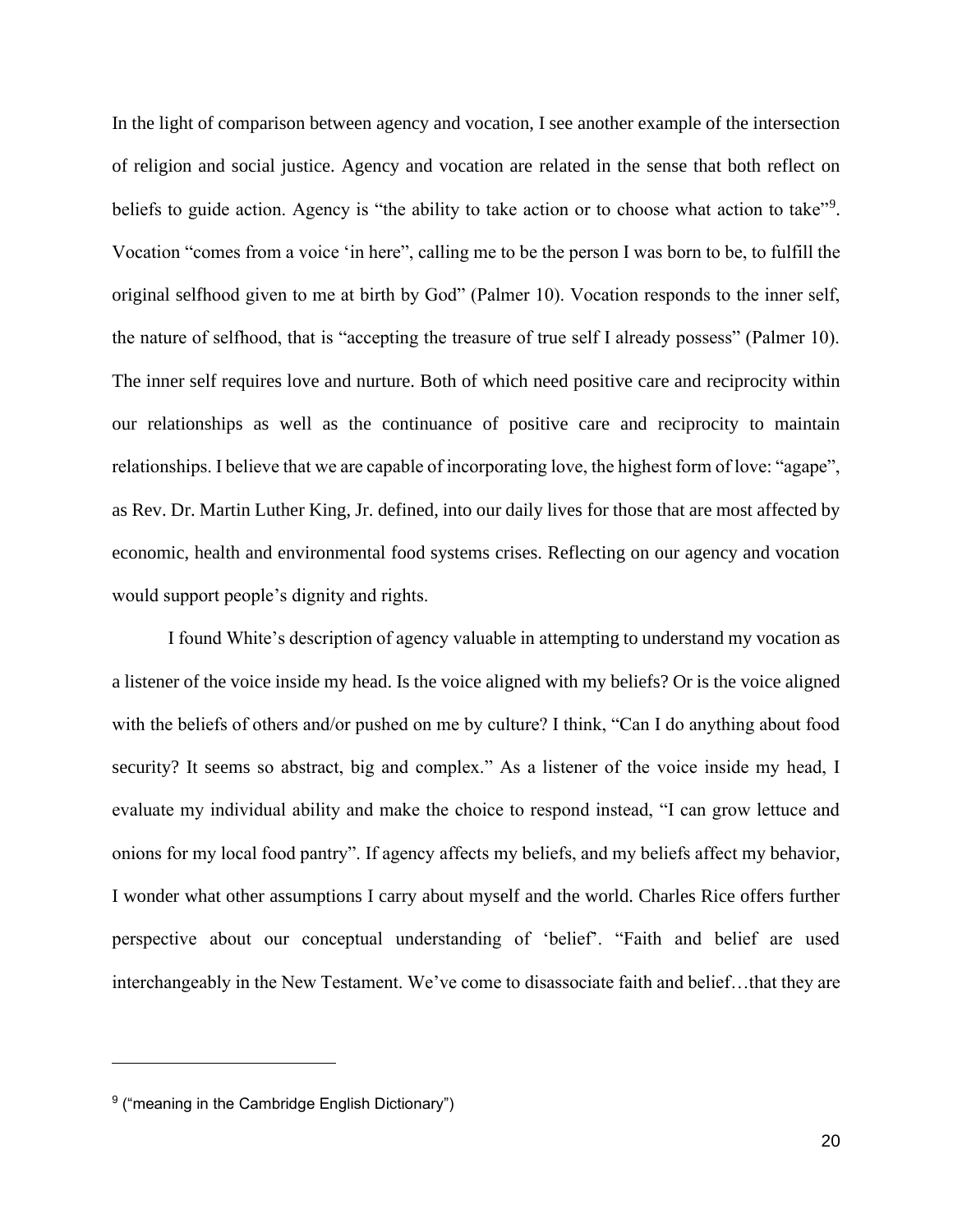In the light of comparison between agency and vocation, I see another example of the intersection of religion and social justice. Agency and vocation are related in the sense that both reflect on beliefs to guide action. Agency is "the ability to take action or to choose what action to take"[9]. Vocation "comes from a voice 'in here", calling me to be the person I was born to be, to fulfill the original selfhood given to me at birth by God" (Palmer 10). Vocation responds to the inner self, the nature of selfhood, that is "accepting the treasure of true self I already possess" (Palmer 10). The inner self requires love and nurture. Both of which need positive care and reciprocity within our relationships as well as the continuance of positive care and reciprocity to maintain relationships. I believe that we are capable of incorporating love, the highest form of love: "agape", as Rev. Dr. Martin Luther King, Jr. defined, into our daily lives for those that are most affected by economic, health and environmental food systems crises. Reflecting on our agency and vocation would support people's dignity and rights.

I found White's description of agency valuable in attempting to understand my vocation as a listener of the voice inside my head. Is the voice aligned with my beliefs? Or is the voice aligned with the beliefs of others and/or pushed on me by culture? I think, "Can I do anything about food security? It seems so abstract, big and complex." As a listener of the voice inside my head, I evaluate my individual ability and make the choice to respond instead, "I can grow lettuce and onions for my local food pantry". If agency affects my beliefs, and my beliefs affect my behavior, I wonder what other assumptions I carry about myself and the world. Charles Rice offers further perspective about our conceptual understanding of 'belief'. "Faith and belief are used interchangeably in the New Testament. We've come to disassociate faith and belief…that they are

[9] ("meaning in the Cambridge English Dictionary")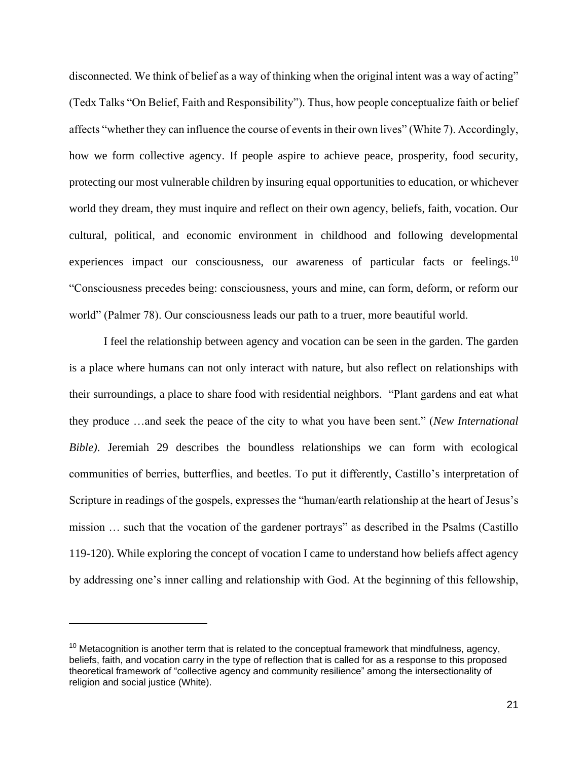disconnected. We think of belief as a way of thinking when the original intent was a way of acting" (Tedx Talks "On Belief, Faith and Responsibility"). Thus, how people conceptualize faith or belief affects "whether they can influence the course of events in their own lives" (White 7). Accordingly, how we form collective agency. If people aspire to achieve peace, prosperity, food security, protecting our most vulnerable children by insuring equal opportunities to education, or whichever world they dream, they must inquire and reflect on their own agency, beliefs, faith, vocation. Our cultural, political, and economic environment in childhood and following developmental experiences impact our consciousness, our awareness of particular facts or feelings.[10] "Consciousness precedes being: consciousness, yours and mine, can form, deform, or reform our world" (Palmer 78). Our consciousness leads our path to a truer, more beautiful world.

I feel the relationship between agency and vocation can be seen in the garden. The garden is a place where humans can not only interact with nature, but also reflect on relationships with their surroundings, a place to share food with residential neighbors. "Plant gardens and eat what they produce …and seek the peace of the city to what you have been sent." (*New International Bible)*. Jeremiah 29 describes the boundless relationships we can form with ecological communities of berries, butterflies, and beetles. To put it differently, Castillo's interpretation of Scripture in readings of the gospels, expresses the "human/earth relationship at the heart of Jesus's mission … such that the vocation of the gardener portrays" as described in the Psalms (Castillo 119-120). While exploring the concept of vocation I came to understand how beliefs affect agency by addressing one's inner calling and relationship with God. At the beginning of this fellowship,

---

[10] Metacognition is another term that is related to the conceptual framework that mindfulness, agency, beliefs, faith, and vocation carry in the type of reflection that is called for as a response to this proposed theoretical framework of "collective agency and community resilience" among the intersectionality of religion and social justice (White).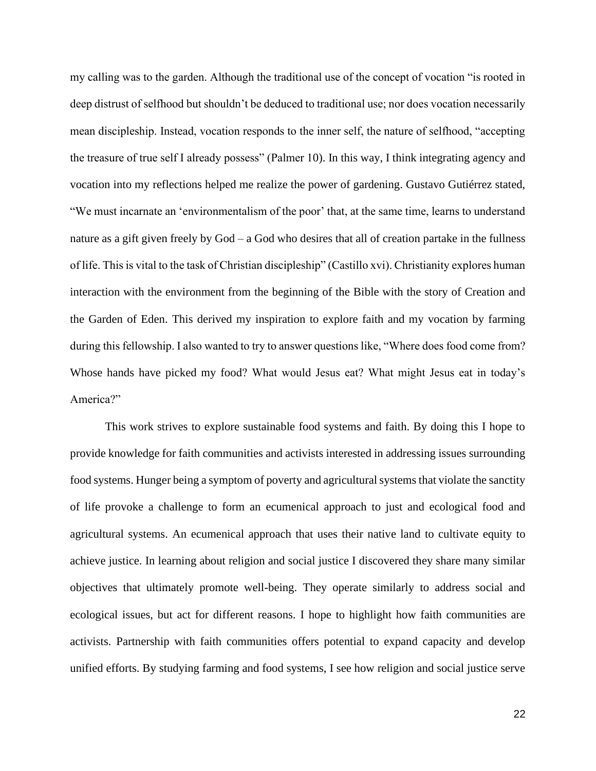my calling was to the garden. Although the traditional use of the concept of vocation "is rooted in deep distrust of selfhood but shouldn't be deduced to traditional use; nor does vocation necessarily mean discipleship. Instead, vocation responds to the inner self, the nature of selfhood, "accepting the treasure of true self I already possess" (Palmer 10). In this way, I think integrating agency and vocation into my reflections helped me realize the power of gardening. Gustavo Gutiérrez stated, "We must incarnate an 'environmentalism of the poor' that, at the same time, learns to understand nature as a gift given freely by God – a God who desires that all of creation partake in the fullness of life. This is vital to the task of Christian discipleship" (Castillo xvi). Christianity explores human interaction with the environment from the beginning of the Bible with the story of Creation and the Garden of Eden. This derived my inspiration to explore faith and my vocation by farming during this fellowship. I also wanted to try to answer questions like, "Where does food come from? Whose hands have picked my food? What would Jesus eat? What might Jesus eat in today's America?"

This work strives to explore sustainable food systems and faith. By doing this I hope to provide knowledge for faith communities and activists interested in addressing issues surrounding food systems. Hunger being a symptom of poverty and agricultural systems that violate the sanctity of life provoke a challenge to form an ecumenical approach to just and ecological food and agricultural systems. An ecumenical approach that uses their native land to cultivate equity to achieve justice. In learning about religion and social justice I discovered they share many similar objectives that ultimately promote well-being. They operate similarly to address social and ecological issues, but act for different reasons. I hope to highlight how faith communities are activists. Partnership with faith communities offers potential to expand capacity and develop unified efforts. By studying farming and food systems, I see how religion and social justice serve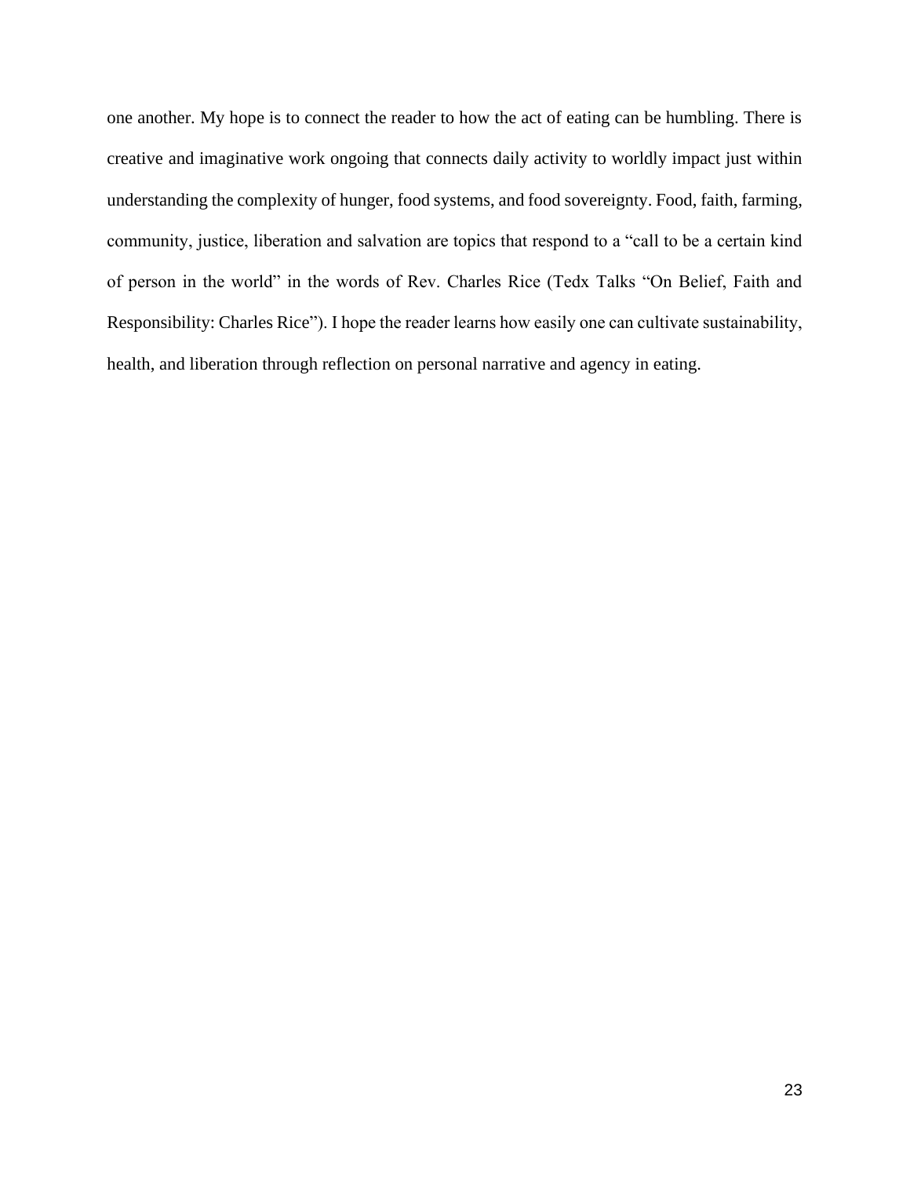one another. My hope is to connect the reader to how the act of eating can be humbling. There is creative and imaginative work ongoing that connects daily activity to worldly impact just within understanding the complexity of hunger, food systems, and food sovereignty. Food, faith, farming, community, justice, liberation and salvation are topics that respond to a "call to be a certain kind of person in the world" in the words of Rev. Charles Rice (Tedx Talks "On Belief, Faith and Responsibility: Charles Rice"). I hope the reader learns how easily one can cultivate sustainability, health, and liberation through reflection on personal narrative and agency in eating.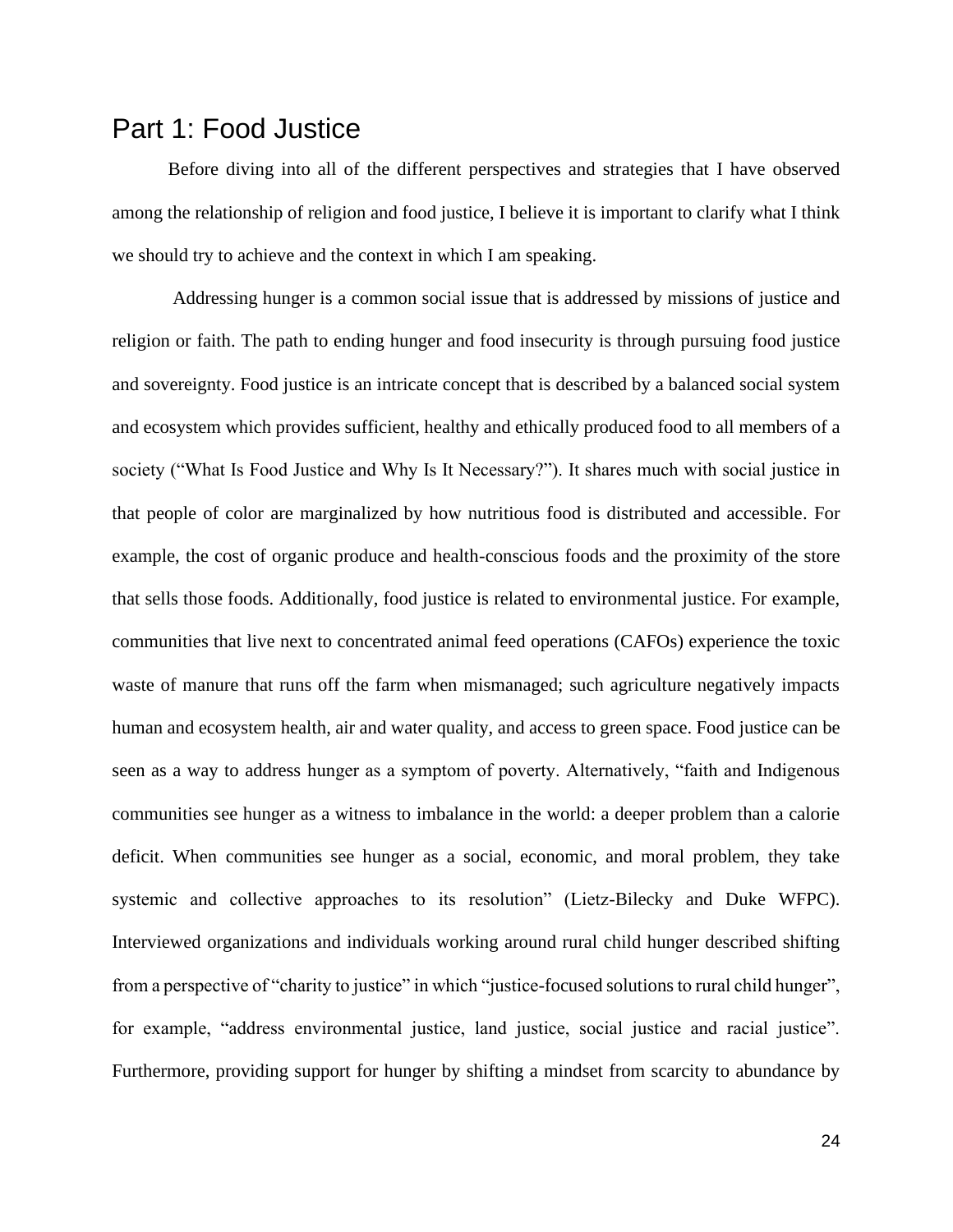# Part 1: Food Justice

Before diving into all of the different perspectives and strategies that I have observed among the relationship of religion and food justice, I believe it is important to clarify what I think we should try to achieve and the context in which I am speaking.

Addressing hunger is a common social issue that is addressed by missions of justice and religion or faith. The path to ending hunger and food insecurity is through pursuing food justice and sovereignty. Food justice is an intricate concept that is described by a balanced social system and ecosystem which provides sufficient, healthy and ethically produced food to all members of a society ("What Is Food Justice and Why Is It Necessary?"). It shares much with social justice in that people of color are marginalized by how nutritious food is distributed and accessible. For example, the cost of organic produce and health-conscious foods and the proximity of the store that sells those foods. Additionally, food justice is related to environmental justice. For example, communities that live next to concentrated animal feed operations (CAFOs) experience the toxic waste of manure that runs off the farm when mismanaged; such agriculture negatively impacts human and ecosystem health, air and water quality, and access to green space. Food justice can be seen as a way to address hunger as a symptom of poverty. Alternatively, "faith and Indigenous communities see hunger as a witness to imbalance in the world: a deeper problem than a calorie deficit. When communities see hunger as a social, economic, and moral problem, they take systemic and collective approaches to its resolution" (Lietz-Bilecky and Duke WFPC). Interviewed organizations and individuals working around rural child hunger described shifting from a perspective of "charity to justice" in which "justice-focused solutions to rural child hunger", for example, "address environmental justice, land justice, social justice and racial justice". Furthermore, providing support for hunger by shifting a mindset from scarcity to abundance by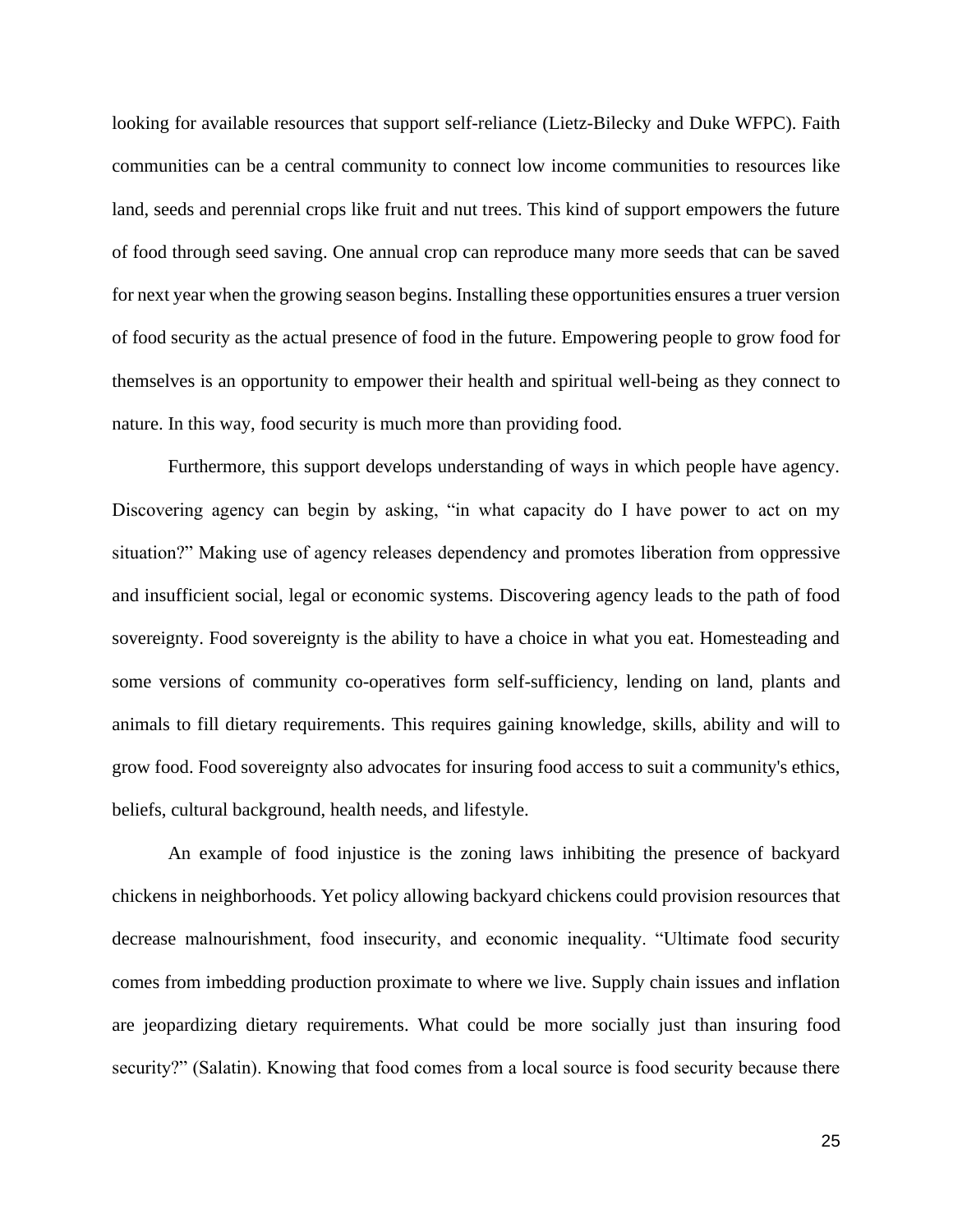looking for available resources that support self-reliance (Lietz-Bilecky and Duke WFPC). Faith communities can be a central community to connect low income communities to resources like land, seeds and perennial crops like fruit and nut trees. This kind of support empowers the future of food through seed saving. One annual crop can reproduce many more seeds that can be saved for next year when the growing season begins. Installing these opportunities ensures a truer version of food security as the actual presence of food in the future. Empowering people to grow food for themselves is an opportunity to empower their health and spiritual well-being as they connect to nature. In this way, food security is much more than providing food.

Furthermore, this support develops understanding of ways in which people have agency. Discovering agency can begin by asking, "in what capacity do I have power to act on my situation?" Making use of agency releases dependency and promotes liberation from oppressive and insufficient social, legal or economic systems. Discovering agency leads to the path of food sovereignty. Food sovereignty is the ability to have a choice in what you eat. Homesteading and some versions of community co-operatives form self-sufficiency, lending on land, plants and animals to fill dietary requirements. This requires gaining knowledge, skills, ability and will to grow food. Food sovereignty also advocates for insuring food access to suit a community's ethics, beliefs, cultural background, health needs, and lifestyle.

An example of food injustice is the zoning laws inhibiting the presence of backyard chickens in neighborhoods. Yet policy allowing backyard chickens could provision resources that decrease malnourishment, food insecurity, and economic inequality. "Ultimate food security comes from imbedding production proximate to where we live. Supply chain issues and inflation are jeopardizing dietary requirements. What could be more socially just than insuring food security?" (Salatin). Knowing that food comes from a local source is food security because there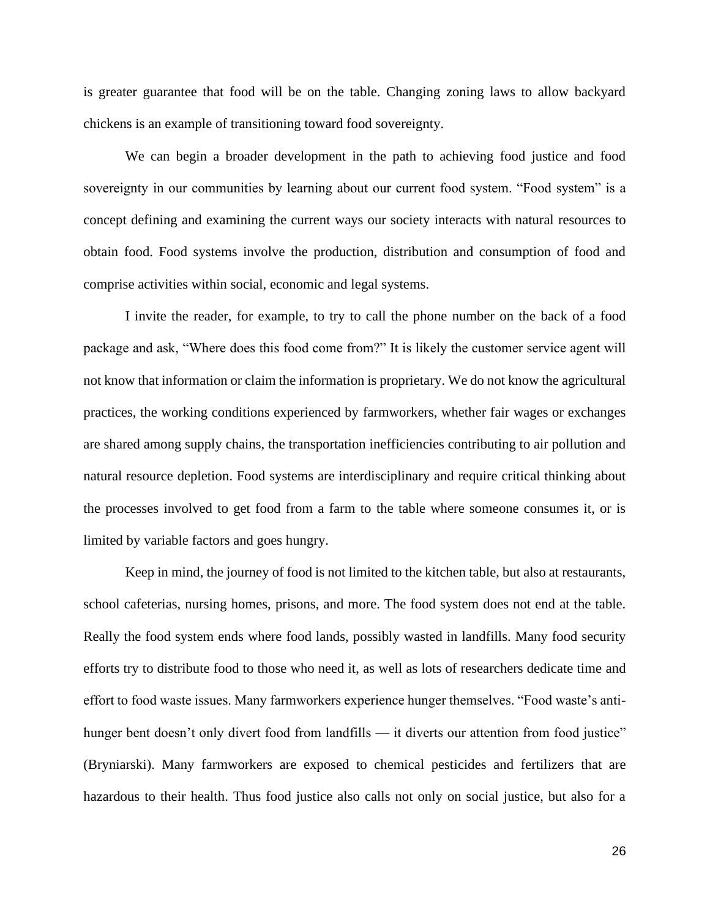is greater guarantee that food will be on the table. Changing zoning laws to allow backyard chickens is an example of transitioning toward food sovereignty.

We can begin a broader development in the path to achieving food justice and food sovereignty in our communities by learning about our current food system. “Food system” is a concept defining and examining the current ways our society interacts with natural resources to obtain food. Food systems involve the production, distribution and consumption of food and comprise activities within social, economic and legal systems.

I invite the reader, for example, to try to call the phone number on the back of a food package and ask, “Where does this food come from?” It is likely the customer service agent will not know that information or claim the information is proprietary. We do not know the agricultural practices, the working conditions experienced by farmworkers, whether fair wages or exchanges are shared among supply chains, the transportation inefficiencies contributing to air pollution and natural resource depletion. Food systems are interdisciplinary and require critical thinking about the processes involved to get food from a farm to the table where someone consumes it, or is limited by variable factors and goes hungry.

Keep in mind, the journey of food is not limited to the kitchen table, but also at restaurants, school cafeterias, nursing homes, prisons, and more. The food system does not end at the table. Really the food system ends where food lands, possibly wasted in landfills. Many food security efforts try to distribute food to those who need it, as well as lots of researchers dedicate time and effort to food waste issues. Many farmworkers experience hunger themselves. “Food waste’s anti-hunger bent doesn’t only divert food from landfills — it diverts our attention from food justice” (Bryniarski). Many farmworkers are exposed to chemical pesticides and fertilizers that are hazardous to their health. Thus food justice also calls not only on social justice, but also for a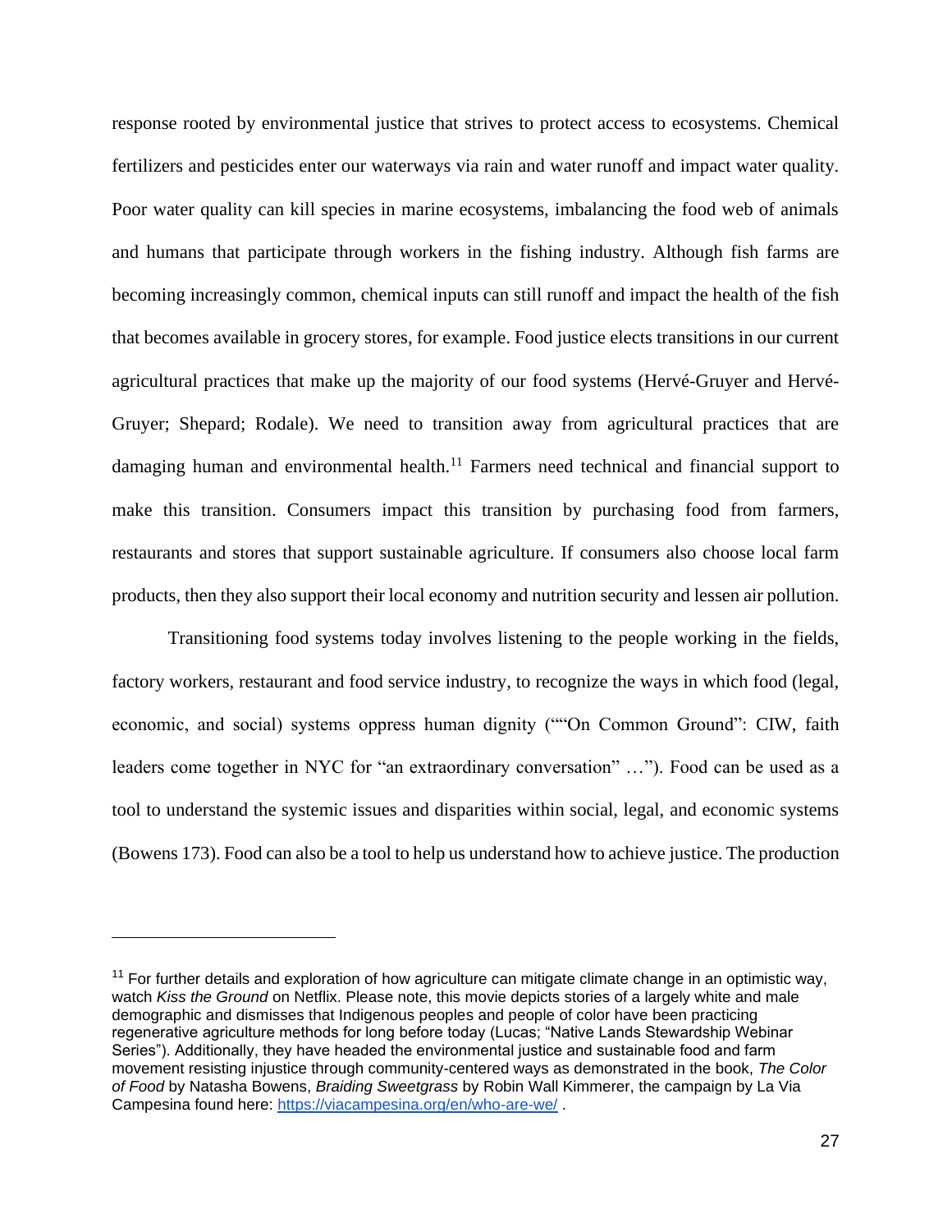response rooted by environmental justice that strives to protect access to ecosystems. Chemical fertilizers and pesticides enter our waterways via rain and water runoff and impact water quality. Poor water quality can kill species in marine ecosystems, imbalancing the food web of animals and humans that participate through workers in the fishing industry. Although fish farms are becoming increasingly common, chemical inputs can still runoff and impact the health of the fish that becomes available in grocery stores, for example. Food justice elects transitions in our current agricultural practices that make up the majority of our food systems (Hervé-Gruyer and Hervé-Gruyer; Shepard; Rodale). We need to transition away from agricultural practices that are damaging human and environmental health.[11] Farmers need technical and financial support to make this transition. Consumers impact this transition by purchasing food from farmers, restaurants and stores that support sustainable agriculture. If consumers also choose local farm products, then they also support their local economy and nutrition security and lessen air pollution.

Transitioning food systems today involves listening to the people working in the fields, factory workers, restaurant and food service industry, to recognize the ways in which food (legal, economic, and social) systems oppress human dignity (""On Common Ground": CIW, faith leaders come together in NYC for "an extraordinary conversation" …"). Food can be used as a tool to understand the systemic issues and disparities within social, legal, and economic systems (Bowens 173). Food can also be a tool to help us understand how to achieve justice. The production

---

[11] For further details and exploration of how agriculture can mitigate climate change in an optimistic way, watch *Kiss the Ground* on Netflix. Please note, this movie depicts stories of a largely white and male demographic and dismisses that Indigenous peoples and people of color have been practicing regenerative agriculture methods for long before today (Lucas; "Native Lands Stewardship Webinar Series"). Additionally, they have headed the environmental justice and sustainable food and farm movement resisting injustice through community-centered ways as demonstrated in the book, *The Color of Food* by Natasha Bowens, *Braiding Sweetgrass* by Robin Wall Kimmerer, the campaign by La Via Campesina found here: https://viacampesina.org/en/who-are-we/ .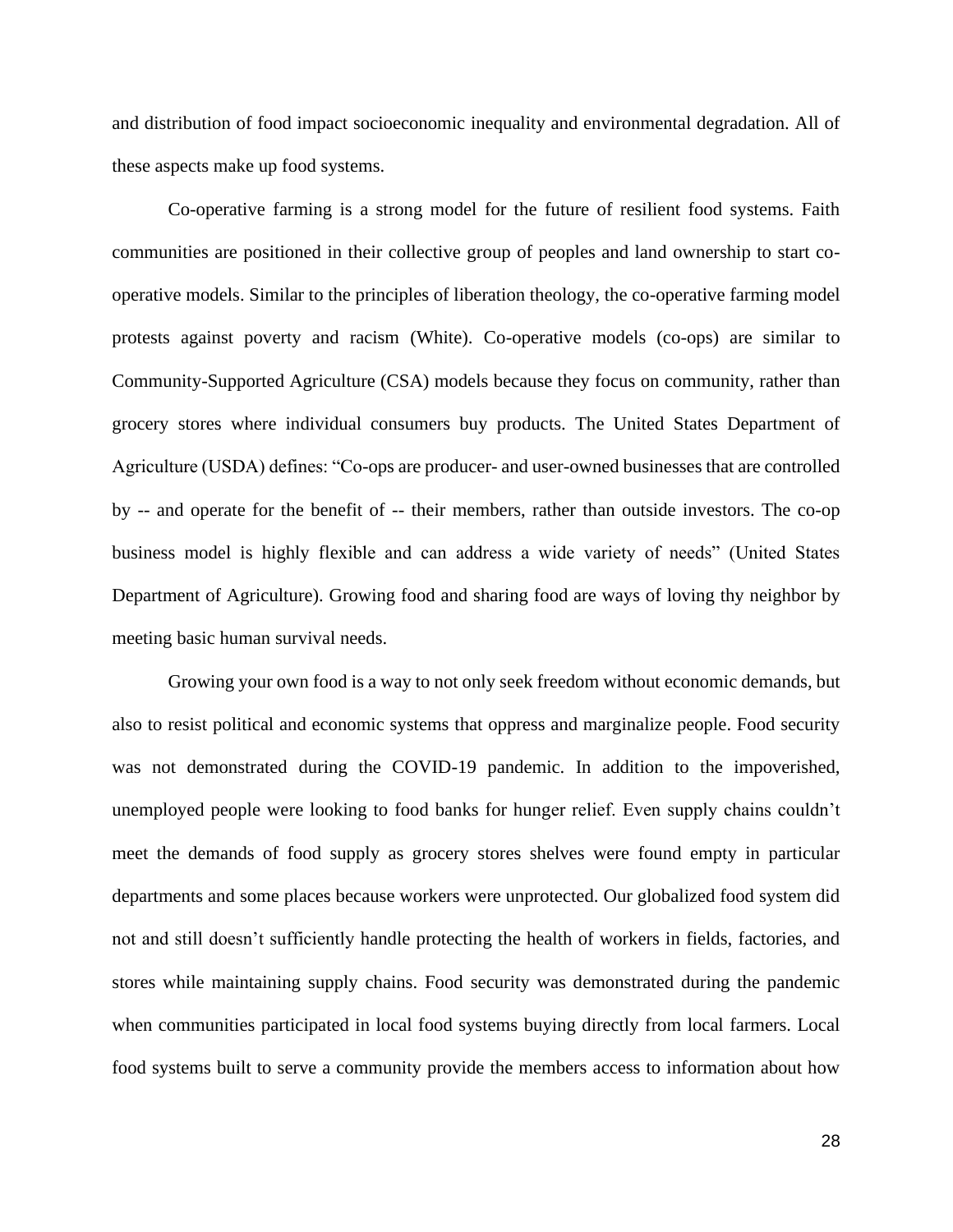and distribution of food impact socioeconomic inequality and environmental degradation. All of these aspects make up food systems.

Co-operative farming is a strong model for the future of resilient food systems. Faith communities are positioned in their collective group of peoples and land ownership to start co-operative models. Similar to the principles of liberation theology, the co-operative farming model protests against poverty and racism (White). Co-operative models (co-ops) are similar to Community-Supported Agriculture (CSA) models because they focus on community, rather than grocery stores where individual consumers buy products. The United States Department of Agriculture (USDA) defines: "Co-ops are producer- and user-owned businesses that are controlled by -- and operate for the benefit of -- their members, rather than outside investors. The co-op business model is highly flexible and can address a wide variety of needs" (United States Department of Agriculture). Growing food and sharing food are ways of loving thy neighbor by meeting basic human survival needs.

Growing your own food is a way to not only seek freedom without economic demands, but also to resist political and economic systems that oppress and marginalize people. Food security was not demonstrated during the COVID-19 pandemic. In addition to the impoverished, unemployed people were looking to food banks for hunger relief. Even supply chains couldn't meet the demands of food supply as grocery stores shelves were found empty in particular departments and some places because workers were unprotected. Our globalized food system did not and still doesn't sufficiently handle protecting the health of workers in fields, factories, and stores while maintaining supply chains. Food security was demonstrated during the pandemic when communities participated in local food systems buying directly from local farmers. Local food systems built to serve a community provide the members access to information about how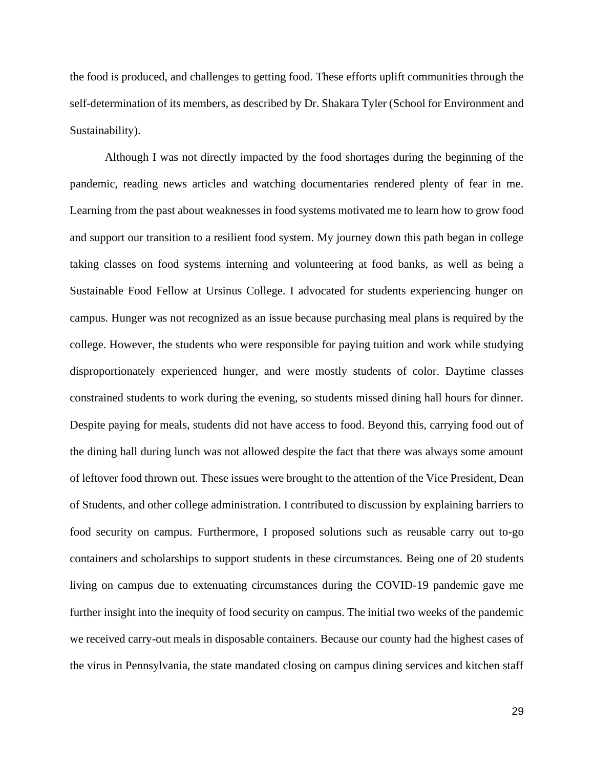the food is produced, and challenges to getting food. These efforts uplift communities through the self-determination of its members, as described by Dr. Shakara Tyler (School for Environment and Sustainability).

Although I was not directly impacted by the food shortages during the beginning of the pandemic, reading news articles and watching documentaries rendered plenty of fear in me. Learning from the past about weaknesses in food systems motivated me to learn how to grow food and support our transition to a resilient food system. My journey down this path began in college taking classes on food systems interning and volunteering at food banks, as well as being a Sustainable Food Fellow at Ursinus College. I advocated for students experiencing hunger on campus. Hunger was not recognized as an issue because purchasing meal plans is required by the college. However, the students who were responsible for paying tuition and work while studying disproportionately experienced hunger, and were mostly students of color. Daytime classes constrained students to work during the evening, so students missed dining hall hours for dinner. Despite paying for meals, students did not have access to food. Beyond this, carrying food out of the dining hall during lunch was not allowed despite the fact that there was always some amount of leftover food thrown out. These issues were brought to the attention of the Vice President, Dean of Students, and other college administration. I contributed to discussion by explaining barriers to food security on campus. Furthermore, I proposed solutions such as reusable carry out to-go containers and scholarships to support students in these circumstances. Being one of 20 students living on campus due to extenuating circumstances during the COVID-19 pandemic gave me further insight into the inequity of food security on campus. The initial two weeks of the pandemic we received carry-out meals in disposable containers. Because our county had the highest cases of the virus in Pennsylvania, the state mandated closing on campus dining services and kitchen staff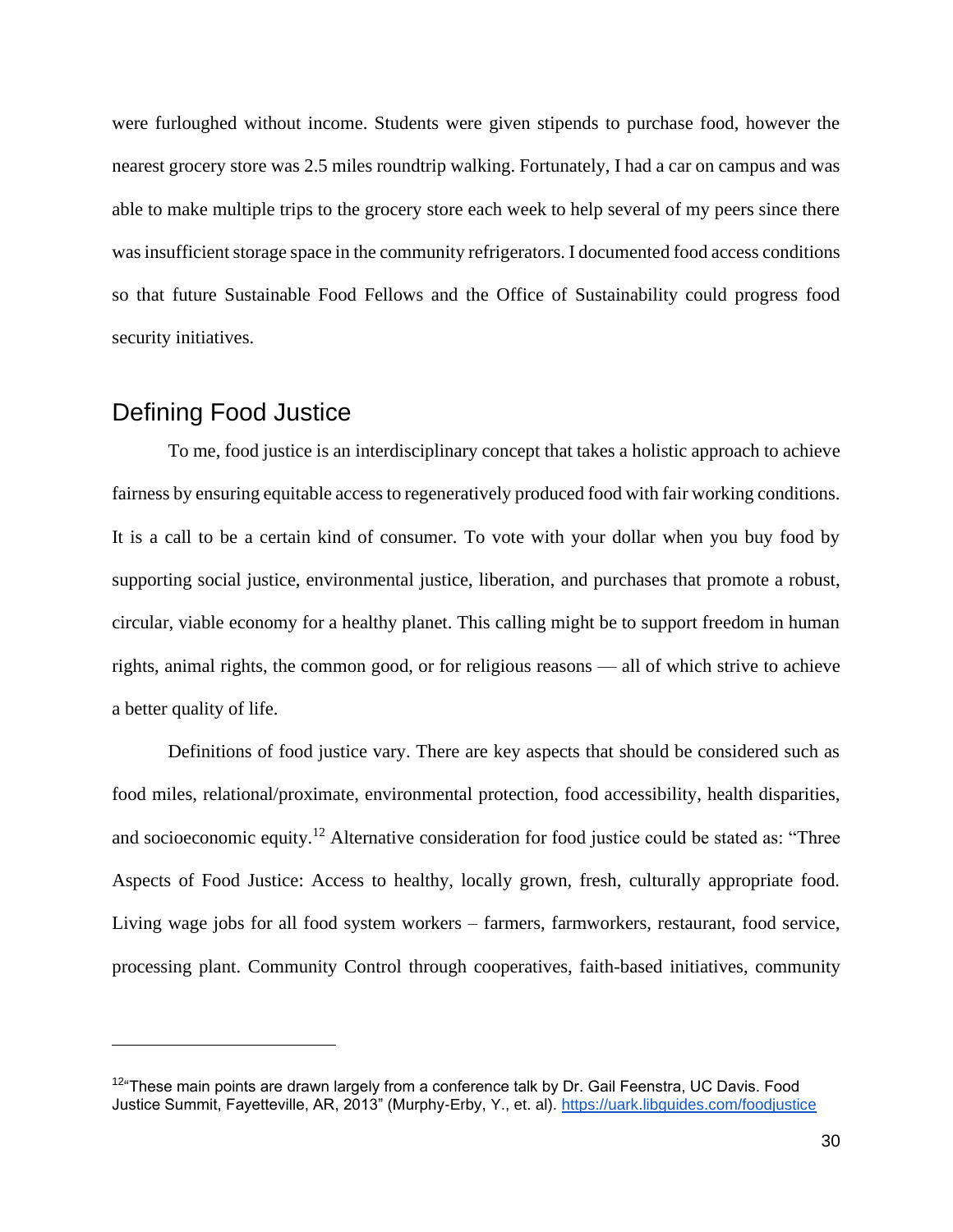were furloughed without income. Students were given stipends to purchase food, however the nearest grocery store was 2.5 miles roundtrip walking. Fortunately, I had a car on campus and was able to make multiple trips to the grocery store each week to help several of my peers since there was insufficient storage space in the community refrigerators. I documented food access conditions so that future Sustainable Food Fellows and the Office of Sustainability could progress food security initiatives.

## Defining Food Justice

To me, food justice is an interdisciplinary concept that takes a holistic approach to achieve fairness by ensuring equitable access to regeneratively produced food with fair working conditions. It is a call to be a certain kind of consumer. To vote with your dollar when you buy food by supporting social justice, environmental justice, liberation, and purchases that promote a robust, circular, viable economy for a healthy planet. This calling might be to support freedom in human rights, animal rights, the common good, or for religious reasons — all of which strive to achieve a better quality of life.

Definitions of food justice vary. There are key aspects that should be considered such as food miles, relational/proximate, environmental protection, food accessibility, health disparities, and socioeconomic equity.[12] Alternative consideration for food justice could be stated as: "Three Aspects of Food Justice: Access to healthy, locally grown, fresh, culturally appropriate food. Living wage jobs for all food system workers – farmers, farmworkers, restaurant, food service, processing plant. Community Control through cooperatives, faith-based initiatives, community

---

[12] "These main points are drawn largely from a conference talk by Dr. Gail Feenstra, UC Davis. Food Justice Summit, Fayetteville, AR, 2013" (Murphy-Erby, Y., et. al). https://uark.libguides.com/foodjustice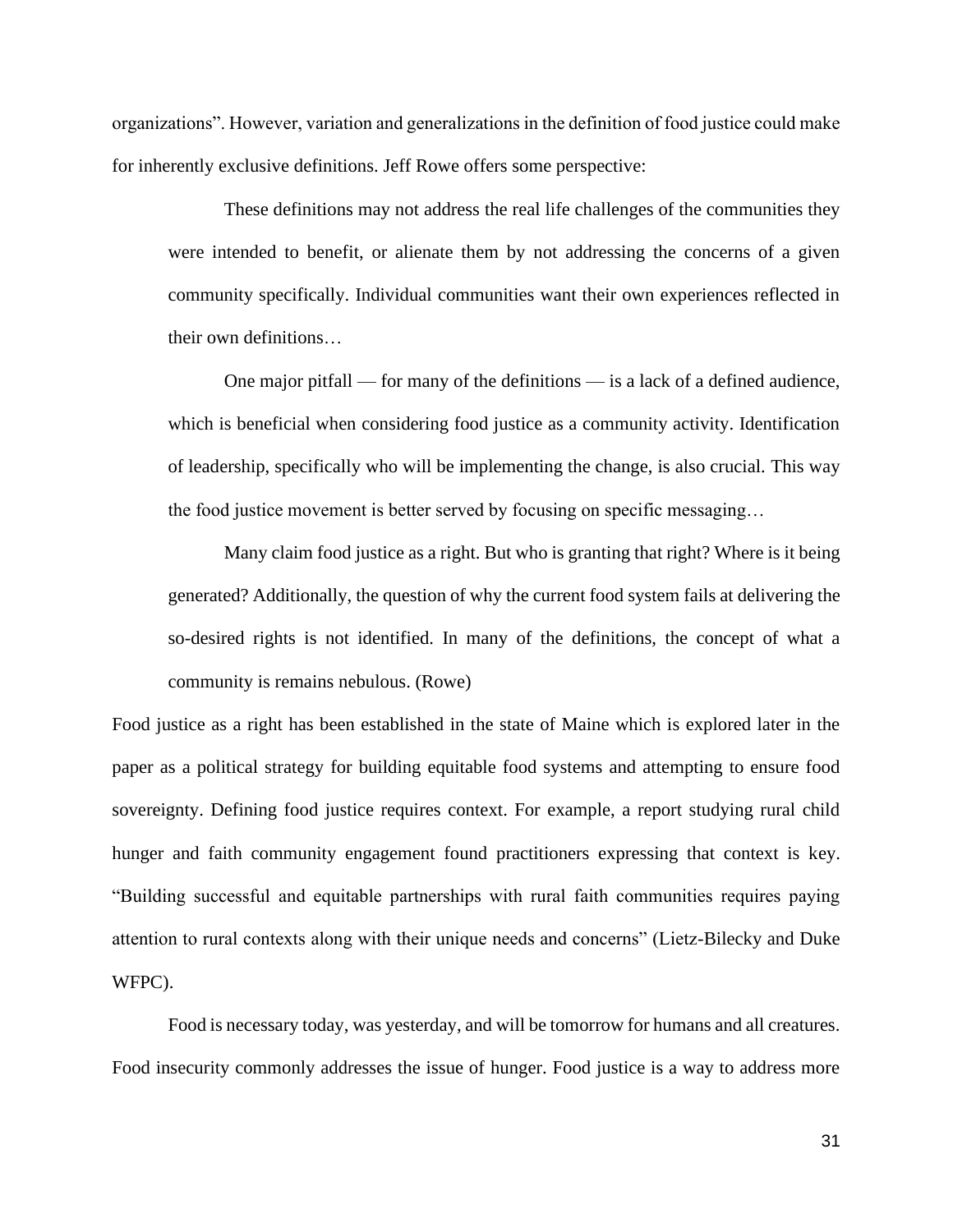organizations". However, variation and generalizations in the definition of food justice could make for inherently exclusive definitions. Jeff Rowe offers some perspective:

> These definitions may not address the real life challenges of the communities they were intended to benefit, or alienate them by not addressing the concerns of a given community specifically. Individual communities want their own experiences reflected in their own definitions…
>
> One major pitfall — for many of the definitions — is a lack of a defined audience, which is beneficial when considering food justice as a community activity. Identification of leadership, specifically who will be implementing the change, is also crucial. This way the food justice movement is better served by focusing on specific messaging…
>
> Many claim food justice as a right. But who is granting that right? Where is it being generated? Additionally, the question of why the current food system fails at delivering the so-desired rights is not identified. In many of the definitions, the concept of what a community is remains nebulous. (Rowe)

Food justice as a right has been established in the state of Maine which is explored later in the paper as a political strategy for building equitable food systems and attempting to ensure food sovereignty. Defining food justice requires context. For example, a report studying rural child hunger and faith community engagement found practitioners expressing that context is key. "Building successful and equitable partnerships with rural faith communities requires paying attention to rural contexts along with their unique needs and concerns" (Lietz-Bilecky and Duke WFPC).

Food is necessary today, was yesterday, and will be tomorrow for humans and all creatures. Food insecurity commonly addresses the issue of hunger. Food justice is a way to address more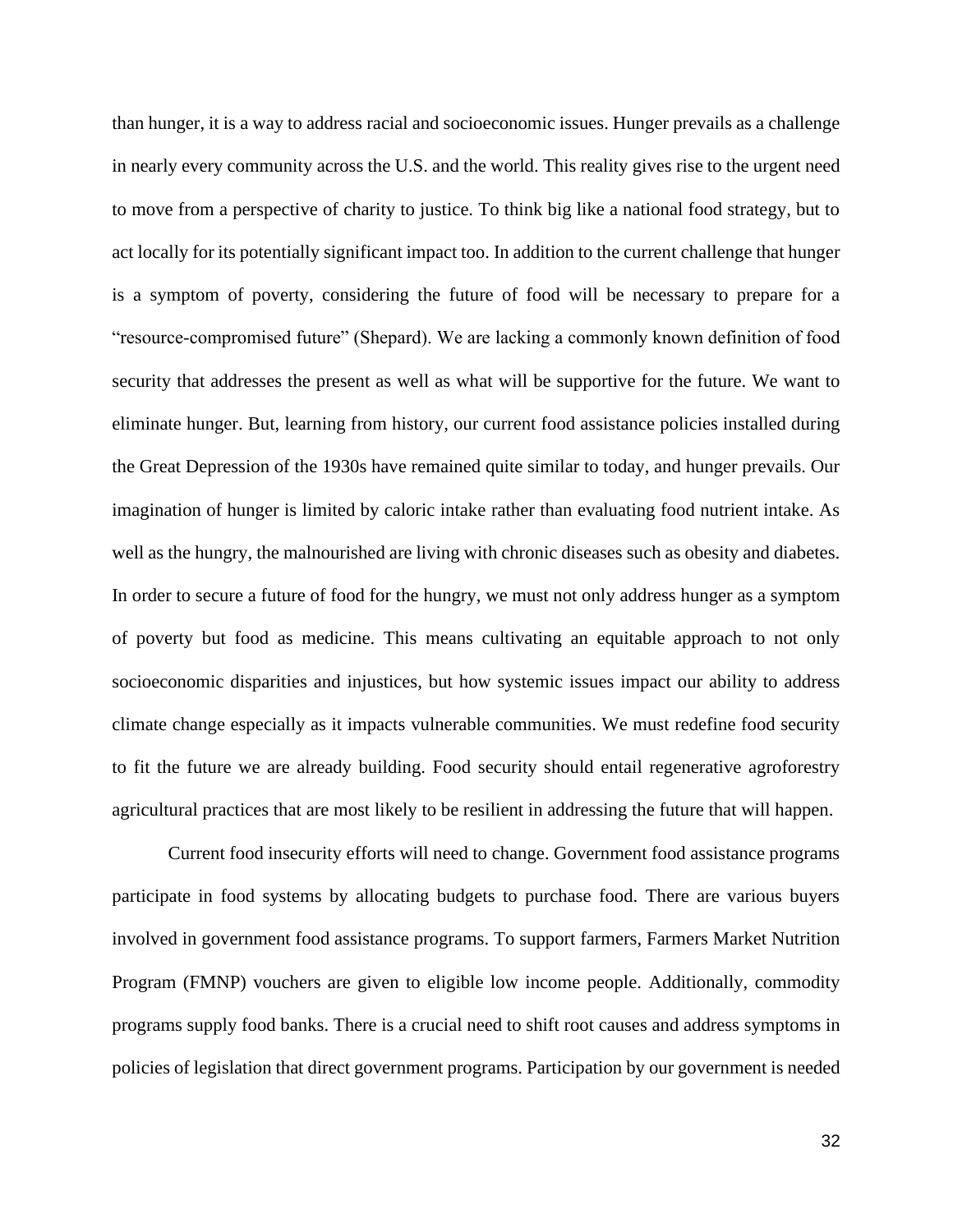than hunger, it is a way to address racial and socioeconomic issues. Hunger prevails as a challenge in nearly every community across the U.S. and the world. This reality gives rise to the urgent need to move from a perspective of charity to justice. To think big like a national food strategy, but to act locally for its potentially significant impact too. In addition to the current challenge that hunger is a symptom of poverty, considering the future of food will be necessary to prepare for a "resource-compromised future" (Shepard). We are lacking a commonly known definition of food security that addresses the present as well as what will be supportive for the future. We want to eliminate hunger. But, learning from history, our current food assistance policies installed during the Great Depression of the 1930s have remained quite similar to today, and hunger prevails. Our imagination of hunger is limited by caloric intake rather than evaluating food nutrient intake. As well as the hungry, the malnourished are living with chronic diseases such as obesity and diabetes. In order to secure a future of food for the hungry, we must not only address hunger as a symptom of poverty but food as medicine. This means cultivating an equitable approach to not only socioeconomic disparities and injustices, but how systemic issues impact our ability to address climate change especially as it impacts vulnerable communities. We must redefine food security to fit the future we are already building. Food security should entail regenerative agroforestry agricultural practices that are most likely to be resilient in addressing the future that will happen.

Current food insecurity efforts will need to change. Government food assistance programs participate in food systems by allocating budgets to purchase food. There are various buyers involved in government food assistance programs. To support farmers, Farmers Market Nutrition Program (FMNP) vouchers are given to eligible low income people. Additionally, commodity programs supply food banks. There is a crucial need to shift root causes and address symptoms in policies of legislation that direct government programs. Participation by our government is needed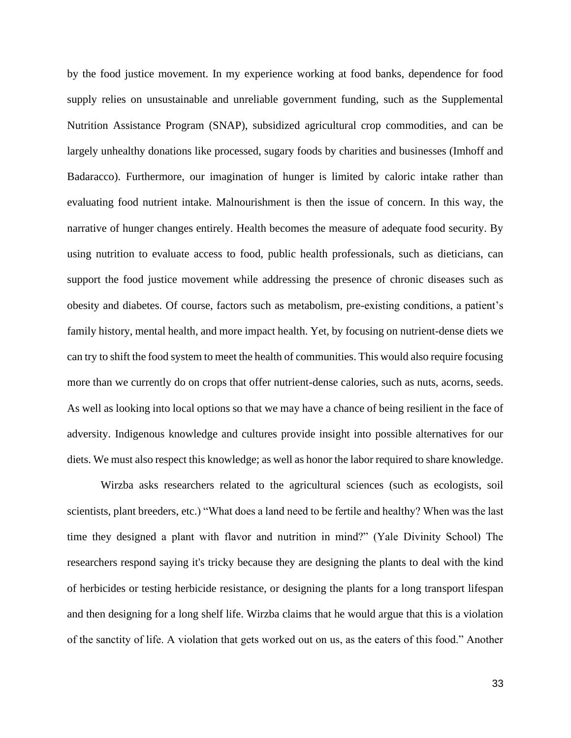by the food justice movement. In my experience working at food banks, dependence for food supply relies on unsustainable and unreliable government funding, such as the Supplemental Nutrition Assistance Program (SNAP), subsidized agricultural crop commodities, and can be largely unhealthy donations like processed, sugary foods by charities and businesses (Imhoff and Badaracco). Furthermore, our imagination of hunger is limited by caloric intake rather than evaluating food nutrient intake. Malnourishment is then the issue of concern. In this way, the narrative of hunger changes entirely. Health becomes the measure of adequate food security. By using nutrition to evaluate access to food, public health professionals, such as dieticians, can support the food justice movement while addressing the presence of chronic diseases such as obesity and diabetes. Of course, factors such as metabolism, pre-existing conditions, a patient's family history, mental health, and more impact health. Yet, by focusing on nutrient-dense diets we can try to shift the food system to meet the health of communities. This would also require focusing more than we currently do on crops that offer nutrient-dense calories, such as nuts, acorns, seeds. As well as looking into local options so that we may have a chance of being resilient in the face of adversity. Indigenous knowledge and cultures provide insight into possible alternatives for our diets. We must also respect this knowledge; as well as honor the labor required to share knowledge.

Wirzba asks researchers related to the agricultural sciences (such as ecologists, soil scientists, plant breeders, etc.) "What does a land need to be fertile and healthy? When was the last time they designed a plant with flavor and nutrition in mind?" (Yale Divinity School) The researchers respond saying it's tricky because they are designing the plants to deal with the kind of herbicides or testing herbicide resistance, or designing the plants for a long transport lifespan and then designing for a long shelf life. Wirzba claims that he would argue that this is a violation of the sanctity of life. A violation that gets worked out on us, as the eaters of this food." Another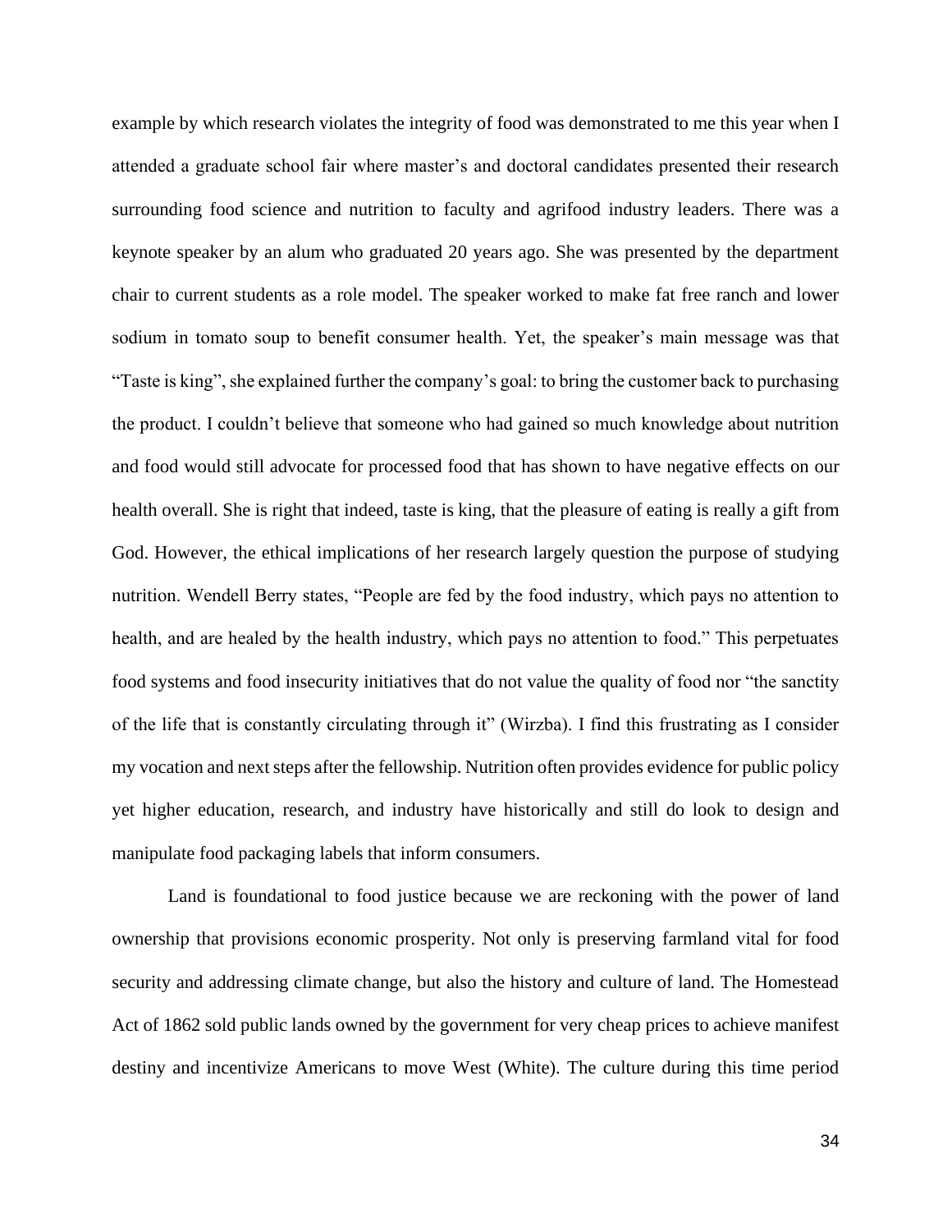example by which research violates the integrity of food was demonstrated to me this year when I attended a graduate school fair where master's and doctoral candidates presented their research surrounding food science and nutrition to faculty and agrifood industry leaders. There was a keynote speaker by an alum who graduated 20 years ago. She was presented by the department chair to current students as a role model. The speaker worked to make fat free ranch and lower sodium in tomato soup to benefit consumer health. Yet, the speaker's main message was that "Taste is king", she explained further the company's goal: to bring the customer back to purchasing the product. I couldn't believe that someone who had gained so much knowledge about nutrition and food would still advocate for processed food that has shown to have negative effects on our health overall. She is right that indeed, taste is king, that the pleasure of eating is really a gift from God. However, the ethical implications of her research largely question the purpose of studying nutrition. Wendell Berry states, "People are fed by the food industry, which pays no attention to health, and are healed by the health industry, which pays no attention to food." This perpetuates food systems and food insecurity initiatives that do not value the quality of food nor "the sanctity of the life that is constantly circulating through it" (Wirzba). I find this frustrating as I consider my vocation and next steps after the fellowship. Nutrition often provides evidence for public policy yet higher education, research, and industry have historically and still do look to design and manipulate food packaging labels that inform consumers.

Land is foundational to food justice because we are reckoning with the power of land ownership that provisions economic prosperity. Not only is preserving farmland vital for food security and addressing climate change, but also the history and culture of land. The Homestead Act of 1862 sold public lands owned by the government for very cheap prices to achieve manifest destiny and incentivize Americans to move West (White). The culture during this time period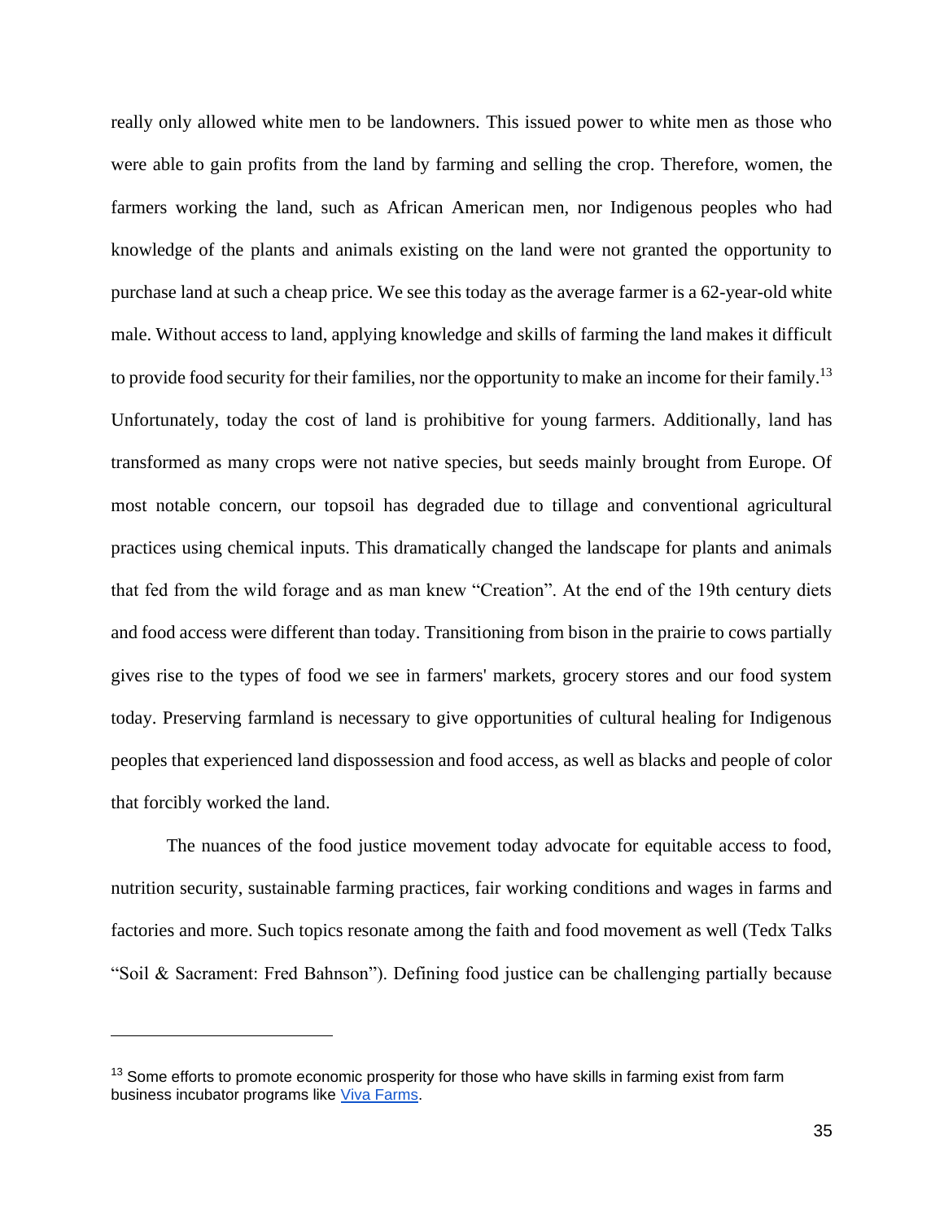really only allowed white men to be landowners. This issued power to white men as those who were able to gain profits from the land by farming and selling the crop. Therefore, women, the farmers working the land, such as African American men, nor Indigenous peoples who had knowledge of the plants and animals existing on the land were not granted the opportunity to purchase land at such a cheap price. We see this today as the average farmer is a 62-year-old white male. Without access to land, applying knowledge and skills of farming the land makes it difficult to provide food security for their families, nor the opportunity to make an income for their family.[13] Unfortunately, today the cost of land is prohibitive for young farmers. Additionally, land has transformed as many crops were not native species, but seeds mainly brought from Europe. Of most notable concern, our topsoil has degraded due to tillage and conventional agricultural practices using chemical inputs. This dramatically changed the landscape for plants and animals that fed from the wild forage and as man knew "Creation". At the end of the 19th century diets and food access were different than today. Transitioning from bison in the prairie to cows partially gives rise to the types of food we see in farmers' markets, grocery stores and our food system today. Preserving farmland is necessary to give opportunities of cultural healing for Indigenous peoples that experienced land dispossession and food access, as well as blacks and people of color that forcibly worked the land.

The nuances of the food justice movement today advocate for equitable access to food, nutrition security, sustainable farming practices, fair working conditions and wages in farms and factories and more. Such topics resonate among the faith and food movement as well (Tedx Talks "Soil & Sacrament: Fred Bahnson"). Defining food justice can be challenging partially because

---

[13] Some efforts to promote economic prosperity for those who have skills in farming exist from farm business incubator programs like Viva Farms.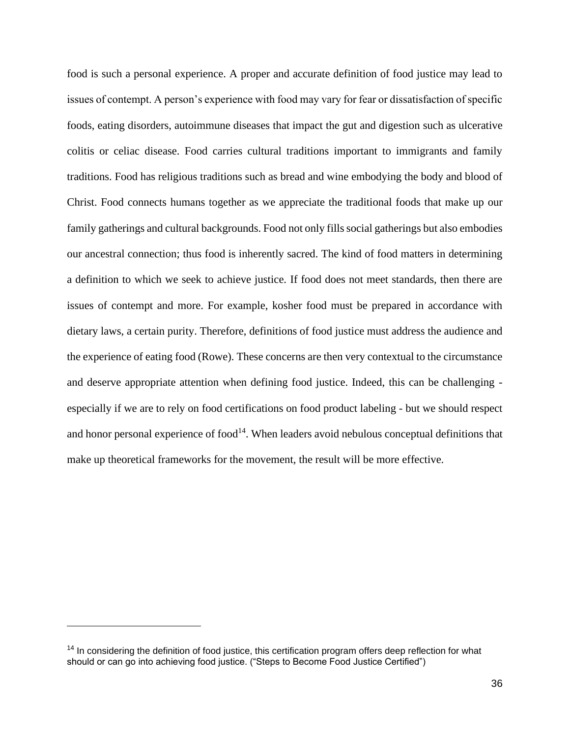food is such a personal experience. A proper and accurate definition of food justice may lead to issues of contempt. A person's experience with food may vary for fear or dissatisfaction of specific foods, eating disorders, autoimmune diseases that impact the gut and digestion such as ulcerative colitis or celiac disease. Food carries cultural traditions important to immigrants and family traditions. Food has religious traditions such as bread and wine embodying the body and blood of Christ. Food connects humans together as we appreciate the traditional foods that make up our family gatherings and cultural backgrounds. Food not only fills social gatherings but also embodies our ancestral connection; thus food is inherently sacred. The kind of food matters in determining a definition to which we seek to achieve justice. If food does not meet standards, then there are issues of contempt and more. For example, kosher food must be prepared in accordance with dietary laws, a certain purity. Therefore, definitions of food justice must address the audience and the experience of eating food (Rowe). These concerns are then very contextual to the circumstance and deserve appropriate attention when defining food justice. Indeed, this can be challenging - especially if we are to rely on food certifications on food product labeling - but we should respect and honor personal experience of food[14]. When leaders avoid nebulous conceptual definitions that make up theoretical frameworks for the movement, the result will be more effective.

[14] In considering the definition of food justice, this certification program offers deep reflection for what should or can go into achieving food justice. ("Steps to Become Food Justice Certified")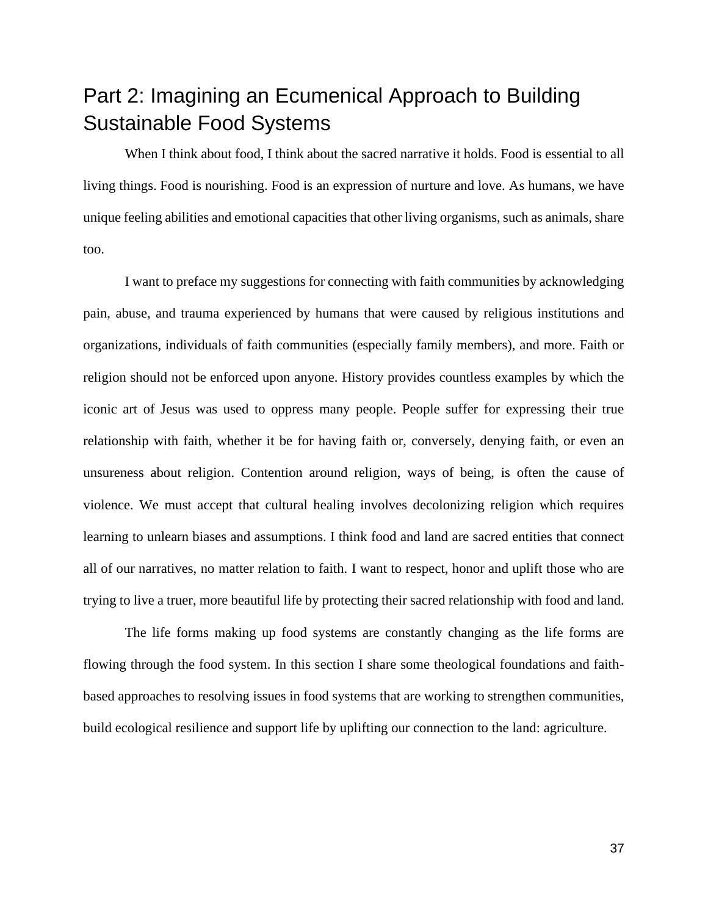# Part 2: Imagining an Ecumenical Approach to Building Sustainable Food Systems

When I think about food, I think about the sacred narrative it holds. Food is essential to all living things. Food is nourishing. Food is an expression of nurture and love. As humans, we have unique feeling abilities and emotional capacities that other living organisms, such as animals, share too.

I want to preface my suggestions for connecting with faith communities by acknowledging pain, abuse, and trauma experienced by humans that were caused by religious institutions and organizations, individuals of faith communities (especially family members), and more. Faith or religion should not be enforced upon anyone. History provides countless examples by which the iconic art of Jesus was used to oppress many people. People suffer for expressing their true relationship with faith, whether it be for having faith or, conversely, denying faith, or even an unsureness about religion. Contention around religion, ways of being, is often the cause of violence. We must accept that cultural healing involves decolonizing religion which requires learning to unlearn biases and assumptions. I think food and land are sacred entities that connect all of our narratives, no matter relation to faith. I want to respect, honor and uplift those who are trying to live a truer, more beautiful life by protecting their sacred relationship with food and land.

The life forms making up food systems are constantly changing as the life forms are flowing through the food system. In this section I share some theological foundations and faith-based approaches to resolving issues in food systems that are working to strengthen communities, build ecological resilience and support life by uplifting our connection to the land: agriculture.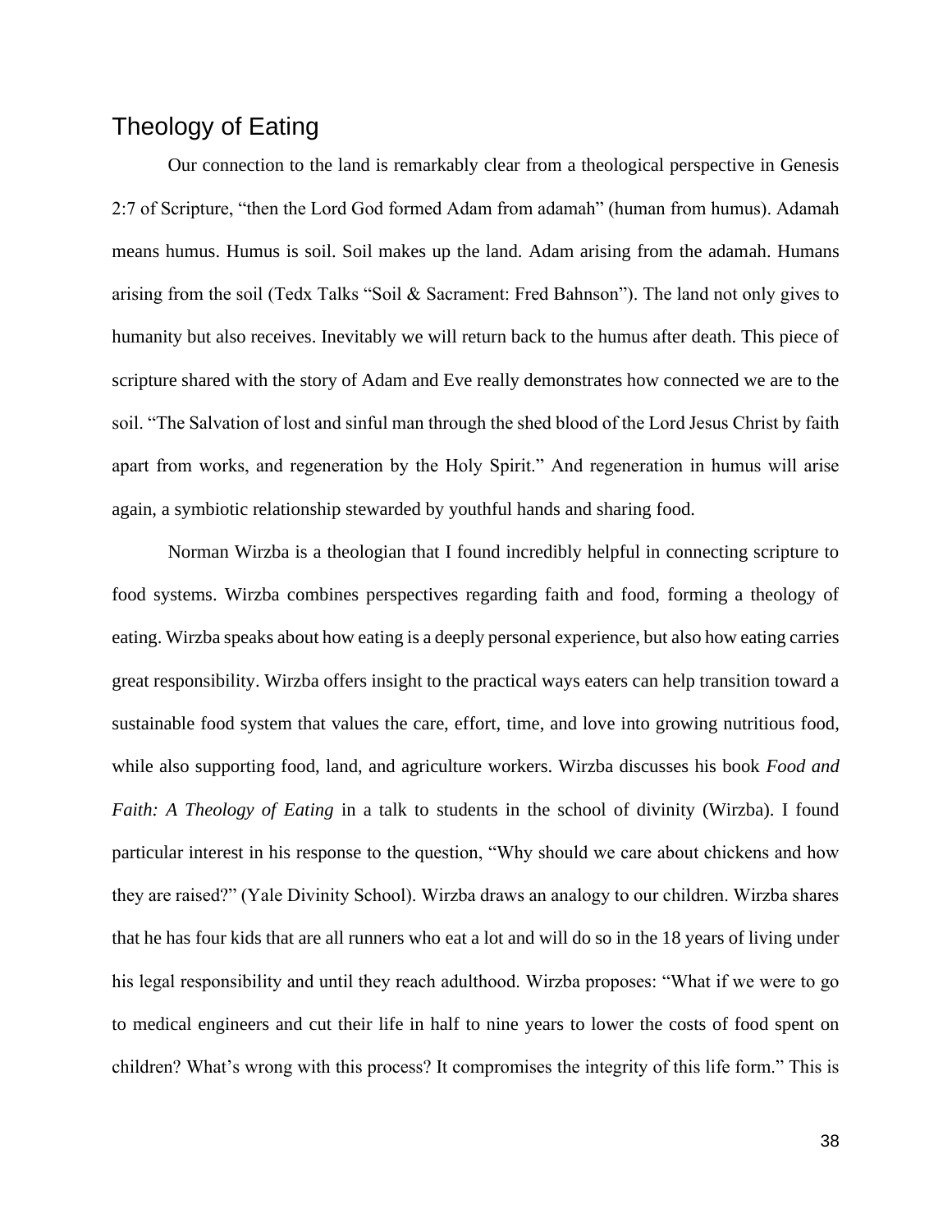## Theology of Eating

Our connection to the land is remarkably clear from a theological perspective in Genesis 2:7 of Scripture, "then the Lord God formed Adam from adamah" (human from humus). Adamah means humus. Humus is soil. Soil makes up the land. Adam arising from the adamah. Humans arising from the soil (Tedx Talks "Soil & Sacrament: Fred Bahnson"). The land not only gives to humanity but also receives. Inevitably we will return back to the humus after death. This piece of scripture shared with the story of Adam and Eve really demonstrates how connected we are to the soil. "The Salvation of lost and sinful man through the shed blood of the Lord Jesus Christ by faith apart from works, and regeneration by the Holy Spirit." And regeneration in humus will arise again, a symbiotic relationship stewarded by youthful hands and sharing food.

Norman Wirzba is a theologian that I found incredibly helpful in connecting scripture to food systems. Wirzba combines perspectives regarding faith and food, forming a theology of eating. Wirzba speaks about how eating is a deeply personal experience, but also how eating carries great responsibility. Wirzba offers insight to the practical ways eaters can help transition toward a sustainable food system that values the care, effort, time, and love into growing nutritious food, while also supporting food, land, and agriculture workers. Wirzba discusses his book *Food and Faith: A Theology of Eating* in a talk to students in the school of divinity (Wirzba). I found particular interest in his response to the question, "Why should we care about chickens and how they are raised?" (Yale Divinity School). Wirzba draws an analogy to our children. Wirzba shares that he has four kids that are all runners who eat a lot and will do so in the 18 years of living under his legal responsibility and until they reach adulthood. Wirzba proposes: "What if we were to go to medical engineers and cut their life in half to nine years to lower the costs of food spent on children? What's wrong with this process? It compromises the integrity of this life form." This is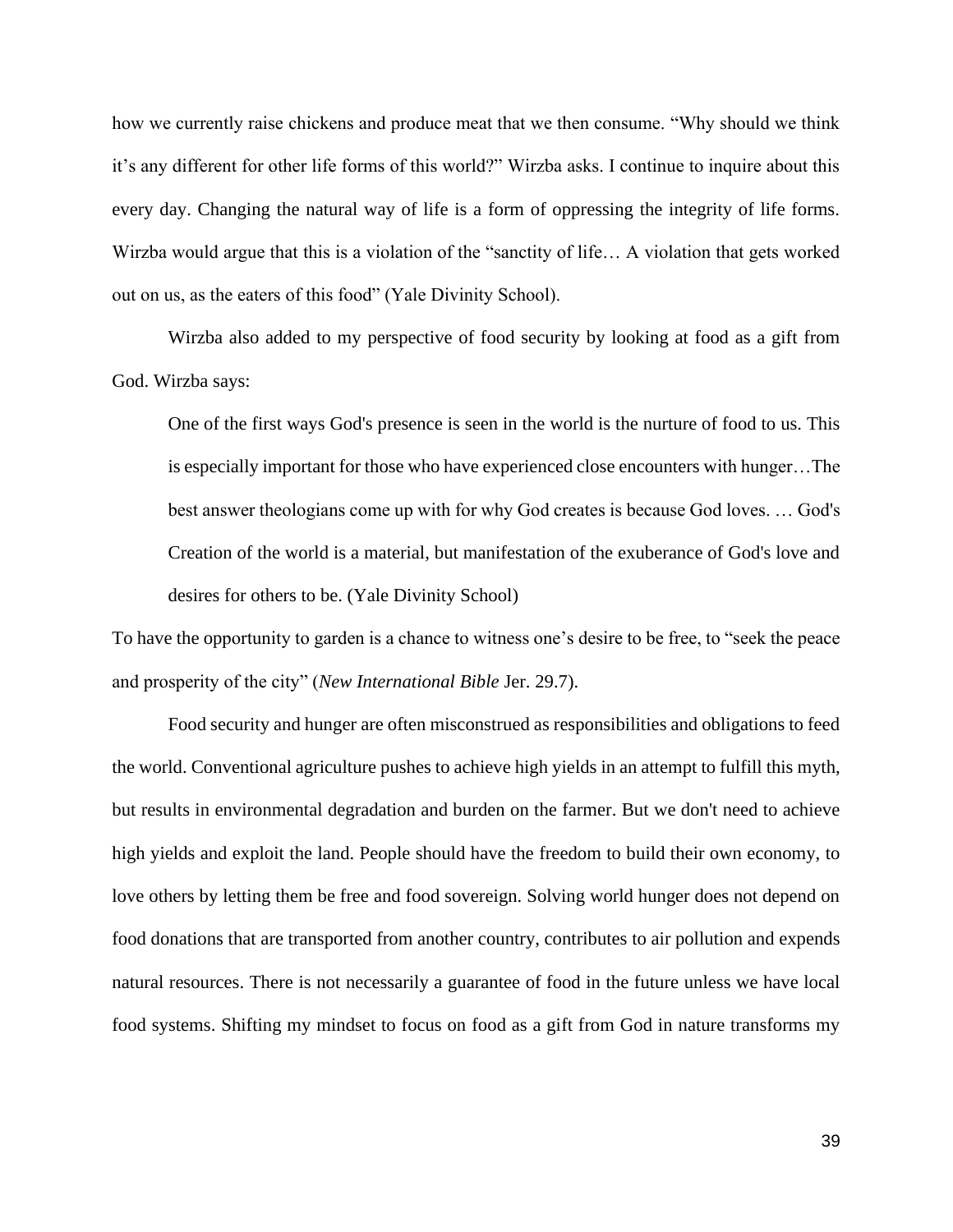how we currently raise chickens and produce meat that we then consume. “Why should we think it’s any different for other life forms of this world?” Wirzba asks. I continue to inquire about this every day. Changing the natural way of life is a form of oppressing the integrity of life forms. Wirzba would argue that this is a violation of the “sanctity of life… A violation that gets worked out on us, as the eaters of this food” (Yale Divinity School).

Wirzba also added to my perspective of food security by looking at food as a gift from God. Wirzba says:

> One of the first ways God's presence is seen in the world is the nurture of food to us. This is especially important for those who have experienced close encounters with hunger…The best answer theologians come up with for why God creates is because God loves. … God's Creation of the world is a material, but manifestation of the exuberance of God's love and desires for others to be. (Yale Divinity School)

To have the opportunity to garden is a chance to witness one’s desire to be free, to “seek the peace and prosperity of the city” (*New International Bible* Jer. 29.7).

Food security and hunger are often misconstrued as responsibilities and obligations to feed the world. Conventional agriculture pushes to achieve high yields in an attempt to fulfill this myth, but results in environmental degradation and burden on the farmer. But we don't need to achieve high yields and exploit the land. People should have the freedom to build their own economy, to love others by letting them be free and food sovereign. Solving world hunger does not depend on food donations that are transported from another country, contributes to air pollution and expends natural resources. There is not necessarily a guarantee of food in the future unless we have local food systems. Shifting my mindset to focus on food as a gift from God in nature transforms my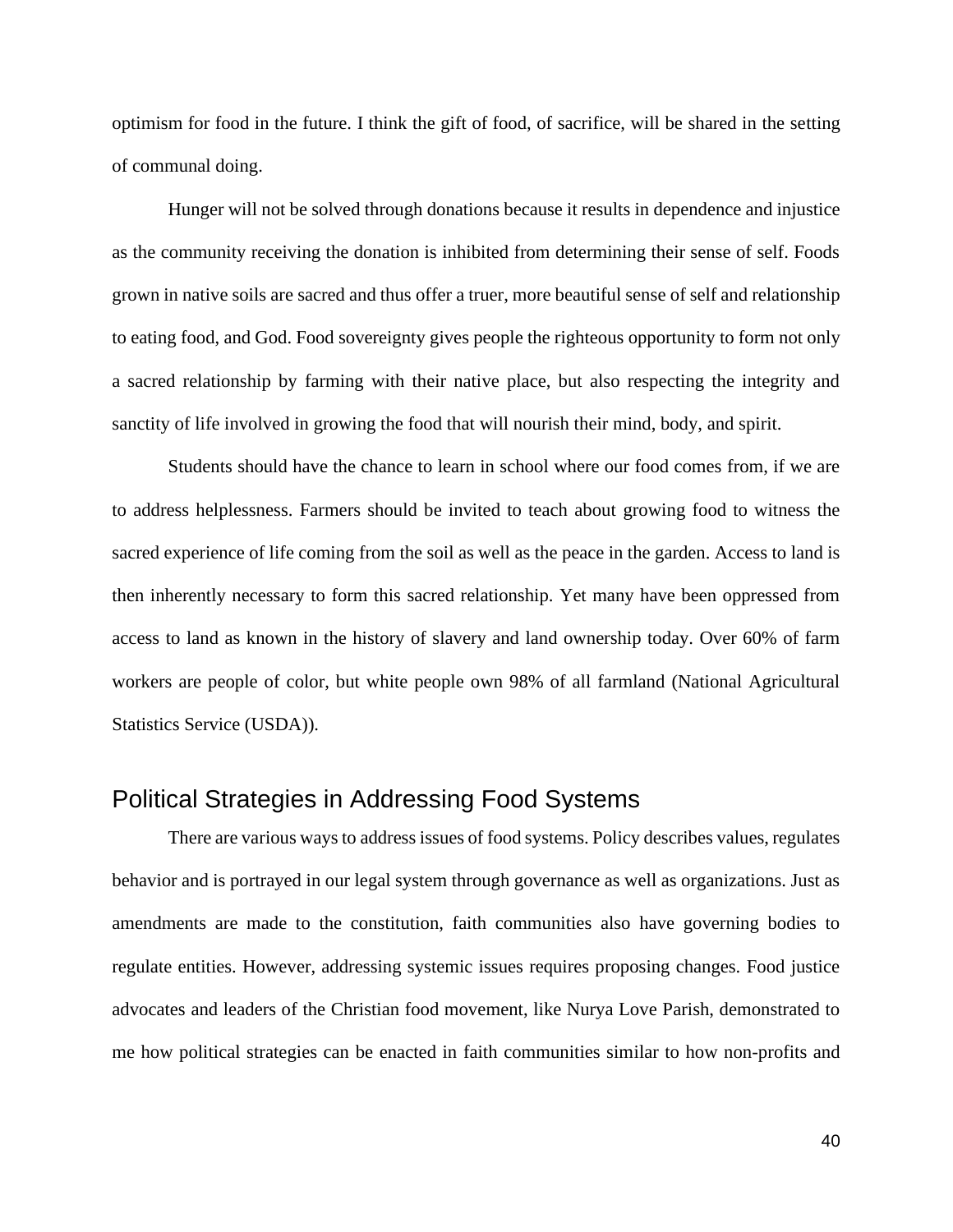optimism for food in the future. I think the gift of food, of sacrifice, will be shared in the setting of communal doing.

Hunger will not be solved through donations because it results in dependence and injustice as the community receiving the donation is inhibited from determining their sense of self. Foods grown in native soils are sacred and thus offer a truer, more beautiful sense of self and relationship to eating food, and God. Food sovereignty gives people the righteous opportunity to form not only a sacred relationship by farming with their native place, but also respecting the integrity and sanctity of life involved in growing the food that will nourish their mind, body, and spirit.

Students should have the chance to learn in school where our food comes from, if we are to address helplessness. Farmers should be invited to teach about growing food to witness the sacred experience of life coming from the soil as well as the peace in the garden. Access to land is then inherently necessary to form this sacred relationship. Yet many have been oppressed from access to land as known in the history of slavery and land ownership today. Over 60% of farm workers are people of color, but white people own 98% of all farmland (National Agricultural Statistics Service (USDA)).

## Political Strategies in Addressing Food Systems

There are various ways to address issues of food systems. Policy describes values, regulates behavior and is portrayed in our legal system through governance as well as organizations. Just as amendments are made to the constitution, faith communities also have governing bodies to regulate entities. However, addressing systemic issues requires proposing changes. Food justice advocates and leaders of the Christian food movement, like Nurya Love Parish, demonstrated to me how political strategies can be enacted in faith communities similar to how non-profits and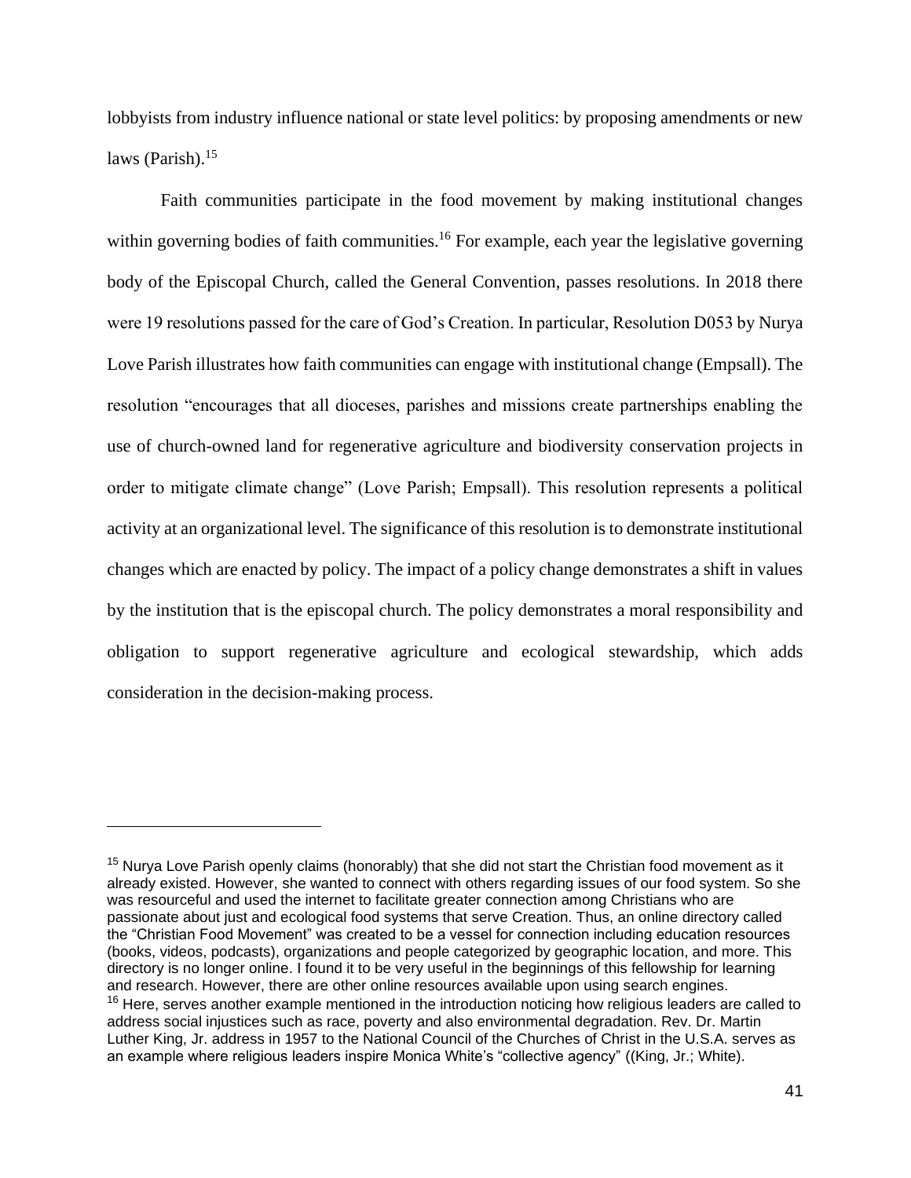lobbyists from industry influence national or state level politics: by proposing amendments or new laws (Parish).[15]

Faith communities participate in the food movement by making institutional changes within governing bodies of faith communities.[16] For example, each year the legislative governing body of the Episcopal Church, called the General Convention, passes resolutions. In 2018 there were 19 resolutions passed for the care of God's Creation. In particular, Resolution D053 by Nurya Love Parish illustrates how faith communities can engage with institutional change (Empsall). The resolution "encourages that all dioceses, parishes and missions create partnerships enabling the use of church-owned land for regenerative agriculture and biodiversity conservation projects in order to mitigate climate change" (Love Parish; Empsall). This resolution represents a political activity at an organizational level. The significance of this resolution is to demonstrate institutional changes which are enacted by policy. The impact of a policy change demonstrates a shift in values by the institution that is the episcopal church. The policy demonstrates a moral responsibility and obligation to support regenerative agriculture and ecological stewardship, which adds consideration in the decision-making process.

---

[15] Nurya Love Parish openly claims (honorably) that she did not start the Christian food movement as it already existed. However, she wanted to connect with others regarding issues of our food system. So she was resourceful and used the internet to facilitate greater connection among Christians who are passionate about just and ecological food systems that serve Creation. Thus, an online directory called the "Christian Food Movement" was created to be a vessel for connection including education resources (books, videos, podcasts), organizations and people categorized by geographic location, and more. This directory is no longer online. I found it to be very useful in the beginnings of this fellowship for learning and research. However, there are other online resources available upon using search engines.

[16] Here, serves another example mentioned in the introduction noticing how religious leaders are called to address social injustices such as race, poverty and also environmental degradation. Rev. Dr. Martin Luther King, Jr. address in 1957 to the National Council of the Churches of Christ in the U.S.A. serves as an example where religious leaders inspire Monica White's "collective agency" ((King, Jr.; White).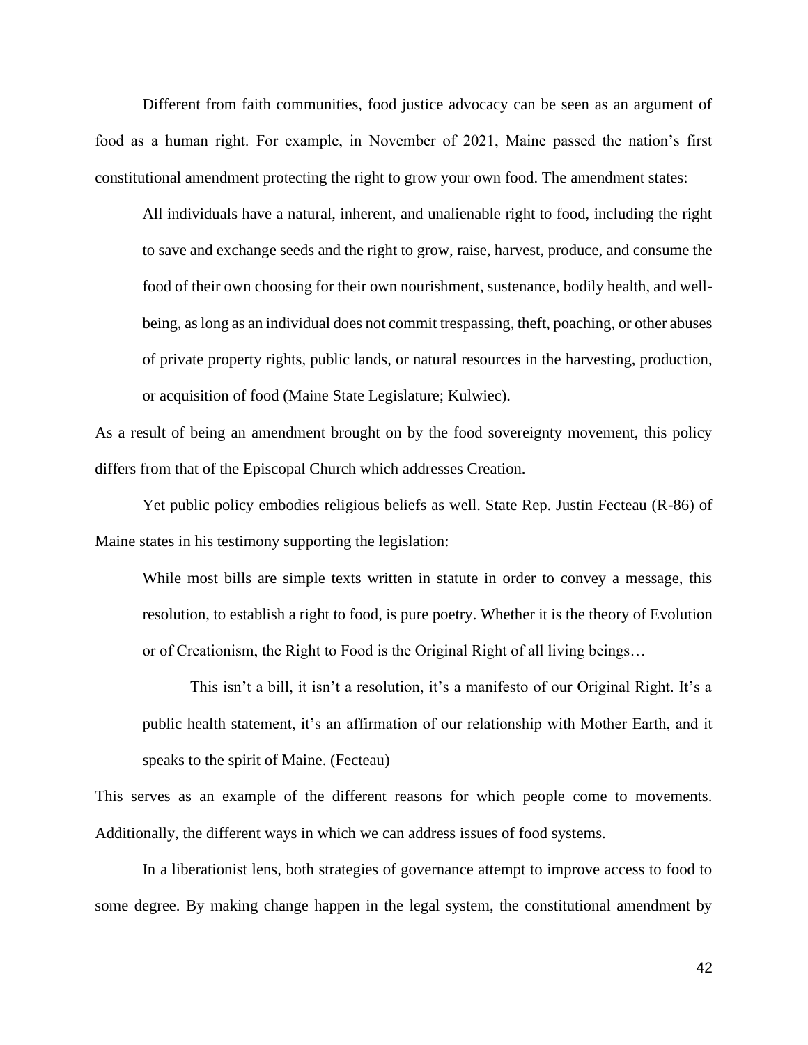Different from faith communities, food justice advocacy can be seen as an argument of food as a human right. For example, in November of 2021, Maine passed the nation's first constitutional amendment protecting the right to grow your own food. The amendment states:

> All individuals have a natural, inherent, and unalienable right to food, including the right to save and exchange seeds and the right to grow, raise, harvest, produce, and consume the food of their own choosing for their own nourishment, sustenance, bodily health, and well-being, as long as an individual does not commit trespassing, theft, poaching, or other abuses of private property rights, public lands, or natural resources in the harvesting, production, or acquisition of food (Maine State Legislature; Kulwiec).

As a result of being an amendment brought on by the food sovereignty movement, this policy differs from that of the Episcopal Church which addresses Creation.

Yet public policy embodies religious beliefs as well. State Rep. Justin Fecteau (R-86) of Maine states in his testimony supporting the legislation:

> While most bills are simple texts written in statute in order to convey a message, this resolution, to establish a right to food, is pure poetry. Whether it is the theory of Evolution or of Creationism, the Right to Food is the Original Right of all living beings…
>
> This isn't a bill, it isn't a resolution, it's a manifesto of our Original Right. It's a public health statement, it's an affirmation of our relationship with Mother Earth, and it speaks to the spirit of Maine. (Fecteau)

This serves as an example of the different reasons for which people come to movements. Additionally, the different ways in which we can address issues of food systems.

In a liberationist lens, both strategies of governance attempt to improve access to food to some degree. By making change happen in the legal system, the constitutional amendment by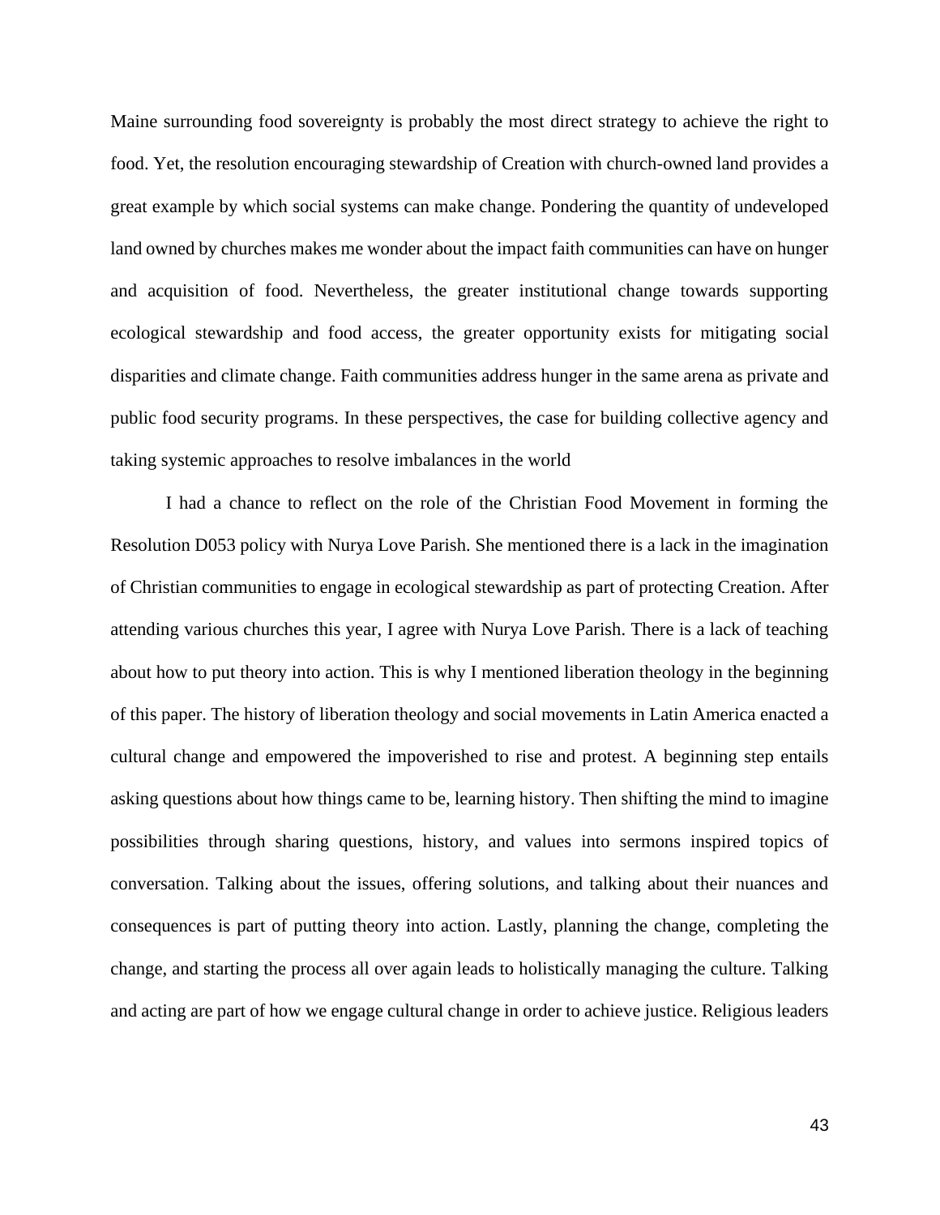Maine surrounding food sovereignty is probably the most direct strategy to achieve the right to food. Yet, the resolution encouraging stewardship of Creation with church-owned land provides a great example by which social systems can make change. Pondering the quantity of undeveloped land owned by churches makes me wonder about the impact faith communities can have on hunger and acquisition of food. Nevertheless, the greater institutional change towards supporting ecological stewardship and food access, the greater opportunity exists for mitigating social disparities and climate change. Faith communities address hunger in the same arena as private and public food security programs. In these perspectives, the case for building collective agency and taking systemic approaches to resolve imbalances in the world

I had a chance to reflect on the role of the Christian Food Movement in forming the Resolution D053 policy with Nurya Love Parish. She mentioned there is a lack in the imagination of Christian communities to engage in ecological stewardship as part of protecting Creation. After attending various churches this year, I agree with Nurya Love Parish. There is a lack of teaching about how to put theory into action. This is why I mentioned liberation theology in the beginning of this paper. The history of liberation theology and social movements in Latin America enacted a cultural change and empowered the impoverished to rise and protest. A beginning step entails asking questions about how things came to be, learning history. Then shifting the mind to imagine possibilities through sharing questions, history, and values into sermons inspired topics of conversation. Talking about the issues, offering solutions, and talking about their nuances and consequences is part of putting theory into action. Lastly, planning the change, completing the change, and starting the process all over again leads to holistically managing the culture. Talking and acting are part of how we engage cultural change in order to achieve justice. Religious leaders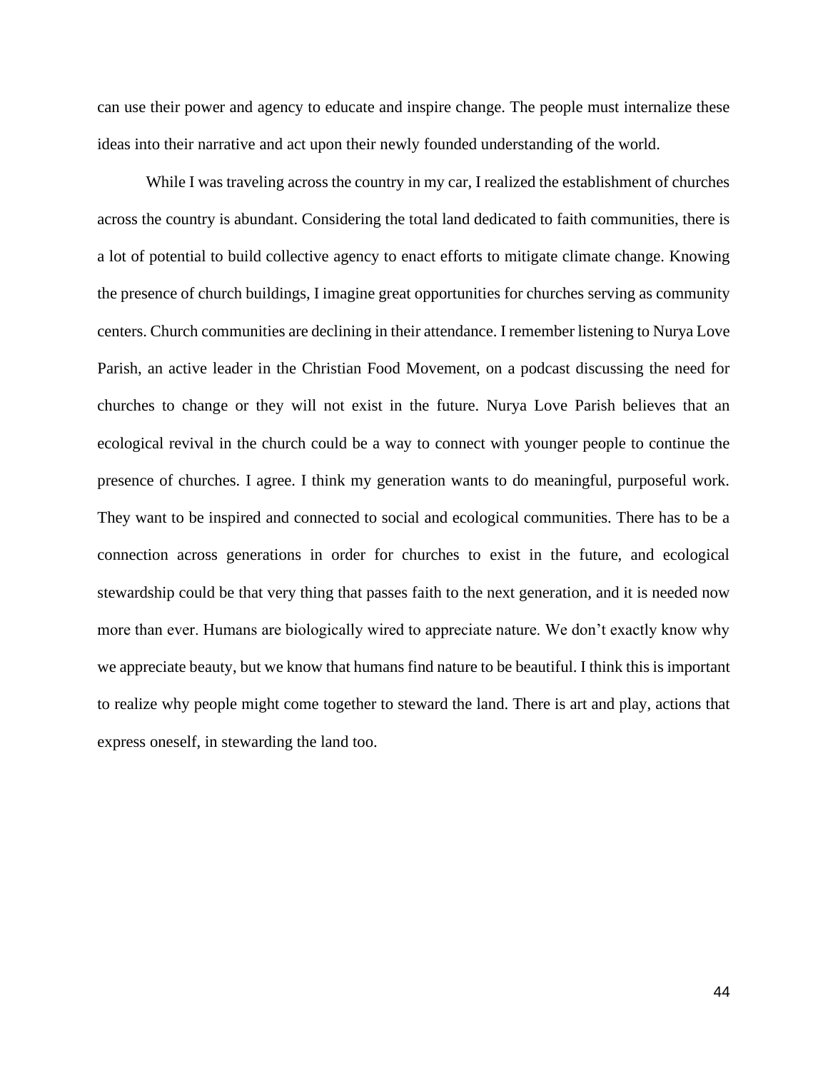can use their power and agency to educate and inspire change. The people must internalize these ideas into their narrative and act upon their newly founded understanding of the world.

While I was traveling across the country in my car, I realized the establishment of churches across the country is abundant. Considering the total land dedicated to faith communities, there is a lot of potential to build collective agency to enact efforts to mitigate climate change. Knowing the presence of church buildings, I imagine great opportunities for churches serving as community centers. Church communities are declining in their attendance. I remember listening to Nurya Love Parish, an active leader in the Christian Food Movement, on a podcast discussing the need for churches to change or they will not exist in the future. Nurya Love Parish believes that an ecological revival in the church could be a way to connect with younger people to continue the presence of churches. I agree. I think my generation wants to do meaningful, purposeful work. They want to be inspired and connected to social and ecological communities. There has to be a connection across generations in order for churches to exist in the future, and ecological stewardship could be that very thing that passes faith to the next generation, and it is needed now more than ever. Humans are biologically wired to appreciate nature. We don't exactly know why we appreciate beauty, but we know that humans find nature to be beautiful. I think this is important to realize why people might come together to steward the land. There is art and play, actions that express oneself, in stewarding the land too.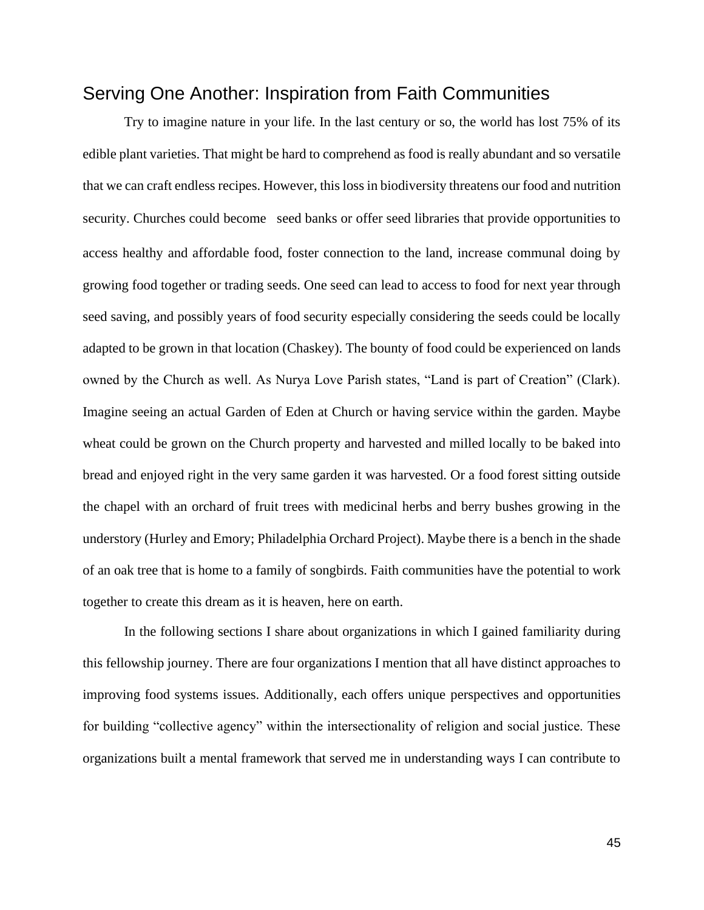## Serving One Another: Inspiration from Faith Communities

Try to imagine nature in your life. In the last century or so, the world has lost 75% of its edible plant varieties. That might be hard to comprehend as food is really abundant and so versatile that we can craft endless recipes. However, this loss in biodiversity threatens our food and nutrition security. Churches could become seed banks or offer seed libraries that provide opportunities to access healthy and affordable food, foster connection to the land, increase communal doing by growing food together or trading seeds. One seed can lead to access to food for next year through seed saving, and possibly years of food security especially considering the seeds could be locally adapted to be grown in that location (Chaskey). The bounty of food could be experienced on lands owned by the Church as well. As Nurya Love Parish states, "Land is part of Creation" (Clark). Imagine seeing an actual Garden of Eden at Church or having service within the garden. Maybe wheat could be grown on the Church property and harvested and milled locally to be baked into bread and enjoyed right in the very same garden it was harvested. Or a food forest sitting outside the chapel with an orchard of fruit trees with medicinal herbs and berry bushes growing in the understory (Hurley and Emory; Philadelphia Orchard Project). Maybe there is a bench in the shade of an oak tree that is home to a family of songbirds. Faith communities have the potential to work together to create this dream as it is heaven, here on earth.

In the following sections I share about organizations in which I gained familiarity during this fellowship journey. There are four organizations I mention that all have distinct approaches to improving food systems issues. Additionally, each offers unique perspectives and opportunities for building "collective agency" within the intersectionality of religion and social justice. These organizations built a mental framework that served me in understanding ways I can contribute to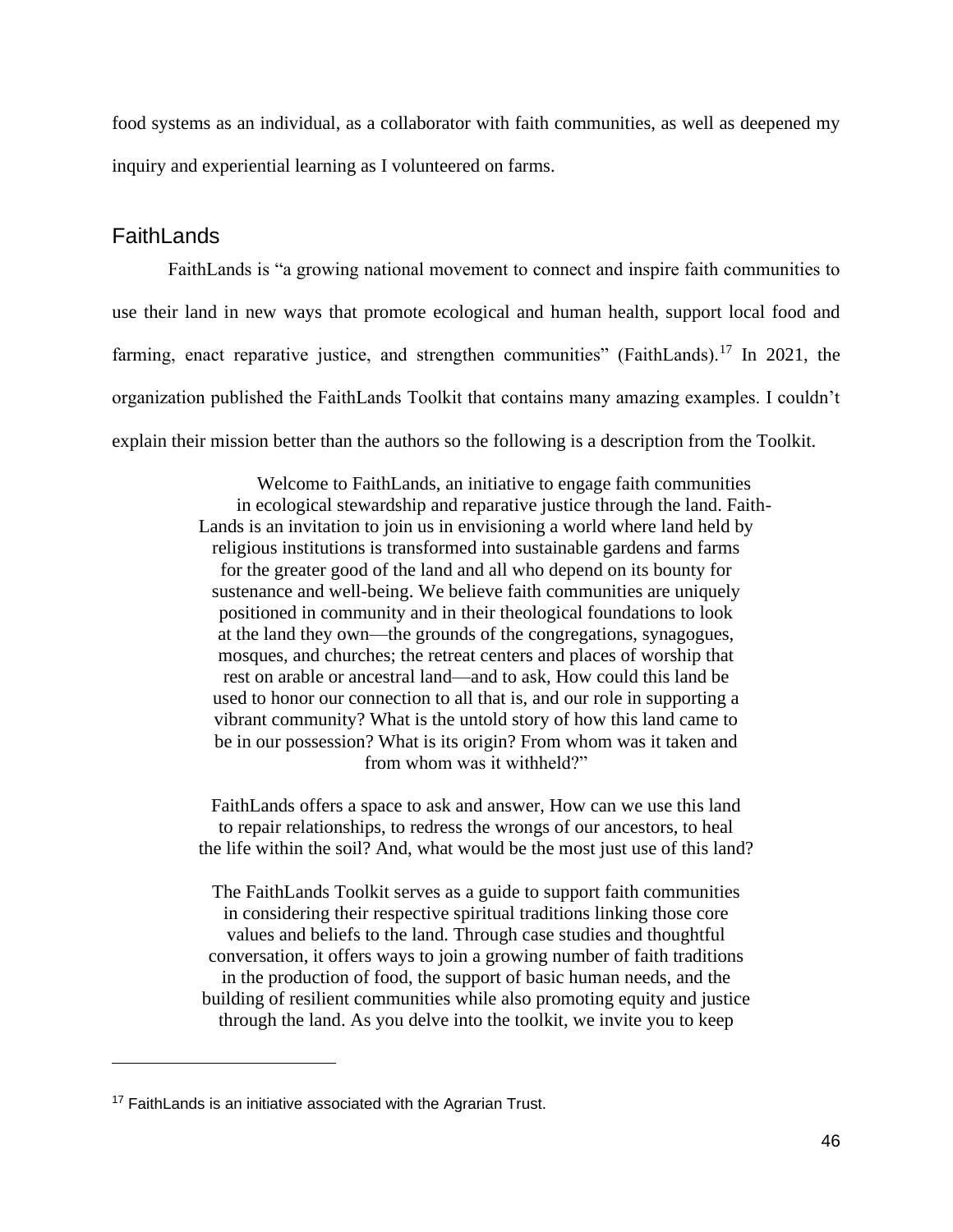food systems as an individual, as a collaborator with faith communities, as well as deepened my inquiry and experiential learning as I volunteered on farms.

## FaithLands

FaithLands is "a growing national movement to connect and inspire faith communities to use their land in new ways that promote ecological and human health, support local food and farming, enact reparative justice, and strengthen communities" (FaithLands).[17] In 2021, the organization published the FaithLands Toolkit that contains many amazing examples. I couldn't explain their mission better than the authors so the following is a description from the Toolkit.

> Welcome to FaithLands, an initiative to engage faith communities in ecological stewardship and reparative justice through the land. Faith-Lands is an invitation to join us in envisioning a world where land held by religious institutions is transformed into sustainable gardens and farms for the greater good of the land and all who depend on its bounty for sustenance and well-being. We believe faith communities are uniquely positioned in community and in their theological foundations to look at the land they own—the grounds of the congregations, synagogues, mosques, and churches; the retreat centers and places of worship that rest on arable or ancestral land—and to ask, How could this land be used to honor our connection to all that is, and our role in supporting a vibrant community? What is the untold story of how this land came to be in our possession? What is its origin? From whom was it taken and from whom was it withheld?"
>
> FaithLands offers a space to ask and answer, How can we use this land to repair relationships, to redress the wrongs of our ancestors, to heal the life within the soil? And, what would be the most just use of this land?
>
> The FaithLands Toolkit serves as a guide to support faith communities in considering their respective spiritual traditions linking those core values and beliefs to the land. Through case studies and thoughtful conversation, it offers ways to join a growing number of faith traditions in the production of food, the support of basic human needs, and the building of resilient communities while also promoting equity and justice through the land. As you delve into the toolkit, we invite you to keep

[17] FaithLands is an initiative associated with the Agrarian Trust.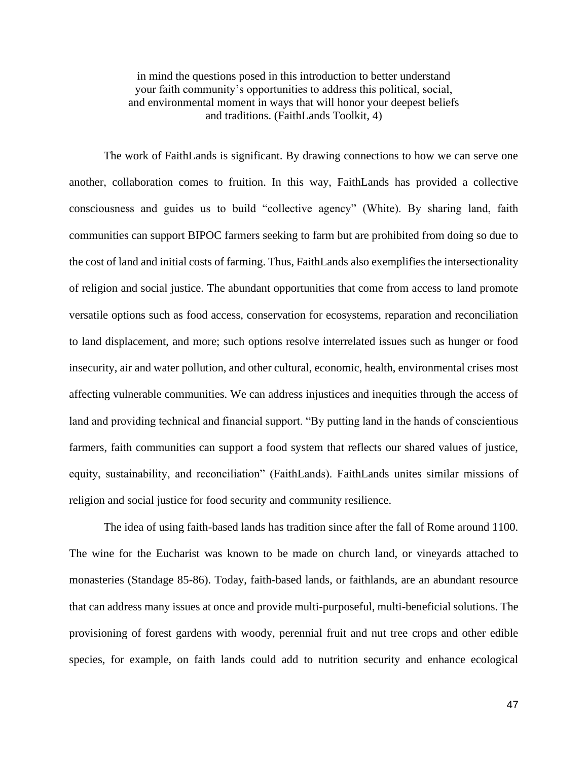> in mind the questions posed in this introduction to better understand your faith community's opportunities to address this political, social, and environmental moment in ways that will honor your deepest beliefs and traditions. (FaithLands Toolkit, 4)

The work of FaithLands is significant. By drawing connections to how we can serve one another, collaboration comes to fruition. In this way, FaithLands has provided a collective consciousness and guides us to build "collective agency" (White). By sharing land, faith communities can support BIPOC farmers seeking to farm but are prohibited from doing so due to the cost of land and initial costs of farming. Thus, FaithLands also exemplifies the intersectionality of religion and social justice. The abundant opportunities that come from access to land promote versatile options such as food access, conservation for ecosystems, reparation and reconciliation to land displacement, and more; such options resolve interrelated issues such as hunger or food insecurity, air and water pollution, and other cultural, economic, health, environmental crises most affecting vulnerable communities. We can address injustices and inequities through the access of land and providing technical and financial support. "By putting land in the hands of conscientious farmers, faith communities can support a food system that reflects our shared values of justice, equity, sustainability, and reconciliation" (FaithLands). FaithLands unites similar missions of religion and social justice for food security and community resilience.

The idea of using faith-based lands has tradition since after the fall of Rome around 1100. The wine for the Eucharist was known to be made on church land, or vineyards attached to monasteries (Standage 85-86). Today, faith-based lands, or faithlands, are an abundant resource that can address many issues at once and provide multi-purposeful, multi-beneficial solutions. The provisioning of forest gardens with woody, perennial fruit and nut tree crops and other edible species, for example, on faith lands could add to nutrition security and enhance ecological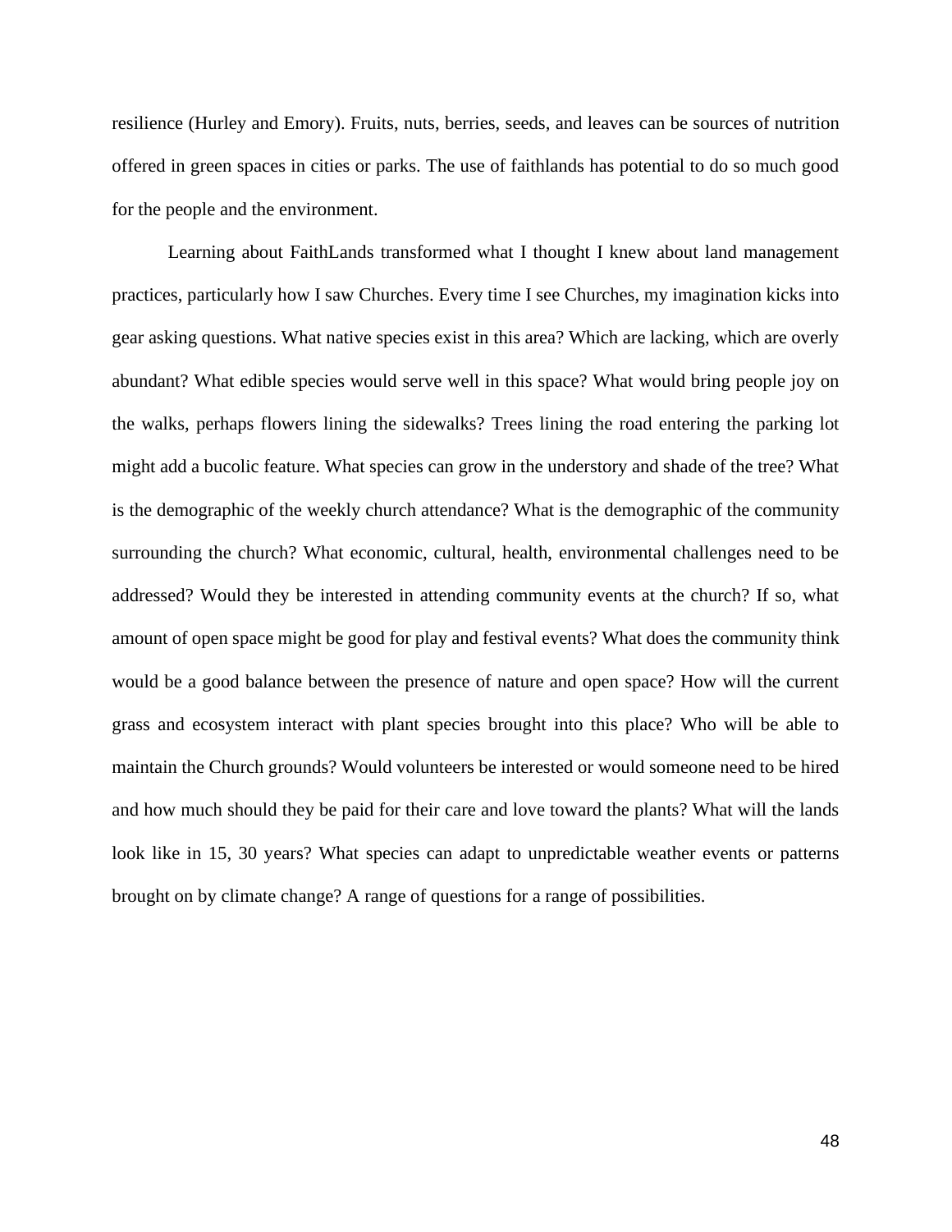resilience (Hurley and Emory). Fruits, nuts, berries, seeds, and leaves can be sources of nutrition offered in green spaces in cities or parks. The use of faithlands has potential to do so much good for the people and the environment.

Learning about FaithLands transformed what I thought I knew about land management practices, particularly how I saw Churches. Every time I see Churches, my imagination kicks into gear asking questions. What native species exist in this area? Which are lacking, which are overly abundant? What edible species would serve well in this space? What would bring people joy on the walks, perhaps flowers lining the sidewalks? Trees lining the road entering the parking lot might add a bucolic feature. What species can grow in the understory and shade of the tree? What is the demographic of the weekly church attendance? What is the demographic of the community surrounding the church? What economic, cultural, health, environmental challenges need to be addressed? Would they be interested in attending community events at the church? If so, what amount of open space might be good for play and festival events? What does the community think would be a good balance between the presence of nature and open space? How will the current grass and ecosystem interact with plant species brought into this place? Who will be able to maintain the Church grounds? Would volunteers be interested or would someone need to be hired and how much should they be paid for their care and love toward the plants? What will the lands look like in 15, 30 years? What species can adapt to unpredictable weather events or patterns brought on by climate change? A range of questions for a range of possibilities.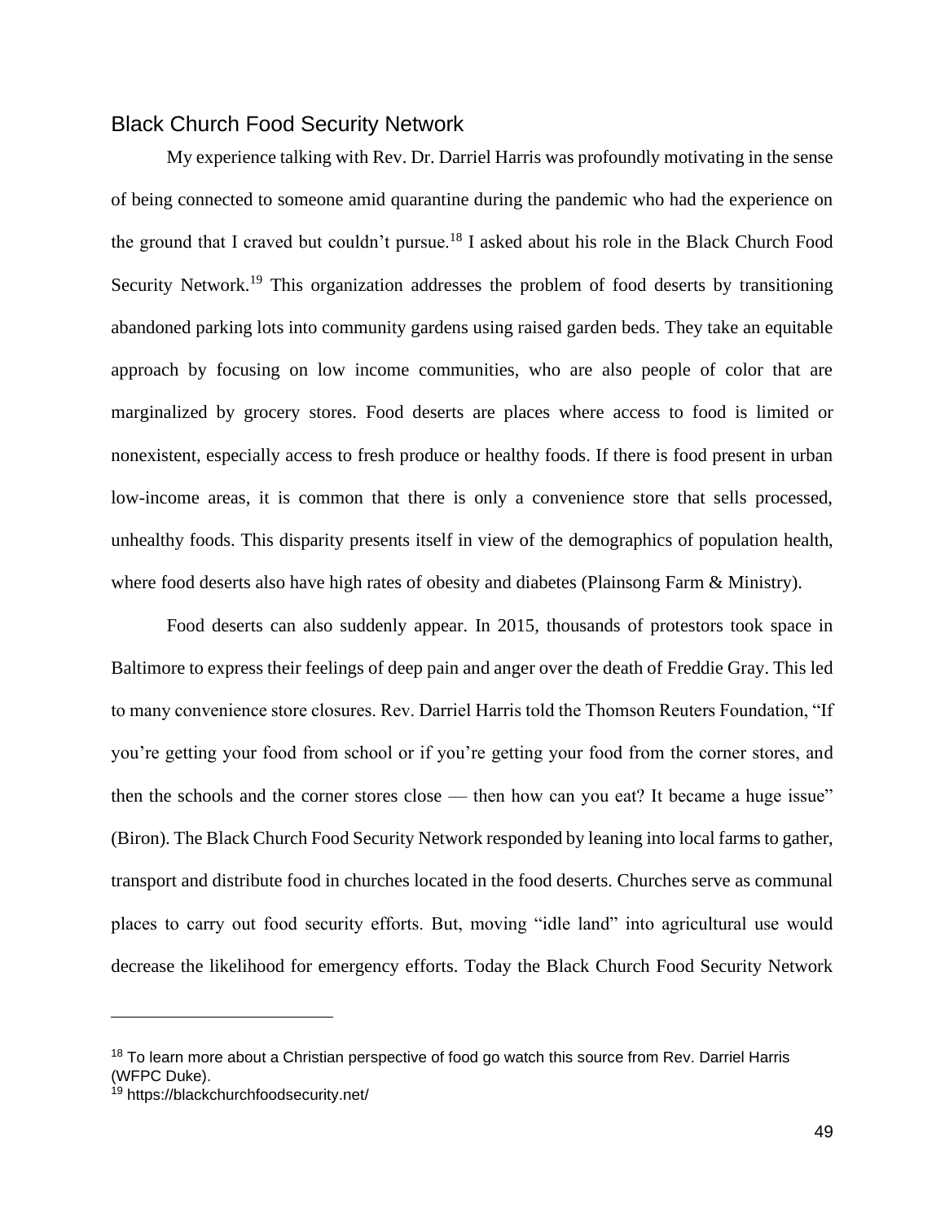## Black Church Food Security Network

My experience talking with Rev. Dr. Darriel Harris was profoundly motivating in the sense of being connected to someone amid quarantine during the pandemic who had the experience on the ground that I craved but couldn't pursue.[18] I asked about his role in the Black Church Food Security Network.[19] This organization addresses the problem of food deserts by transitioning abandoned parking lots into community gardens using raised garden beds. They take an equitable approach by focusing on low income communities, who are also people of color that are marginalized by grocery stores. Food deserts are places where access to food is limited or nonexistent, especially access to fresh produce or healthy foods. If there is food present in urban low-income areas, it is common that there is only a convenience store that sells processed, unhealthy foods. This disparity presents itself in view of the demographics of population health, where food deserts also have high rates of obesity and diabetes (Plainsong Farm & Ministry).

Food deserts can also suddenly appear. In 2015, thousands of protestors took space in Baltimore to express their feelings of deep pain and anger over the death of Freddie Gray. This led to many convenience store closures. Rev. Darriel Harris told the Thomson Reuters Foundation, "If you're getting your food from school or if you're getting your food from the corner stores, and then the schools and the corner stores close — then how can you eat? It became a huge issue" (Biron). The Black Church Food Security Network responded by leaning into local farms to gather, transport and distribute food in churches located in the food deserts. Churches serve as communal places to carry out food security efforts. But, moving "idle land" into agricultural use would decrease the likelihood for emergency efforts. Today the Black Church Food Security Network

---

[18] To learn more about a Christian perspective of food go watch this source from Rev. Darriel Harris (WFPC Duke).

[19] https://blackchurchfoodsecurity.net/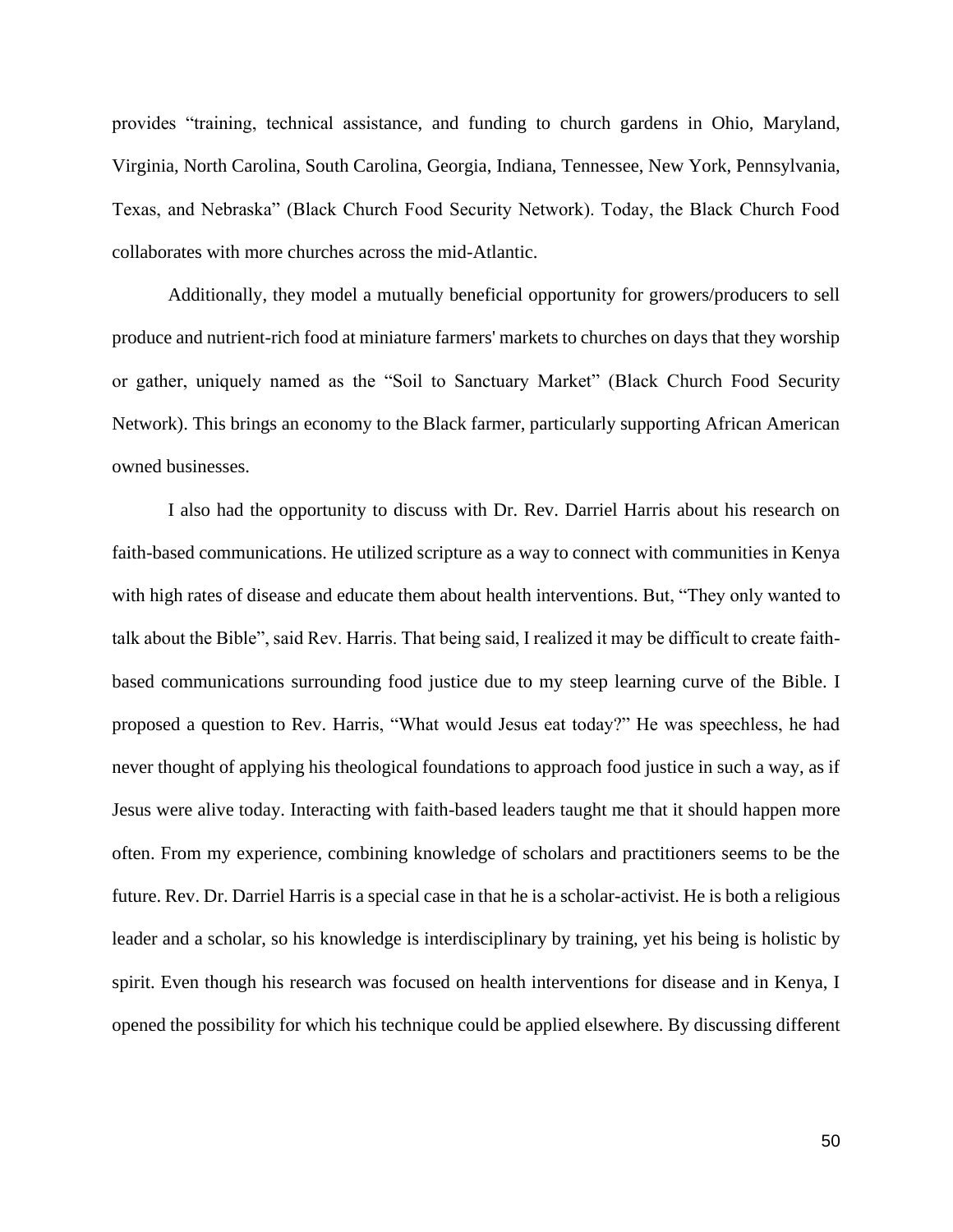provides "training, technical assistance, and funding to church gardens in Ohio, Maryland, Virginia, North Carolina, South Carolina, Georgia, Indiana, Tennessee, New York, Pennsylvania, Texas, and Nebraska" (Black Church Food Security Network). Today, the Black Church Food collaborates with more churches across the mid-Atlantic.

Additionally, they model a mutually beneficial opportunity for growers/producers to sell produce and nutrient-rich food at miniature farmers' markets to churches on days that they worship or gather, uniquely named as the "Soil to Sanctuary Market" (Black Church Food Security Network). This brings an economy to the Black farmer, particularly supporting African American owned businesses.

I also had the opportunity to discuss with Dr. Rev. Darriel Harris about his research on faith-based communications. He utilized scripture as a way to connect with communities in Kenya with high rates of disease and educate them about health interventions. But, "They only wanted to talk about the Bible", said Rev. Harris. That being said, I realized it may be difficult to create faith-based communications surrounding food justice due to my steep learning curve of the Bible. I proposed a question to Rev. Harris, "What would Jesus eat today?" He was speechless, he had never thought of applying his theological foundations to approach food justice in such a way, as if Jesus were alive today. Interacting with faith-based leaders taught me that it should happen more often. From my experience, combining knowledge of scholars and practitioners seems to be the future. Rev. Dr. Darriel Harris is a special case in that he is a scholar-activist. He is both a religious leader and a scholar, so his knowledge is interdisciplinary by training, yet his being is holistic by spirit. Even though his research was focused on health interventions for disease and in Kenya, I opened the possibility for which his technique could be applied elsewhere. By discussing different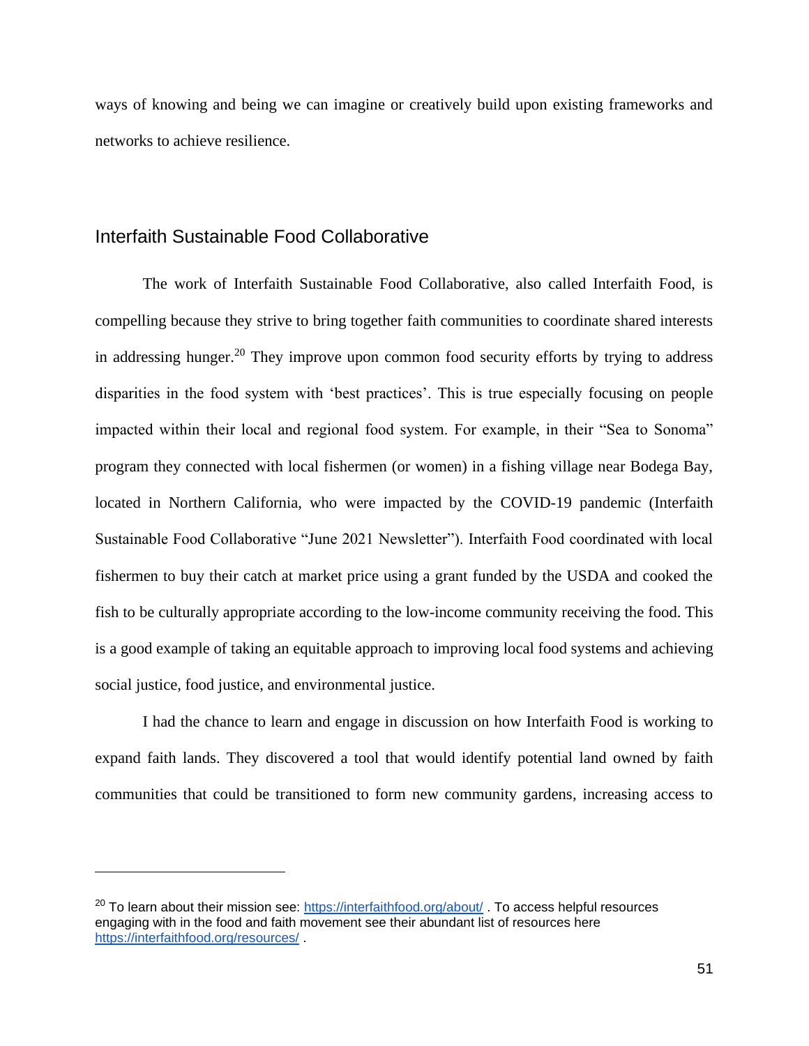ways of knowing and being we can imagine or creatively build upon existing frameworks and networks to achieve resilience.

## Interfaith Sustainable Food Collaborative

The work of Interfaith Sustainable Food Collaborative, also called Interfaith Food, is compelling because they strive to bring together faith communities to coordinate shared interests in addressing hunger.[20] They improve upon common food security efforts by trying to address disparities in the food system with 'best practices'. This is true especially focusing on people impacted within their local and regional food system. For example, in their "Sea to Sonoma" program they connected with local fishermen (or women) in a fishing village near Bodega Bay, located in Northern California, who were impacted by the COVID-19 pandemic (Interfaith Sustainable Food Collaborative "June 2021 Newsletter"). Interfaith Food coordinated with local fishermen to buy their catch at market price using a grant funded by the USDA and cooked the fish to be culturally appropriate according to the low-income community receiving the food. This is a good example of taking an equitable approach to improving local food systems and achieving social justice, food justice, and environmental justice.

I had the chance to learn and engage in discussion on how Interfaith Food is working to expand faith lands. They discovered a tool that would identify potential land owned by faith communities that could be transitioned to form new community gardens, increasing access to

---

[20] To learn about their mission see: https://interfaithfood.org/about/ . To access helpful resources engaging with in the food and faith movement see their abundant list of resources here https://interfaithfood.org/resources/ .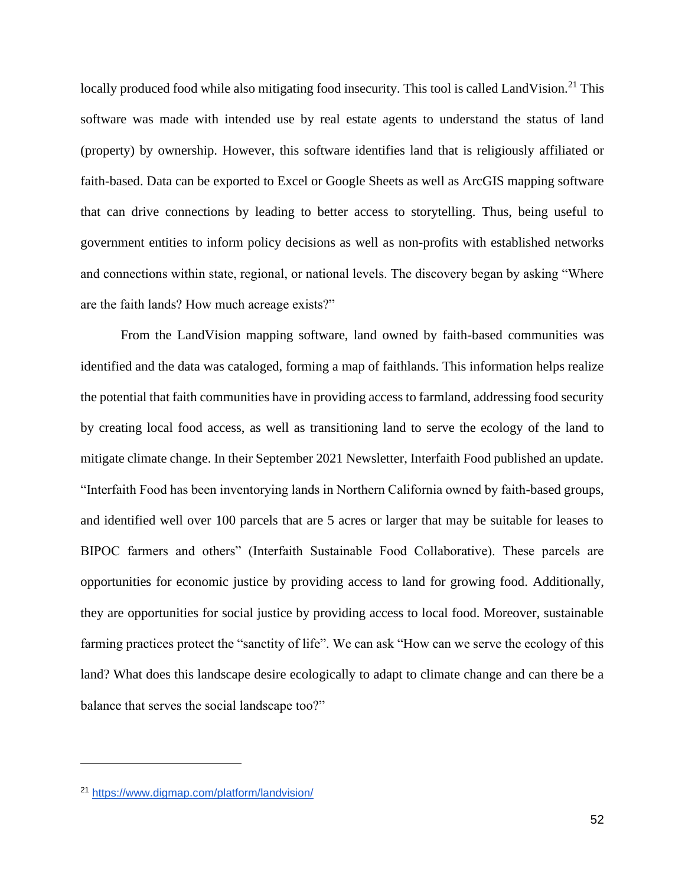locally produced food while also mitigating food insecurity. This tool is called LandVision.[21] This software was made with intended use by real estate agents to understand the status of land (property) by ownership. However, this software identifies land that is religiously affiliated or faith-based. Data can be exported to Excel or Google Sheets as well as ArcGIS mapping software that can drive connections by leading to better access to storytelling. Thus, being useful to government entities to inform policy decisions as well as non-profits with established networks and connections within state, regional, or national levels. The discovery began by asking "Where are the faith lands? How much acreage exists?"

From the LandVision mapping software, land owned by faith-based communities was identified and the data was cataloged, forming a map of faithlands. This information helps realize the potential that faith communities have in providing access to farmland, addressing food security by creating local food access, as well as transitioning land to serve the ecology of the land to mitigate climate change. In their September 2021 Newsletter, Interfaith Food published an update. "Interfaith Food has been inventorying lands in Northern California owned by faith-based groups, and identified well over 100 parcels that are 5 acres or larger that may be suitable for leases to BIPOC farmers and others" (Interfaith Sustainable Food Collaborative). These parcels are opportunities for economic justice by providing access to land for growing food. Additionally, they are opportunities for social justice by providing access to local food. Moreover, sustainable farming practices protect the "sanctity of life". We can ask "How can we serve the ecology of this land? What does this landscape desire ecologically to adapt to climate change and can there be a balance that serves the social landscape too?"

---

[21] https://www.digmap.com/platform/landvision/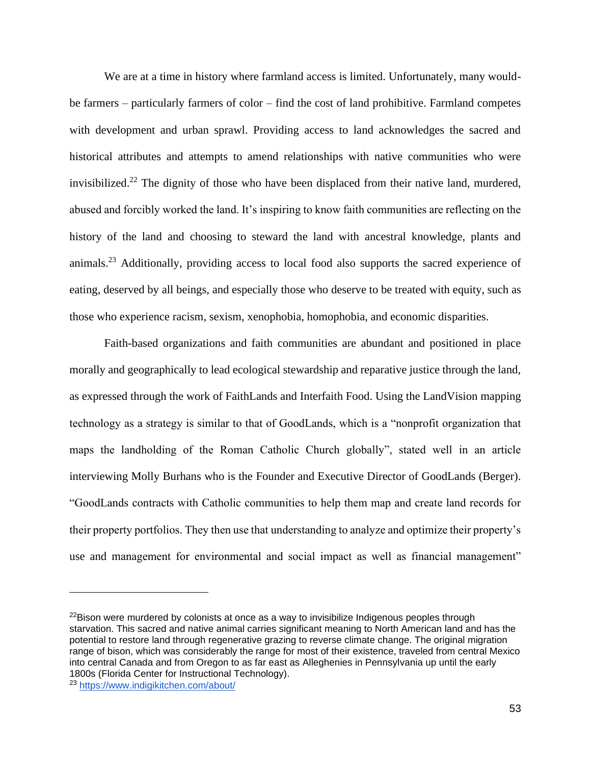We are at a time in history where farmland access is limited. Unfortunately, many would-be farmers – particularly farmers of color – find the cost of land prohibitive. Farmland competes with development and urban sprawl. Providing access to land acknowledges the sacred and historical attributes and attempts to amend relationships with native communities who were invisibilized.[22] The dignity of those who have been displaced from their native land, murdered, abused and forcibly worked the land. It's inspiring to know faith communities are reflecting on the history of the land and choosing to steward the land with ancestral knowledge, plants and animals.[23] Additionally, providing access to local food also supports the sacred experience of eating, deserved by all beings, and especially those who deserve to be treated with equity, such as those who experience racism, sexism, xenophobia, homophobia, and economic disparities.

Faith-based organizations and faith communities are abundant and positioned in place morally and geographically to lead ecological stewardship and reparative justice through the land, as expressed through the work of FaithLands and Interfaith Food. Using the LandVision mapping technology as a strategy is similar to that of GoodLands, which is a "nonprofit organization that maps the landholding of the Roman Catholic Church globally", stated well in an article interviewing Molly Burhans who is the Founder and Executive Director of GoodLands (Berger). "GoodLands contracts with Catholic communities to help them map and create land records for their property portfolios. They then use that understanding to analyze and optimize their property's use and management for environmental and social impact as well as financial management"

---

[22] Bison were murdered by colonists at once as a way to invisibilize Indigenous peoples through starvation. This sacred and native animal carries significant meaning to North American land and has the potential to restore land through regenerative grazing to reverse climate change. The original migration range of bison, which was considerably the range for most of their existence, traveled from central Mexico into central Canada and from Oregon to as far east as Alleghenies in Pennsylvania up until the early 1800s (Florida Center for Instructional Technology).

[23] https://www.indigikitchen.com/about/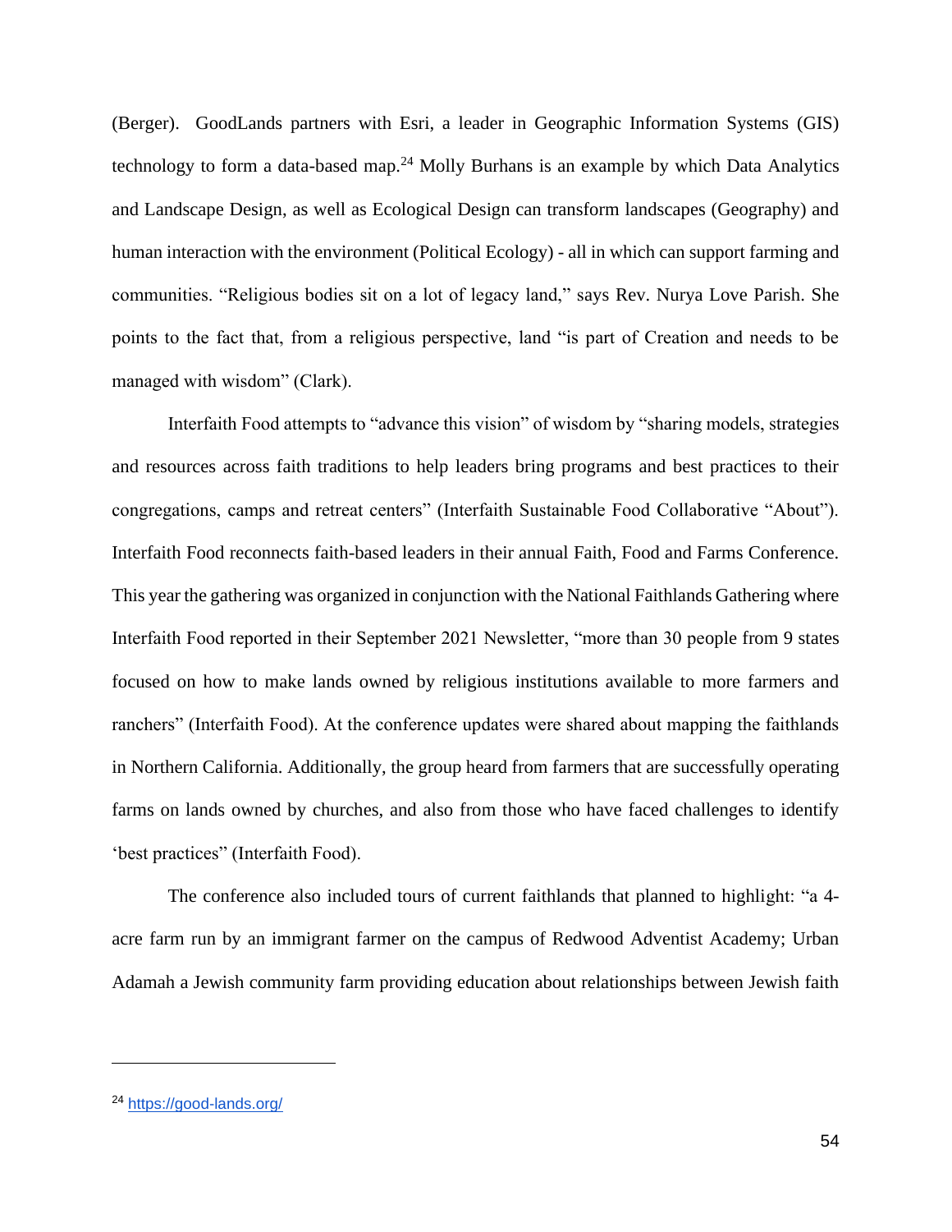(Berger). GoodLands partners with Esri, a leader in Geographic Information Systems (GIS) technology to form a data-based map.[24] Molly Burhans is an example by which Data Analytics and Landscape Design, as well as Ecological Design can transform landscapes (Geography) and human interaction with the environment (Political Ecology) - all in which can support farming and communities. “Religious bodies sit on a lot of legacy land,” says Rev. Nurya Love Parish. She points to the fact that, from a religious perspective, land “is part of Creation and needs to be managed with wisdom” (Clark).

Interfaith Food attempts to “advance this vision” of wisdom by “sharing models, strategies and resources across faith traditions to help leaders bring programs and best practices to their congregations, camps and retreat centers” (Interfaith Sustainable Food Collaborative “About”). Interfaith Food reconnects faith-based leaders in their annual Faith, Food and Farms Conference. This year the gathering was organized in conjunction with the National Faithlands Gathering where Interfaith Food reported in their September 2021 Newsletter, “more than 30 people from 9 states focused on how to make lands owned by religious institutions available to more farmers and ranchers” (Interfaith Food). At the conference updates were shared about mapping the faithlands in Northern California. Additionally, the group heard from farmers that are successfully operating farms on lands owned by churches, and also from those who have faced challenges to identify ‘best practices” (Interfaith Food).

The conference also included tours of current faithlands that planned to highlight: “a 4-acre farm run by an immigrant farmer on the campus of Redwood Adventist Academy; Urban Adamah a Jewish community farm providing education about relationships between Jewish faith

---

[24] https://good-lands.org/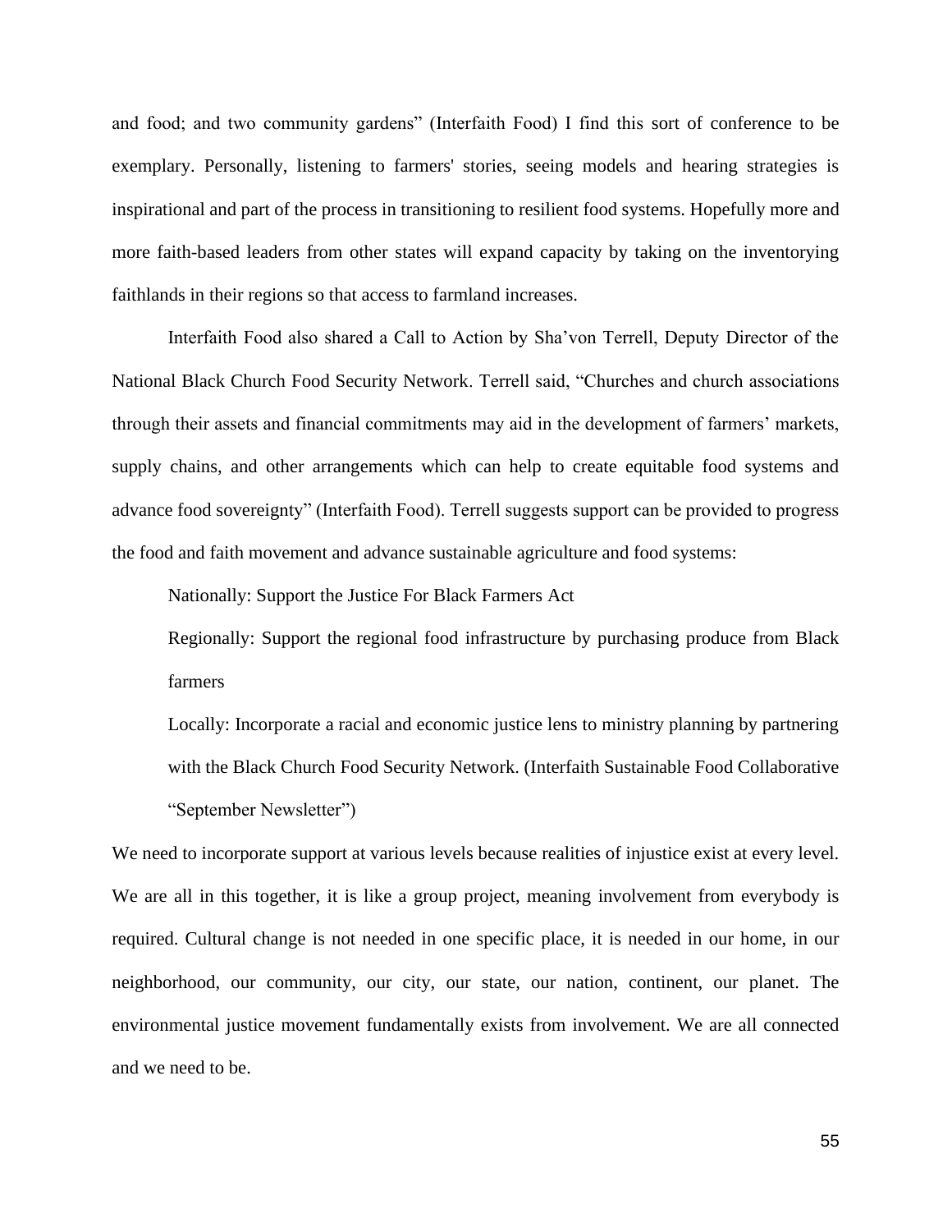and food; and two community gardens" (Interfaith Food) I find this sort of conference to be exemplary. Personally, listening to farmers' stories, seeing models and hearing strategies is inspirational and part of the process in transitioning to resilient food systems. Hopefully more and more faith-based leaders from other states will expand capacity by taking on the inventorying faithlands in their regions so that access to farmland increases.

Interfaith Food also shared a Call to Action by Sha'von Terrell, Deputy Director of the National Black Church Food Security Network. Terrell said, "Churches and church associations through their assets and financial commitments may aid in the development of farmers' markets, supply chains, and other arrangements which can help to create equitable food systems and advance food sovereignty" (Interfaith Food). Terrell suggests support can be provided to progress the food and faith movement and advance sustainable agriculture and food systems:

> Nationally: Support the Justice For Black Farmers Act
>
> Regionally: Support the regional food infrastructure by purchasing produce from Black farmers
>
> Locally: Incorporate a racial and economic justice lens to ministry planning by partnering with the Black Church Food Security Network. (Interfaith Sustainable Food Collaborative "September Newsletter")

We need to incorporate support at various levels because realities of injustice exist at every level. We are all in this together, it is like a group project, meaning involvement from everybody is required. Cultural change is not needed in one specific place, it is needed in our home, in our neighborhood, our community, our city, our state, our nation, continent, our planet. The environmental justice movement fundamentally exists from involvement. We are all connected and we need to be.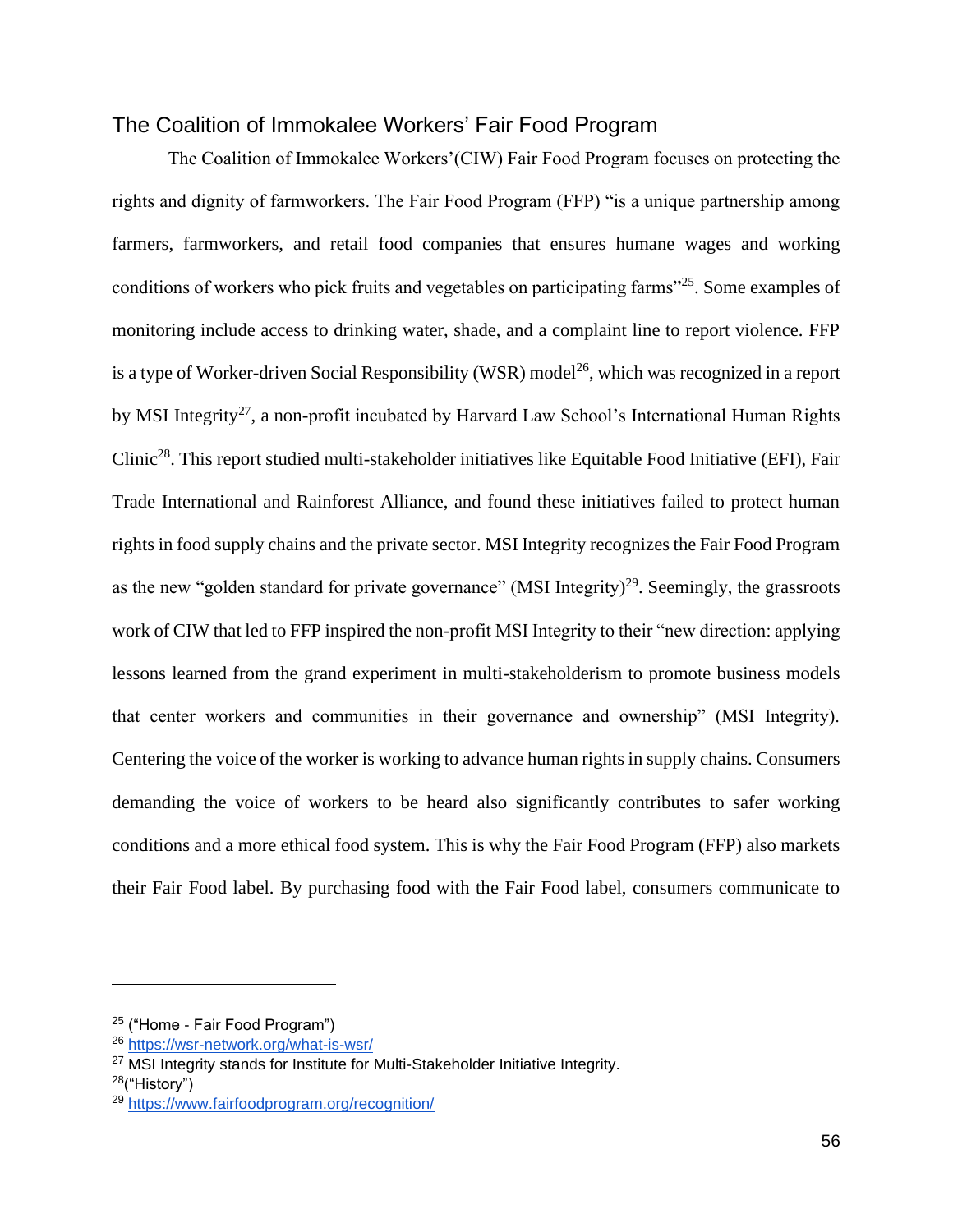## The Coalition of Immokalee Workers' Fair Food Program

The Coalition of Immokalee Workers'(CIW) Fair Food Program focuses on protecting the rights and dignity of farmworkers. The Fair Food Program (FFP) "is a unique partnership among farmers, farmworkers, and retail food companies that ensures humane wages and working conditions of workers who pick fruits and vegetables on participating farms"[25]. Some examples of monitoring include access to drinking water, shade, and a complaint line to report violence. FFP is a type of Worker-driven Social Responsibility (WSR) model[26], which was recognized in a report by MSI Integrity[27], a non-profit incubated by Harvard Law School's International Human Rights Clinic[28]. This report studied multi-stakeholder initiatives like Equitable Food Initiative (EFI), Fair Trade International and Rainforest Alliance, and found these initiatives failed to protect human rights in food supply chains and the private sector. MSI Integrity recognizes the Fair Food Program as the new "golden standard for private governance" (MSI Integrity)[29]. Seemingly, the grassroots work of CIW that led to FFP inspired the non-profit MSI Integrity to their "new direction: applying lessons learned from the grand experiment in multi-stakeholderism to promote business models that center workers and communities in their governance and ownership" (MSI Integrity). Centering the voice of the worker is working to advance human rights in supply chains. Consumers demanding the voice of workers to be heard also significantly contributes to safer working conditions and a more ethical food system. This is why the Fair Food Program (FFP) also markets their Fair Food label. By purchasing food with the Fair Food label, consumers communicate to

---

[25] ("Home - Fair Food Program")

[26] https://wsr-network.org/what-is-wsr/

[27] MSI Integrity stands for Institute for Multi-Stakeholder Initiative Integrity.

[28] ("History")

[29] https://www.fairfoodprogram.org/recognition/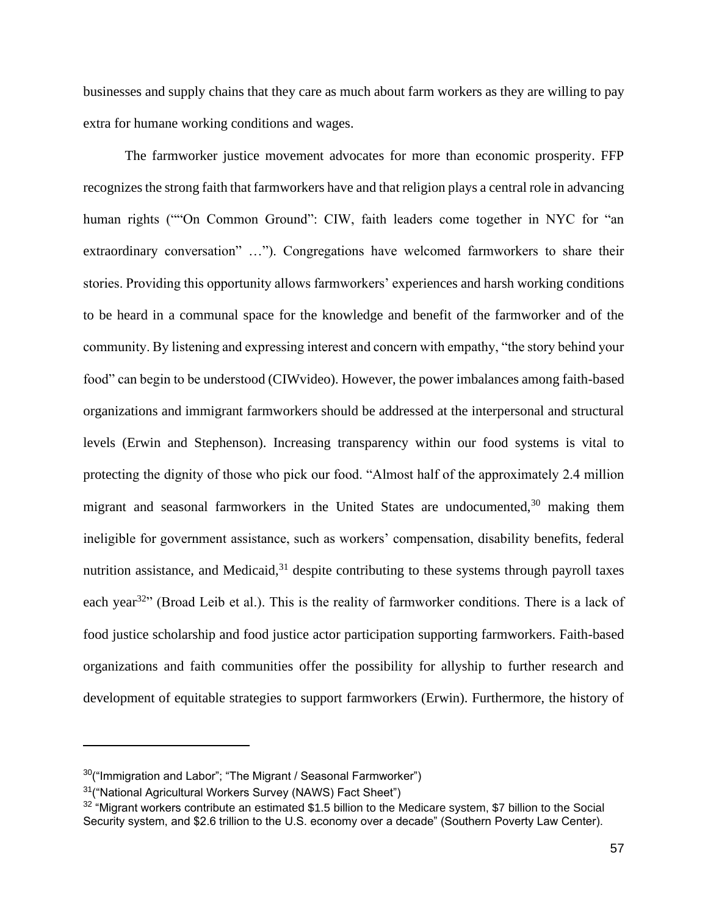businesses and supply chains that they care as much about farm workers as they are willing to pay extra for humane working conditions and wages.

The farmworker justice movement advocates for more than economic prosperity. FFP recognizes the strong faith that farmworkers have and that religion plays a central role in advancing human rights (""On Common Ground": CIW, faith leaders come together in NYC for "an extraordinary conversation" …"). Congregations have welcomed farmworkers to share their stories. Providing this opportunity allows farmworkers' experiences and harsh working conditions to be heard in a communal space for the knowledge and benefit of the farmworker and of the community. By listening and expressing interest and concern with empathy, "the story behind your food" can begin to be understood (CIWvideo). However, the power imbalances among faith-based organizations and immigrant farmworkers should be addressed at the interpersonal and structural levels (Erwin and Stephenson). Increasing transparency within our food systems is vital to protecting the dignity of those who pick our food. "Almost half of the approximately 2.4 million migrant and seasonal farmworkers in the United States are undocumented,[30] making them ineligible for government assistance, such as workers' compensation, disability benefits, federal nutrition assistance, and Medicaid,[31] despite contributing to these systems through payroll taxes each year[32]" (Broad Leib et al.). This is the reality of farmworker conditions. There is a lack of food justice scholarship and food justice actor participation supporting farmworkers. Faith-based organizations and faith communities offer the possibility for allyship to further research and development of equitable strategies to support farmworkers (Erwin). Furthermore, the history of

---

[30]("Immigration and Labor"; "The Migrant / Seasonal Farmworker")

[31]("National Agricultural Workers Survey (NAWS) Fact Sheet")

[32] "Migrant workers contribute an estimated $1.5 billion to the Medicare system, $7 billion to the Social Security system, and $2.6 trillion to the U.S. economy over a decade" (Southern Poverty Law Center).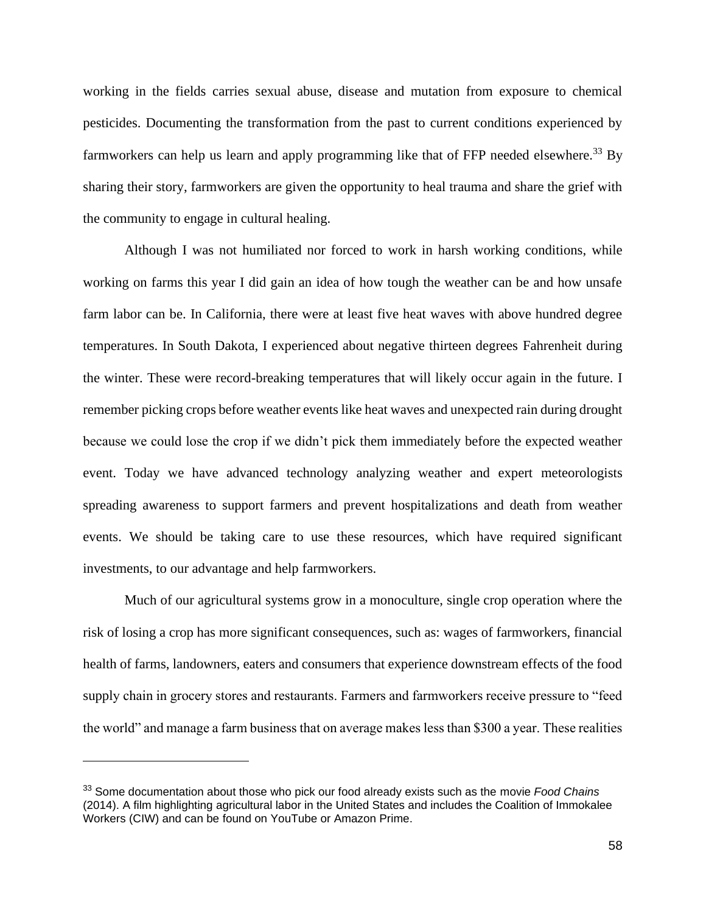working in the fields carries sexual abuse, disease and mutation from exposure to chemical pesticides. Documenting the transformation from the past to current conditions experienced by farmworkers can help us learn and apply programming like that of FFP needed elsewhere.[33] By sharing their story, farmworkers are given the opportunity to heal trauma and share the grief with the community to engage in cultural healing.

Although I was not humiliated nor forced to work in harsh working conditions, while working on farms this year I did gain an idea of how tough the weather can be and how unsafe farm labor can be. In California, there were at least five heat waves with above hundred degree temperatures. In South Dakota, I experienced about negative thirteen degrees Fahrenheit during the winter. These were record-breaking temperatures that will likely occur again in the future. I remember picking crops before weather events like heat waves and unexpected rain during drought because we could lose the crop if we didn't pick them immediately before the expected weather event. Today we have advanced technology analyzing weather and expert meteorologists spreading awareness to support farmers and prevent hospitalizations and death from weather events. We should be taking care to use these resources, which have required significant investments, to our advantage and help farmworkers.

Much of our agricultural systems grow in a monoculture, single crop operation where the risk of losing a crop has more significant consequences, such as: wages of farmworkers, financial health of farms, landowners, eaters and consumers that experience downstream effects of the food supply chain in grocery stores and restaurants. Farmers and farmworkers receive pressure to "feed the world" and manage a farm business that on average makes less than $300 a year. These realities

---

[33] Some documentation about those who pick our food already exists such as the movie *Food Chains* (2014). A film highlighting agricultural labor in the United States and includes the Coalition of Immokalee Workers (CIW) and can be found on YouTube or Amazon Prime.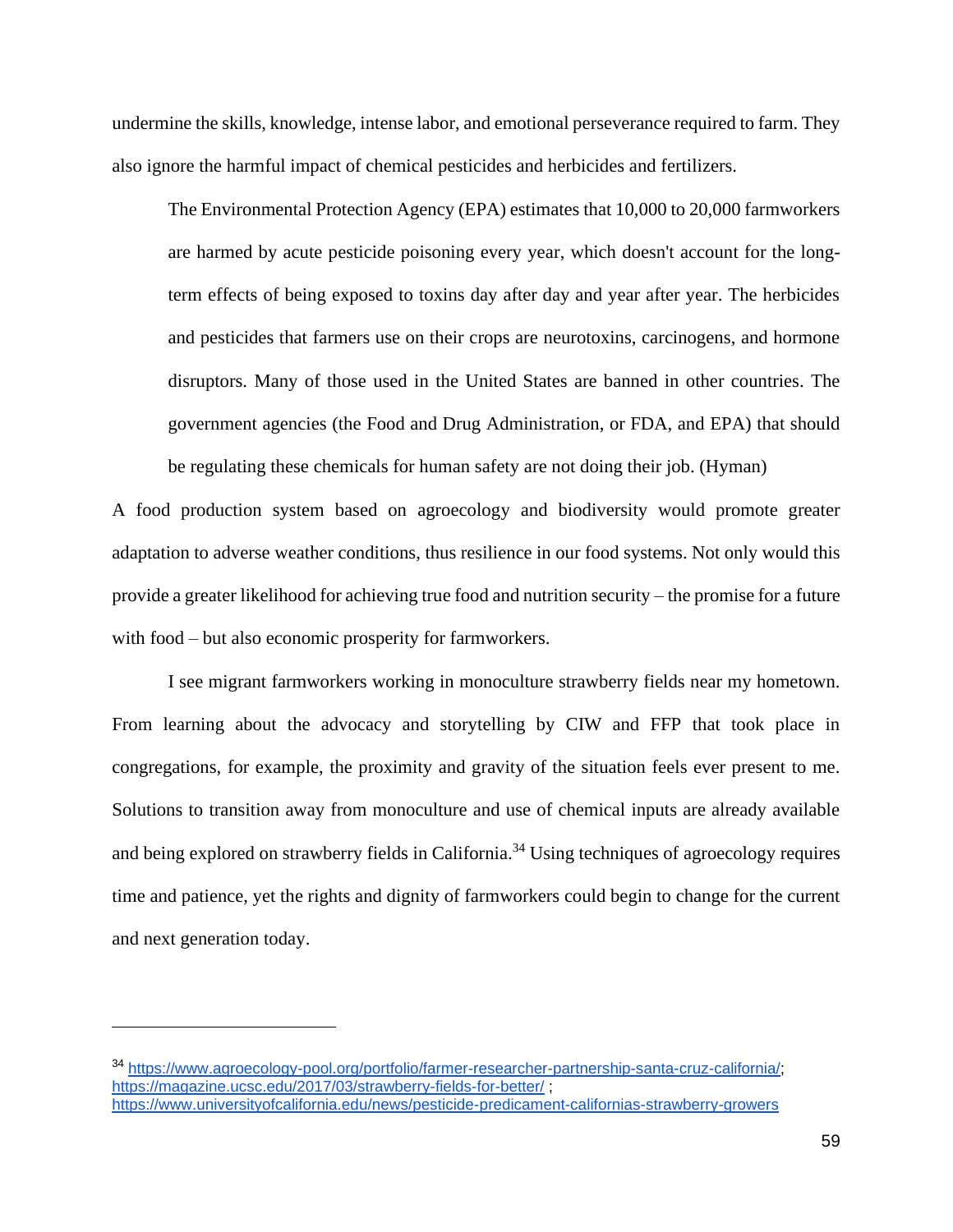undermine the skills, knowledge, intense labor, and emotional perseverance required to farm. They also ignore the harmful impact of chemical pesticides and herbicides and fertilizers.

> The Environmental Protection Agency (EPA) estimates that 10,000 to 20,000 farmworkers are harmed by acute pesticide poisoning every year, which doesn't account for the long-term effects of being exposed to toxins day after day and year after year. The herbicides and pesticides that farmers use on their crops are neurotoxins, carcinogens, and hormone disruptors. Many of those used in the United States are banned in other countries. The government agencies (the Food and Drug Administration, or FDA, and EPA) that should be regulating these chemicals for human safety are not doing their job. (Hyman)

A food production system based on agroecology and biodiversity would promote greater adaptation to adverse weather conditions, thus resilience in our food systems. Not only would this provide a greater likelihood for achieving true food and nutrition security – the promise for a future with food – but also economic prosperity for farmworkers.

I see migrant farmworkers working in monoculture strawberry fields near my hometown. From learning about the advocacy and storytelling by CIW and FFP that took place in congregations, for example, the proximity and gravity of the situation feels ever present to me. Solutions to transition away from monoculture and use of chemical inputs are already available and being explored on strawberry fields in California.[34] Using techniques of agroecology requires time and patience, yet the rights and dignity of farmworkers could begin to change for the current and next generation today.

---

[34] https://www.agroecology-pool.org/portfolio/farmer-researcher-partnership-santa-cruz-california/; https://magazine.ucsc.edu/2017/03/strawberry-fields-for-better/ ; https://www.universityofcalifornia.edu/news/pesticide-predicament-californias-strawberry-growers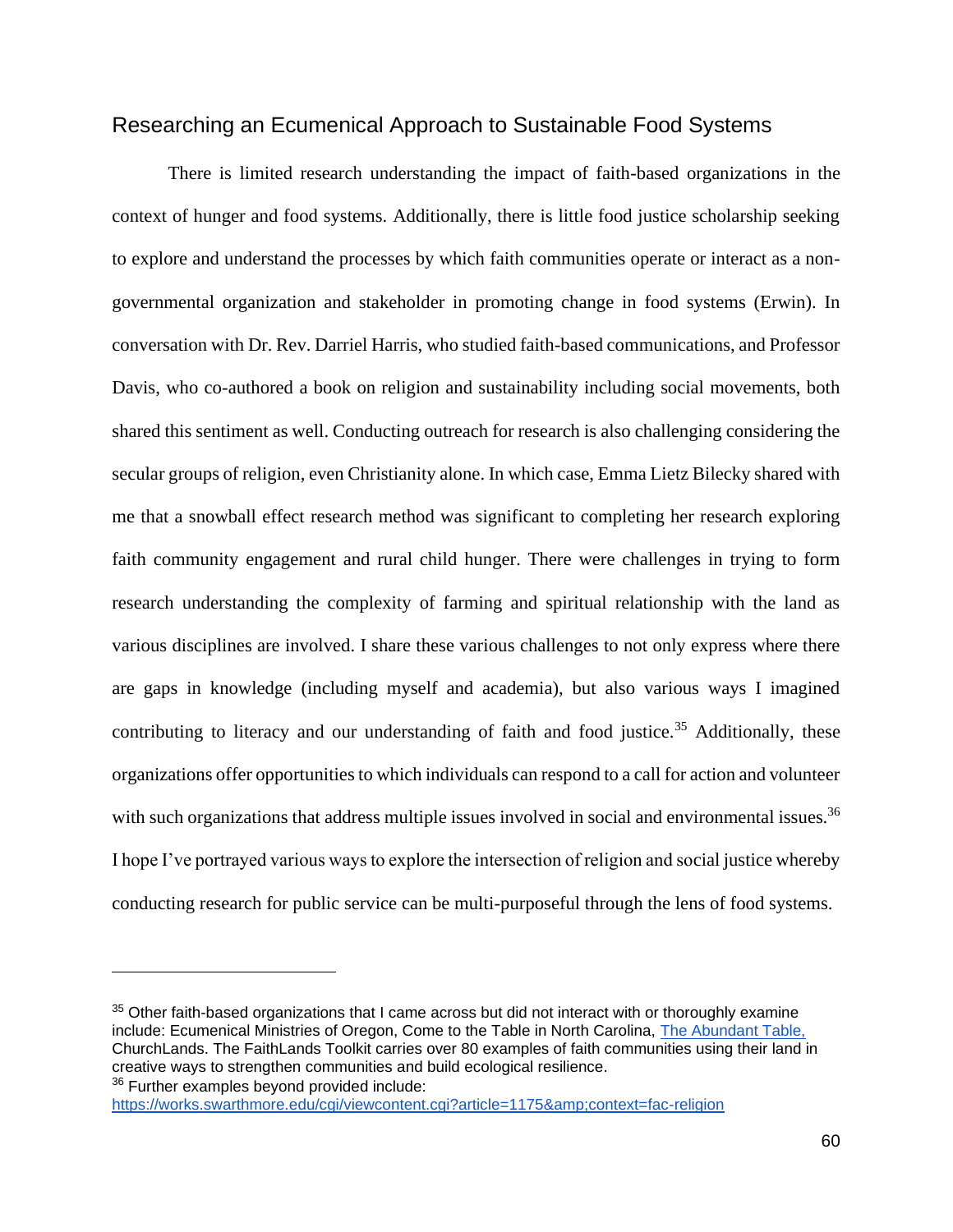## Researching an Ecumenical Approach to Sustainable Food Systems

There is limited research understanding the impact of faith-based organizations in the context of hunger and food systems. Additionally, there is little food justice scholarship seeking to explore and understand the processes by which faith communities operate or interact as a non-governmental organization and stakeholder in promoting change in food systems (Erwin). In conversation with Dr. Rev. Darriel Harris, who studied faith-based communications, and Professor Davis, who co-authored a book on religion and sustainability including social movements, both shared this sentiment as well. Conducting outreach for research is also challenging considering the secular groups of religion, even Christianity alone. In which case, Emma Lietz Bilecky shared with me that a snowball effect research method was significant to completing her research exploring faith community engagement and rural child hunger. There were challenges in trying to form research understanding the complexity of farming and spiritual relationship with the land as various disciplines are involved. I share these various challenges to not only express where there are gaps in knowledge (including myself and academia), but also various ways I imagined contributing to literacy and our understanding of faith and food justice.[35] Additionally, these organizations offer opportunities to which individuals can respond to a call for action and volunteer with such organizations that address multiple issues involved in social and environmental issues.[36] I hope I've portrayed various ways to explore the intersection of religion and social justice whereby conducting research for public service can be multi-purposeful through the lens of food systems.

---

[35] Other faith-based organizations that I came across but did not interact with or thoroughly examine include: Ecumenical Ministries of Oregon, Come to the Table in North Carolina, The Abundant Table, ChurchLands. The FaithLands Toolkit carries over 80 examples of faith communities using their land in creative ways to strengthen communities and build ecological resilience.

[36] Further examples beyond provided include: https://works.swarthmore.edu/cgi/viewcontent.cgi?article=1175&amp;context=fac-religion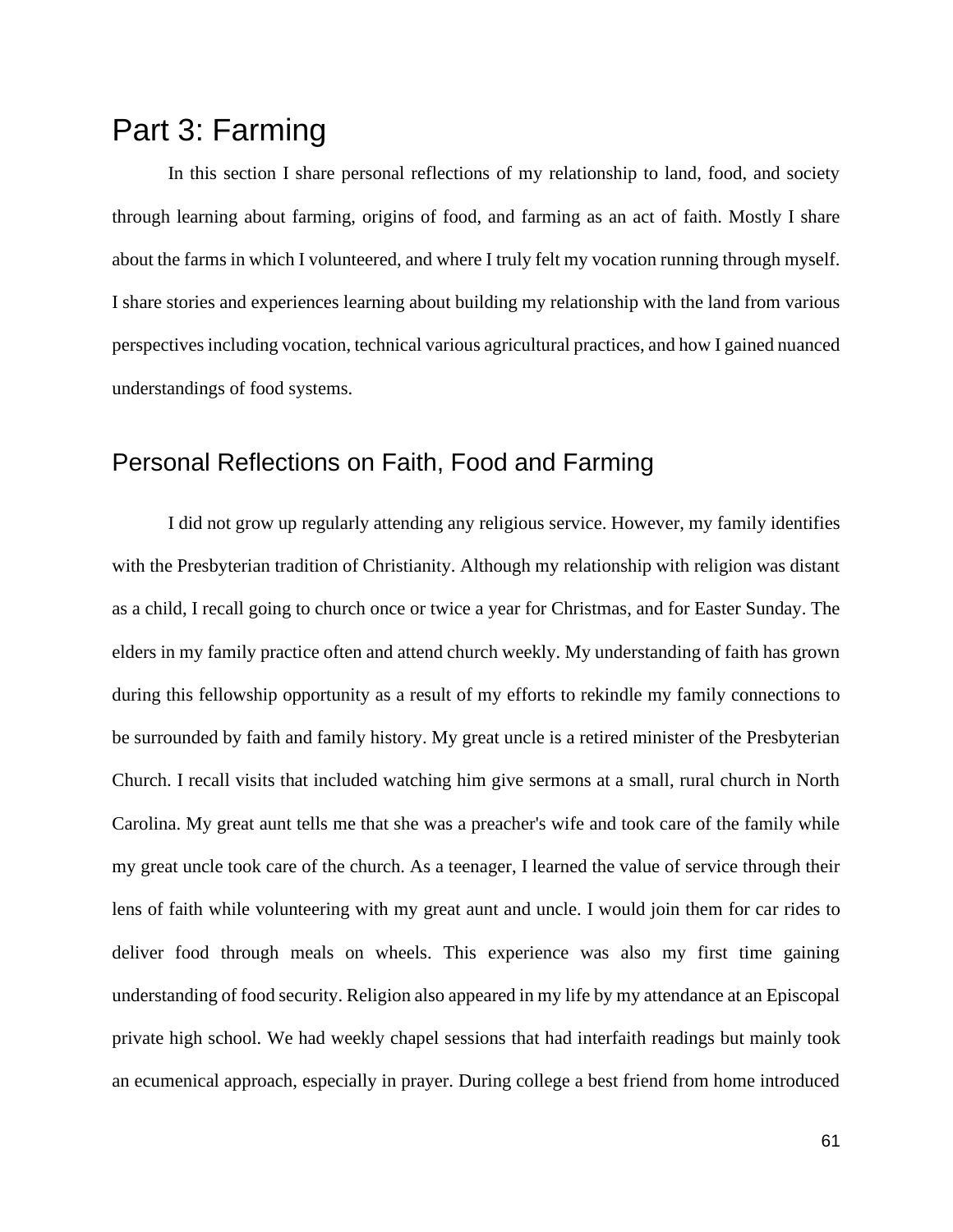# Part 3: Farming

In this section I share personal reflections of my relationship to land, food, and society through learning about farming, origins of food, and farming as an act of faith. Mostly I share about the farms in which I volunteered, and where I truly felt my vocation running through myself. I share stories and experiences learning about building my relationship with the land from various perspectives including vocation, technical various agricultural practices, and how I gained nuanced understandings of food systems.

## Personal Reflections on Faith, Food and Farming

I did not grow up regularly attending any religious service. However, my family identifies with the Presbyterian tradition of Christianity. Although my relationship with religion was distant as a child, I recall going to church once or twice a year for Christmas, and for Easter Sunday. The elders in my family practice often and attend church weekly. My understanding of faith has grown during this fellowship opportunity as a result of my efforts to rekindle my family connections to be surrounded by faith and family history. My great uncle is a retired minister of the Presbyterian Church. I recall visits that included watching him give sermons at a small, rural church in North Carolina. My great aunt tells me that she was a preacher's wife and took care of the family while my great uncle took care of the church. As a teenager, I learned the value of service through their lens of faith while volunteering with my great aunt and uncle. I would join them for car rides to deliver food through meals on wheels. This experience was also my first time gaining understanding of food security. Religion also appeared in my life by my attendance at an Episcopal private high school. We had weekly chapel sessions that had interfaith readings but mainly took an ecumenical approach, especially in prayer. During college a best friend from home introduced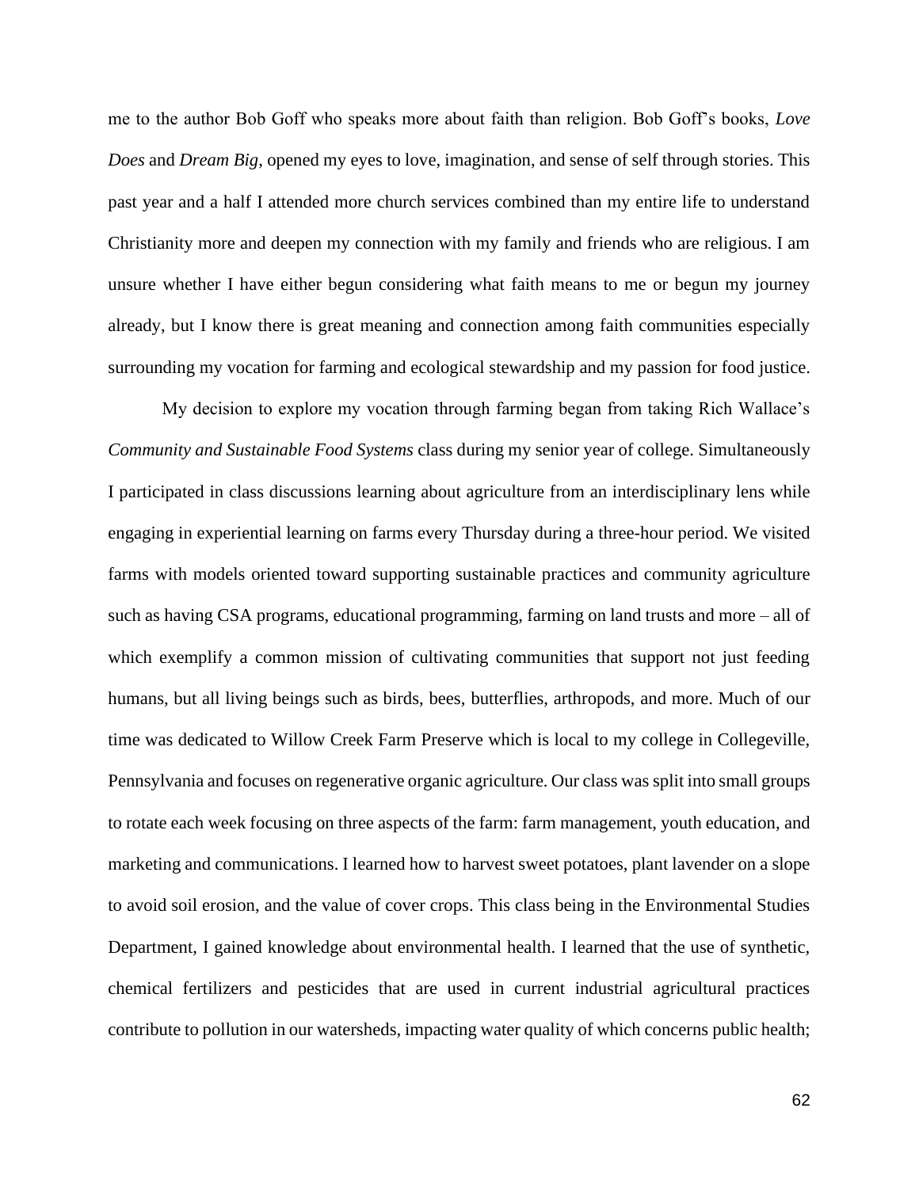me to the author Bob Goff who speaks more about faith than religion. Bob Goff's books, *Love Does* and *Dream Big*, opened my eyes to love, imagination, and sense of self through stories. This past year and a half I attended more church services combined than my entire life to understand Christianity more and deepen my connection with my family and friends who are religious. I am unsure whether I have either begun considering what faith means to me or begun my journey already, but I know there is great meaning and connection among faith communities especially surrounding my vocation for farming and ecological stewardship and my passion for food justice.

My decision to explore my vocation through farming began from taking Rich Wallace's *Community and Sustainable Food Systems* class during my senior year of college. Simultaneously I participated in class discussions learning about agriculture from an interdisciplinary lens while engaging in experiential learning on farms every Thursday during a three-hour period. We visited farms with models oriented toward supporting sustainable practices and community agriculture such as having CSA programs, educational programming, farming on land trusts and more – all of which exemplify a common mission of cultivating communities that support not just feeding humans, but all living beings such as birds, bees, butterflies, arthropods, and more. Much of our time was dedicated to Willow Creek Farm Preserve which is local to my college in Collegeville, Pennsylvania and focuses on regenerative organic agriculture. Our class was split into small groups to rotate each week focusing on three aspects of the farm: farm management, youth education, and marketing and communications. I learned how to harvest sweet potatoes, plant lavender on a slope to avoid soil erosion, and the value of cover crops. This class being in the Environmental Studies Department, I gained knowledge about environmental health. I learned that the use of synthetic, chemical fertilizers and pesticides that are used in current industrial agricultural practices contribute to pollution in our watersheds, impacting water quality of which concerns public health;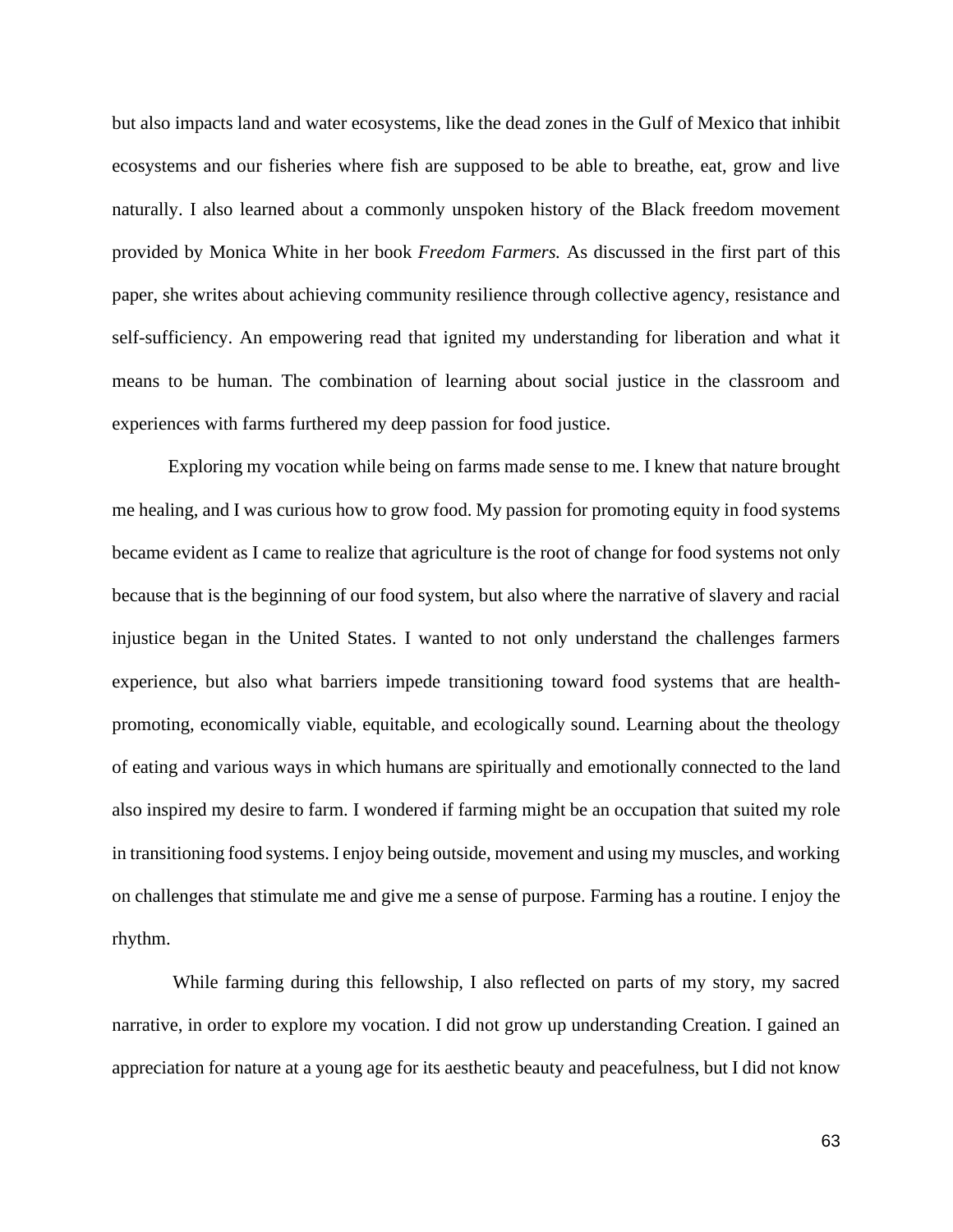but also impacts land and water ecosystems, like the dead zones in the Gulf of Mexico that inhibit ecosystems and our fisheries where fish are supposed to be able to breathe, eat, grow and live naturally. I also learned about a commonly unspoken history of the Black freedom movement provided by Monica White in her book *Freedom Farmers.* As discussed in the first part of this paper, she writes about achieving community resilience through collective agency, resistance and self-sufficiency. An empowering read that ignited my understanding for liberation and what it means to be human. The combination of learning about social justice in the classroom and experiences with farms furthered my deep passion for food justice.

Exploring my vocation while being on farms made sense to me. I knew that nature brought me healing, and I was curious how to grow food. My passion for promoting equity in food systems became evident as I came to realize that agriculture is the root of change for food systems not only because that is the beginning of our food system, but also where the narrative of slavery and racial injustice began in the United States. I wanted to not only understand the challenges farmers experience, but also what barriers impede transitioning toward food systems that are health-promoting, economically viable, equitable, and ecologically sound. Learning about the theology of eating and various ways in which humans are spiritually and emotionally connected to the land also inspired my desire to farm. I wondered if farming might be an occupation that suited my role in transitioning food systems. I enjoy being outside, movement and using my muscles, and working on challenges that stimulate me and give me a sense of purpose. Farming has a routine. I enjoy the rhythm.

While farming during this fellowship, I also reflected on parts of my story, my sacred narrative, in order to explore my vocation. I did not grow up understanding Creation. I gained an appreciation for nature at a young age for its aesthetic beauty and peacefulness, but I did not know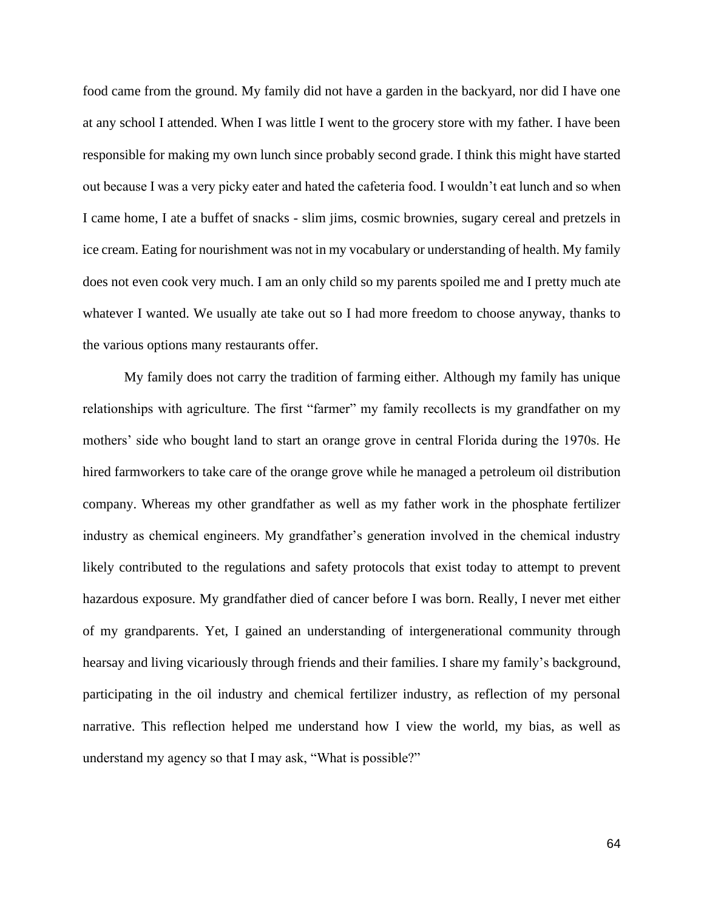food came from the ground. My family did not have a garden in the backyard, nor did I have one at any school I attended. When I was little I went to the grocery store with my father. I have been responsible for making my own lunch since probably second grade. I think this might have started out because I was a very picky eater and hated the cafeteria food. I wouldn't eat lunch and so when I came home, I ate a buffet of snacks - slim jims, cosmic brownies, sugary cereal and pretzels in ice cream. Eating for nourishment was not in my vocabulary or understanding of health. My family does not even cook very much. I am an only child so my parents spoiled me and I pretty much ate whatever I wanted. We usually ate take out so I had more freedom to choose anyway, thanks to the various options many restaurants offer.

My family does not carry the tradition of farming either. Although my family has unique relationships with agriculture. The first "farmer" my family recollects is my grandfather on my mothers' side who bought land to start an orange grove in central Florida during the 1970s. He hired farmworkers to take care of the orange grove while he managed a petroleum oil distribution company. Whereas my other grandfather as well as my father work in the phosphate fertilizer industry as chemical engineers. My grandfather's generation involved in the chemical industry likely contributed to the regulations and safety protocols that exist today to attempt to prevent hazardous exposure. My grandfather died of cancer before I was born. Really, I never met either of my grandparents. Yet, I gained an understanding of intergenerational community through hearsay and living vicariously through friends and their families. I share my family's background, participating in the oil industry and chemical fertilizer industry, as reflection of my personal narrative. This reflection helped me understand how I view the world, my bias, as well as understand my agency so that I may ask, "What is possible?"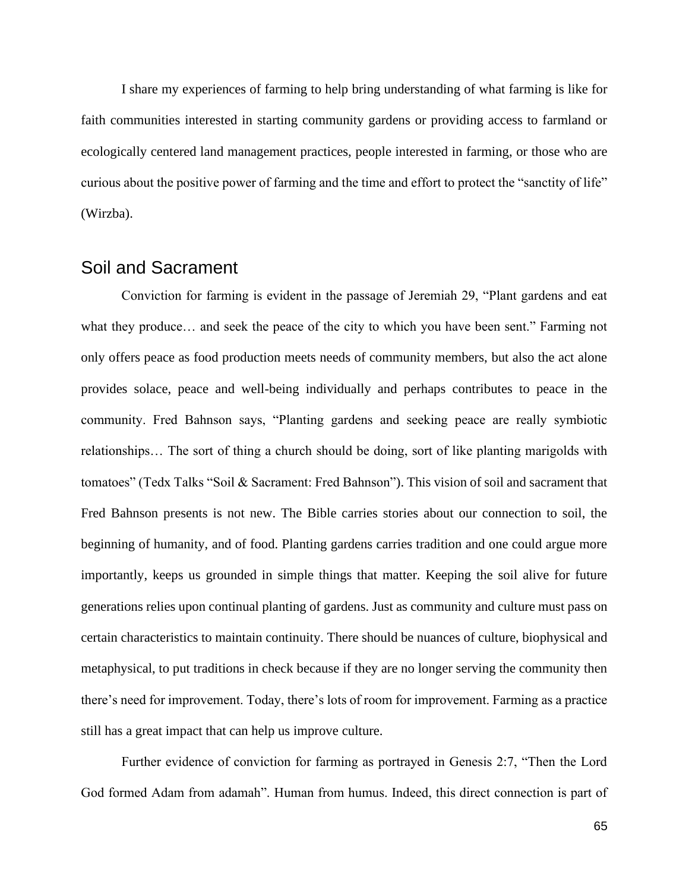I share my experiences of farming to help bring understanding of what farming is like for faith communities interested in starting community gardens or providing access to farmland or ecologically centered land management practices, people interested in farming, or those who are curious about the positive power of farming and the time and effort to protect the "sanctity of life" (Wirzba).

## Soil and Sacrament

Conviction for farming is evident in the passage of Jeremiah 29, "Plant gardens and eat what they produce… and seek the peace of the city to which you have been sent." Farming not only offers peace as food production meets needs of community members, but also the act alone provides solace, peace and well-being individually and perhaps contributes to peace in the community. Fred Bahnson says, "Planting gardens and seeking peace are really symbiotic relationships… The sort of thing a church should be doing, sort of like planting marigolds with tomatoes" (Tedx Talks "Soil & Sacrament: Fred Bahnson"). This vision of soil and sacrament that Fred Bahnson presents is not new. The Bible carries stories about our connection to soil, the beginning of humanity, and of food. Planting gardens carries tradition and one could argue more importantly, keeps us grounded in simple things that matter. Keeping the soil alive for future generations relies upon continual planting of gardens. Just as community and culture must pass on certain characteristics to maintain continuity. There should be nuances of culture, biophysical and metaphysical, to put traditions in check because if they are no longer serving the community then there's need for improvement. Today, there's lots of room for improvement. Farming as a practice still has a great impact that can help us improve culture.

Further evidence of conviction for farming as portrayed in Genesis 2:7, "Then the Lord God formed Adam from adamah". Human from humus. Indeed, this direct connection is part of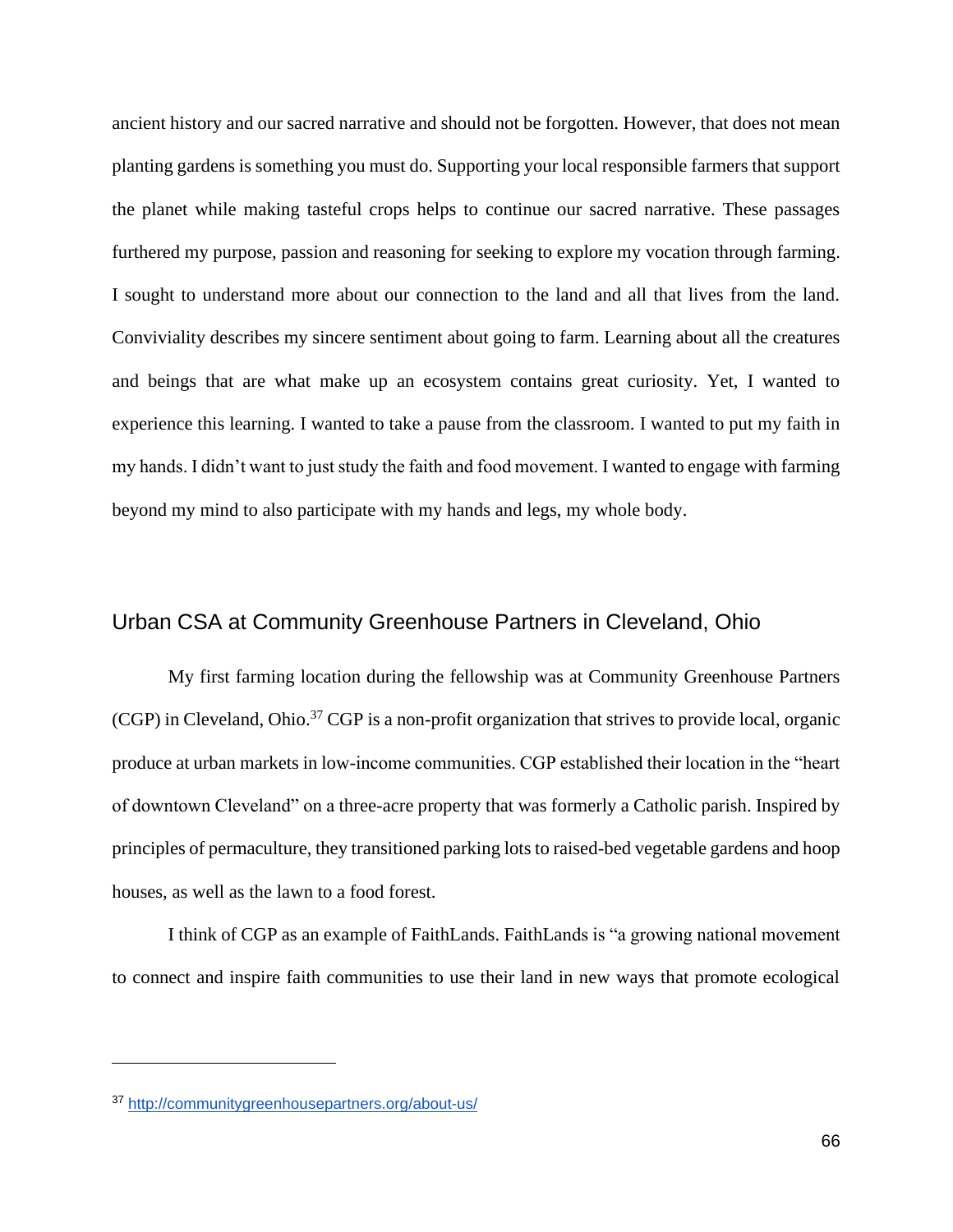ancient history and our sacred narrative and should not be forgotten. However, that does not mean planting gardens is something you must do. Supporting your local responsible farmers that support the planet while making tasteful crops helps to continue our sacred narrative. These passages furthered my purpose, passion and reasoning for seeking to explore my vocation through farming. I sought to understand more about our connection to the land and all that lives from the land. Conviviality describes my sincere sentiment about going to farm. Learning about all the creatures and beings that are what make up an ecosystem contains great curiosity. Yet, I wanted to experience this learning. I wanted to take a pause from the classroom. I wanted to put my faith in my hands. I didn't want to just study the faith and food movement. I wanted to engage with farming beyond my mind to also participate with my hands and legs, my whole body.

## Urban CSA at Community Greenhouse Partners in Cleveland, Ohio

My first farming location during the fellowship was at Community Greenhouse Partners (CGP) in Cleveland, Ohio.[37] CGP is a non-profit organization that strives to provide local, organic produce at urban markets in low-income communities. CGP established their location in the "heart of downtown Cleveland" on a three-acre property that was formerly a Catholic parish. Inspired by principles of permaculture, they transitioned parking lots to raised-bed vegetable gardens and hoop houses, as well as the lawn to a food forest.

I think of CGP as an example of FaithLands. FaithLands is "a growing national movement to connect and inspire faith communities to use their land in new ways that promote ecological

---

[37] http://communitygreenhousepartners.org/about-us/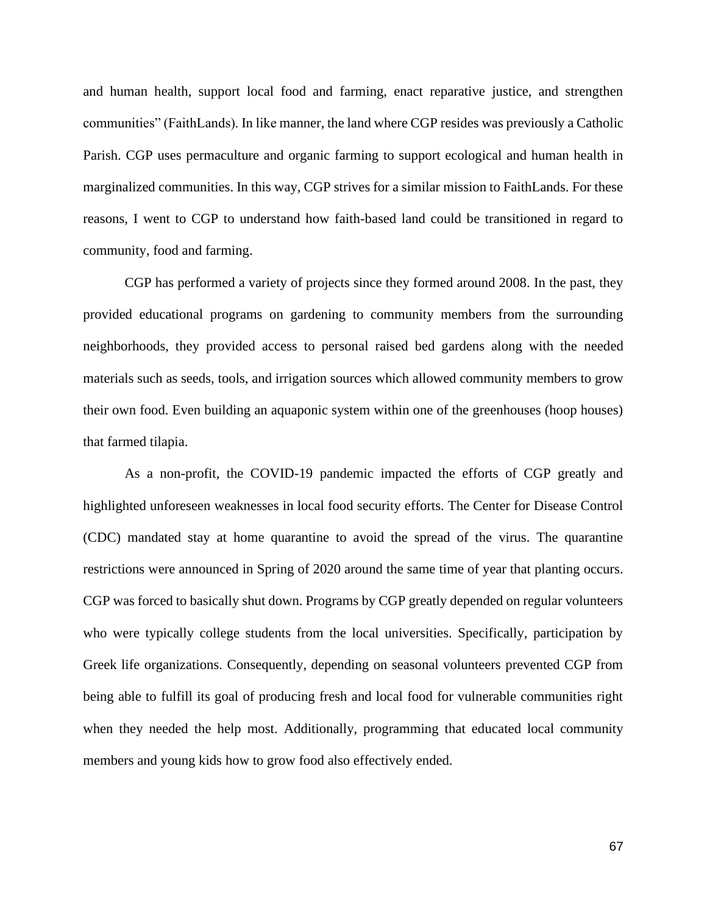and human health, support local food and farming, enact reparative justice, and strengthen communities" (FaithLands). In like manner, the land where CGP resides was previously a Catholic Parish. CGP uses permaculture and organic farming to support ecological and human health in marginalized communities. In this way, CGP strives for a similar mission to FaithLands. For these reasons, I went to CGP to understand how faith-based land could be transitioned in regard to community, food and farming.

CGP has performed a variety of projects since they formed around 2008. In the past, they provided educational programs on gardening to community members from the surrounding neighborhoods, they provided access to personal raised bed gardens along with the needed materials such as seeds, tools, and irrigation sources which allowed community members to grow their own food. Even building an aquaponic system within one of the greenhouses (hoop houses) that farmed tilapia.

As a non-profit, the COVID-19 pandemic impacted the efforts of CGP greatly and highlighted unforeseen weaknesses in local food security efforts. The Center for Disease Control (CDC) mandated stay at home quarantine to avoid the spread of the virus. The quarantine restrictions were announced in Spring of 2020 around the same time of year that planting occurs. CGP was forced to basically shut down. Programs by CGP greatly depended on regular volunteers who were typically college students from the local universities. Specifically, participation by Greek life organizations. Consequently, depending on seasonal volunteers prevented CGP from being able to fulfill its goal of producing fresh and local food for vulnerable communities right when they needed the help most. Additionally, programming that educated local community members and young kids how to grow food also effectively ended.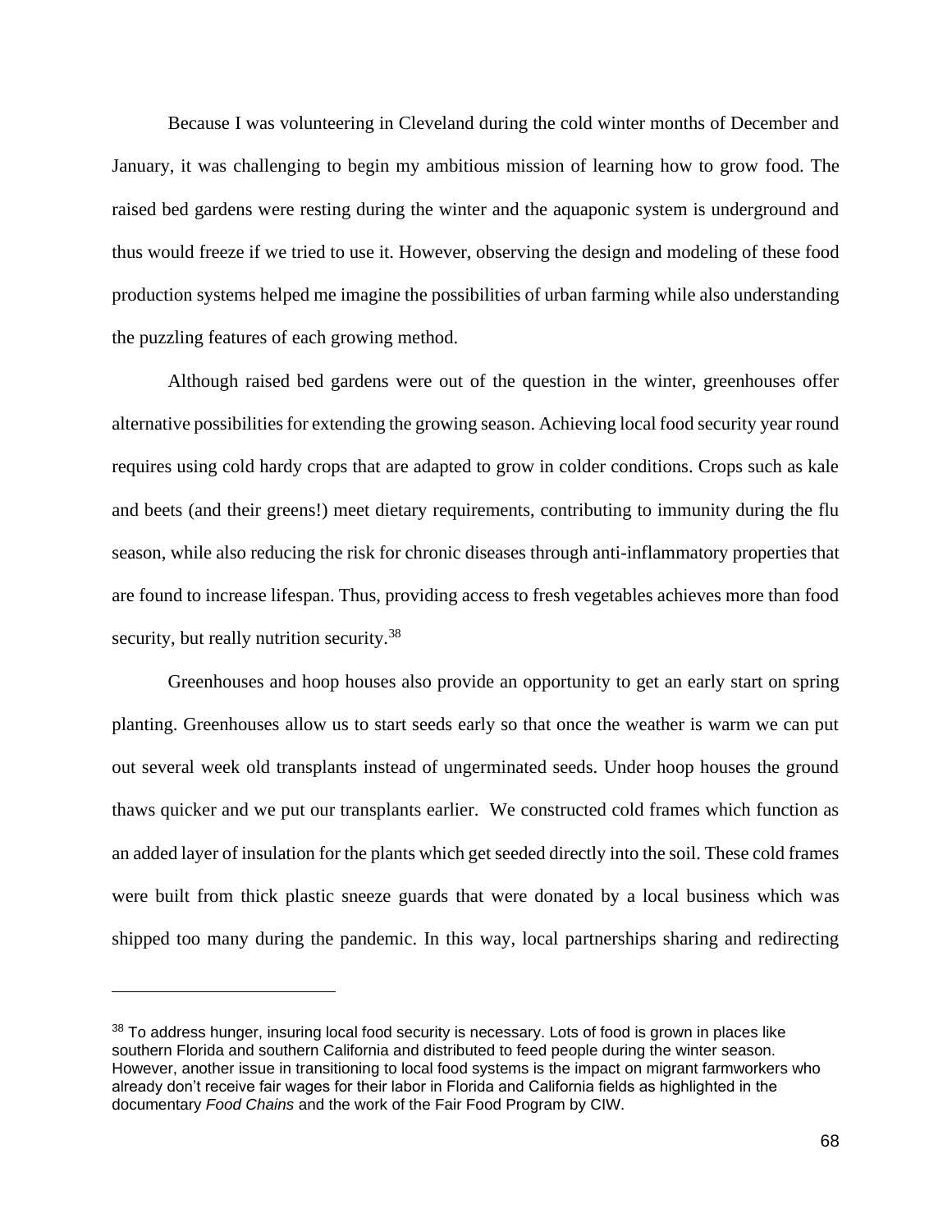Because I was volunteering in Cleveland during the cold winter months of December and January, it was challenging to begin my ambitious mission of learning how to grow food. The raised bed gardens were resting during the winter and the aquaponic system is underground and thus would freeze if we tried to use it. However, observing the design and modeling of these food production systems helped me imagine the possibilities of urban farming while also understanding the puzzling features of each growing method.

Although raised bed gardens were out of the question in the winter, greenhouses offer alternative possibilities for extending the growing season. Achieving local food security year round requires using cold hardy crops that are adapted to grow in colder conditions. Crops such as kale and beets (and their greens!) meet dietary requirements, contributing to immunity during the flu season, while also reducing the risk for chronic diseases through anti-inflammatory properties that are found to increase lifespan. Thus, providing access to fresh vegetables achieves more than food security, but really nutrition security.[38]

Greenhouses and hoop houses also provide an opportunity to get an early start on spring planting. Greenhouses allow us to start seeds early so that once the weather is warm we can put out several week old transplants instead of ungerminated seeds. Under hoop houses the ground thaws quicker and we put our transplants earlier. We constructed cold frames which function as an added layer of insulation for the plants which get seeded directly into the soil. These cold frames were built from thick plastic sneeze guards that were donated by a local business which was shipped too many during the pandemic. In this way, local partnerships sharing and redirecting

---

[38] To address hunger, insuring local food security is necessary. Lots of food is grown in places like southern Florida and southern California and distributed to feed people during the winter season. However, another issue in transitioning to local food systems is the impact on migrant farmworkers who already don't receive fair wages for their labor in Florida and California fields as highlighted in the documentary *Food Chains* and the work of the Fair Food Program by CIW.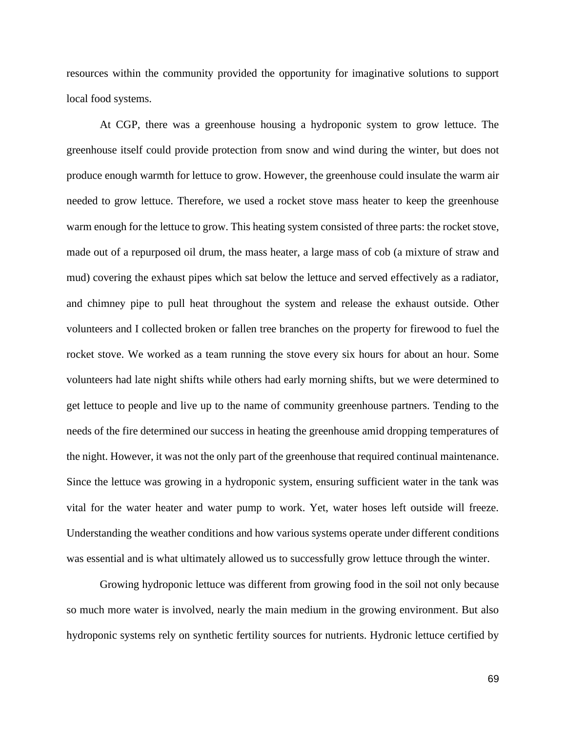resources within the community provided the opportunity for imaginative solutions to support local food systems.

At CGP, there was a greenhouse housing a hydroponic system to grow lettuce. The greenhouse itself could provide protection from snow and wind during the winter, but does not produce enough warmth for lettuce to grow. However, the greenhouse could insulate the warm air needed to grow lettuce. Therefore, we used a rocket stove mass heater to keep the greenhouse warm enough for the lettuce to grow. This heating system consisted of three parts: the rocket stove, made out of a repurposed oil drum, the mass heater, a large mass of cob (a mixture of straw and mud) covering the exhaust pipes which sat below the lettuce and served effectively as a radiator, and chimney pipe to pull heat throughout the system and release the exhaust outside. Other volunteers and I collected broken or fallen tree branches on the property for firewood to fuel the rocket stove. We worked as a team running the stove every six hours for about an hour. Some volunteers had late night shifts while others had early morning shifts, but we were determined to get lettuce to people and live up to the name of community greenhouse partners. Tending to the needs of the fire determined our success in heating the greenhouse amid dropping temperatures of the night. However, it was not the only part of the greenhouse that required continual maintenance. Since the lettuce was growing in a hydroponic system, ensuring sufficient water in the tank was vital for the water heater and water pump to work. Yet, water hoses left outside will freeze. Understanding the weather conditions and how various systems operate under different conditions was essential and is what ultimately allowed us to successfully grow lettuce through the winter.

Growing hydroponic lettuce was different from growing food in the soil not only because so much more water is involved, nearly the main medium in the growing environment. But also hydroponic systems rely on synthetic fertility sources for nutrients. Hydronic lettuce certified by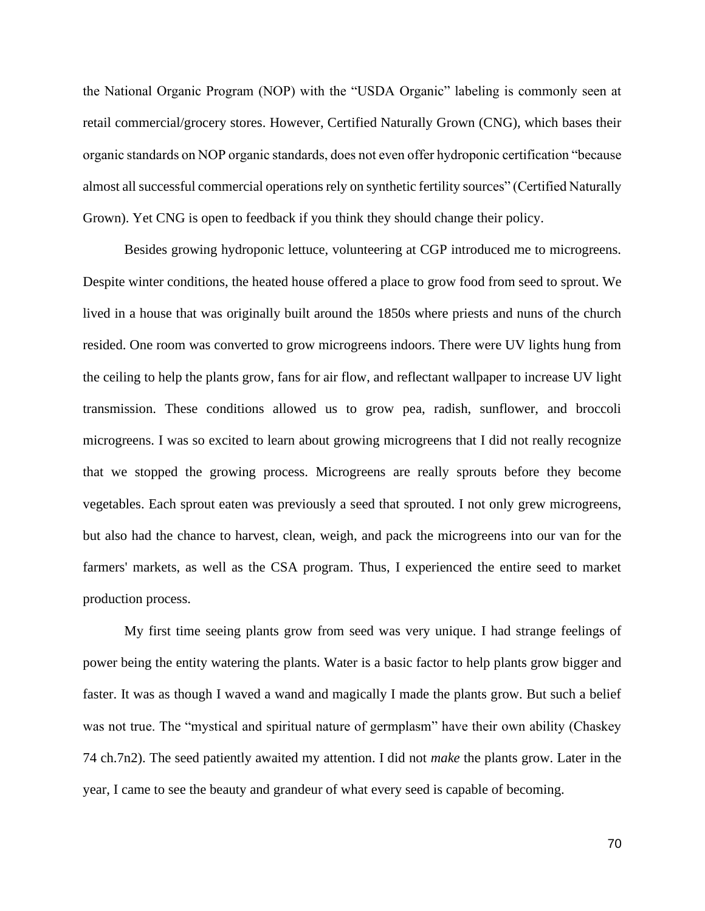the National Organic Program (NOP) with the "USDA Organic" labeling is commonly seen at retail commercial/grocery stores. However, Certified Naturally Grown (CNG), which bases their organic standards on NOP organic standards, does not even offer hydroponic certification "because almost all successful commercial operations rely on synthetic fertility sources" (Certified Naturally Grown). Yet CNG is open to feedback if you think they should change their policy.

Besides growing hydroponic lettuce, volunteering at CGP introduced me to microgreens. Despite winter conditions, the heated house offered a place to grow food from seed to sprout. We lived in a house that was originally built around the 1850s where priests and nuns of the church resided. One room was converted to grow microgreens indoors. There were UV lights hung from the ceiling to help the plants grow, fans for air flow, and reflectant wallpaper to increase UV light transmission. These conditions allowed us to grow pea, radish, sunflower, and broccoli microgreens. I was so excited to learn about growing microgreens that I did not really recognize that we stopped the growing process. Microgreens are really sprouts before they become vegetables. Each sprout eaten was previously a seed that sprouted. I not only grew microgreens, but also had the chance to harvest, clean, weigh, and pack the microgreens into our van for the farmers' markets, as well as the CSA program. Thus, I experienced the entire seed to market production process.

My first time seeing plants grow from seed was very unique. I had strange feelings of power being the entity watering the plants. Water is a basic factor to help plants grow bigger and faster. It was as though I waved a wand and magically I made the plants grow. But such a belief was not true. The "mystical and spiritual nature of germplasm" have their own ability (Chaskey 74 ch.7n2). The seed patiently awaited my attention. I did not *make* the plants grow. Later in the year, I came to see the beauty and grandeur of what every seed is capable of becoming.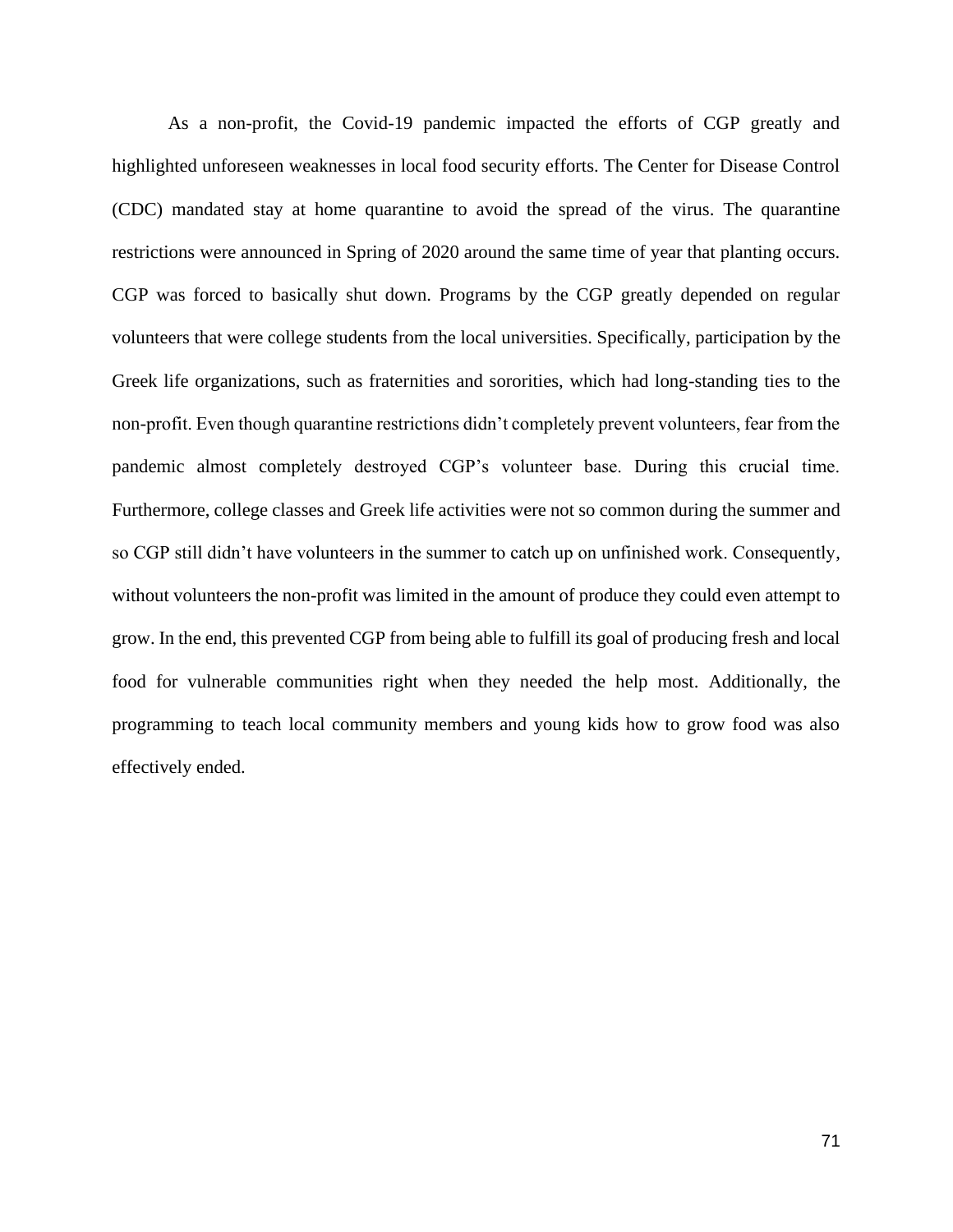As a non-profit, the Covid-19 pandemic impacted the efforts of CGP greatly and highlighted unforeseen weaknesses in local food security efforts. The Center for Disease Control (CDC) mandated stay at home quarantine to avoid the spread of the virus. The quarantine restrictions were announced in Spring of 2020 around the same time of year that planting occurs. CGP was forced to basically shut down. Programs by the CGP greatly depended on regular volunteers that were college students from the local universities. Specifically, participation by the Greek life organizations, such as fraternities and sororities, which had long-standing ties to the non-profit. Even though quarantine restrictions didn't completely prevent volunteers, fear from the pandemic almost completely destroyed CGP's volunteer base. During this crucial time. Furthermore, college classes and Greek life activities were not so common during the summer and so CGP still didn't have volunteers in the summer to catch up on unfinished work. Consequently, without volunteers the non-profit was limited in the amount of produce they could even attempt to grow. In the end, this prevented CGP from being able to fulfill its goal of producing fresh and local food for vulnerable communities right when they needed the help most. Additionally, the programming to teach local community members and young kids how to grow food was also effectively ended.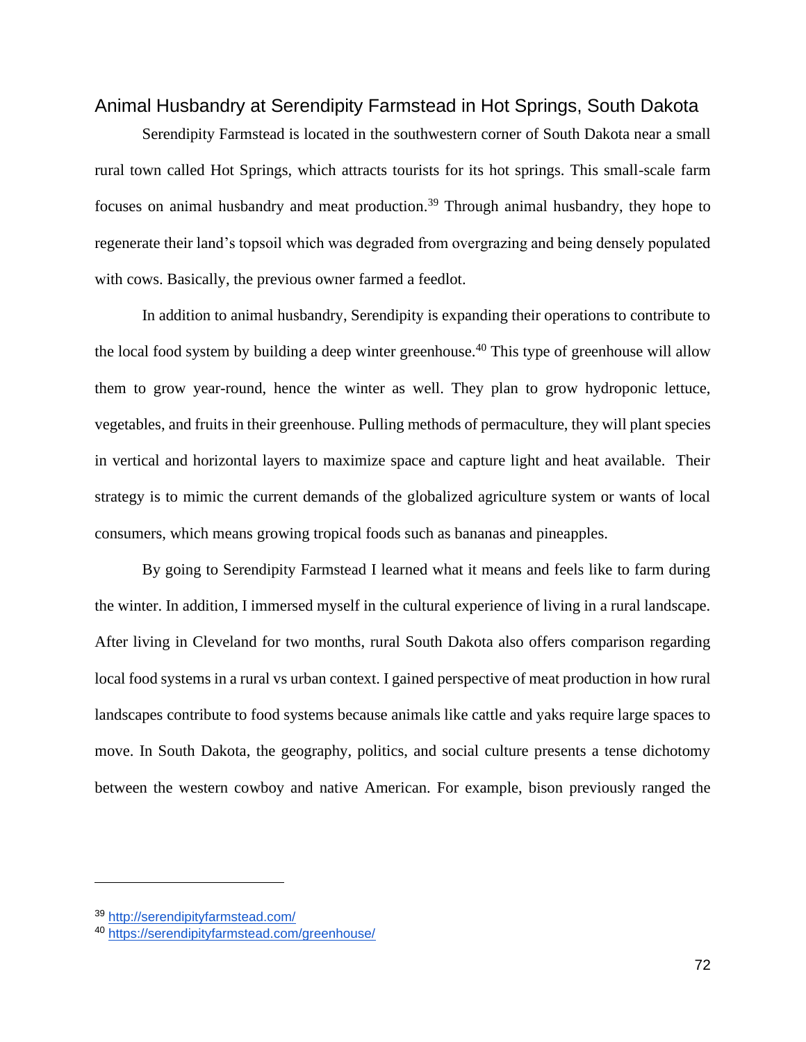## Animal Husbandry at Serendipity Farmstead in Hot Springs, South Dakota

Serendipity Farmstead is located in the southwestern corner of South Dakota near a small rural town called Hot Springs, which attracts tourists for its hot springs. This small-scale farm focuses on animal husbandry and meat production.[39] Through animal husbandry, they hope to regenerate their land's topsoil which was degraded from overgrazing and being densely populated with cows. Basically, the previous owner farmed a feedlot.

In addition to animal husbandry, Serendipity is expanding their operations to contribute to the local food system by building a deep winter greenhouse.[40] This type of greenhouse will allow them to grow year-round, hence the winter as well. They plan to grow hydroponic lettuce, vegetables, and fruits in their greenhouse. Pulling methods of permaculture, they will plant species in vertical and horizontal layers to maximize space and capture light and heat available. Their strategy is to mimic the current demands of the globalized agriculture system or wants of local consumers, which means growing tropical foods such as bananas and pineapples.

By going to Serendipity Farmstead I learned what it means and feels like to farm during the winter. In addition, I immersed myself in the cultural experience of living in a rural landscape. After living in Cleveland for two months, rural South Dakota also offers comparison regarding local food systems in a rural vs urban context. I gained perspective of meat production in how rural landscapes contribute to food systems because animals like cattle and yaks require large spaces to move. In South Dakota, the geography, politics, and social culture presents a tense dichotomy between the western cowboy and native American. For example, bison previously ranged the

---

[39] http://serendipityfarmstead.com/

[40] https://serendipityfarmstead.com/greenhouse/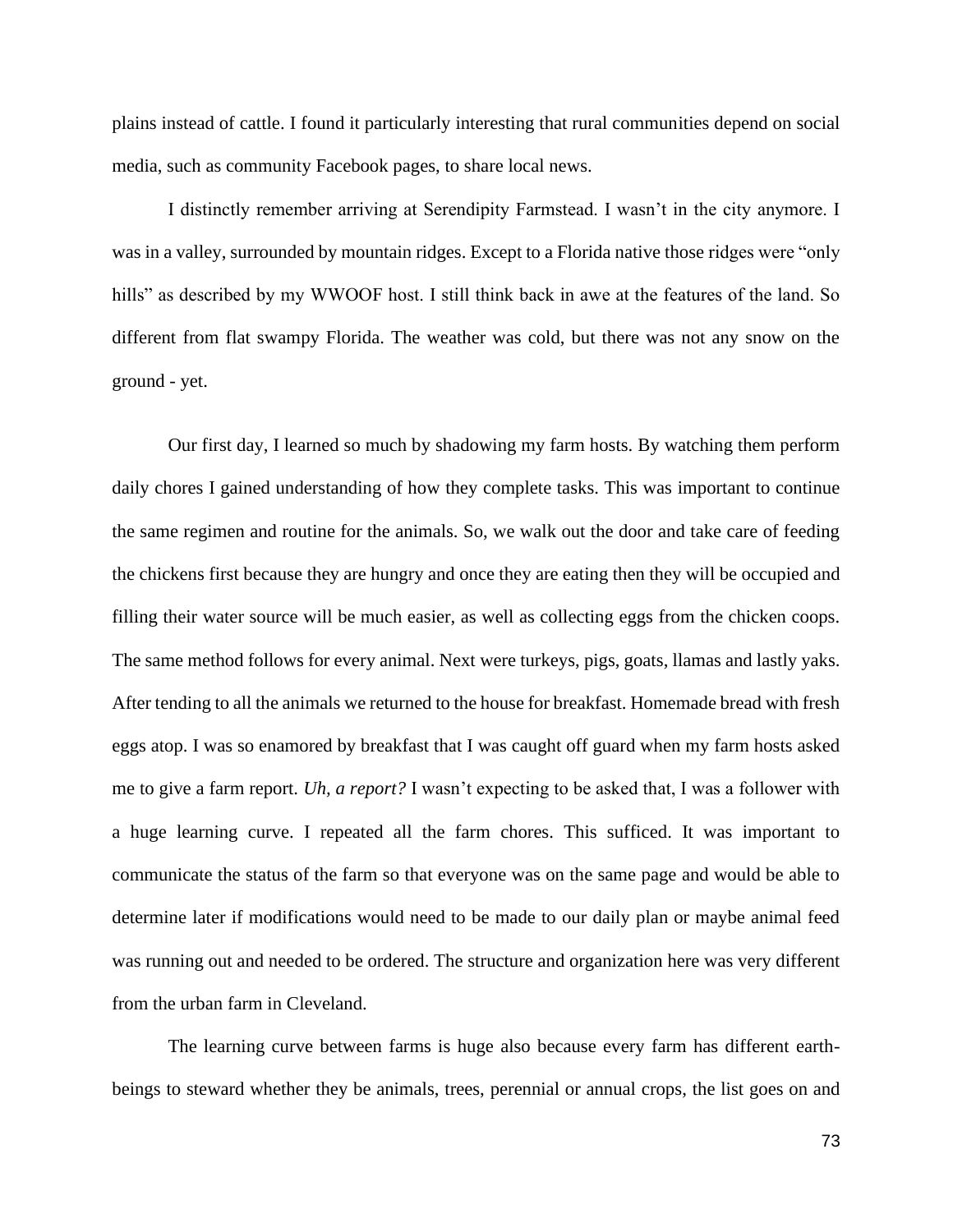plains instead of cattle. I found it particularly interesting that rural communities depend on social media, such as community Facebook pages, to share local news.

I distinctly remember arriving at Serendipity Farmstead. I wasn't in the city anymore. I was in a valley, surrounded by mountain ridges. Except to a Florida native those ridges were "only hills" as described by my WWOOF host. I still think back in awe at the features of the land. So different from flat swampy Florida. The weather was cold, but there was not any snow on the ground - yet.

Our first day, I learned so much by shadowing my farm hosts. By watching them perform daily chores I gained understanding of how they complete tasks. This was important to continue the same regimen and routine for the animals. So, we walk out the door and take care of feeding the chickens first because they are hungry and once they are eating then they will be occupied and filling their water source will be much easier, as well as collecting eggs from the chicken coops. The same method follows for every animal. Next were turkeys, pigs, goats, llamas and lastly yaks. After tending to all the animals we returned to the house for breakfast. Homemade bread with fresh eggs atop. I was so enamored by breakfast that I was caught off guard when my farm hosts asked me to give a farm report. *Uh, a report?* I wasn't expecting to be asked that, I was a follower with a huge learning curve. I repeated all the farm chores. This sufficed. It was important to communicate the status of the farm so that everyone was on the same page and would be able to determine later if modifications would need to be made to our daily plan or maybe animal feed was running out and needed to be ordered. The structure and organization here was very different from the urban farm in Cleveland.

The learning curve between farms is huge also because every farm has different earth-beings to steward whether they be animals, trees, perennial or annual crops, the list goes on and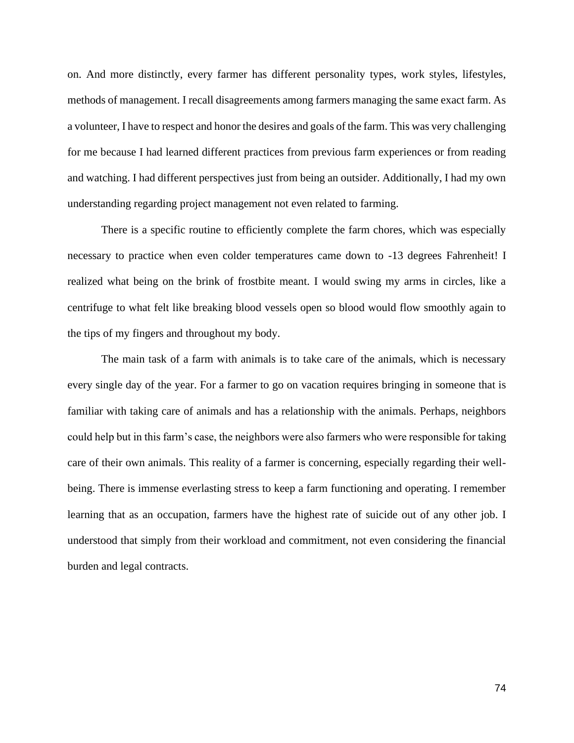on. And more distinctly, every farmer has different personality types, work styles, lifestyles, methods of management. I recall disagreements among farmers managing the same exact farm. As a volunteer, I have to respect and honor the desires and goals of the farm. This was very challenging for me because I had learned different practices from previous farm experiences or from reading and watching. I had different perspectives just from being an outsider. Additionally, I had my own understanding regarding project management not even related to farming.

There is a specific routine to efficiently complete the farm chores, which was especially necessary to practice when even colder temperatures came down to -13 degrees Fahrenheit! I realized what being on the brink of frostbite meant. I would swing my arms in circles, like a centrifuge to what felt like breaking blood vessels open so blood would flow smoothly again to the tips of my fingers and throughout my body.

The main task of a farm with animals is to take care of the animals, which is necessary every single day of the year. For a farmer to go on vacation requires bringing in someone that is familiar with taking care of animals and has a relationship with the animals. Perhaps, neighbors could help but in this farm's case, the neighbors were also farmers who were responsible for taking care of their own animals. This reality of a farmer is concerning, especially regarding their well-being. There is immense everlasting stress to keep a farm functioning and operating. I remember learning that as an occupation, farmers have the highest rate of suicide out of any other job. I understood that simply from their workload and commitment, not even considering the financial burden and legal contracts.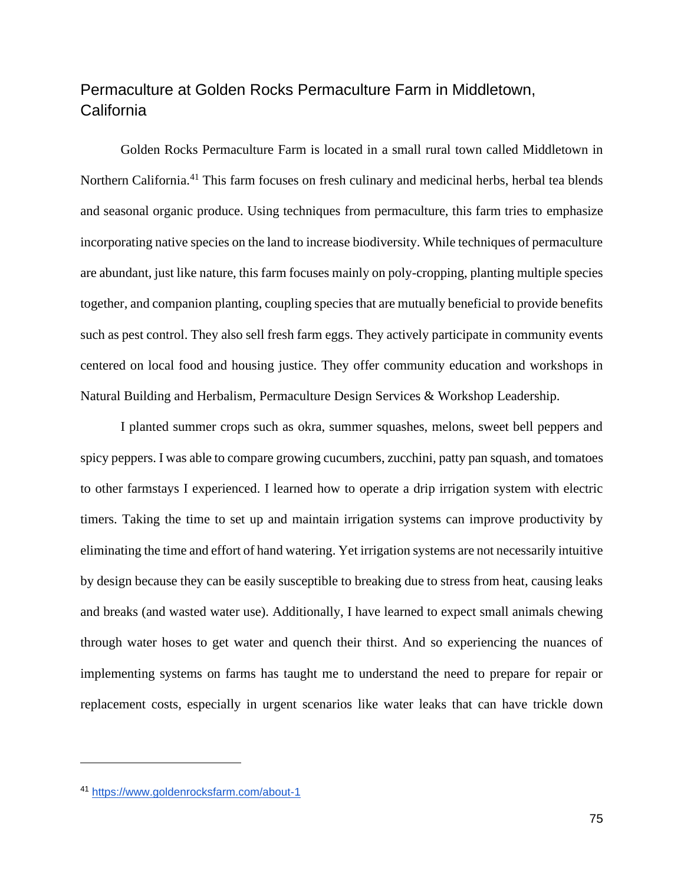## Permaculture at Golden Rocks Permaculture Farm in Middletown, California

Golden Rocks Permaculture Farm is located in a small rural town called Middletown in Northern California.[41] This farm focuses on fresh culinary and medicinal herbs, herbal tea blends and seasonal organic produce. Using techniques from permaculture, this farm tries to emphasize incorporating native species on the land to increase biodiversity. While techniques of permaculture are abundant, just like nature, this farm focuses mainly on poly-cropping, planting multiple species together, and companion planting, coupling species that are mutually beneficial to provide benefits such as pest control. They also sell fresh farm eggs. They actively participate in community events centered on local food and housing justice. They offer community education and workshops in Natural Building and Herbalism, Permaculture Design Services & Workshop Leadership.

I planted summer crops such as okra, summer squashes, melons, sweet bell peppers and spicy peppers. I was able to compare growing cucumbers, zucchini, patty pan squash, and tomatoes to other farmstays I experienced. I learned how to operate a drip irrigation system with electric timers. Taking the time to set up and maintain irrigation systems can improve productivity by eliminating the time and effort of hand watering. Yet irrigation systems are not necessarily intuitive by design because they can be easily susceptible to breaking due to stress from heat, causing leaks and breaks (and wasted water use). Additionally, I have learned to expect small animals chewing through water hoses to get water and quench their thirst. And so experiencing the nuances of implementing systems on farms has taught me to understand the need to prepare for repair or replacement costs, especially in urgent scenarios like water leaks that can have trickle down

[41] https://www.goldenrocksfarm.com/about-1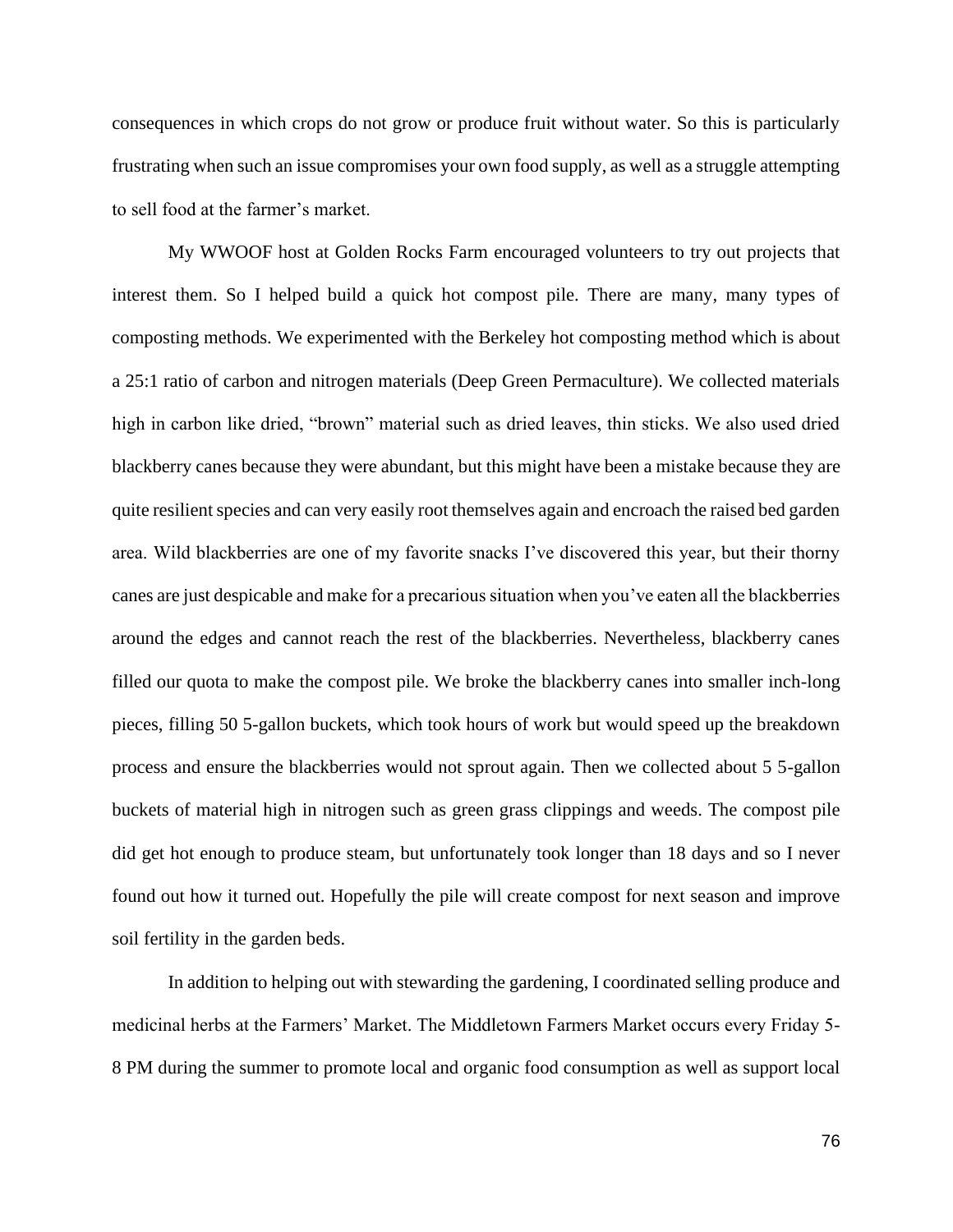consequences in which crops do not grow or produce fruit without water. So this is particularly frustrating when such an issue compromises your own food supply, as well as a struggle attempting to sell food at the farmer's market.

My WWOOF host at Golden Rocks Farm encouraged volunteers to try out projects that interest them. So I helped build a quick hot compost pile. There are many, many types of composting methods. We experimented with the Berkeley hot composting method which is about a 25:1 ratio of carbon and nitrogen materials (Deep Green Permaculture). We collected materials high in carbon like dried, "brown" material such as dried leaves, thin sticks. We also used dried blackberry canes because they were abundant, but this might have been a mistake because they are quite resilient species and can very easily root themselves again and encroach the raised bed garden area. Wild blackberries are one of my favorite snacks I've discovered this year, but their thorny canes are just despicable and make for a precarious situation when you've eaten all the blackberries around the edges and cannot reach the rest of the blackberries. Nevertheless, blackberry canes filled our quota to make the compost pile. We broke the blackberry canes into smaller inch-long pieces, filling 50 5-gallon buckets, which took hours of work but would speed up the breakdown process and ensure the blackberries would not sprout again. Then we collected about 5 5-gallon buckets of material high in nitrogen such as green grass clippings and weeds. The compost pile did get hot enough to produce steam, but unfortunately took longer than 18 days and so I never found out how it turned out. Hopefully the pile will create compost for next season and improve soil fertility in the garden beds.

In addition to helping out with stewarding the gardening, I coordinated selling produce and medicinal herbs at the Farmers' Market. The Middletown Farmers Market occurs every Friday 5-8 PM during the summer to promote local and organic food consumption as well as support local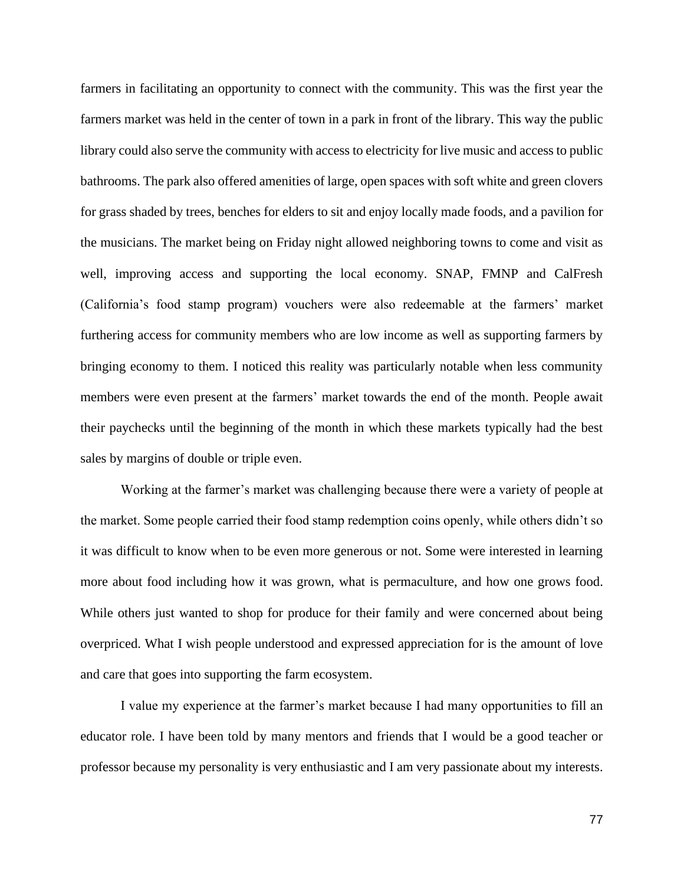farmers in facilitating an opportunity to connect with the community. This was the first year the farmers market was held in the center of town in a park in front of the library. This way the public library could also serve the community with access to electricity for live music and access to public bathrooms. The park also offered amenities of large, open spaces with soft white and green clovers for grass shaded by trees, benches for elders to sit and enjoy locally made foods, and a pavilion for the musicians. The market being on Friday night allowed neighboring towns to come and visit as well, improving access and supporting the local economy. SNAP, FMNP and CalFresh (California's food stamp program) vouchers were also redeemable at the farmers' market furthering access for community members who are low income as well as supporting farmers by bringing economy to them. I noticed this reality was particularly notable when less community members were even present at the farmers' market towards the end of the month. People await their paychecks until the beginning of the month in which these markets typically had the best sales by margins of double or triple even.

Working at the farmer's market was challenging because there were a variety of people at the market. Some people carried their food stamp redemption coins openly, while others didn't so it was difficult to know when to be even more generous or not. Some were interested in learning more about food including how it was grown, what is permaculture, and how one grows food. While others just wanted to shop for produce for their family and were concerned about being overpriced. What I wish people understood and expressed appreciation for is the amount of love and care that goes into supporting the farm ecosystem.

I value my experience at the farmer's market because I had many opportunities to fill an educator role. I have been told by many mentors and friends that I would be a good teacher or professor because my personality is very enthusiastic and I am very passionate about my interests.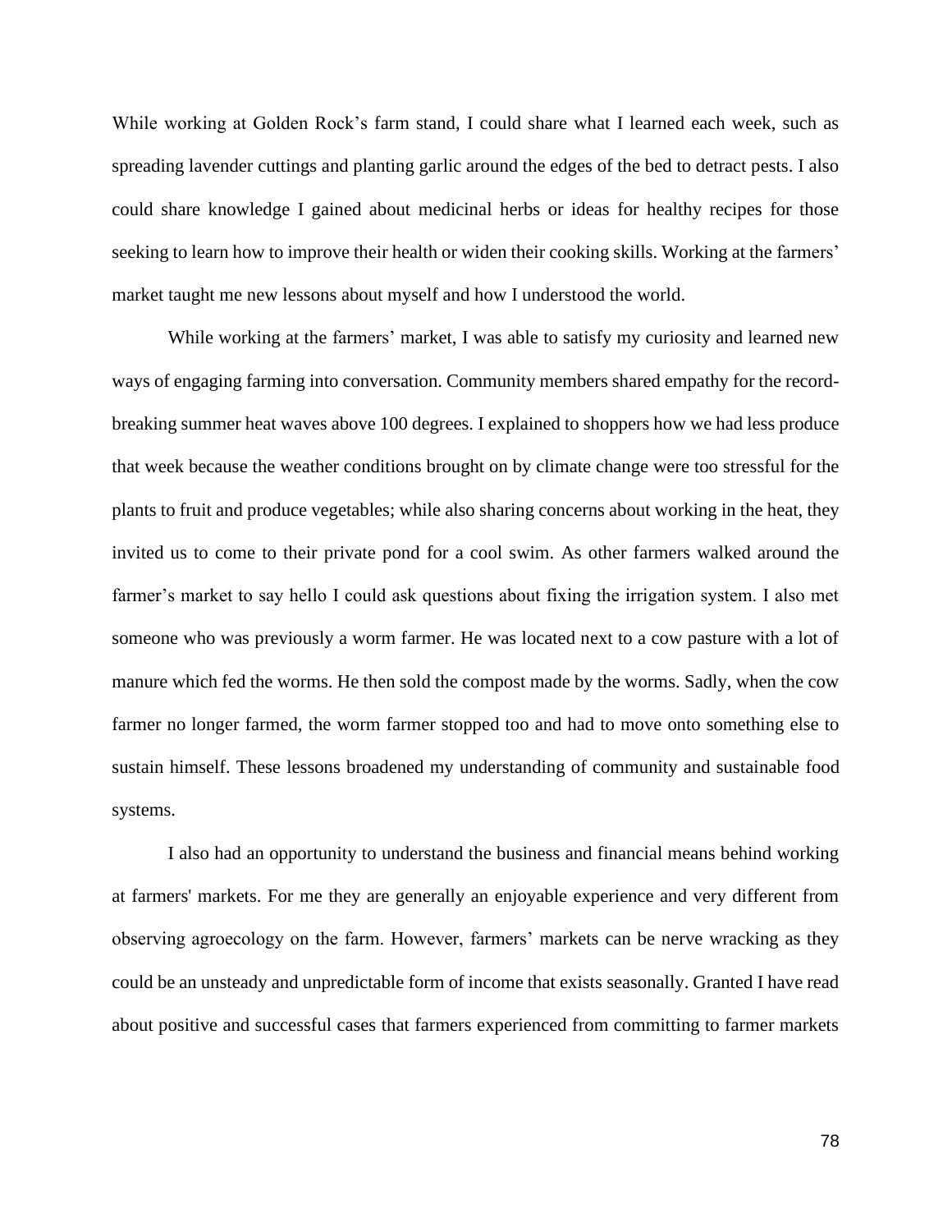While working at Golden Rock's farm stand, I could share what I learned each week, such as spreading lavender cuttings and planting garlic around the edges of the bed to detract pests. I also could share knowledge I gained about medicinal herbs or ideas for healthy recipes for those seeking to learn how to improve their health or widen their cooking skills. Working at the farmers' market taught me new lessons about myself and how I understood the world.

While working at the farmers' market, I was able to satisfy my curiosity and learned new ways of engaging farming into conversation. Community members shared empathy for the record-breaking summer heat waves above 100 degrees. I explained to shoppers how we had less produce that week because the weather conditions brought on by climate change were too stressful for the plants to fruit and produce vegetables; while also sharing concerns about working in the heat, they invited us to come to their private pond for a cool swim. As other farmers walked around the farmer's market to say hello I could ask questions about fixing the irrigation system. I also met someone who was previously a worm farmer. He was located next to a cow pasture with a lot of manure which fed the worms. He then sold the compost made by the worms. Sadly, when the cow farmer no longer farmed, the worm farmer stopped too and had to move onto something else to sustain himself. These lessons broadened my understanding of community and sustainable food systems.

I also had an opportunity to understand the business and financial means behind working at farmers' markets. For me they are generally an enjoyable experience and very different from observing agroecology on the farm. However, farmers' markets can be nerve wracking as they could be an unsteady and unpredictable form of income that exists seasonally. Granted I have read about positive and successful cases that farmers experienced from committing to farmer markets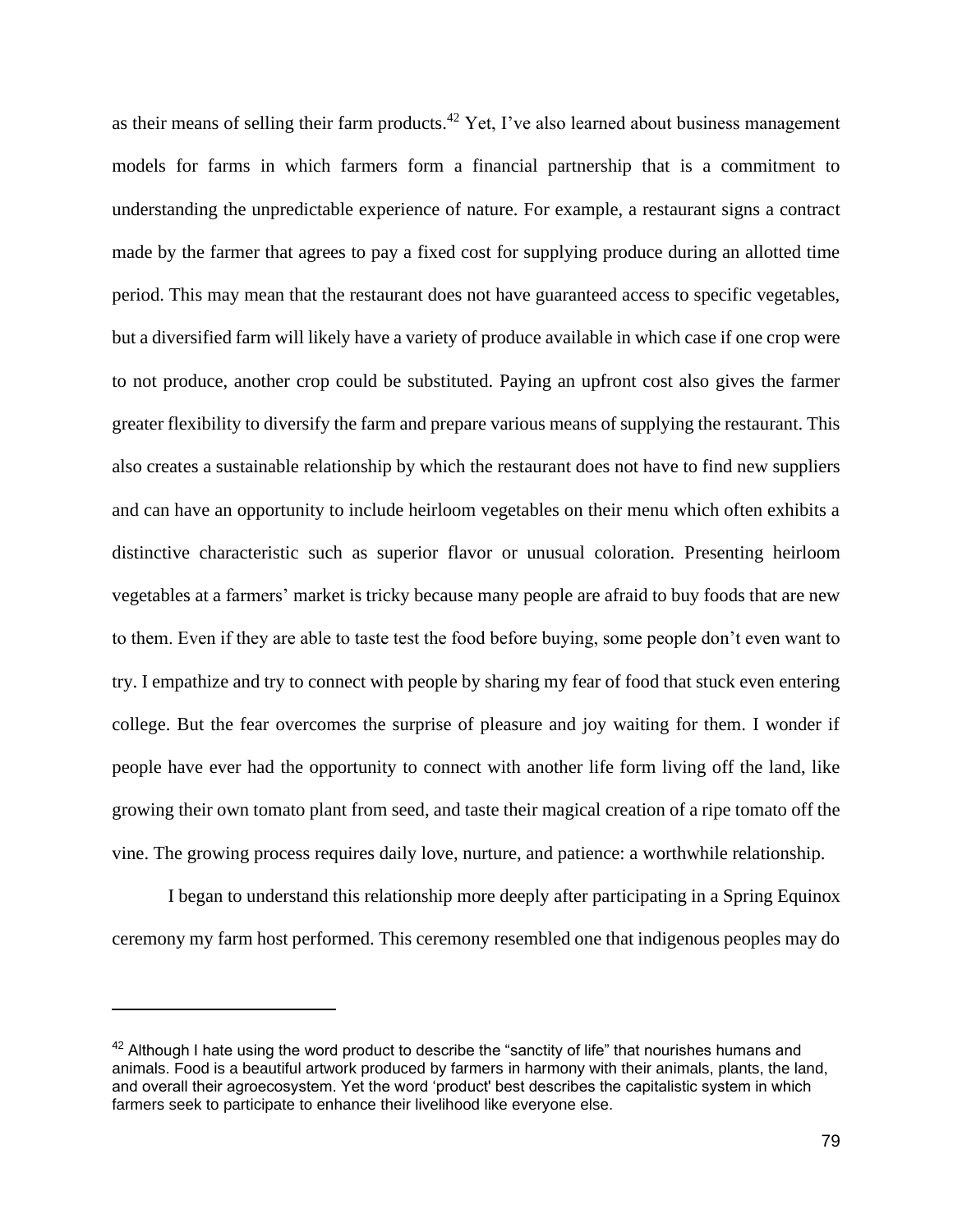as their means of selling their farm products.[42] Yet, I've also learned about business management models for farms in which farmers form a financial partnership that is a commitment to understanding the unpredictable experience of nature. For example, a restaurant signs a contract made by the farmer that agrees to pay a fixed cost for supplying produce during an allotted time period. This may mean that the restaurant does not have guaranteed access to specific vegetables, but a diversified farm will likely have a variety of produce available in which case if one crop were to not produce, another crop could be substituted. Paying an upfront cost also gives the farmer greater flexibility to diversify the farm and prepare various means of supplying the restaurant. This also creates a sustainable relationship by which the restaurant does not have to find new suppliers and can have an opportunity to include heirloom vegetables on their menu which often exhibits a distinctive characteristic such as superior flavor or unusual coloration. Presenting heirloom vegetables at a farmers' market is tricky because many people are afraid to buy foods that are new to them. Even if they are able to taste test the food before buying, some people don't even want to try. I empathize and try to connect with people by sharing my fear of food that stuck even entering college. But the fear overcomes the surprise of pleasure and joy waiting for them. I wonder if people have ever had the opportunity to connect with another life form living off the land, like growing their own tomato plant from seed, and taste their magical creation of a ripe tomato off the vine. The growing process requires daily love, nurture, and patience: a worthwhile relationship.

I began to understand this relationship more deeply after participating in a Spring Equinox ceremony my farm host performed. This ceremony resembled one that indigenous peoples may do

---

[42] Although I hate using the word product to describe the "sanctity of life" that nourishes humans and animals. Food is a beautiful artwork produced by farmers in harmony with their animals, plants, the land, and overall their agroecosystem. Yet the word 'product' best describes the capitalistic system in which farmers seek to participate to enhance their livelihood like everyone else.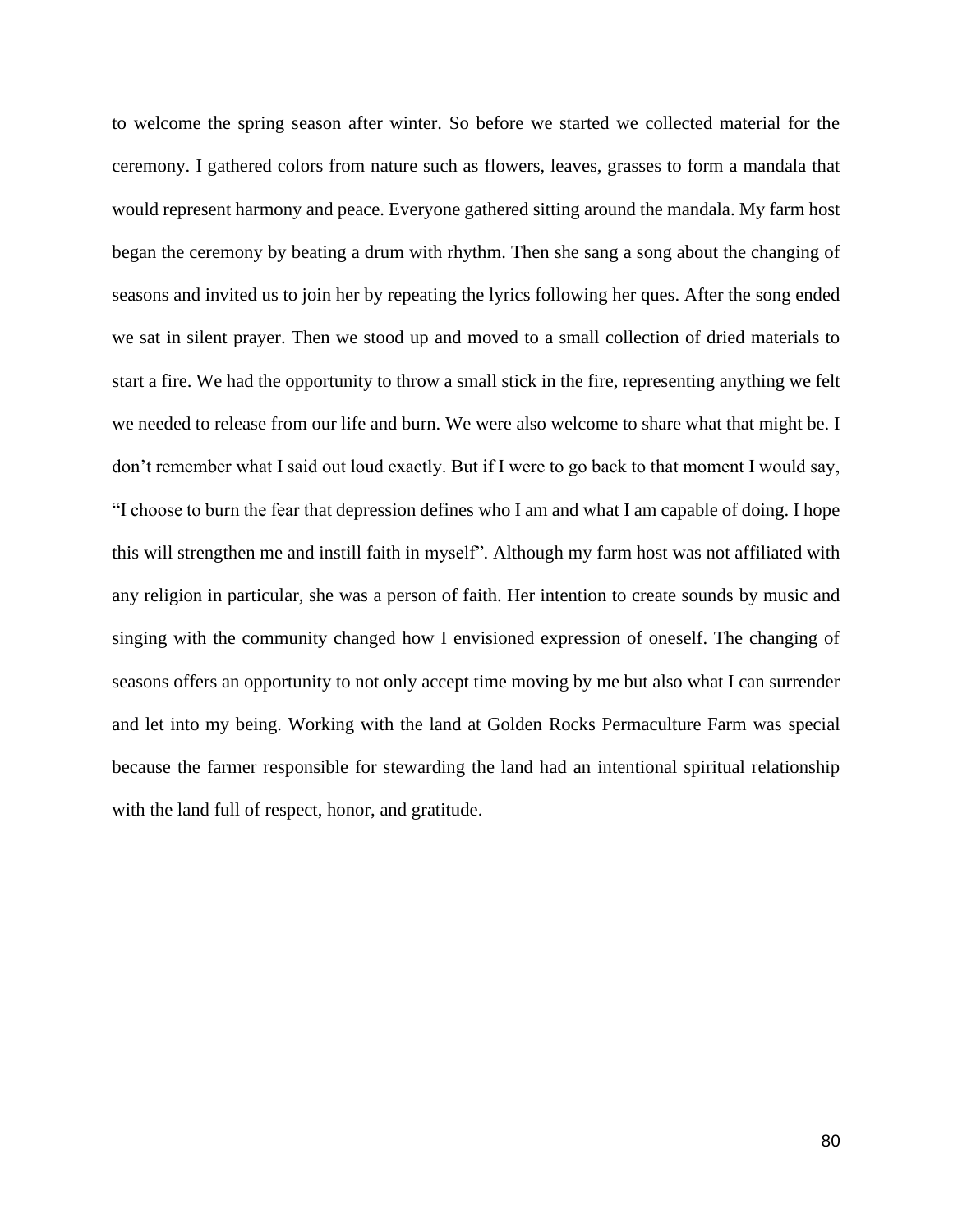to welcome the spring season after winter. So before we started we collected material for the ceremony. I gathered colors from nature such as flowers, leaves, grasses to form a mandala that would represent harmony and peace. Everyone gathered sitting around the mandala. My farm host began the ceremony by beating a drum with rhythm. Then she sang a song about the changing of seasons and invited us to join her by repeating the lyrics following her ques. After the song ended we sat in silent prayer. Then we stood up and moved to a small collection of dried materials to start a fire. We had the opportunity to throw a small stick in the fire, representing anything we felt we needed to release from our life and burn. We were also welcome to share what that might be. I don't remember what I said out loud exactly. But if I were to go back to that moment I would say, "I choose to burn the fear that depression defines who I am and what I am capable of doing. I hope this will strengthen me and instill faith in myself". Although my farm host was not affiliated with any religion in particular, she was a person of faith. Her intention to create sounds by music and singing with the community changed how I envisioned expression of oneself. The changing of seasons offers an opportunity to not only accept time moving by me but also what I can surrender and let into my being. Working with the land at Golden Rocks Permaculture Farm was special because the farmer responsible for stewarding the land had an intentional spiritual relationship with the land full of respect, honor, and gratitude.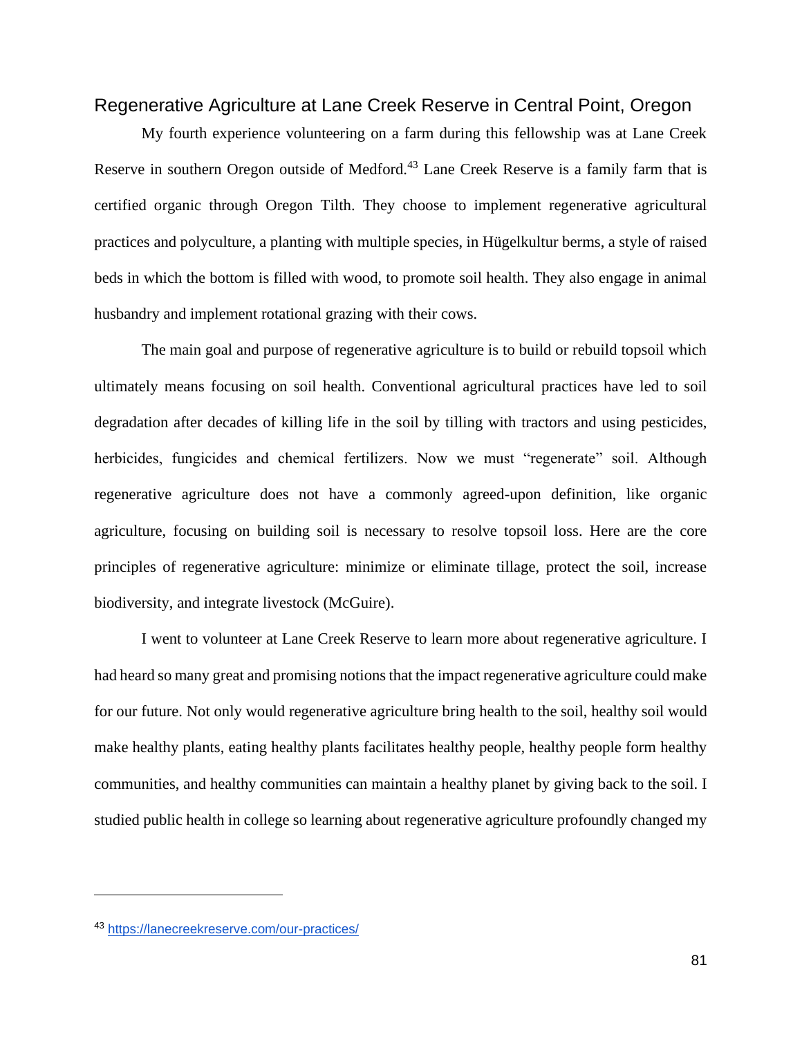## Regenerative Agriculture at Lane Creek Reserve in Central Point, Oregon

My fourth experience volunteering on a farm during this fellowship was at Lane Creek Reserve in southern Oregon outside of Medford.[43] Lane Creek Reserve is a family farm that is certified organic through Oregon Tilth. They choose to implement regenerative agricultural practices and polyculture, a planting with multiple species, in Hügelkultur berms, a style of raised beds in which the bottom is filled with wood, to promote soil health. They also engage in animal husbandry and implement rotational grazing with their cows.

The main goal and purpose of regenerative agriculture is to build or rebuild topsoil which ultimately means focusing on soil health. Conventional agricultural practices have led to soil degradation after decades of killing life in the soil by tilling with tractors and using pesticides, herbicides, fungicides and chemical fertilizers. Now we must "regenerate" soil. Although regenerative agriculture does not have a commonly agreed-upon definition, like organic agriculture, focusing on building soil is necessary to resolve topsoil loss. Here are the core principles of regenerative agriculture: minimize or eliminate tillage, protect the soil, increase biodiversity, and integrate livestock (McGuire).

I went to volunteer at Lane Creek Reserve to learn more about regenerative agriculture. I had heard so many great and promising notions that the impact regenerative agriculture could make for our future. Not only would regenerative agriculture bring health to the soil, healthy soil would make healthy plants, eating healthy plants facilitates healthy people, healthy people form healthy communities, and healthy communities can maintain a healthy planet by giving back to the soil. I studied public health in college so learning about regenerative agriculture profoundly changed my

[43] https://lanecreekreserve.com/our-practices/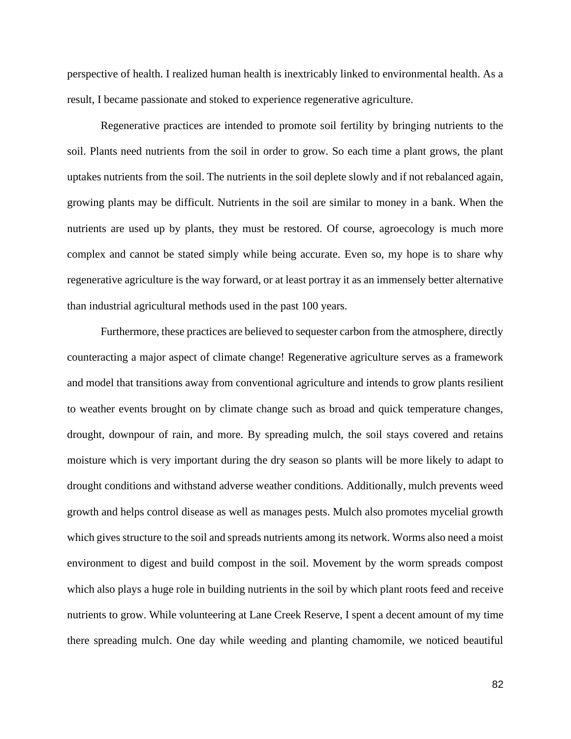perspective of health. I realized human health is inextricably linked to environmental health. As a result, I became passionate and stoked to experience regenerative agriculture.

Regenerative practices are intended to promote soil fertility by bringing nutrients to the soil. Plants need nutrients from the soil in order to grow. So each time a plant grows, the plant uptakes nutrients from the soil. The nutrients in the soil deplete slowly and if not rebalanced again, growing plants may be difficult. Nutrients in the soil are similar to money in a bank. When the nutrients are used up by plants, they must be restored. Of course, agroecology is much more complex and cannot be stated simply while being accurate. Even so, my hope is to share why regenerative agriculture is the way forward, or at least portray it as an immensely better alternative than industrial agricultural methods used in the past 100 years.

Furthermore, these practices are believed to sequester carbon from the atmosphere, directly counteracting a major aspect of climate change! Regenerative agriculture serves as a framework and model that transitions away from conventional agriculture and intends to grow plants resilient to weather events brought on by climate change such as broad and quick temperature changes, drought, downpour of rain, and more. By spreading mulch, the soil stays covered and retains moisture which is very important during the dry season so plants will be more likely to adapt to drought conditions and withstand adverse weather conditions. Additionally, mulch prevents weed growth and helps control disease as well as manages pests. Mulch also promotes mycelial growth which gives structure to the soil and spreads nutrients among its network. Worms also need a moist environment to digest and build compost in the soil. Movement by the worm spreads compost which also plays a huge role in building nutrients in the soil by which plant roots feed and receive nutrients to grow. While volunteering at Lane Creek Reserve, I spent a decent amount of my time there spreading mulch. One day while weeding and planting chamomile, we noticed beautiful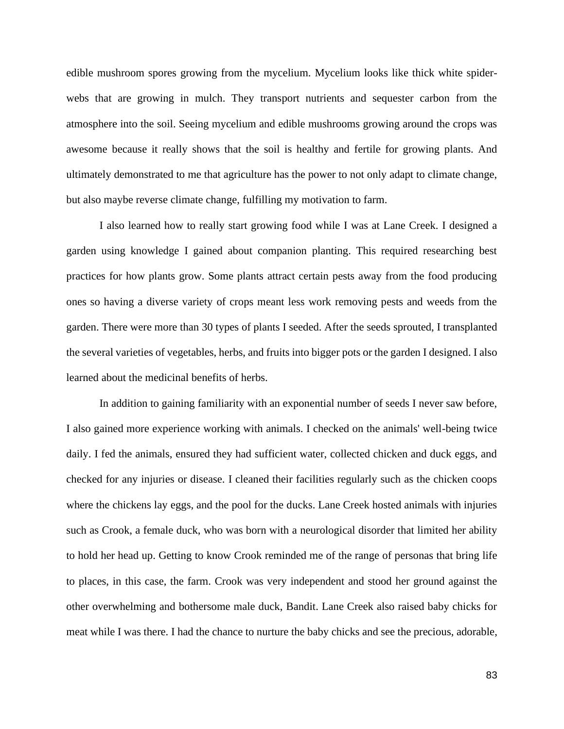edible mushroom spores growing from the mycelium. Mycelium looks like thick white spider-webs that are growing in mulch. They transport nutrients and sequester carbon from the atmosphere into the soil. Seeing mycelium and edible mushrooms growing around the crops was awesome because it really shows that the soil is healthy and fertile for growing plants. And ultimately demonstrated to me that agriculture has the power to not only adapt to climate change, but also maybe reverse climate change, fulfilling my motivation to farm.

I also learned how to really start growing food while I was at Lane Creek. I designed a garden using knowledge I gained about companion planting. This required researching best practices for how plants grow. Some plants attract certain pests away from the food producing ones so having a diverse variety of crops meant less work removing pests and weeds from the garden. There were more than 30 types of plants I seeded. After the seeds sprouted, I transplanted the several varieties of vegetables, herbs, and fruits into bigger pots or the garden I designed. I also learned about the medicinal benefits of herbs.

In addition to gaining familiarity with an exponential number of seeds I never saw before, I also gained more experience working with animals. I checked on the animals' well-being twice daily. I fed the animals, ensured they had sufficient water, collected chicken and duck eggs, and checked for any injuries or disease. I cleaned their facilities regularly such as the chicken coops where the chickens lay eggs, and the pool for the ducks. Lane Creek hosted animals with injuries such as Crook, a female duck, who was born with a neurological disorder that limited her ability to hold her head up. Getting to know Crook reminded me of the range of personas that bring life to places, in this case, the farm. Crook was very independent and stood her ground against the other overwhelming and bothersome male duck, Bandit. Lane Creek also raised baby chicks for meat while I was there. I had the chance to nurture the baby chicks and see the precious, adorable,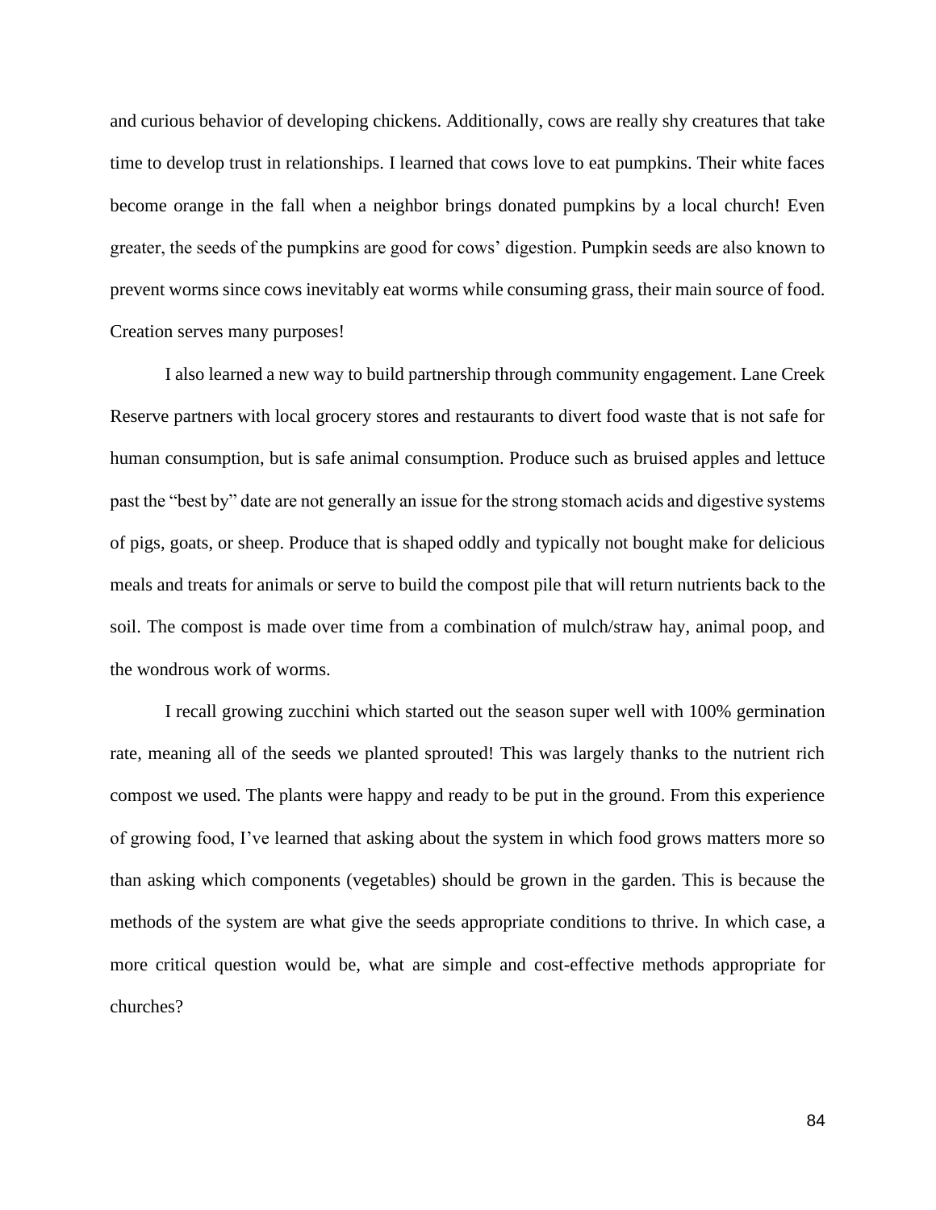and curious behavior of developing chickens. Additionally, cows are really shy creatures that take time to develop trust in relationships. I learned that cows love to eat pumpkins. Their white faces become orange in the fall when a neighbor brings donated pumpkins by a local church! Even greater, the seeds of the pumpkins are good for cows' digestion. Pumpkin seeds are also known to prevent worms since cows inevitably eat worms while consuming grass, their main source of food. Creation serves many purposes!

I also learned a new way to build partnership through community engagement. Lane Creek Reserve partners with local grocery stores and restaurants to divert food waste that is not safe for human consumption, but is safe animal consumption. Produce such as bruised apples and lettuce past the "best by" date are not generally an issue for the strong stomach acids and digestive systems of pigs, goats, or sheep. Produce that is shaped oddly and typically not bought make for delicious meals and treats for animals or serve to build the compost pile that will return nutrients back to the soil. The compost is made over time from a combination of mulch/straw hay, animal poop, and the wondrous work of worms.

I recall growing zucchini which started out the season super well with 100% germination rate, meaning all of the seeds we planted sprouted! This was largely thanks to the nutrient rich compost we used. The plants were happy and ready to be put in the ground. From this experience of growing food, I've learned that asking about the system in which food grows matters more so than asking which components (vegetables) should be grown in the garden. This is because the methods of the system are what give the seeds appropriate conditions to thrive. In which case, a more critical question would be, what are simple and cost-effective methods appropriate for churches?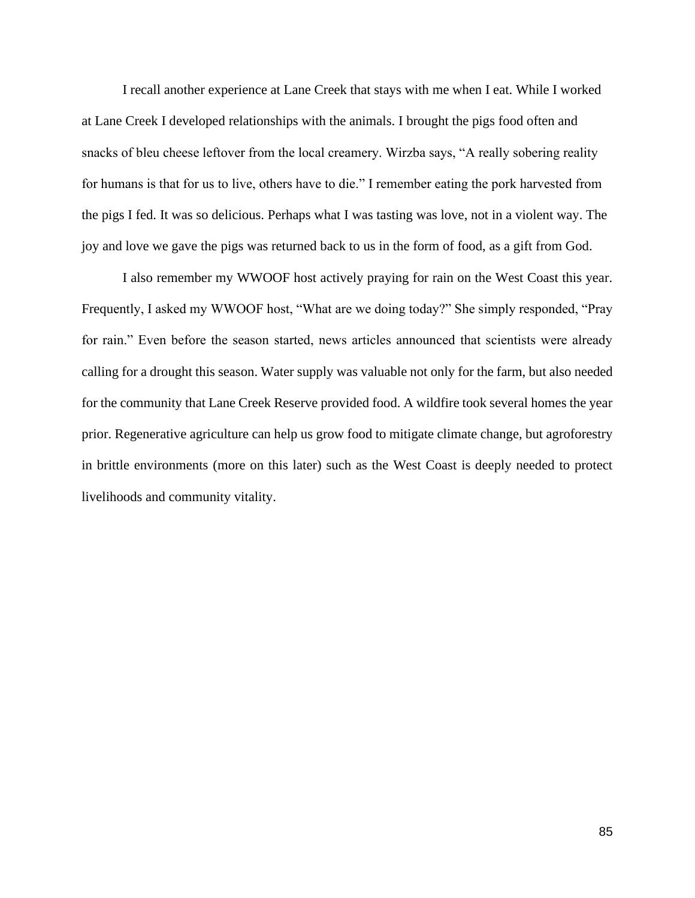I recall another experience at Lane Creek that stays with me when I eat. While I worked at Lane Creek I developed relationships with the animals. I brought the pigs food often and snacks of bleu cheese leftover from the local creamery. Wirzba says, “A really sobering reality for humans is that for us to live, others have to die.” I remember eating the pork harvested from the pigs I fed. It was so delicious. Perhaps what I was tasting was love, not in a violent way. The joy and love we gave the pigs was returned back to us in the form of food, as a gift from God.

I also remember my WWOOF host actively praying for rain on the West Coast this year. Frequently, I asked my WWOOF host, “What are we doing today?” She simply responded, “Pray for rain.” Even before the season started, news articles announced that scientists were already calling for a drought this season. Water supply was valuable not only for the farm, but also needed for the community that Lane Creek Reserve provided food. A wildfire took several homes the year prior. Regenerative agriculture can help us grow food to mitigate climate change, but agroforestry in brittle environments (more on this later) such as the West Coast is deeply needed to protect livelihoods and community vitality.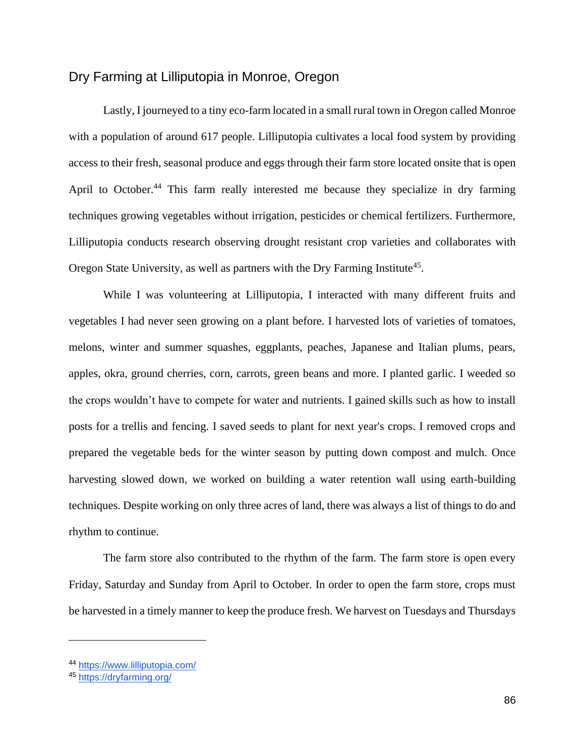## Dry Farming at Lilliputopia in Monroe, Oregon

Lastly, I journeyed to a tiny eco-farm located in a small rural town in Oregon called Monroe with a population of around 617 people. Lilliputopia cultivates a local food system by providing access to their fresh, seasonal produce and eggs through their farm store located onsite that is open April to October.[44] This farm really interested me because they specialize in dry farming techniques growing vegetables without irrigation, pesticides or chemical fertilizers. Furthermore, Lilliputopia conducts research observing drought resistant crop varieties and collaborates with Oregon State University, as well as partners with the Dry Farming Institute[45].

While I was volunteering at Lilliputopia, I interacted with many different fruits and vegetables I had never seen growing on a plant before. I harvested lots of varieties of tomatoes, melons, winter and summer squashes, eggplants, peaches, Japanese and Italian plums, pears, apples, okra, ground cherries, corn, carrots, green beans and more. I planted garlic. I weeded so the crops wouldn't have to compete for water and nutrients. I gained skills such as how to install posts for a trellis and fencing. I saved seeds to plant for next year's crops. I removed crops and prepared the vegetable beds for the winter season by putting down compost and mulch. Once harvesting slowed down, we worked on building a water retention wall using earth-building techniques. Despite working on only three acres of land, there was always a list of things to do and rhythm to continue.

The farm store also contributed to the rhythm of the farm. The farm store is open every Friday, Saturday and Sunday from April to October. In order to open the farm store, crops must be harvested in a timely manner to keep the produce fresh. We harvest on Tuesdays and Thursdays

---

[44] https://www.lilliputopia.com/

[45] https://dryfarming.org/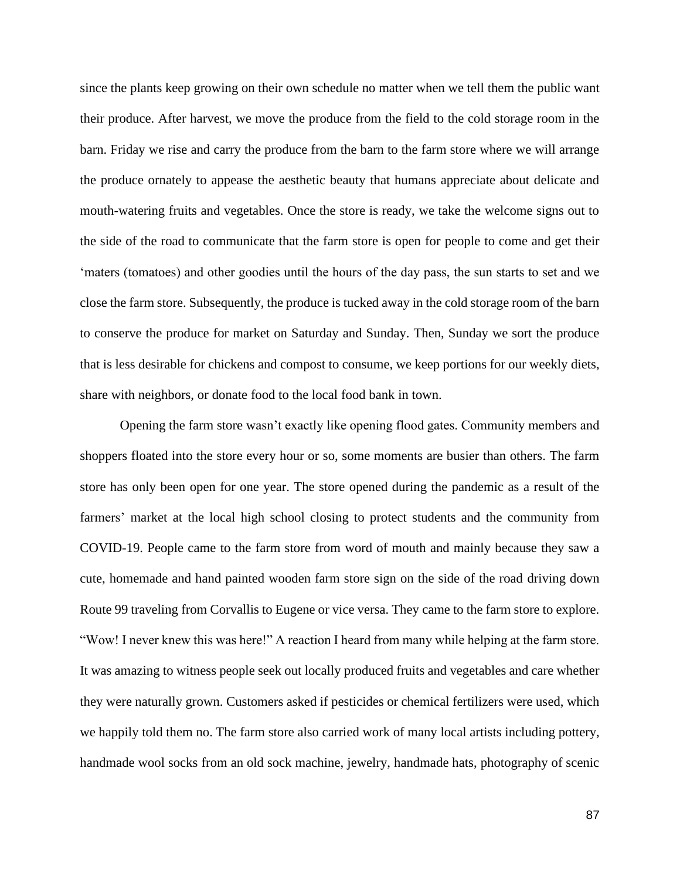since the plants keep growing on their own schedule no matter when we tell them the public want their produce. After harvest, we move the produce from the field to the cold storage room in the barn. Friday we rise and carry the produce from the barn to the farm store where we will arrange the produce ornately to appease the aesthetic beauty that humans appreciate about delicate and mouth-watering fruits and vegetables. Once the store is ready, we take the welcome signs out to the side of the road to communicate that the farm store is open for people to come and get their 'maters (tomatoes) and other goodies until the hours of the day pass, the sun starts to set and we close the farm store. Subsequently, the produce is tucked away in the cold storage room of the barn to conserve the produce for market on Saturday and Sunday. Then, Sunday we sort the produce that is less desirable for chickens and compost to consume, we keep portions for our weekly diets, share with neighbors, or donate food to the local food bank in town.

Opening the farm store wasn't exactly like opening flood gates. Community members and shoppers floated into the store every hour or so, some moments are busier than others. The farm store has only been open for one year. The store opened during the pandemic as a result of the farmers' market at the local high school closing to protect students and the community from COVID-19. People came to the farm store from word of mouth and mainly because they saw a cute, homemade and hand painted wooden farm store sign on the side of the road driving down Route 99 traveling from Corvallis to Eugene or vice versa. They came to the farm store to explore. "Wow! I never knew this was here!" A reaction I heard from many while helping at the farm store. It was amazing to witness people seek out locally produced fruits and vegetables and care whether they were naturally grown. Customers asked if pesticides or chemical fertilizers were used, which we happily told them no. The farm store also carried work of many local artists including pottery, handmade wool socks from an old sock machine, jewelry, handmade hats, photography of scenic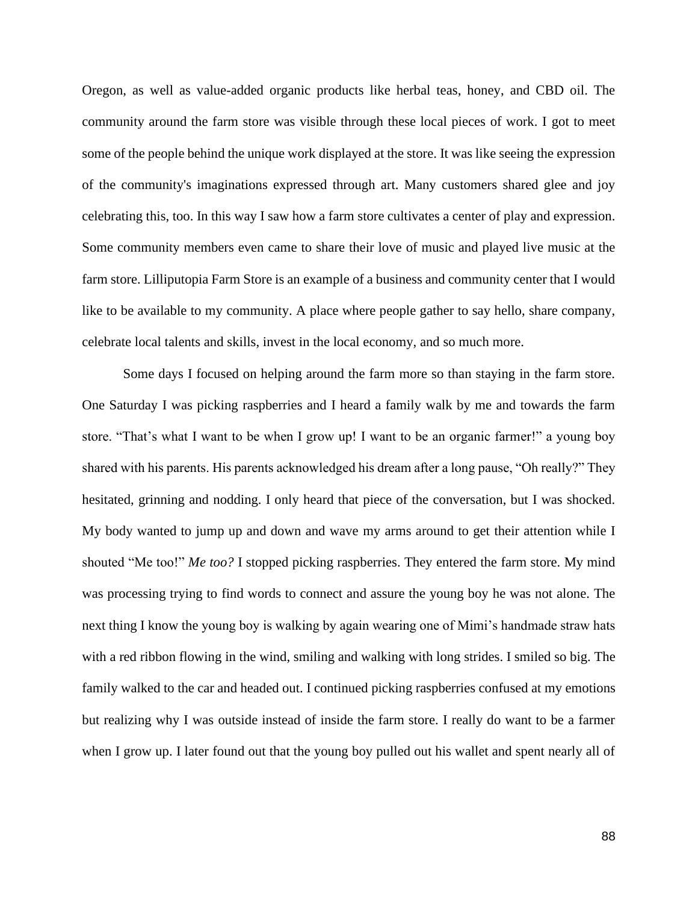Oregon, as well as value-added organic products like herbal teas, honey, and CBD oil. The community around the farm store was visible through these local pieces of work. I got to meet some of the people behind the unique work displayed at the store. It was like seeing the expression of the community's imaginations expressed through art. Many customers shared glee and joy celebrating this, too. In this way I saw how a farm store cultivates a center of play and expression. Some community members even came to share their love of music and played live music at the farm store. Lilliputopia Farm Store is an example of a business and community center that I would like to be available to my community. A place where people gather to say hello, share company, celebrate local talents and skills, invest in the local economy, and so much more.

Some days I focused on helping around the farm more so than staying in the farm store. One Saturday I was picking raspberries and I heard a family walk by me and towards the farm store. "That's what I want to be when I grow up! I want to be an organic farmer!" a young boy shared with his parents. His parents acknowledged his dream after a long pause, "Oh really?" They hesitated, grinning and nodding. I only heard that piece of the conversation, but I was shocked. My body wanted to jump up and down and wave my arms around to get their attention while I shouted "Me too!" *Me too?* I stopped picking raspberries. They entered the farm store. My mind was processing trying to find words to connect and assure the young boy he was not alone. The next thing I know the young boy is walking by again wearing one of Mimi's handmade straw hats with a red ribbon flowing in the wind, smiling and walking with long strides. I smiled so big. The family walked to the car and headed out. I continued picking raspberries confused at my emotions but realizing why I was outside instead of inside the farm store. I really do want to be a farmer when I grow up. I later found out that the young boy pulled out his wallet and spent nearly all of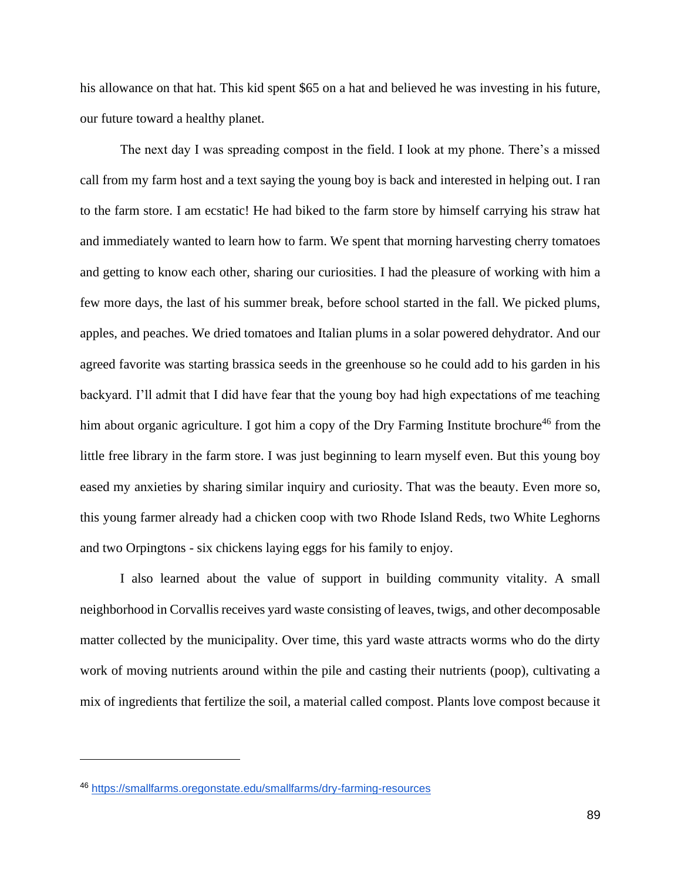his allowance on that hat. This kid spent $65 on a hat and believed he was investing in his future, our future toward a healthy planet.

The next day I was spreading compost in the field. I look at my phone. There's a missed call from my farm host and a text saying the young boy is back and interested in helping out. I ran to the farm store. I am ecstatic! He had biked to the farm store by himself carrying his straw hat and immediately wanted to learn how to farm. We spent that morning harvesting cherry tomatoes and getting to know each other, sharing our curiosities. I had the pleasure of working with him a few more days, the last of his summer break, before school started in the fall. We picked plums, apples, and peaches. We dried tomatoes and Italian plums in a solar powered dehydrator. And our agreed favorite was starting brassica seeds in the greenhouse so he could add to his garden in his backyard. I'll admit that I did have fear that the young boy had high expectations of me teaching him about organic agriculture. I got him a copy of the Dry Farming Institute brochure[46] from the little free library in the farm store. I was just beginning to learn myself even. But this young boy eased my anxieties by sharing similar inquiry and curiosity. That was the beauty. Even more so, this young farmer already had a chicken coop with two Rhode Island Reds, two White Leghorns and two Orpingtons - six chickens laying eggs for his family to enjoy.

I also learned about the value of support in building community vitality. A small neighborhood in Corvallis receives yard waste consisting of leaves, twigs, and other decomposable matter collected by the municipality. Over time, this yard waste attracts worms who do the dirty work of moving nutrients around within the pile and casting their nutrients (poop), cultivating a mix of ingredients that fertilize the soil, a material called compost. Plants love compost because it

---

[46] https://smallfarms.oregonstate.edu/smallfarms/dry-farming-resources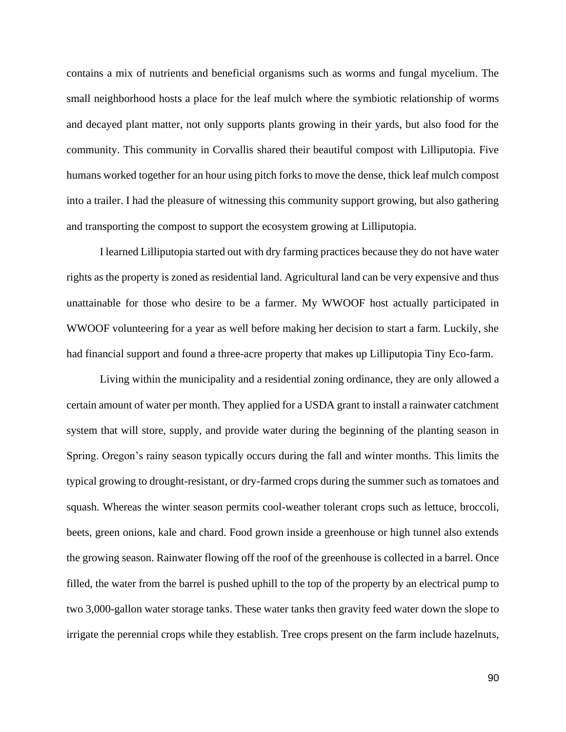contains a mix of nutrients and beneficial organisms such as worms and fungal mycelium. The small neighborhood hosts a place for the leaf mulch where the symbiotic relationship of worms and decayed plant matter, not only supports plants growing in their yards, but also food for the community. This community in Corvallis shared their beautiful compost with Lilliputopia. Five humans worked together for an hour using pitch forks to move the dense, thick leaf mulch compost into a trailer. I had the pleasure of witnessing this community support growing, but also gathering and transporting the compost to support the ecosystem growing at Lilliputopia.

I learned Lilliputopia started out with dry farming practices because they do not have water rights as the property is zoned as residential land. Agricultural land can be very expensive and thus unattainable for those who desire to be a farmer. My WWOOF host actually participated in WWOOF volunteering for a year as well before making her decision to start a farm. Luckily, she had financial support and found a three-acre property that makes up Lilliputopia Tiny Eco-farm.

Living within the municipality and a residential zoning ordinance, they are only allowed a certain amount of water per month. They applied for a USDA grant to install a rainwater catchment system that will store, supply, and provide water during the beginning of the planting season in Spring. Oregon's rainy season typically occurs during the fall and winter months. This limits the typical growing to drought-resistant, or dry-farmed crops during the summer such as tomatoes and squash. Whereas the winter season permits cool-weather tolerant crops such as lettuce, broccoli, beets, green onions, kale and chard. Food grown inside a greenhouse or high tunnel also extends the growing season. Rainwater flowing off the roof of the greenhouse is collected in a barrel. Once filled, the water from the barrel is pushed uphill to the top of the property by an electrical pump to two 3,000-gallon water storage tanks. These water tanks then gravity feed water down the slope to irrigate the perennial crops while they establish. Tree crops present on the farm include hazelnuts,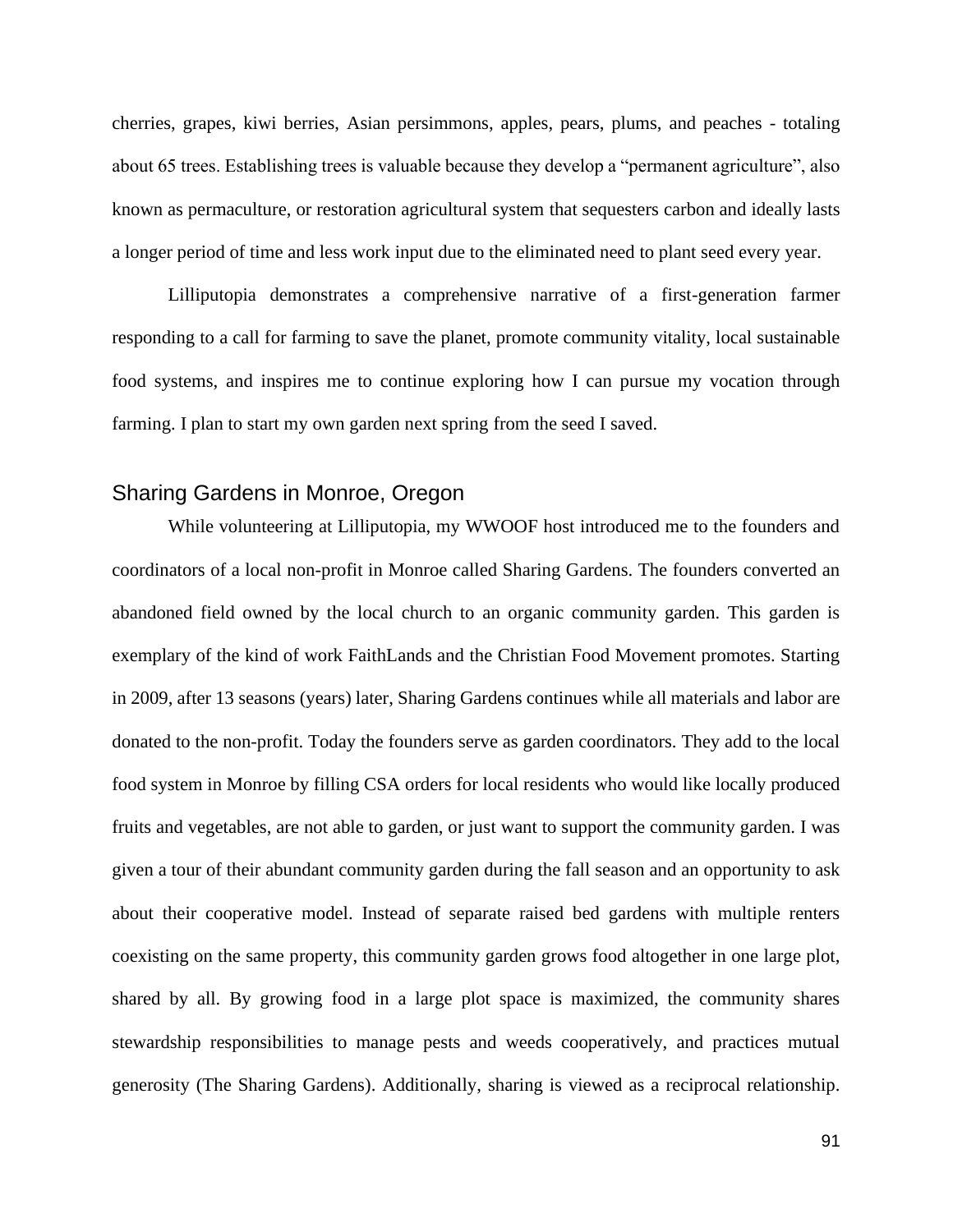cherries, grapes, kiwi berries, Asian persimmons, apples, pears, plums, and peaches - totaling about 65 trees. Establishing trees is valuable because they develop a "permanent agriculture", also known as permaculture, or restoration agricultural system that sequesters carbon and ideally lasts a longer period of time and less work input due to the eliminated need to plant seed every year.

Lilliputopia demonstrates a comprehensive narrative of a first-generation farmer responding to a call for farming to save the planet, promote community vitality, local sustainable food systems, and inspires me to continue exploring how I can pursue my vocation through farming. I plan to start my own garden next spring from the seed I saved.

## Sharing Gardens in Monroe, Oregon

While volunteering at Lilliputopia, my WWOOF host introduced me to the founders and coordinators of a local non-profit in Monroe called Sharing Gardens. The founders converted an abandoned field owned by the local church to an organic community garden. This garden is exemplary of the kind of work FaithLands and the Christian Food Movement promotes. Starting in 2009, after 13 seasons (years) later, Sharing Gardens continues while all materials and labor are donated to the non-profit. Today the founders serve as garden coordinators. They add to the local food system in Monroe by filling CSA orders for local residents who would like locally produced fruits and vegetables, are not able to garden, or just want to support the community garden. I was given a tour of their abundant community garden during the fall season and an opportunity to ask about their cooperative model. Instead of separate raised bed gardens with multiple renters coexisting on the same property, this community garden grows food altogether in one large plot, shared by all. By growing food in a large plot space is maximized, the community shares stewardship responsibilities to manage pests and weeds cooperatively, and practices mutual generosity (The Sharing Gardens). Additionally, sharing is viewed as a reciprocal relationship.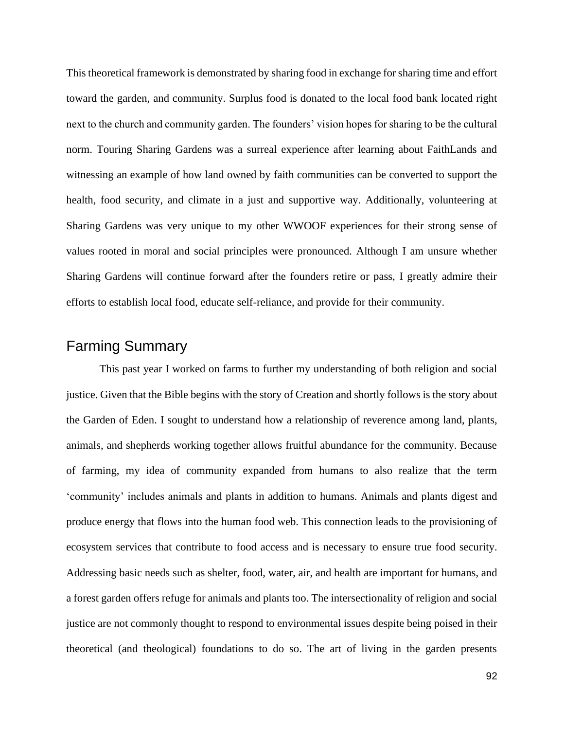This theoretical framework is demonstrated by sharing food in exchange for sharing time and effort toward the garden, and community. Surplus food is donated to the local food bank located right next to the church and community garden. The founders' vision hopes for sharing to be the cultural norm. Touring Sharing Gardens was a surreal experience after learning about FaithLands and witnessing an example of how land owned by faith communities can be converted to support the health, food security, and climate in a just and supportive way. Additionally, volunteering at Sharing Gardens was very unique to my other WWOOF experiences for their strong sense of values rooted in moral and social principles were pronounced. Although I am unsure whether Sharing Gardens will continue forward after the founders retire or pass, I greatly admire their efforts to establish local food, educate self-reliance, and provide for their community.

## Farming Summary

This past year I worked on farms to further my understanding of both religion and social justice. Given that the Bible begins with the story of Creation and shortly follows is the story about the Garden of Eden. I sought to understand how a relationship of reverence among land, plants, animals, and shepherds working together allows fruitful abundance for the community. Because of farming, my idea of community expanded from humans to also realize that the term 'community' includes animals and plants in addition to humans. Animals and plants digest and produce energy that flows into the human food web. This connection leads to the provisioning of ecosystem services that contribute to food access and is necessary to ensure true food security. Addressing basic needs such as shelter, food, water, air, and health are important for humans, and a forest garden offers refuge for animals and plants too. The intersectionality of religion and social justice are not commonly thought to respond to environmental issues despite being poised in their theoretical (and theological) foundations to do so. The art of living in the garden presents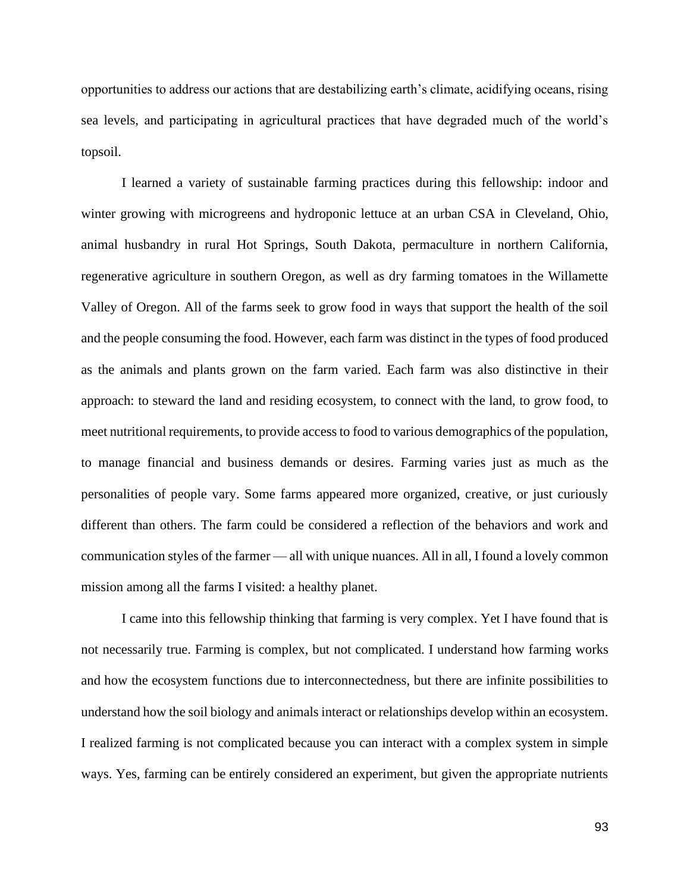opportunities to address our actions that are destabilizing earth's climate, acidifying oceans, rising sea levels, and participating in agricultural practices that have degraded much of the world's topsoil.

I learned a variety of sustainable farming practices during this fellowship: indoor and winter growing with microgreens and hydroponic lettuce at an urban CSA in Cleveland, Ohio, animal husbandry in rural Hot Springs, South Dakota, permaculture in northern California, regenerative agriculture in southern Oregon, as well as dry farming tomatoes in the Willamette Valley of Oregon. All of the farms seek to grow food in ways that support the health of the soil and the people consuming the food. However, each farm was distinct in the types of food produced as the animals and plants grown on the farm varied. Each farm was also distinctive in their approach: to steward the land and residing ecosystem, to connect with the land, to grow food, to meet nutritional requirements, to provide access to food to various demographics of the population, to manage financial and business demands or desires. Farming varies just as much as the personalities of people vary. Some farms appeared more organized, creative, or just curiously different than others. The farm could be considered a reflection of the behaviors and work and communication styles of the farmer — all with unique nuances. All in all, I found a lovely common mission among all the farms I visited: a healthy planet.

I came into this fellowship thinking that farming is very complex. Yet I have found that is not necessarily true. Farming is complex, but not complicated. I understand how farming works and how the ecosystem functions due to interconnectedness, but there are infinite possibilities to understand how the soil biology and animals interact or relationships develop within an ecosystem. I realized farming is not complicated because you can interact with a complex system in simple ways. Yes, farming can be entirely considered an experiment, but given the appropriate nutrients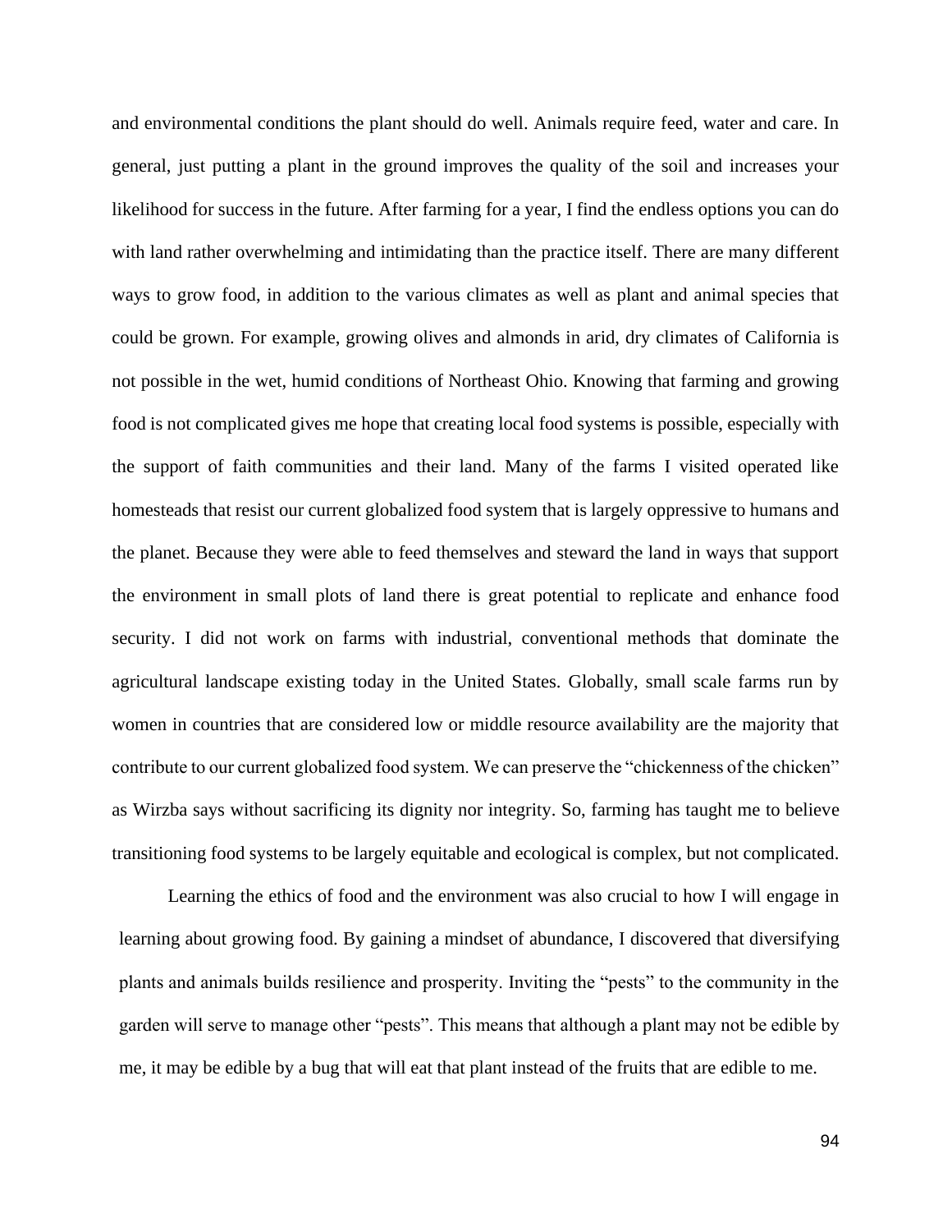and environmental conditions the plant should do well. Animals require feed, water and care. In general, just putting a plant in the ground improves the quality of the soil and increases your likelihood for success in the future. After farming for a year, I find the endless options you can do with land rather overwhelming and intimidating than the practice itself. There are many different ways to grow food, in addition to the various climates as well as plant and animal species that could be grown. For example, growing olives and almonds in arid, dry climates of California is not possible in the wet, humid conditions of Northeast Ohio. Knowing that farming and growing food is not complicated gives me hope that creating local food systems is possible, especially with the support of faith communities and their land. Many of the farms I visited operated like homesteads that resist our current globalized food system that is largely oppressive to humans and the planet. Because they were able to feed themselves and steward the land in ways that support the environment in small plots of land there is great potential to replicate and enhance food security. I did not work on farms with industrial, conventional methods that dominate the agricultural landscape existing today in the United States. Globally, small scale farms run by women in countries that are considered low or middle resource availability are the majority that contribute to our current globalized food system. We can preserve the "chickenness of the chicken" as Wirzba says without sacrificing its dignity nor integrity. So, farming has taught me to believe transitioning food systems to be largely equitable and ecological is complex, but not complicated.

Learning the ethics of food and the environment was also crucial to how I will engage in learning about growing food. By gaining a mindset of abundance, I discovered that diversifying plants and animals builds resilience and prosperity. Inviting the "pests" to the community in the garden will serve to manage other "pests". This means that although a plant may not be edible by me, it may be edible by a bug that will eat that plant instead of the fruits that are edible to me.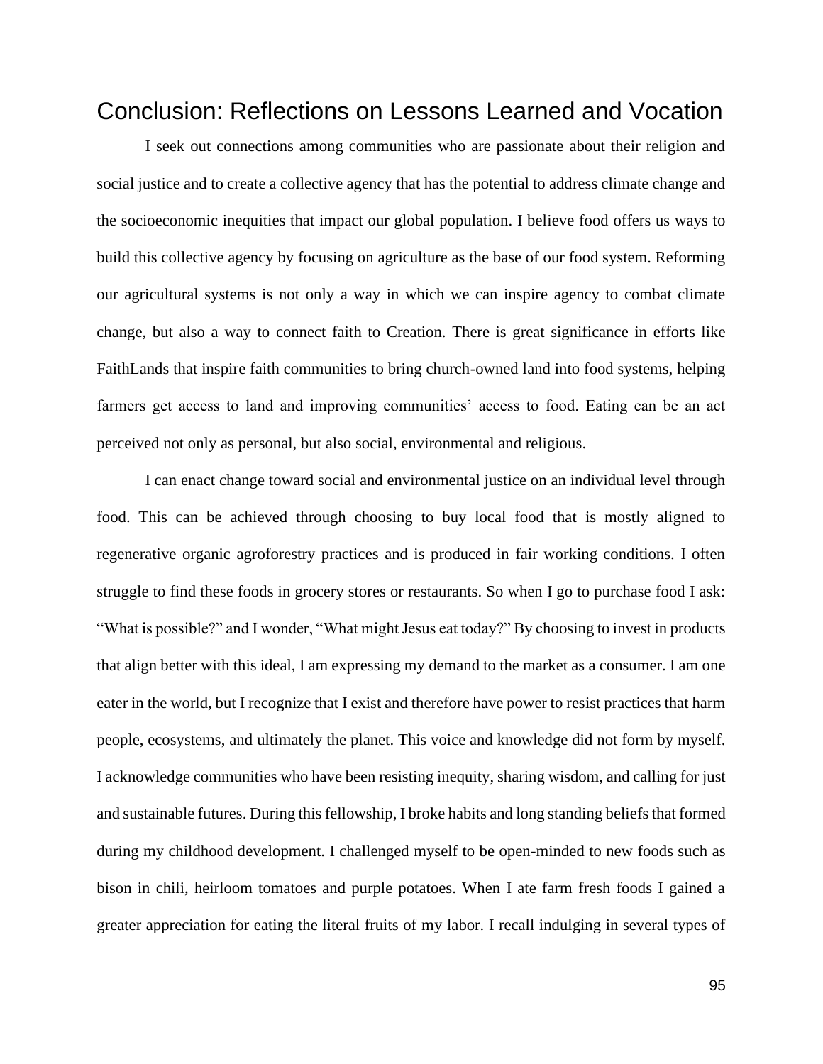# Conclusion: Reflections on Lessons Learned and Vocation

I seek out connections among communities who are passionate about their religion and social justice and to create a collective agency that has the potential to address climate change and the socioeconomic inequities that impact our global population. I believe food offers us ways to build this collective agency by focusing on agriculture as the base of our food system. Reforming our agricultural systems is not only a way in which we can inspire agency to combat climate change, but also a way to connect faith to Creation. There is great significance in efforts like FaithLands that inspire faith communities to bring church-owned land into food systems, helping farmers get access to land and improving communities' access to food. Eating can be an act perceived not only as personal, but also social, environmental and religious.

I can enact change toward social and environmental justice on an individual level through food. This can be achieved through choosing to buy local food that is mostly aligned to regenerative organic agroforestry practices and is produced in fair working conditions. I often struggle to find these foods in grocery stores or restaurants. So when I go to purchase food I ask: "What is possible?" and I wonder, "What might Jesus eat today?" By choosing to invest in products that align better with this ideal, I am expressing my demand to the market as a consumer. I am one eater in the world, but I recognize that I exist and therefore have power to resist practices that harm people, ecosystems, and ultimately the planet. This voice and knowledge did not form by myself. I acknowledge communities who have been resisting inequity, sharing wisdom, and calling for just and sustainable futures. During this fellowship, I broke habits and long standing beliefs that formed during my childhood development. I challenged myself to be open-minded to new foods such as bison in chili, heirloom tomatoes and purple potatoes. When I ate farm fresh foods I gained a greater appreciation for eating the literal fruits of my labor. I recall indulging in several types of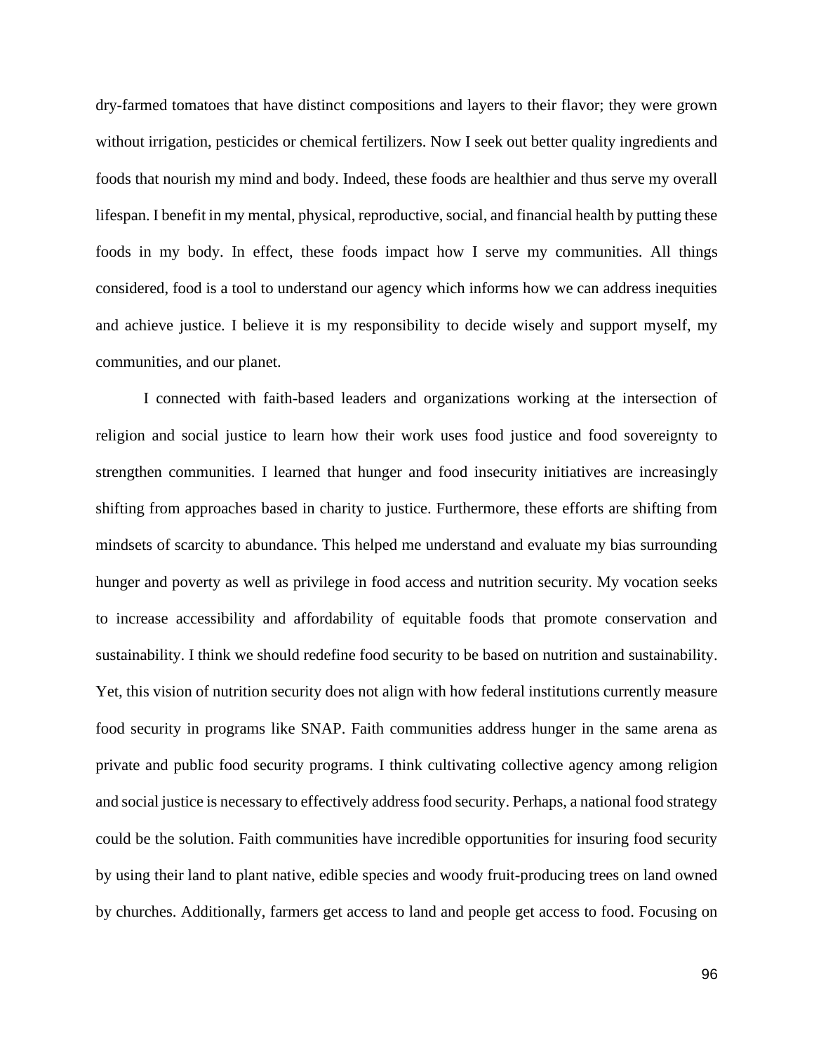dry-farmed tomatoes that have distinct compositions and layers to their flavor; they were grown without irrigation, pesticides or chemical fertilizers. Now I seek out better quality ingredients and foods that nourish my mind and body. Indeed, these foods are healthier and thus serve my overall lifespan. I benefit in my mental, physical, reproductive, social, and financial health by putting these foods in my body. In effect, these foods impact how I serve my communities. All things considered, food is a tool to understand our agency which informs how we can address inequities and achieve justice. I believe it is my responsibility to decide wisely and support myself, my communities, and our planet.

I connected with faith-based leaders and organizations working at the intersection of religion and social justice to learn how their work uses food justice and food sovereignty to strengthen communities. I learned that hunger and food insecurity initiatives are increasingly shifting from approaches based in charity to justice. Furthermore, these efforts are shifting from mindsets of scarcity to abundance. This helped me understand and evaluate my bias surrounding hunger and poverty as well as privilege in food access and nutrition security. My vocation seeks to increase accessibility and affordability of equitable foods that promote conservation and sustainability. I think we should redefine food security to be based on nutrition and sustainability. Yet, this vision of nutrition security does not align with how federal institutions currently measure food security in programs like SNAP. Faith communities address hunger in the same arena as private and public food security programs. I think cultivating collective agency among religion and social justice is necessary to effectively address food security. Perhaps, a national food strategy could be the solution. Faith communities have incredible opportunities for insuring food security by using their land to plant native, edible species and woody fruit-producing trees on land owned by churches. Additionally, farmers get access to land and people get access to food. Focusing on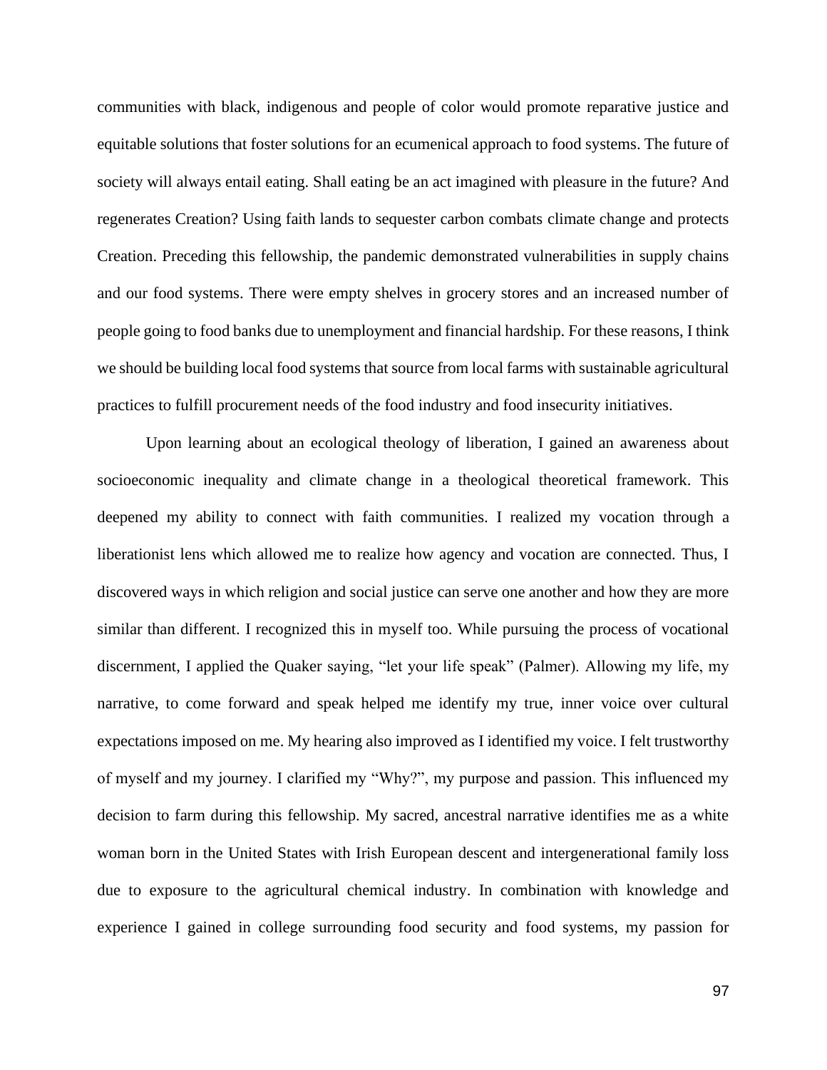communities with black, indigenous and people of color would promote reparative justice and equitable solutions that foster solutions for an ecumenical approach to food systems. The future of society will always entail eating. Shall eating be an act imagined with pleasure in the future? And regenerates Creation? Using faith lands to sequester carbon combats climate change and protects Creation. Preceding this fellowship, the pandemic demonstrated vulnerabilities in supply chains and our food systems. There were empty shelves in grocery stores and an increased number of people going to food banks due to unemployment and financial hardship. For these reasons, I think we should be building local food systems that source from local farms with sustainable agricultural practices to fulfill procurement needs of the food industry and food insecurity initiatives.

Upon learning about an ecological theology of liberation, I gained an awareness about socioeconomic inequality and climate change in a theological theoretical framework. This deepened my ability to connect with faith communities. I realized my vocation through a liberationist lens which allowed me to realize how agency and vocation are connected. Thus, I discovered ways in which religion and social justice can serve one another and how they are more similar than different. I recognized this in myself too. While pursuing the process of vocational discernment, I applied the Quaker saying, "let your life speak" (Palmer). Allowing my life, my narrative, to come forward and speak helped me identify my true, inner voice over cultural expectations imposed on me. My hearing also improved as I identified my voice. I felt trustworthy of myself and my journey. I clarified my "Why?", my purpose and passion. This influenced my decision to farm during this fellowship. My sacred, ancestral narrative identifies me as a white woman born in the United States with Irish European descent and intergenerational family loss due to exposure to the agricultural chemical industry. In combination with knowledge and experience I gained in college surrounding food security and food systems, my passion for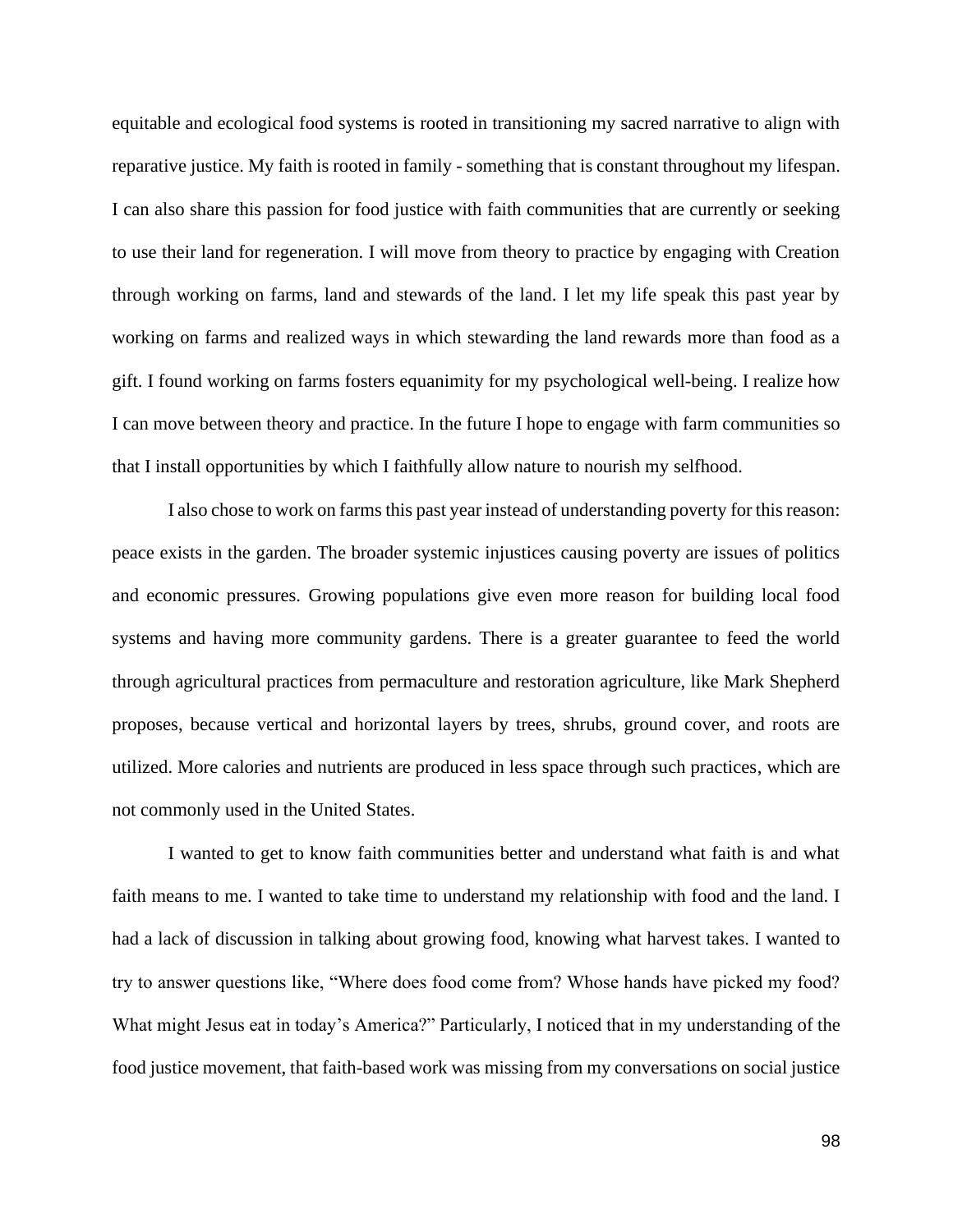equitable and ecological food systems is rooted in transitioning my sacred narrative to align with reparative justice. My faith is rooted in family - something that is constant throughout my lifespan. I can also share this passion for food justice with faith communities that are currently or seeking to use their land for regeneration. I will move from theory to practice by engaging with Creation through working on farms, land and stewards of the land. I let my life speak this past year by working on farms and realized ways in which stewarding the land rewards more than food as a gift. I found working on farms fosters equanimity for my psychological well-being. I realize how I can move between theory and practice. In the future I hope to engage with farm communities so that I install opportunities by which I faithfully allow nature to nourish my selfhood.

I also chose to work on farms this past year instead of understanding poverty for this reason: peace exists in the garden. The broader systemic injustices causing poverty are issues of politics and economic pressures. Growing populations give even more reason for building local food systems and having more community gardens. There is a greater guarantee to feed the world through agricultural practices from permaculture and restoration agriculture, like Mark Shepherd proposes, because vertical and horizontal layers by trees, shrubs, ground cover, and roots are utilized. More calories and nutrients are produced in less space through such practices, which are not commonly used in the United States.

I wanted to get to know faith communities better and understand what faith is and what faith means to me. I wanted to take time to understand my relationship with food and the land. I had a lack of discussion in talking about growing food, knowing what harvest takes. I wanted to try to answer questions like, "Where does food come from? Whose hands have picked my food? What might Jesus eat in today's America?" Particularly, I noticed that in my understanding of the food justice movement, that faith-based work was missing from my conversations on social justice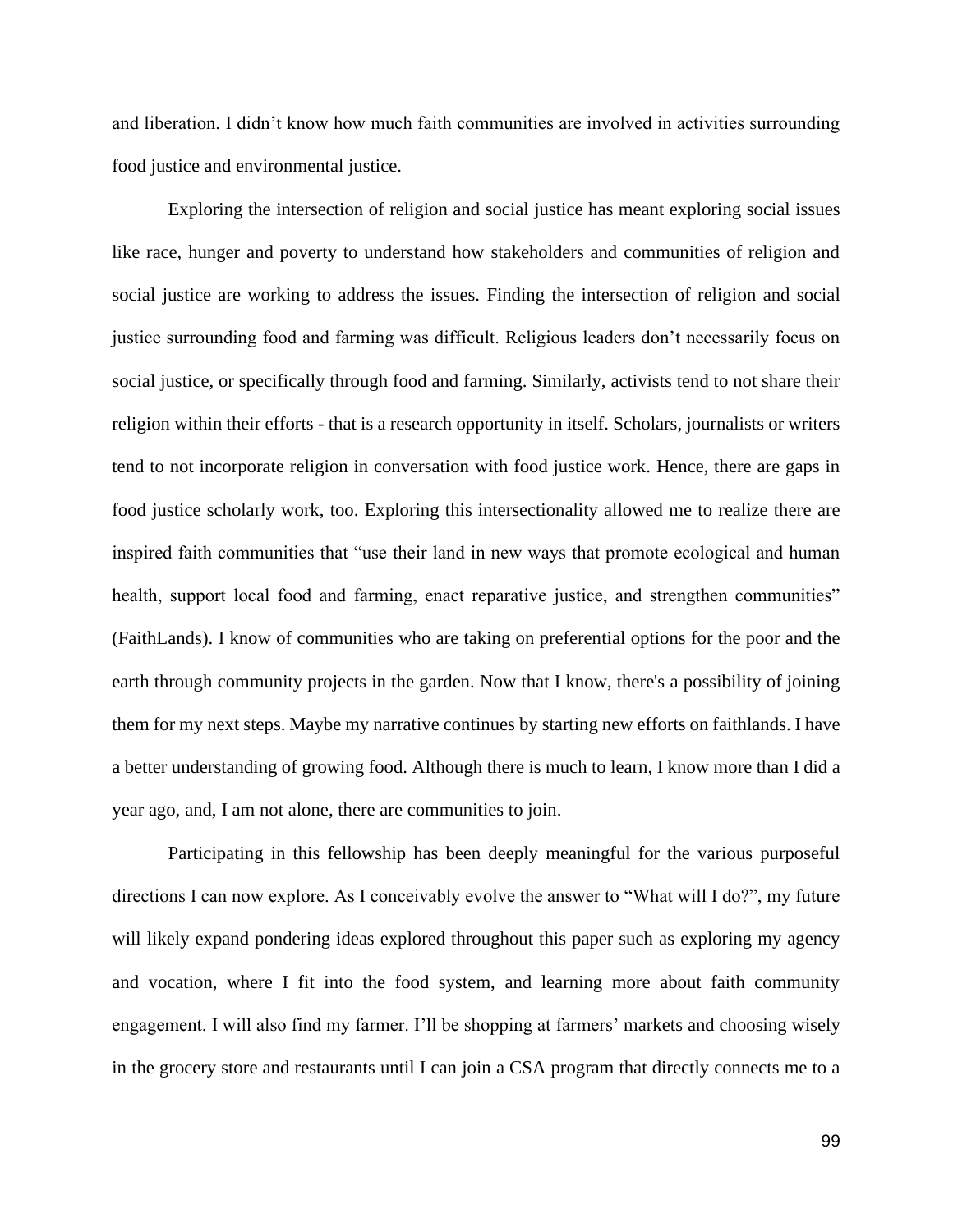and liberation. I didn't know how much faith communities are involved in activities surrounding food justice and environmental justice.

Exploring the intersection of religion and social justice has meant exploring social issues like race, hunger and poverty to understand how stakeholders and communities of religion and social justice are working to address the issues. Finding the intersection of religion and social justice surrounding food and farming was difficult. Religious leaders don't necessarily focus on social justice, or specifically through food and farming. Similarly, activists tend to not share their religion within their efforts - that is a research opportunity in itself. Scholars, journalists or writers tend to not incorporate religion in conversation with food justice work. Hence, there are gaps in food justice scholarly work, too. Exploring this intersectionality allowed me to realize there are inspired faith communities that "use their land in new ways that promote ecological and human health, support local food and farming, enact reparative justice, and strengthen communities" (FaithLands). I know of communities who are taking on preferential options for the poor and the earth through community projects in the garden. Now that I know, there's a possibility of joining them for my next steps. Maybe my narrative continues by starting new efforts on faithlands. I have a better understanding of growing food. Although there is much to learn, I know more than I did a year ago, and, I am not alone, there are communities to join.

Participating in this fellowship has been deeply meaningful for the various purposeful directions I can now explore. As I conceivably evolve the answer to "What will I do?", my future will likely expand pondering ideas explored throughout this paper such as exploring my agency and vocation, where I fit into the food system, and learning more about faith community engagement. I will also find my farmer. I'll be shopping at farmers' markets and choosing wisely in the grocery store and restaurants until I can join a CSA program that directly connects me to a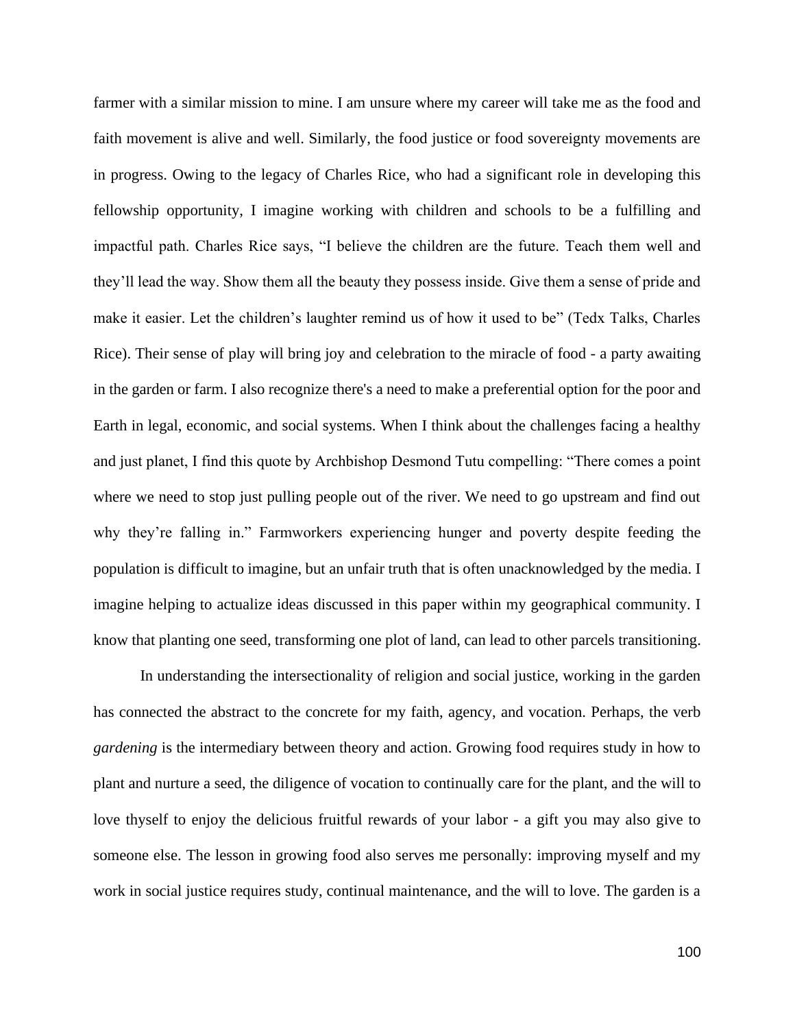farmer with a similar mission to mine. I am unsure where my career will take me as the food and faith movement is alive and well. Similarly, the food justice or food sovereignty movements are in progress. Owing to the legacy of Charles Rice, who had a significant role in developing this fellowship opportunity, I imagine working with children and schools to be a fulfilling and impactful path. Charles Rice says, "I believe the children are the future. Teach them well and they'll lead the way. Show them all the beauty they possess inside. Give them a sense of pride and make it easier. Let the children's laughter remind us of how it used to be" (Tedx Talks, Charles Rice). Their sense of play will bring joy and celebration to the miracle of food - a party awaiting in the garden or farm. I also recognize there's a need to make a preferential option for the poor and Earth in legal, economic, and social systems. When I think about the challenges facing a healthy and just planet, I find this quote by Archbishop Desmond Tutu compelling: "There comes a point where we need to stop just pulling people out of the river. We need to go upstream and find out why they're falling in." Farmworkers experiencing hunger and poverty despite feeding the population is difficult to imagine, but an unfair truth that is often unacknowledged by the media. I imagine helping to actualize ideas discussed in this paper within my geographical community. I know that planting one seed, transforming one plot of land, can lead to other parcels transitioning.

In understanding the intersectionality of religion and social justice, working in the garden has connected the abstract to the concrete for my faith, agency, and vocation. Perhaps, the verb *gardening* is the intermediary between theory and action. Growing food requires study in how to plant and nurture a seed, the diligence of vocation to continually care for the plant, and the will to love thyself to enjoy the delicious fruitful rewards of your labor - a gift you may also give to someone else. The lesson in growing food also serves me personally: improving myself and my work in social justice requires study, continual maintenance, and the will to love. The garden is a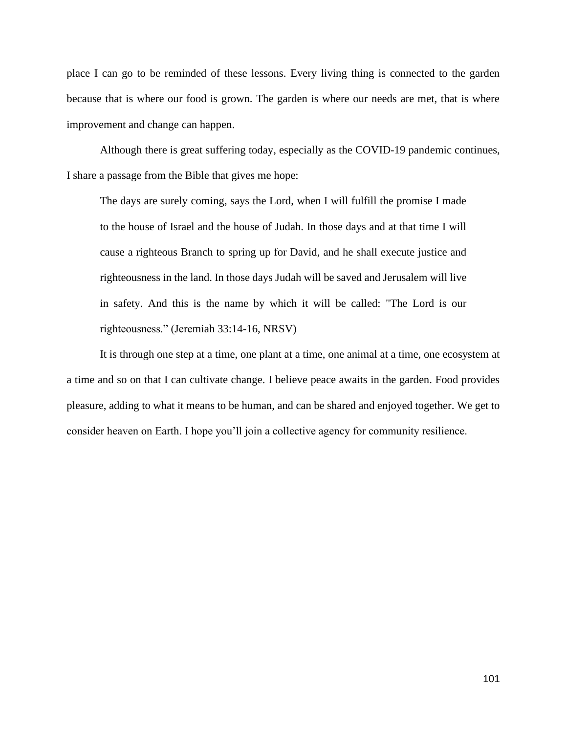place I can go to be reminded of these lessons. Every living thing is connected to the garden because that is where our food is grown. The garden is where our needs are met, that is where improvement and change can happen.

Although there is great suffering today, especially as the COVID-19 pandemic continues, I share a passage from the Bible that gives me hope:

> The days are surely coming, says the Lord, when I will fulfill the promise I made to the house of Israel and the house of Judah. In those days and at that time I will cause a righteous Branch to spring up for David, and he shall execute justice and righteousness in the land. In those days Judah will be saved and Jerusalem will live in safety. And this is the name by which it will be called: "The Lord is our righteousness." (Jeremiah 33:14-16, NRSV)

It is through one step at a time, one plant at a time, one animal at a time, one ecosystem at a time and so on that I can cultivate change. I believe peace awaits in the garden. Food provides pleasure, adding to what it means to be human, and can be shared and enjoyed together. We get to consider heaven on Earth. I hope you'll join a collective agency for community resilience.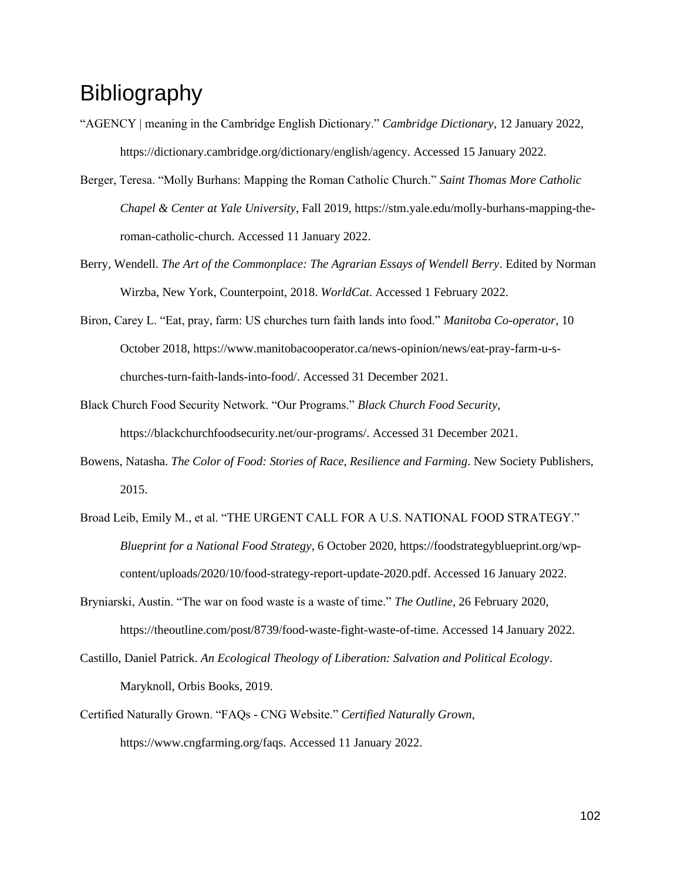# Bibliography

"AGENCY | meaning in the Cambridge English Dictionary." *Cambridge Dictionary*, 12 January 2022, https://dictionary.cambridge.org/dictionary/english/agency. Accessed 15 January 2022.

Berger, Teresa. "Molly Burhans: Mapping the Roman Catholic Church." *Saint Thomas More Catholic Chapel & Center at Yale University*, Fall 2019, https://stm.yale.edu/molly-burhans-mapping-the-roman-catholic-church. Accessed 11 January 2022.

Berry, Wendell. *The Art of the Commonplace: The Agrarian Essays of Wendell Berry*. Edited by Norman Wirzba, New York, Counterpoint, 2018. *WorldCat*. Accessed 1 February 2022.

Biron, Carey L. "Eat, pray, farm: US churches turn faith lands into food." *Manitoba Co-operator*, 10 October 2018, https://www.manitobacooperator.ca/news-opinion/news/eat-pray-farm-u-s-churches-turn-faith-lands-into-food/. Accessed 31 December 2021.

Black Church Food Security Network. "Our Programs." *Black Church Food Security*, https://blackchurchfoodsecurity.net/our-programs/. Accessed 31 December 2021.

Bowens, Natasha. *The Color of Food: Stories of Race, Resilience and Farming*. New Society Publishers, 2015.

Broad Leib, Emily M., et al. "THE URGENT CALL FOR A U.S. NATIONAL FOOD STRATEGY." *Blueprint for a National Food Strategy*, 6 October 2020, https://foodstrategyblueprint.org/wp-content/uploads/2020/10/food-strategy-report-update-2020.pdf. Accessed 16 January 2022.

Bryniarski, Austin. "The war on food waste is a waste of time." *The Outline*, 26 February 2020, https://theoutline.com/post/8739/food-waste-fight-waste-of-time. Accessed 14 January 2022.

Castillo, Daniel Patrick. *An Ecological Theology of Liberation: Salvation and Political Ecology*. Maryknoll, Orbis Books, 2019.

Certified Naturally Grown. "FAQs - CNG Website." *Certified Naturally Grown*, https://www.cngfarming.org/faqs. Accessed 11 January 2022.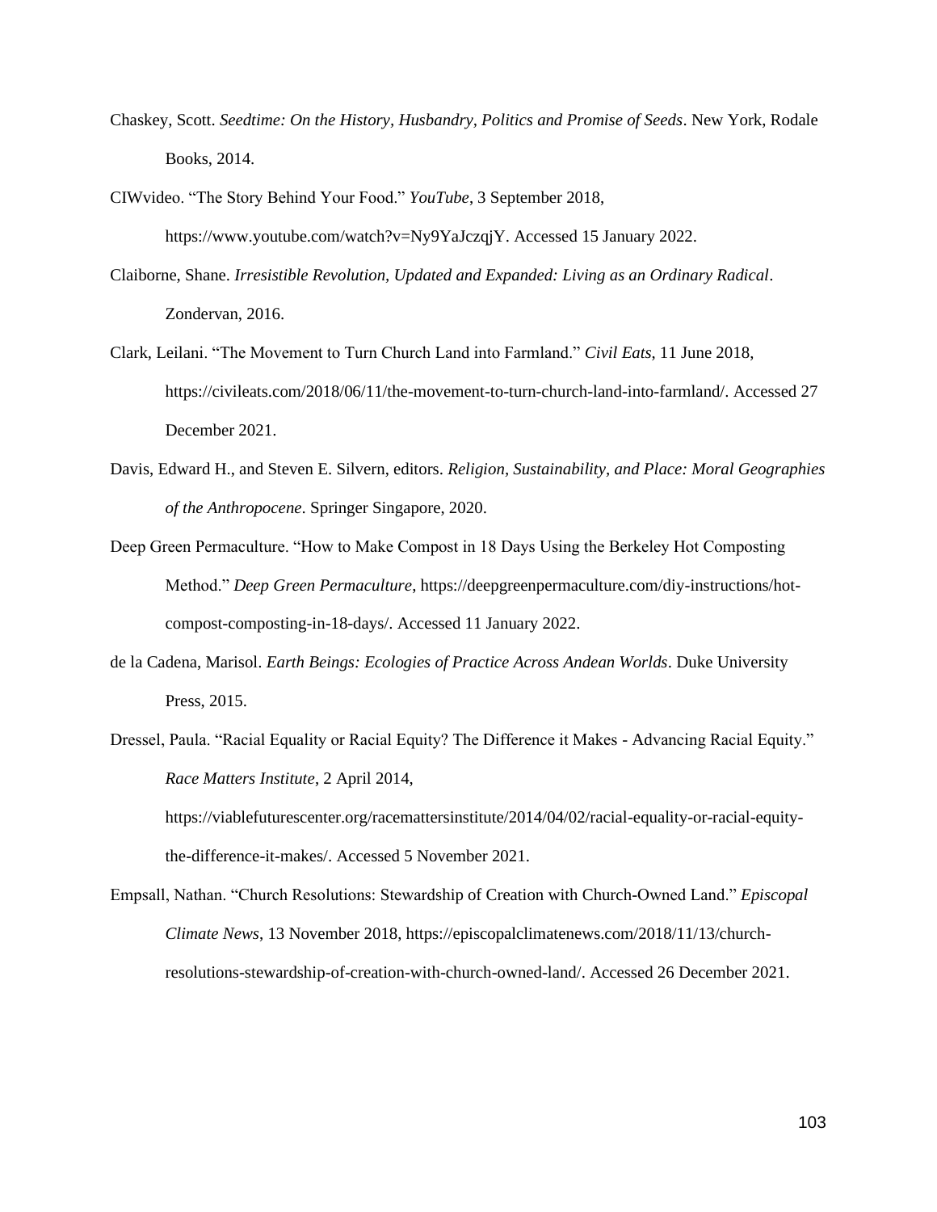Chaskey, Scott. *Seedtime: On the History, Husbandry, Politics and Promise of Seeds*. New York, Rodale Books, 2014.

CIWvideo. "The Story Behind Your Food." *YouTube*, 3 September 2018, https://www.youtube.com/watch?v=Ny9YaJczqjY. Accessed 15 January 2022.

Claiborne, Shane. *Irresistible Revolution, Updated and Expanded: Living as an Ordinary Radical*. Zondervan, 2016.

Clark, Leilani. "The Movement to Turn Church Land into Farmland." *Civil Eats*, 11 June 2018, https://civileats.com/2018/06/11/the-movement-to-turn-church-land-into-farmland/. Accessed 27 December 2021.

Davis, Edward H., and Steven E. Silvern, editors. *Religion, Sustainability, and Place: Moral Geographies of the Anthropocene*. Springer Singapore, 2020.

Deep Green Permaculture. "How to Make Compost in 18 Days Using the Berkeley Hot Composting Method." *Deep Green Permaculture*, https://deepgreenpermaculture.com/diy-instructions/hot-compost-composting-in-18-days/. Accessed 11 January 2022.

de la Cadena, Marisol. *Earth Beings: Ecologies of Practice Across Andean Worlds*. Duke University Press, 2015.

Dressel, Paula. "Racial Equality or Racial Equity? The Difference it Makes - Advancing Racial Equity." *Race Matters Institute*, 2 April 2014, https://viablefuturescenter.org/racemattersinstitute/2014/04/02/racial-equality-or-racial-equity-the-difference-it-makes/. Accessed 5 November 2021.

Empsall, Nathan. "Church Resolutions: Stewardship of Creation with Church-Owned Land." *Episcopal Climate News*, 13 November 2018, https://episcopalclimatenews.com/2018/11/13/church-resolutions-stewardship-of-creation-with-church-owned-land/. Accessed 26 December 2021.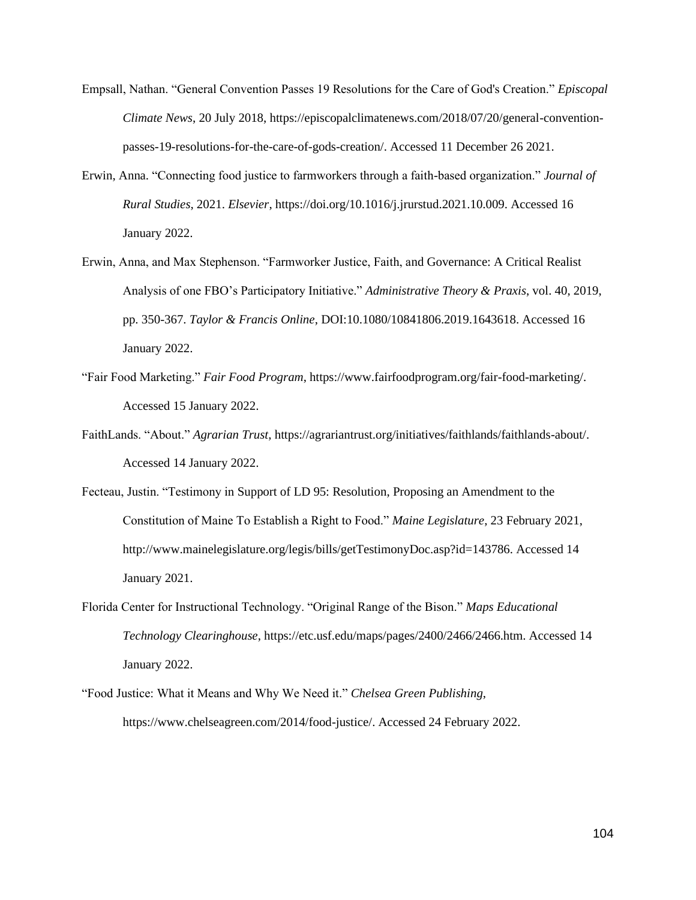Empsall, Nathan. "General Convention Passes 19 Resolutions for the Care of God's Creation." *Episcopal Climate News*, 20 July 2018, https://episcopalclimatenews.com/2018/07/20/general-convention-passes-19-resolutions-for-the-care-of-gods-creation/. Accessed 11 December 26 2021.

Erwin, Anna. "Connecting food justice to farmworkers through a faith-based organization." *Journal of Rural Studies*, 2021. *Elsevier*, https://doi.org/10.1016/j.jrurstud.2021.10.009. Accessed 16 January 2022.

Erwin, Anna, and Max Stephenson. "Farmworker Justice, Faith, and Governance: A Critical Realist Analysis of one FBO's Participatory Initiative." *Administrative Theory & Praxis*, vol. 40, 2019, pp. 350-367. *Taylor & Francis Online*, DOI:10.1080/10841806.2019.1643618. Accessed 16 January 2022.

"Fair Food Marketing." *Fair Food Program*, https://www.fairfoodprogram.org/fair-food-marketing/. Accessed 15 January 2022.

FaithLands. "About." *Agrarian Trust*, https://agrariantrust.org/initiatives/faithlands/faithlands-about/. Accessed 14 January 2022.

Fecteau, Justin. "Testimony in Support of LD 95: Resolution, Proposing an Amendment to the Constitution of Maine To Establish a Right to Food." *Maine Legislature*, 23 February 2021, http://www.mainelegislature.org/legis/bills/getTestimonyDoc.asp?id=143786. Accessed 14 January 2021.

Florida Center for Instructional Technology. "Original Range of the Bison." *Maps Educational Technology Clearinghouse*, https://etc.usf.edu/maps/pages/2400/2466/2466.htm. Accessed 14 January 2022.

"Food Justice: What it Means and Why We Need it." *Chelsea Green Publishing*, https://www.chelseagreen.com/2014/food-justice/. Accessed 24 February 2022.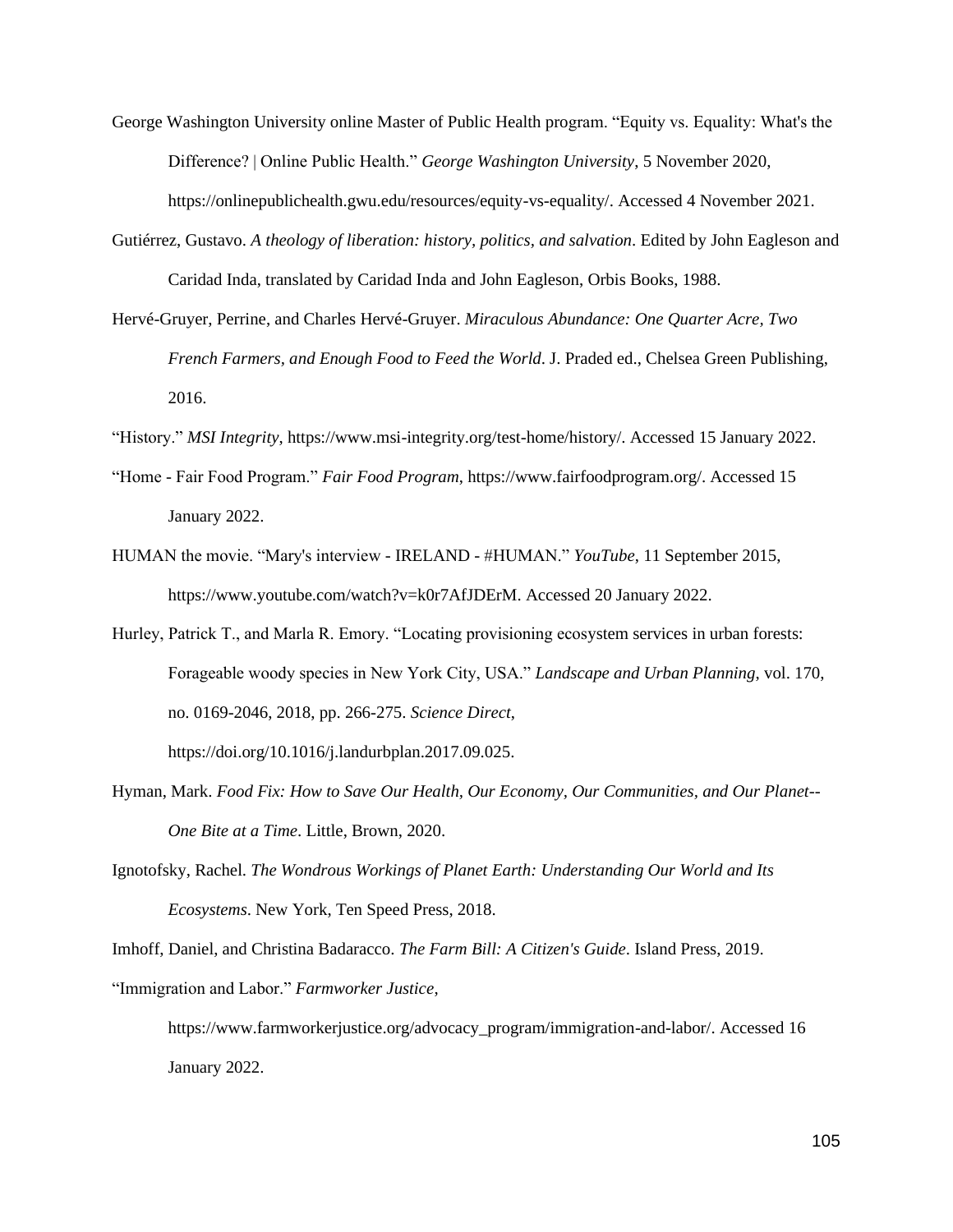George Washington University online Master of Public Health program. "Equity vs. Equality: What's the Difference? | Online Public Health." *George Washington University*, 5 November 2020, https://onlinepublichealth.gwu.edu/resources/equity-vs-equality/. Accessed 4 November 2021.

Gutiérrez, Gustavo. *A theology of liberation: history, politics, and salvation*. Edited by John Eagleson and Caridad Inda, translated by Caridad Inda and John Eagleson, Orbis Books, 1988.

Hervé-Gruyer, Perrine, and Charles Hervé-Gruyer. *Miraculous Abundance: One Quarter Acre, Two French Farmers, and Enough Food to Feed the World*. J. Praded ed., Chelsea Green Publishing, 2016.

"History." *MSI Integrity*, https://www.msi-integrity.org/test-home/history/. Accessed 15 January 2022.

"Home - Fair Food Program." *Fair Food Program*, https://www.fairfoodprogram.org/. Accessed 15 January 2022.

HUMAN the movie. "Mary's interview - IRELAND - #HUMAN." *YouTube*, 11 September 2015, https://www.youtube.com/watch?v=k0r7AfJDErM. Accessed 20 January 2022.

Hurley, Patrick T., and Marla R. Emory. "Locating provisioning ecosystem services in urban forests: Forageable woody species in New York City, USA." *Landscape and Urban Planning*, vol. 170, no. 0169-2046, 2018, pp. 266-275. *Science Direct*, https://doi.org/10.1016/j.landurbplan.2017.09.025.

Hyman, Mark. *Food Fix: How to Save Our Health, Our Economy, Our Communities, and Our Planet--One Bite at a Time*. Little, Brown, 2020.

Ignotofsky, Rachel. *The Wondrous Workings of Planet Earth: Understanding Our World and Its Ecosystems*. New York, Ten Speed Press, 2018.

Imhoff, Daniel, and Christina Badaracco. *The Farm Bill: A Citizen's Guide*. Island Press, 2019.

"Immigration and Labor." *Farmworker Justice*, https://www.farmworkerjustice.org/advocacy_program/immigration-and-labor/. Accessed 16 January 2022.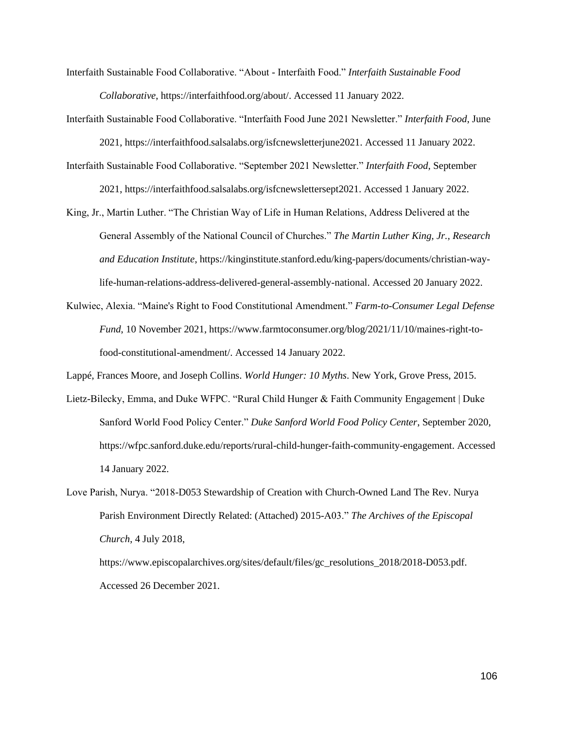Interfaith Sustainable Food Collaborative. "About - Interfaith Food." *Interfaith Sustainable Food Collaborative*, https://interfaithfood.org/about/. Accessed 11 January 2022.

Interfaith Sustainable Food Collaborative. "Interfaith Food June 2021 Newsletter." *Interfaith Food*, June 2021, https://interfaithfood.salsalabs.org/isfcnewsletterjune2021. Accessed 11 January 2022.

Interfaith Sustainable Food Collaborative. "September 2021 Newsletter." *Interfaith Food*, September 2021, https://interfaithfood.salsalabs.org/isfcnewslettersept2021. Accessed 1 January 2022.

King, Jr., Martin Luther. "The Christian Way of Life in Human Relations, Address Delivered at the General Assembly of the National Council of Churches." *The Martin Luther King, Jr., Research and Education Institute*, https://kinginstitute.stanford.edu/king-papers/documents/christian-way-life-human-relations-address-delivered-general-assembly-national. Accessed 20 January 2022.

Kulwiec, Alexia. "Maine's Right to Food Constitutional Amendment." *Farm-to-Consumer Legal Defense Fund*, 10 November 2021, https://www.farmtoconsumer.org/blog/2021/11/10/maines-right-to-food-constitutional-amendment/. Accessed 14 January 2022.

Lappé, Frances Moore, and Joseph Collins. *World Hunger: 10 Myths*. New York, Grove Press, 2015.

Lietz-Bilecky, Emma, and Duke WFPC. "Rural Child Hunger & Faith Community Engagement | Duke Sanford World Food Policy Center." *Duke Sanford World Food Policy Center*, September 2020, https://wfpc.sanford.duke.edu/reports/rural-child-hunger-faith-community-engagement. Accessed 14 January 2022.

Love Parish, Nurya. "2018-D053 Stewardship of Creation with Church-Owned Land The Rev. Nurya Parish Environment Directly Related: (Attached) 2015-A03." *The Archives of the Episcopal Church*, 4 July 2018, https://www.episcopalarchives.org/sites/default/files/gc_resolutions_2018/2018-D053.pdf. Accessed 26 December 2021.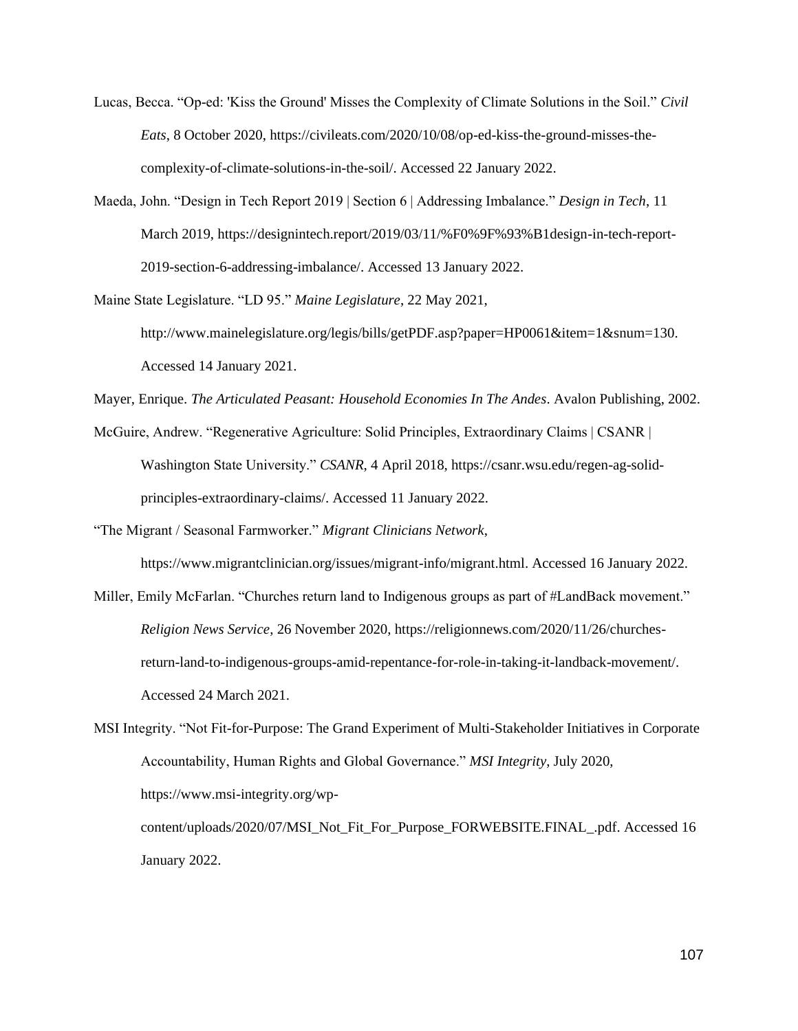Lucas, Becca. “Op-ed: 'Kiss the Ground' Misses the Complexity of Climate Solutions in the Soil.” *Civil Eats*, 8 October 2020, https://civileats.com/2020/10/08/op-ed-kiss-the-ground-misses-the-complexity-of-climate-solutions-in-the-soil/. Accessed 22 January 2022.

Maeda, John. “Design in Tech Report 2019 | Section 6 | Addressing Imbalance.” *Design in Tech*, 11 March 2019, https://designintech.report/2019/03/11/%F0%9F%93%B1design-in-tech-report-2019-section-6-addressing-imbalance/. Accessed 13 January 2022.

Maine State Legislature. “LD 95.” *Maine Legislature*, 22 May 2021, http://www.mainelegislature.org/legis/bills/getPDF.asp?paper=HP0061&item=1&snum=130. Accessed 14 January 2021.

Mayer, Enrique. *The Articulated Peasant: Household Economies In The Andes*. Avalon Publishing, 2002.

McGuire, Andrew. “Regenerative Agriculture: Solid Principles, Extraordinary Claims | CSANR | Washington State University.” *CSANR*, 4 April 2018, https://csanr.wsu.edu/regen-ag-solid-principles-extraordinary-claims/. Accessed 11 January 2022.

“The Migrant / Seasonal Farmworker.” *Migrant Clinicians Network*, https://www.migrantclinician.org/issues/migrant-info/migrant.html. Accessed 16 January 2022.

Miller, Emily McFarlan. “Churches return land to Indigenous groups as part of #LandBack movement.” *Religion News Service*, 26 November 2020, https://religionnews.com/2020/11/26/churches-return-land-to-indigenous-groups-amid-repentance-for-role-in-taking-it-landback-movement/. Accessed 24 March 2021.

MSI Integrity. “Not Fit-for-Purpose: The Grand Experiment of Multi-Stakeholder Initiatives in Corporate Accountability, Human Rights and Global Governance.” *MSI Integrity*, July 2020, https://www.msi-integrity.org/wp-content/uploads/2020/07/MSI_Not_Fit_For_Purpose_FORWEBSITE.FINAL_.pdf. Accessed 16 January 2022.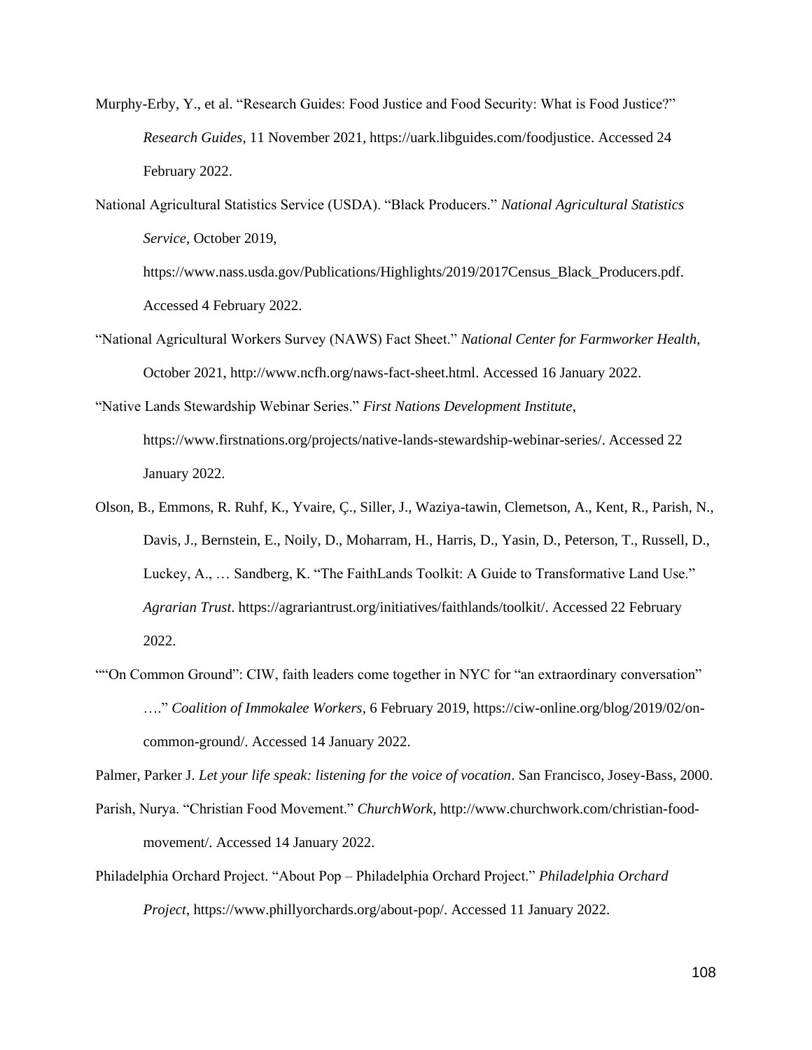Murphy-Erby, Y., et al. "Research Guides: Food Justice and Food Security: What is Food Justice?" *Research Guides*, 11 November 2021, https://uark.libguides.com/foodjustice. Accessed 24 February 2022.

National Agricultural Statistics Service (USDA). "Black Producers." *National Agricultural Statistics Service*, October 2019, https://www.nass.usda.gov/Publications/Highlights/2019/2017Census_Black_Producers.pdf. Accessed 4 February 2022.

"National Agricultural Workers Survey (NAWS) Fact Sheet." *National Center for Farmworker Health*, October 2021, http://www.ncfh.org/naws-fact-sheet.html. Accessed 16 January 2022.

"Native Lands Stewardship Webinar Series." *First Nations Development Institute*, https://www.firstnations.org/projects/native-lands-stewardship-webinar-series/. Accessed 22 January 2022.

Olson, B., Emmons, R. Ruhf, K., Yvaire, Ç., Siller, J., Waziya-tawin, Clemetson, A., Kent, R., Parish, N., Davis, J., Bernstein, E., Noily, D., Moharram, H., Harris, D., Yasin, D., Peterson, T., Russell, D., Luckey, A., … Sandberg, K. "The FaithLands Toolkit: A Guide to Transformative Land Use." *Agrarian Trust*. https://agrariantrust.org/initiatives/faithlands/toolkit/. Accessed 22 February 2022.

""On Common Ground": CIW, faith leaders come together in NYC for "an extraordinary conversation" …." *Coalition of Immokalee Workers*, 6 February 2019, https://ciw-online.org/blog/2019/02/on-common-ground/. Accessed 14 January 2022.

Palmer, Parker J. *Let your life speak: listening for the voice of vocation*. San Francisco, Josey-Bass, 2000.

Parish, Nurya. "Christian Food Movement." *ChurchWork*, http://www.churchwork.com/christian-food-movement/. Accessed 14 January 2022.

Philadelphia Orchard Project. "About Pop – Philadelphia Orchard Project." *Philadelphia Orchard Project*, https://www.phillyorchards.org/about-pop/. Accessed 11 January 2022.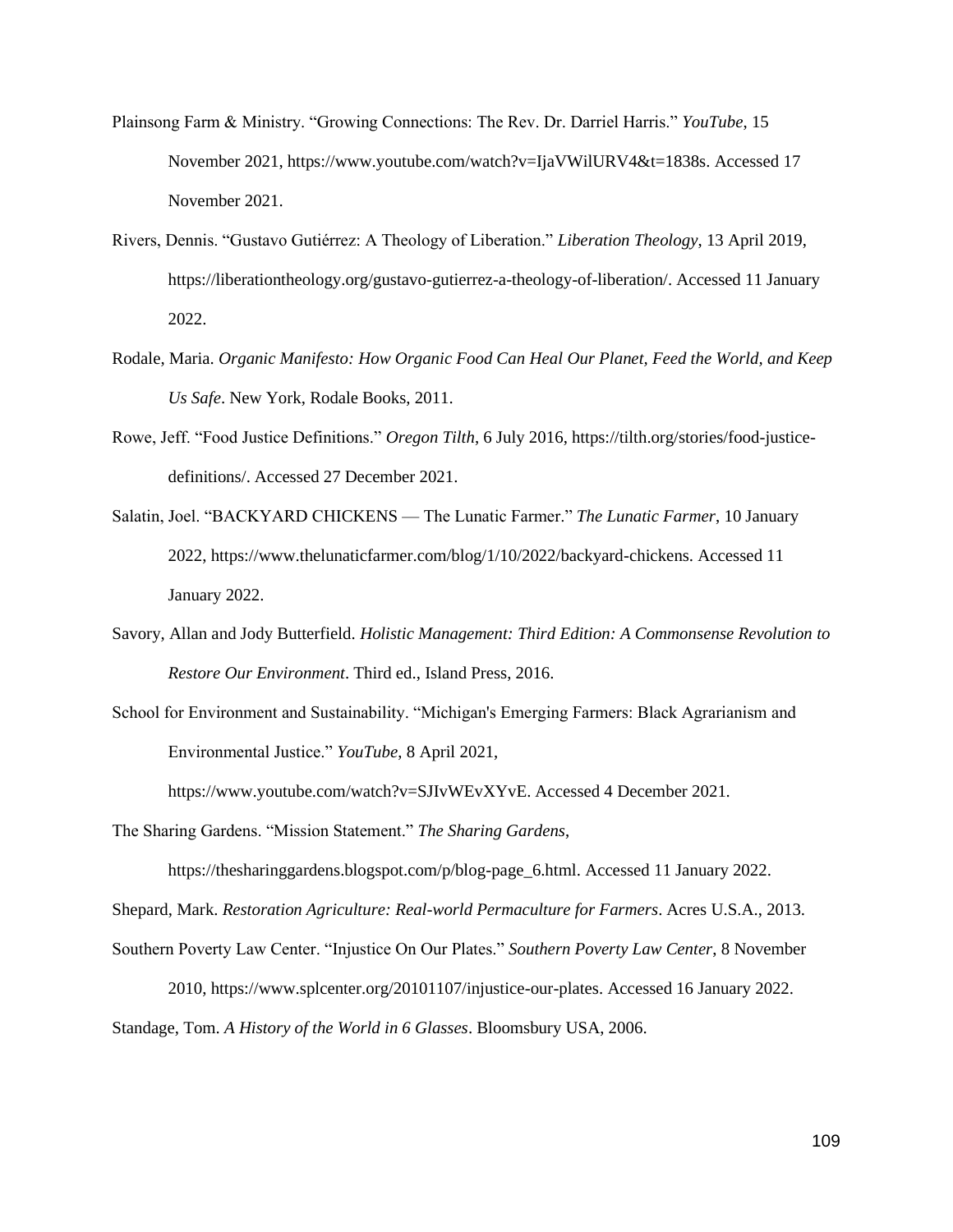Plainsong Farm & Ministry. "Growing Connections: The Rev. Dr. Darriel Harris." *YouTube*, 15 November 2021, https://www.youtube.com/watch?v=IjaVWilURV4&t=1838s. Accessed 17 November 2021.

Rivers, Dennis. "Gustavo Gutiérrez: A Theology of Liberation." *Liberation Theology*, 13 April 2019, https://liberationtheology.org/gustavo-gutierrez-a-theology-of-liberation/. Accessed 11 January 2022.

Rodale, Maria. *Organic Manifesto: How Organic Food Can Heal Our Planet, Feed the World, and Keep Us Safe*. New York, Rodale Books, 2011.

Rowe, Jeff. "Food Justice Definitions." *Oregon Tilth*, 6 July 2016, https://tilth.org/stories/food-justice-definitions/. Accessed 27 December 2021.

Salatin, Joel. "BACKYARD CHICKENS — The Lunatic Farmer." *The Lunatic Farmer*, 10 January 2022, https://www.thelunaticfarmer.com/blog/1/10/2022/backyard-chickens. Accessed 11 January 2022.

Savory, Allan and Jody Butterfield. *Holistic Management: Third Edition: A Commonsense Revolution to Restore Our Environment*. Third ed., Island Press, 2016.

School for Environment and Sustainability. "Michigan's Emerging Farmers: Black Agrarianism and Environmental Justice." *YouTube*, 8 April 2021, https://www.youtube.com/watch?v=SJIvWEvXYvE. Accessed 4 December 2021.

The Sharing Gardens. "Mission Statement." *The Sharing Gardens*, https://thesharinggardens.blogspot.com/p/blog-page_6.html. Accessed 11 January 2022.

Shepard, Mark. *Restoration Agriculture: Real-world Permaculture for Farmers*. Acres U.S.A., 2013.

Southern Poverty Law Center. "Injustice On Our Plates." *Southern Poverty Law Center*, 8 November 2010, https://www.splcenter.org/20101107/injustice-our-plates. Accessed 16 January 2022.

Standage, Tom. *A History of the World in 6 Glasses*. Bloomsbury USA, 2006.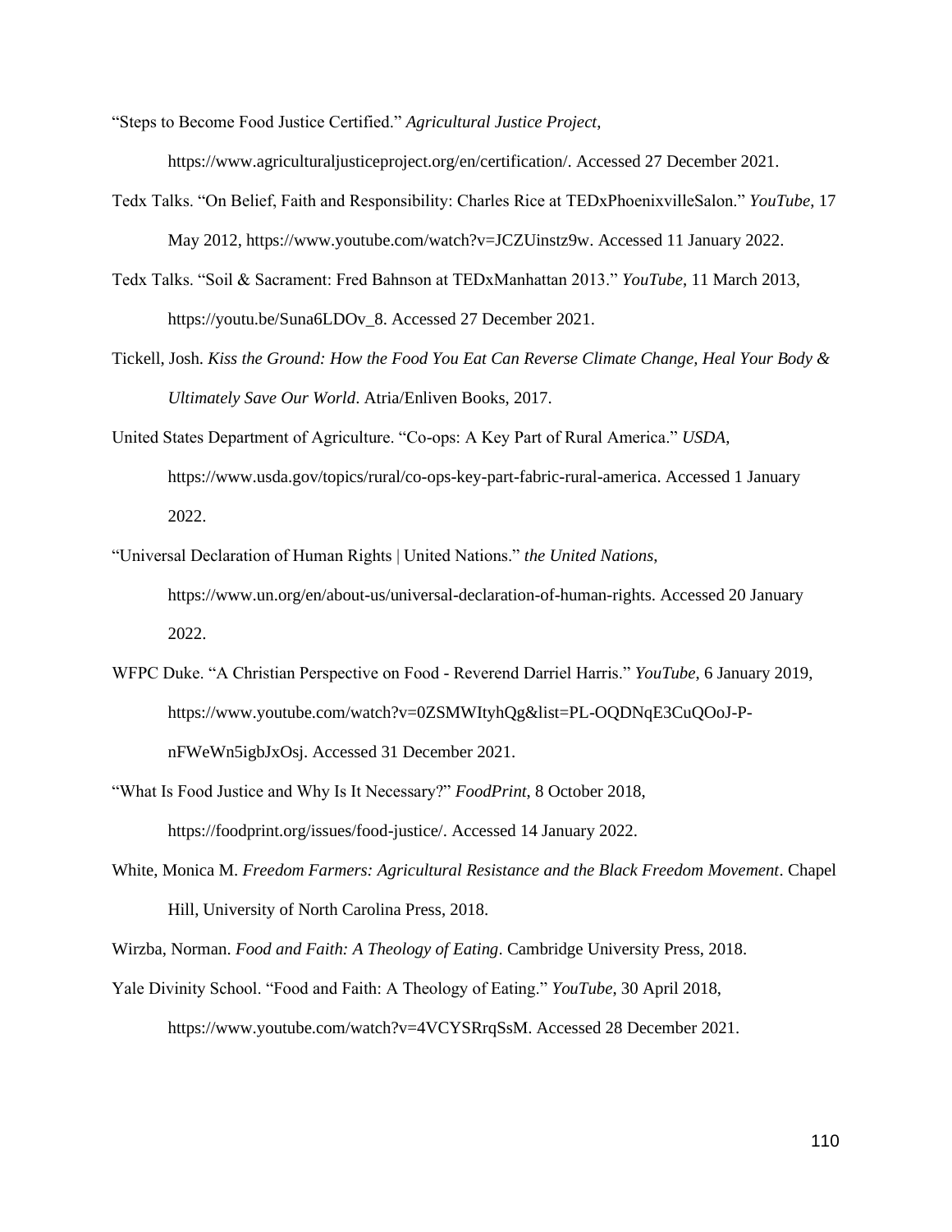"Steps to Become Food Justice Certified." *Agricultural Justice Project*, https://www.agriculturaljusticeproject.org/en/certification/. Accessed 27 December 2021.

Tedx Talks. "On Belief, Faith and Responsibility: Charles Rice at TEDxPhoenixvilleSalon." *YouTube*, 17 May 2012, https://www.youtube.com/watch?v=JCZUinstz9w. Accessed 11 January 2022.

Tedx Talks. "Soil & Sacrament: Fred Bahnson at TEDxManhattan 2013." *YouTube*, 11 March 2013, https://youtu.be/Suna6LDOv_8. Accessed 27 December 2021.

Tickell, Josh. *Kiss the Ground: How the Food You Eat Can Reverse Climate Change, Heal Your Body & Ultimately Save Our World*. Atria/Enliven Books, 2017.

United States Department of Agriculture. "Co-ops: A Key Part of Rural America." *USDA*, https://www.usda.gov/topics/rural/co-ops-key-part-fabric-rural-america. Accessed 1 January 2022.

"Universal Declaration of Human Rights | United Nations." *the United Nations*, https://www.un.org/en/about-us/universal-declaration-of-human-rights. Accessed 20 January 2022.

WFPC Duke. "A Christian Perspective on Food - Reverend Darriel Harris." *YouTube*, 6 January 2019, https://www.youtube.com/watch?v=0ZSMWItyhQg&list=PL-OQDNqE3CuQOoJ-P-nFWeWn5igbJxOsj. Accessed 31 December 2021.

"What Is Food Justice and Why Is It Necessary?" *FoodPrint*, 8 October 2018, https://foodprint.org/issues/food-justice/. Accessed 14 January 2022.

White, Monica M. *Freedom Farmers: Agricultural Resistance and the Black Freedom Movement*. Chapel Hill, University of North Carolina Press, 2018.

Wirzba, Norman. *Food and Faith: A Theology of Eating*. Cambridge University Press, 2018.

Yale Divinity School. "Food and Faith: A Theology of Eating." *YouTube*, 30 April 2018, https://www.youtube.com/watch?v=4VCYSRrqSsM. Accessed 28 December 2021.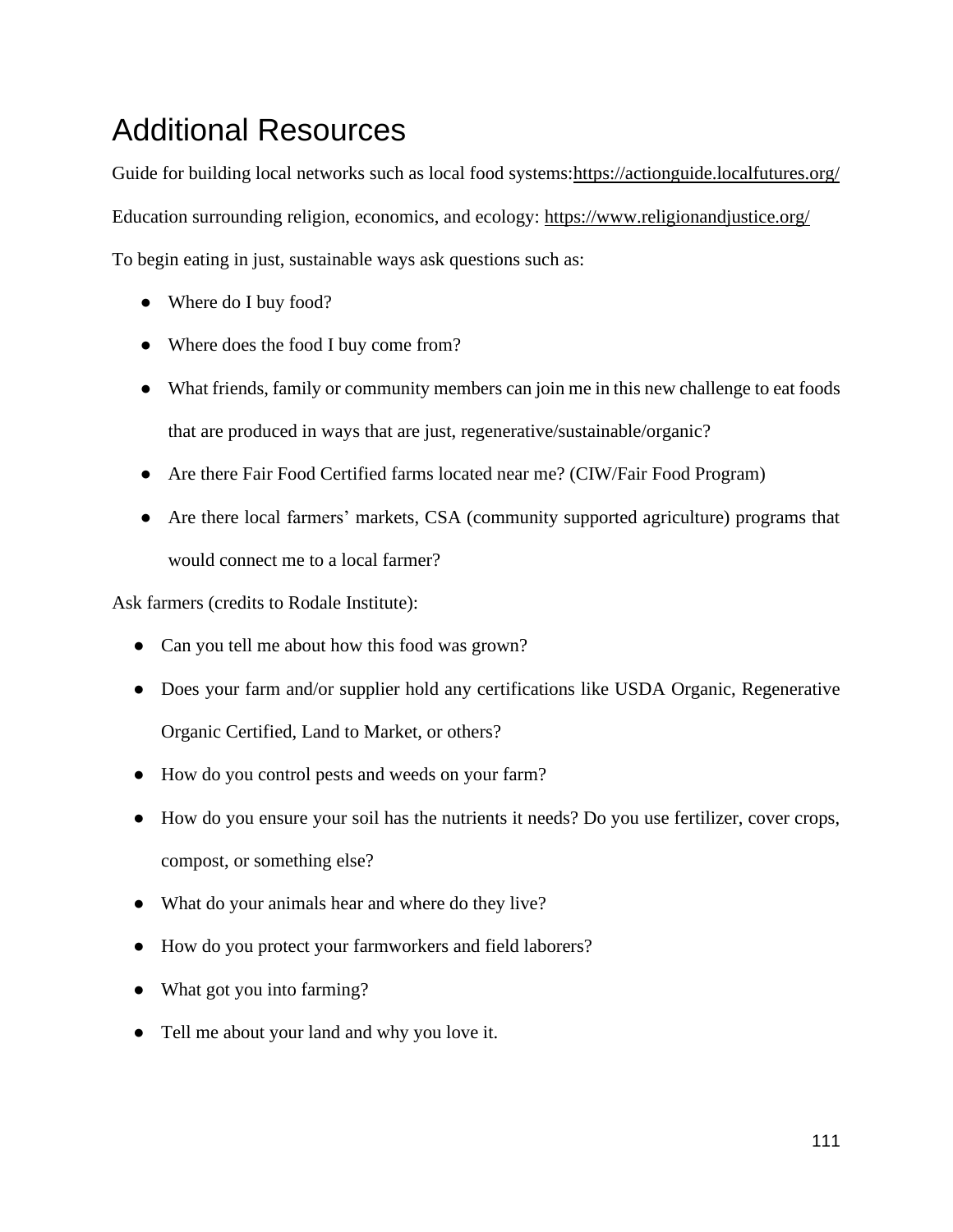# Additional Resources

Guide for building local networks such as local food systems:https://actionguide.localfutures.org/

Education surrounding religion, economics, and ecology: https://www.religionandjustice.org/

To begin eating in just, sustainable ways ask questions such as:

- Where do I buy food?
- Where does the food I buy come from?
- What friends, family or community members can join me in this new challenge to eat foods that are produced in ways that are just, regenerative/sustainable/organic?
- Are there Fair Food Certified farms located near me? (CIW/Fair Food Program)
- Are there local farmers' markets, CSA (community supported agriculture) programs that would connect me to a local farmer?

Ask farmers (credits to Rodale Institute):

- Can you tell me about how this food was grown?
- Does your farm and/or supplier hold any certifications like USDA Organic, Regenerative Organic Certified, Land to Market, or others?
- How do you control pests and weeds on your farm?
- How do you ensure your soil has the nutrients it needs? Do you use fertilizer, cover crops, compost, or something else?
- What do your animals hear and where do they live?
- How do you protect your farmworkers and field laborers?
- What got you into farming?
- Tell me about your land and why you love it.